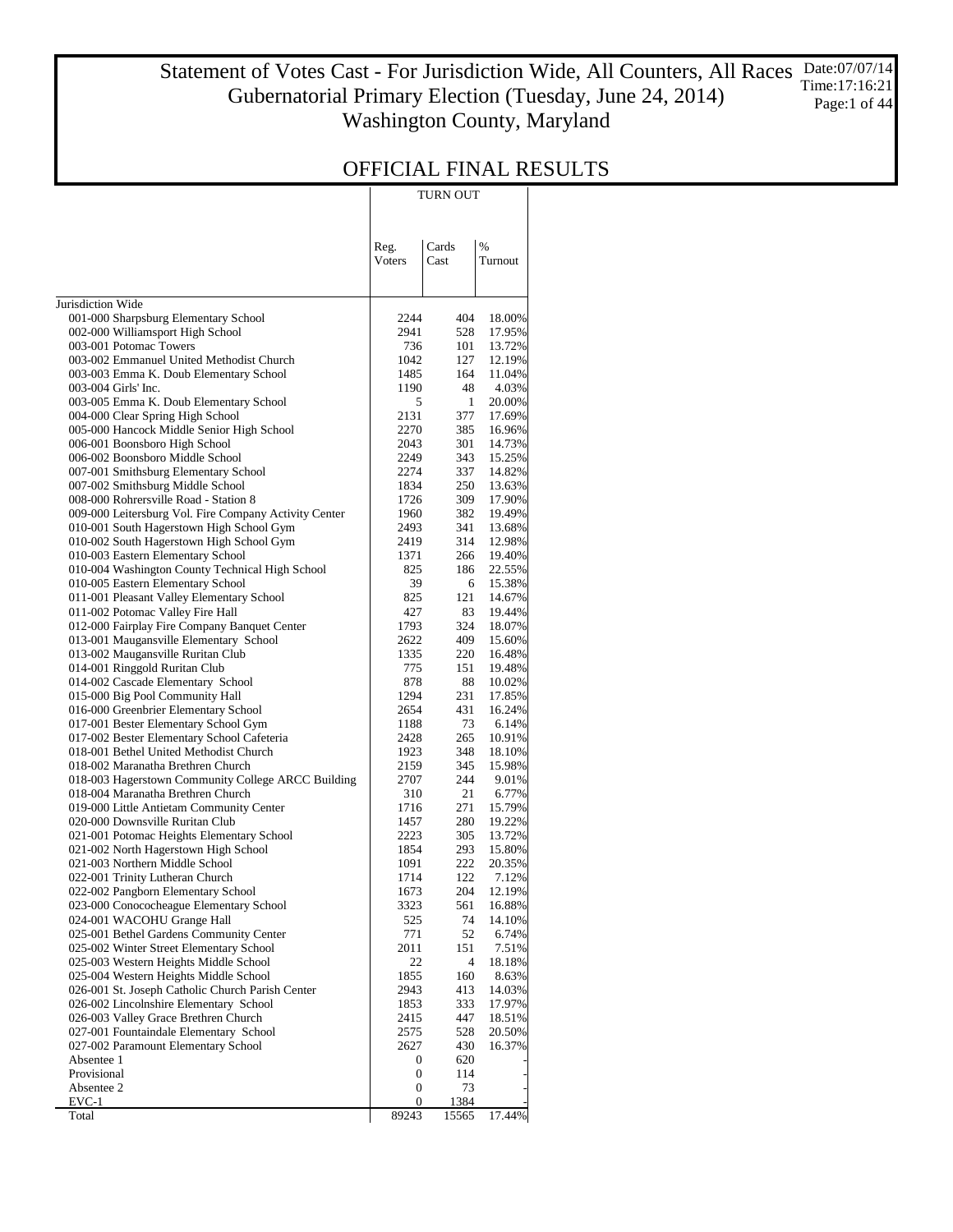# Statement of Votes Cast - For Jurisdiction Wide, All Counters, All Races
## Gubernatorial Primary Election (Tuesday, June 24, 2014)
## Washington County, Maryland

Date:07/07/14
Time:17:16:21

## OFFICIAL FINAL RESULTS

| | TURN OUT | | |
|---|---|---|---|
| | Reg. Voters | Cards Cast | % Turnout |
| Jurisdiction Wide | | | |
| 001-000 Sharpsburg Elementary School | 2244 | 404 | 18.00% |
| 002-000 Williamsport High School | 2941 | 528 | 17.95% |
| 003-001 Potomac Towers | 736 | 101 | 13.72% |
| 003-002 Emmanuel United Methodist Church | 1042 | 127 | 12.19% |
| 003-003 Emma K. Doub Elementary School | 1485 | 164 | 11.04% |
| 003-004 Girls' Inc. | 1190 | 48 | 4.03% |
| 003-005 Emma K. Doub Elementary School | 5 | 1 | 20.00% |
| 004-000 Clear Spring High School | 2131 | 377 | 17.69% |
| 005-000 Hancock Middle Senior High School | 2270 | 385 | 16.96% |
| 006-001 Boonsboro High School | 2043 | 301 | 14.73% |
| 006-002 Boonsboro Middle School | 2249 | 343 | 15.25% |
| 007-001 Smithsburg Elementary School | 2274 | 337 | 14.82% |
| 007-002 Smithsburg Middle School | 1834 | 250 | 13.63% |
| 008-000 Rohrersville Road - Station 8 | 1726 | 309 | 17.90% |
| 009-000 Leitersburg Vol. Fire Company Activity Center | 1960 | 382 | 19.49% |
| 010-001 South Hagerstown High School Gym | 2493 | 341 | 13.68% |
| 010-002 South Hagerstown High School Gym | 2419 | 314 | 12.98% |
| 010-003 Eastern Elementary School | 1371 | 266 | 19.40% |
| 010-004 Washington County Technical High School | 825 | 186 | 22.55% |
| 010-005 Eastern Elementary School | 39 | 6 | 15.38% |
| 011-001 Pleasant Valley Elementary School | 825 | 121 | 14.67% |
| 011-002 Potomac Valley Fire Hall | 427 | 83 | 19.44% |
| 012-000 Fairplay Fire Company Banquet Center | 1793 | 324 | 18.07% |
| 013-001 Maugansville Elementary School | 2622 | 409 | 15.60% |
| 013-002 Maugansville Ruritan Club | 1335 | 220 | 16.48% |
| 014-001 Ringgold Ruritan Club | 775 | 151 | 19.48% |
| 014-002 Cascade Elementary School | 878 | 88 | 10.02% |
| 015-000 Big Pool Community Hall | 1294 | 231 | 17.85% |
| 016-000 Greenbrier Elementary School | 2654 | 431 | 16.24% |
| 017-001 Bester Elementary School Gym | 1188 | 73 | 6.14% |
| 017-002 Bester Elementary School Cafeteria | 2428 | 265 | 10.91% |
| 018-001 Bethel United Methodist Church | 1923 | 348 | 18.10% |
| 018-002 Maranatha Brethren Church | 2159 | 345 | 15.98% |
| 018-003 Hagerstown Community College ARCC Building | 2707 | 244 | 9.01% |
| 018-004 Maranatha Brethren Church | 310 | 21 | 6.77% |
| 019-000 Little Antietam Community Center | 1716 | 271 | 15.79% |
| 020-000 Downsville Ruritan Club | 1457 | 280 | 19.22% |
| 021-001 Potomac Heights Elementary School | 2223 | 305 | 13.72% |
| 021-002 North Hagerstown High School | 1854 | 293 | 15.80% |
| 021-003 Northern Middle School | 1091 | 222 | 20.35% |
| 022-001 Trinity Lutheran Church | 1714 | 122 | 7.12% |
| 022-002 Pangborn Elementary School | 1673 | 204 | 12.19% |
| 023-000 Conococheague Elementary School | 3323 | 561 | 16.88% |
| 024-001 WACOHU Grange Hall | 525 | 74 | 14.10% |
| 025-001 Bethel Gardens Community Center | 771 | 52 | 6.74% |
| 025-002 Winter Street Elementary School | 2011 | 151 | 7.51% |
| 025-003 Western Heights Middle School | 22 | 4 | 18.18% |
| 025-004 Western Heights Middle School | 1855 | 160 | 8.63% |
| 026-001 St. Joseph Catholic Church Parish Center | 2943 | 413 | 14.03% |
| 026-002 Lincolnshire Elementary School | 1853 | 333 | 17.97% |
| 026-003 Valley Grace Brethren Church | 2415 | 447 | 18.51% |
| 027-001 Fountaindale Elementary School | 2575 | 528 | 20.50% |
| 027-002 Paramount Elementary School | 2627 | 430 | 16.37% |
| Absentee 1 | 0 | 620 | - |
| Provisional | 0 | 114 | - |
| Absentee 2 | 0 | 73 | - |
| EVC-1 | 0 | 1384 | - |
| Total | 89243 | 15565 | 17.44% |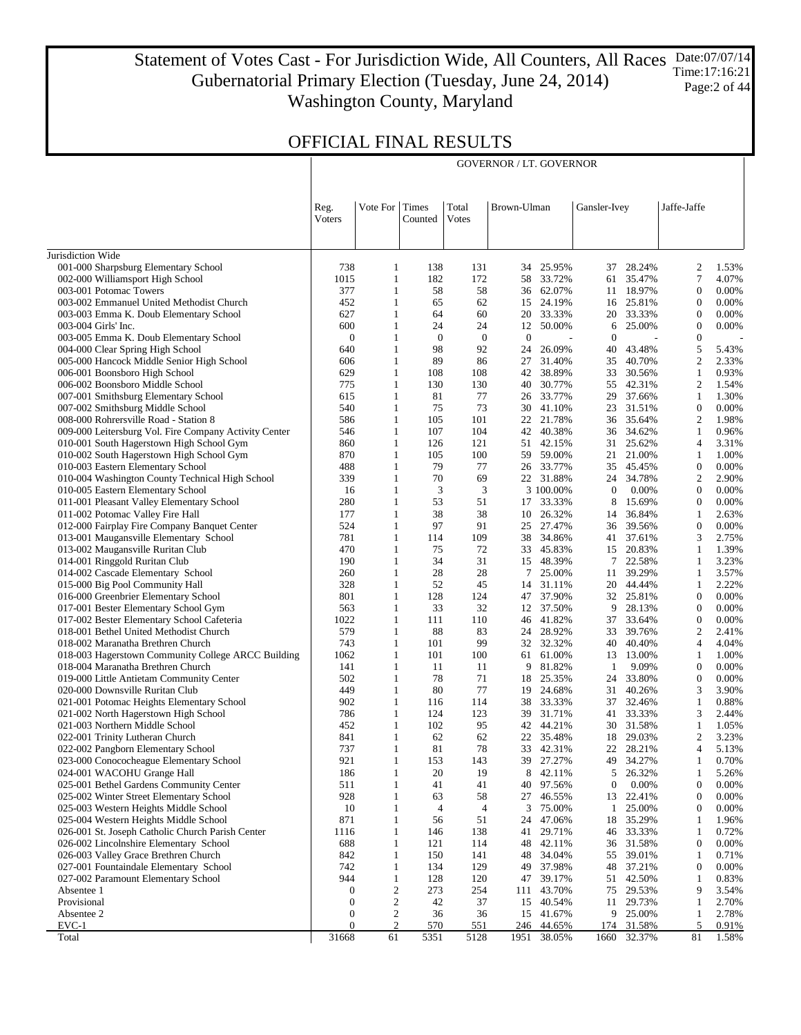# Statement of Votes Cast - For Jurisdiction Wide, All Counters, All Races
## Gubernatorial Primary Election (Tuesday, June 24, 2014)
## Washington County, Maryland

Date:07/07/14
Time:17:16:21

## OFFICIAL FINAL RESULTS

| | GOVERNOR / LT. GOVERNOR | | | | | | | | | |
|---|---|---|---|---|---|---|---|---|---|---|
| | Reg. Voters | Vote For | Times Counted | Total Votes | Brown-Ulman | | Gansler-Ivey | | Jaffe-Jaffe | |
| Jurisdiction Wide | | | | | | | | | | |
| 001-000 Sharpsburg Elementary School | 738 | 1 | 138 | 131 | 34 | 25.95% | 37 | 28.24% | 2 | 1.53% |
| 002-000 Williamsport High School | 1015 | 1 | 182 | 172 | 58 | 33.72% | 61 | 35.47% | 7 | 4.07% |
| 003-001 Potomac Towers | 377 | 1 | 58 | 58 | 36 | 62.07% | 11 | 18.97% | 0 | 0.00% |
| 003-002 Emmanuel United Methodist Church | 452 | 1 | 65 | 62 | 15 | 24.19% | 16 | 25.81% | 0 | 0.00% |
| 003-003 Emma K. Doub Elementary School | 627 | 1 | 64 | 60 | 20 | 33.33% | 20 | 33.33% | 0 | 0.00% |
| 003-004 Girls' Inc. | 600 | 1 | 24 | 24 | 12 | 50.00% | 6 | 25.00% | 0 | 0.00% |
| 003-005 Emma K. Doub Elementary School | 0 | 1 | 0 | 0 | 0 | - | 0 | - | 0 | - |
| 004-000 Clear Spring High School | 640 | 1 | 98 | 92 | 24 | 26.09% | 40 | 43.48% | 5 | 5.43% |
| 005-000 Hancock Middle Senior High School | 606 | 1 | 89 | 86 | 27 | 31.40% | 35 | 40.70% | 2 | 2.33% |
| 006-001 Boonsboro High School | 629 | 1 | 108 | 108 | 42 | 38.89% | 33 | 30.56% | 1 | 0.93% |
| 006-002 Boonsboro Middle School | 775 | 1 | 130 | 130 | 40 | 30.77% | 55 | 42.31% | 2 | 1.54% |
| 007-001 Smithsburg Elementary School | 615 | 1 | 81 | 77 | 26 | 33.77% | 29 | 37.66% | 1 | 1.30% |
| 007-002 Smithsburg Middle School | 540 | 1 | 75 | 73 | 30 | 41.10% | 23 | 31.51% | 0 | 0.00% |
| 008-000 Rohrersville Road - Station 8 | 586 | 1 | 105 | 101 | 22 | 21.78% | 36 | 35.64% | 2 | 1.98% |
| 009-000 Leitersburg Vol. Fire Company Activity Center | 546 | 1 | 107 | 104 | 42 | 40.38% | 36 | 34.62% | 1 | 0.96% |
| 010-001 South Hagerstown High School Gym | 860 | 1 | 126 | 121 | 51 | 42.15% | 31 | 25.62% | 4 | 3.31% |
| 010-002 South Hagerstown High School Gym | 870 | 1 | 105 | 100 | 59 | 59.00% | 21 | 21.00% | 1 | 1.00% |
| 010-003 Eastern Elementary School | 488 | 1 | 79 | 77 | 26 | 33.77% | 35 | 45.45% | 0 | 0.00% |
| 010-004 Washington County Technical High School | 339 | 1 | 70 | 69 | 22 | 31.88% | 24 | 34.78% | 2 | 2.90% |
| 010-005 Eastern Elementary School | 16 | 1 | 3 | 3 | 3 | 100.00% | 0 | 0.00% | 0 | 0.00% |
| 011-001 Pleasant Valley Elementary School | 280 | 1 | 53 | 51 | 17 | 33.33% | 8 | 15.69% | 0 | 0.00% |
| 011-002 Potomac Valley Fire Hall | 177 | 1 | 38 | 38 | 10 | 26.32% | 14 | 36.84% | 1 | 2.63% |
| 012-000 Fairplay Fire Company Banquet Center | 524 | 1 | 97 | 91 | 25 | 27.47% | 36 | 39.56% | 0 | 0.00% |
| 013-001 Maugansville Elementary School | 781 | 1 | 114 | 109 | 38 | 34.86% | 41 | 37.61% | 3 | 2.75% |
| 013-002 Maugansville Ruritan Club | 470 | 1 | 75 | 72 | 33 | 45.83% | 15 | 20.83% | 1 | 1.39% |
| 014-001 Ringgold Ruritan Club | 190 | 1 | 34 | 31 | 15 | 48.39% | 7 | 22.58% | 1 | 3.23% |
| 014-002 Cascade Elementary School | 260 | 1 | 28 | 28 | 7 | 25.00% | 11 | 39.29% | 1 | 3.57% |
| 015-000 Big Pool Community Hall | 328 | 1 | 52 | 45 | 14 | 31.11% | 20 | 44.44% | 1 | 2.22% |
| 016-000 Greenbrier Elementary School | 801 | 1 | 128 | 124 | 47 | 37.90% | 32 | 25.81% | 0 | 0.00% |
| 017-001 Bester Elementary School Gym | 563 | 1 | 33 | 32 | 12 | 37.50% | 9 | 28.13% | 0 | 0.00% |
| 017-002 Bester Elementary School Cafeteria | 1022 | 1 | 111 | 110 | 46 | 41.82% | 37 | 33.64% | 0 | 0.00% |
| 018-001 Bethel United Methodist Church | 579 | 1 | 88 | 83 | 24 | 28.92% | 33 | 39.76% | 2 | 2.41% |
| 018-002 Maranatha Brethren Church | 743 | 1 | 101 | 99 | 32 | 32.32% | 40 | 40.40% | 4 | 4.04% |
| 018-003 Hagerstown Community College ARCC Building | 1062 | 1 | 101 | 100 | 61 | 61.00% | 13 | 13.00% | 1 | 1.00% |
| 018-004 Maranatha Brethren Church | 141 | 1 | 11 | 11 | 9 | 81.82% | 1 | 9.09% | 0 | 0.00% |
| 019-000 Little Antietam Community Center | 502 | 1 | 78 | 71 | 18 | 25.35% | 24 | 33.80% | 0 | 0.00% |
| 020-000 Downsville Ruritan Club | 449 | 1 | 80 | 77 | 19 | 24.68% | 31 | 40.26% | 3 | 3.90% |
| 021-001 Potomac Heights Elementary School | 902 | 1 | 116 | 114 | 38 | 33.33% | 37 | 32.46% | 1 | 0.88% |
| 021-002 North Hagerstown High School | 786 | 1 | 124 | 123 | 39 | 31.71% | 41 | 33.33% | 3 | 2.44% |
| 021-003 Northern Middle School | 452 | 1 | 102 | 95 | 42 | 44.21% | 30 | 31.58% | 1 | 1.05% |
| 022-001 Trinity Lutheran Church | 841 | 1 | 62 | 62 | 22 | 35.48% | 18 | 29.03% | 2 | 3.23% |
| 022-002 Pangborn Elementary School | 737 | 1 | 81 | 78 | 33 | 42.31% | 22 | 28.21% | 4 | 5.13% |
| 023-000 Conococheague Elementary School | 921 | 1 | 153 | 143 | 39 | 27.27% | 49 | 34.27% | 1 | 0.70% |
| 024-001 WACOHU Grange Hall | 186 | 1 | 20 | 19 | 8 | 42.11% | 5 | 26.32% | 1 | 5.26% |
| 025-001 Bethel Gardens Community Center | 511 | 1 | 41 | 41 | 40 | 97.56% | 0 | 0.00% | 0 | 0.00% |
| 025-002 Winter Street Elementary School | 928 | 1 | 63 | 58 | 27 | 46.55% | 13 | 22.41% | 0 | 0.00% |
| 025-003 Western Heights Middle School | 10 | 1 | 4 | 4 | 3 | 75.00% | 1 | 25.00% | 0 | 0.00% |
| 025-004 Western Heights Middle School | 871 | 1 | 56 | 51 | 24 | 47.06% | 18 | 35.29% | 1 | 1.96% |
| 026-001 St. Joseph Catholic Church Parish Center | 1116 | 1 | 146 | 138 | 41 | 29.71% | 46 | 33.33% | 1 | 0.72% |
| 026-002 Lincolnshire Elementary School | 688 | 1 | 121 | 114 | 48 | 42.11% | 36 | 31.58% | 0 | 0.00% |
| 026-003 Valley Grace Brethren Church | 842 | 1 | 150 | 141 | 48 | 34.04% | 55 | 39.01% | 1 | 0.71% |
| 027-001 Fountaindale Elementary School | 742 | 1 | 134 | 129 | 49 | 37.98% | 48 | 37.21% | 0 | 0.00% |
| 027-002 Paramount Elementary School | 944 | 1 | 128 | 120 | 47 | 39.17% | 51 | 42.50% | 1 | 0.83% |
| Absentee 1 | 0 | 2 | 273 | 254 | 111 | 43.70% | 75 | 29.53% | 9 | 3.54% |
| Provisional | 0 | 2 | 42 | 37 | 15 | 40.54% | 11 | 29.73% | 1 | 2.70% |
| Absentee 2 | 0 | 2 | 36 | 36 | 15 | 41.67% | 9 | 25.00% | 1 | 2.78% |
| EVC-1 | 0 | 2 | 570 | 551 | 246 | 44.65% | 174 | 31.58% | 5 | 0.91% |
| Total | 31668 | 61 | 5351 | 5128 | 1951 | 38.05% | 1660 | 32.37% | 81 | 1.58% |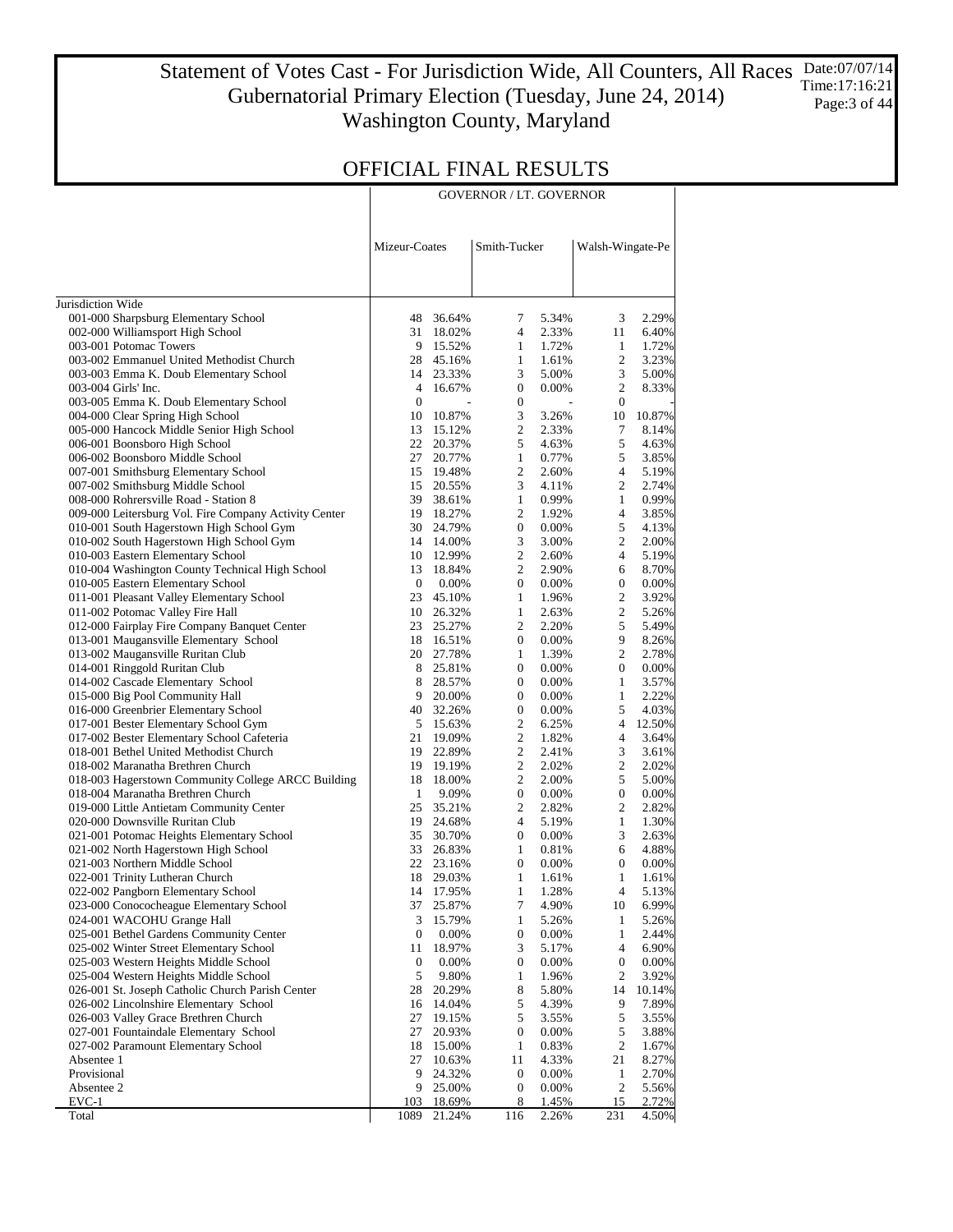# Statement of Votes Cast - For Jurisdiction Wide, All Counters, All Races
## Gubernatorial Primary Election (Tuesday, June 24, 2014)
## Washington County, Maryland

Date:07/07/14
Time:17:16:21

## OFFICIAL FINAL RESULTS

| | GOVERNOR / LT. GOVERNOR | | | | | |
|---|---|---|---|---|---|---|
| | Mizeur-Coates | | Smith-Tucker | | Walsh-Wingate-Pe | |
| Jurisdiction Wide | | | | | | |
| 001-000 Sharpsburg Elementary School | 48 | 36.64% | 7 | 5.34% | 3 | 2.29% |
| 002-000 Williamsport High School | 31 | 18.02% | 4 | 2.33% | 11 | 6.40% |
| 003-001 Potomac Towers | 9 | 15.52% | 1 | 1.72% | 1 | 1.72% |
| 003-002 Emmanuel United Methodist Church | 28 | 45.16% | 1 | 1.61% | 2 | 3.23% |
| 003-003 Emma K. Doub Elementary School | 14 | 23.33% | 3 | 5.00% | 3 | 5.00% |
| 003-004 Girls' Inc. | 4 | 16.67% | 0 | 0.00% | 2 | 8.33% |
| 003-005 Emma K. Doub Elementary School | 0 | - | 0 | - | 0 | - |
| 004-000 Clear Spring High School | 10 | 10.87% | 3 | 3.26% | 10 | 10.87% |
| 005-000 Hancock Middle Senior High School | 13 | 15.12% | 2 | 2.33% | 7 | 8.14% |
| 006-001 Boonsboro High School | 22 | 20.37% | 5 | 4.63% | 5 | 4.63% |
| 006-002 Boonsboro Middle School | 27 | 20.77% | 1 | 0.77% | 5 | 3.85% |
| 007-001 Smithsburg Elementary School | 15 | 19.48% | 2 | 2.60% | 4 | 5.19% |
| 007-002 Smithsburg Middle School | 15 | 20.55% | 3 | 4.11% | 2 | 2.74% |
| 008-000 Rohrersville Road - Station 8 | 39 | 38.61% | 1 | 0.99% | 1 | 0.99% |
| 009-000 Leitersburg Vol. Fire Company Activity Center | 19 | 18.27% | 2 | 1.92% | 4 | 3.85% |
| 010-001 South Hagerstown High School Gym | 30 | 24.79% | 0 | 0.00% | 5 | 4.13% |
| 010-002 South Hagerstown High School Gym | 14 | 14.00% | 3 | 3.00% | 2 | 2.00% |
| 010-003 Eastern Elementary School | 10 | 12.99% | 2 | 2.60% | 4 | 5.19% |
| 010-004 Washington County Technical High School | 13 | 18.84% | 2 | 2.90% | 6 | 8.70% |
| 010-005 Eastern Elementary School | 0 | 0.00% | 0 | 0.00% | 0 | 0.00% |
| 011-001 Pleasant Valley Elementary School | 23 | 45.10% | 1 | 1.96% | 2 | 3.92% |
| 011-002 Potomac Valley Fire Hall | 10 | 26.32% | 1 | 2.63% | 2 | 5.26% |
| 012-000 Fairplay Fire Company Banquet Center | 23 | 25.27% | 2 | 2.20% | 5 | 5.49% |
| 013-001 Maugansville Elementary School | 18 | 16.51% | 0 | 0.00% | 9 | 8.26% |
| 013-002 Maugansville Ruritan Club | 20 | 27.78% | 1 | 1.39% | 2 | 2.78% |
| 014-001 Ringgold Ruritan Club | 8 | 25.81% | 0 | 0.00% | 0 | 0.00% |
| 014-002 Cascade Elementary School | 8 | 28.57% | 0 | 0.00% | 1 | 3.57% |
| 015-000 Big Pool Community Hall | 9 | 20.00% | 0 | 0.00% | 1 | 2.22% |
| 016-000 Greenbrier Elementary School | 40 | 32.26% | 0 | 0.00% | 5 | 4.03% |
| 017-001 Bester Elementary School Gym | 5 | 15.63% | 2 | 6.25% | 4 | 12.50% |
| 017-002 Bester Elementary School Cafeteria | 21 | 19.09% | 2 | 1.82% | 4 | 3.64% |
| 018-001 Bethel United Methodist Church | 19 | 22.89% | 2 | 2.41% | 3 | 3.61% |
| 018-002 Maranatha Brethren Church | 19 | 19.19% | 2 | 2.02% | 2 | 2.02% |
| 018-003 Hagerstown Community College ARCC Building | 18 | 18.00% | 2 | 2.00% | 5 | 5.00% |
| 018-004 Maranatha Brethren Church | 1 | 9.09% | 0 | 0.00% | 0 | 0.00% |
| 019-000 Little Antietam Community Center | 25 | 35.21% | 2 | 2.82% | 2 | 2.82% |
| 020-000 Downsville Ruritan Club | 19 | 24.68% | 4 | 5.19% | 1 | 1.30% |
| 021-001 Potomac Heights Elementary School | 35 | 30.70% | 0 | 0.00% | 3 | 2.63% |
| 021-002 North Hagerstown High School | 33 | 26.83% | 1 | 0.81% | 6 | 4.88% |
| 021-003 Northern Middle School | 22 | 23.16% | 0 | 0.00% | 0 | 0.00% |
| 022-001 Trinity Lutheran Church | 18 | 29.03% | 1 | 1.61% | 1 | 1.61% |
| 022-002 Pangborn Elementary School | 14 | 17.95% | 1 | 1.28% | 4 | 5.13% |
| 023-000 Conococheague Elementary School | 37 | 25.87% | 7 | 4.90% | 10 | 6.99% |
| 024-001 WACOHU Grange Hall | 3 | 15.79% | 1 | 5.26% | 1 | 5.26% |
| 025-001 Bethel Gardens Community Center | 0 | 0.00% | 0 | 0.00% | 1 | 2.44% |
| 025-002 Winter Street Elementary School | 11 | 18.97% | 3 | 5.17% | 4 | 6.90% |
| 025-003 Western Heights Middle School | 0 | 0.00% | 0 | 0.00% | 0 | 0.00% |
| 025-004 Western Heights Middle School | 5 | 9.80% | 1 | 1.96% | 2 | 3.92% |
| 026-001 St. Joseph Catholic Church Parish Center | 28 | 20.29% | 8 | 5.80% | 14 | 10.14% |
| 026-002 Lincolnshire Elementary School | 16 | 14.04% | 5 | 4.39% | 9 | 7.89% |
| 026-003 Valley Grace Brethren Church | 27 | 19.15% | 5 | 3.55% | 5 | 3.55% |
| 027-001 Fountaindale Elementary School | 27 | 20.93% | 0 | 0.00% | 5 | 3.88% |
| 027-002 Paramount Elementary School | 18 | 15.00% | 1 | 0.83% | 2 | 1.67% |
| Absentee 1 | 27 | 10.63% | 11 | 4.33% | 21 | 8.27% |
| Provisional | 9 | 24.32% | 0 | 0.00% | 1 | 2.70% |
| Absentee 2 | 9 | 25.00% | 0 | 0.00% | 2 | 5.56% |
| EVC-1 | 103 | 18.69% | 8 | 1.45% | 15 | 2.72% |
| Total | 1089 | 21.24% | 116 | 2.26% | 231 | 4.50% |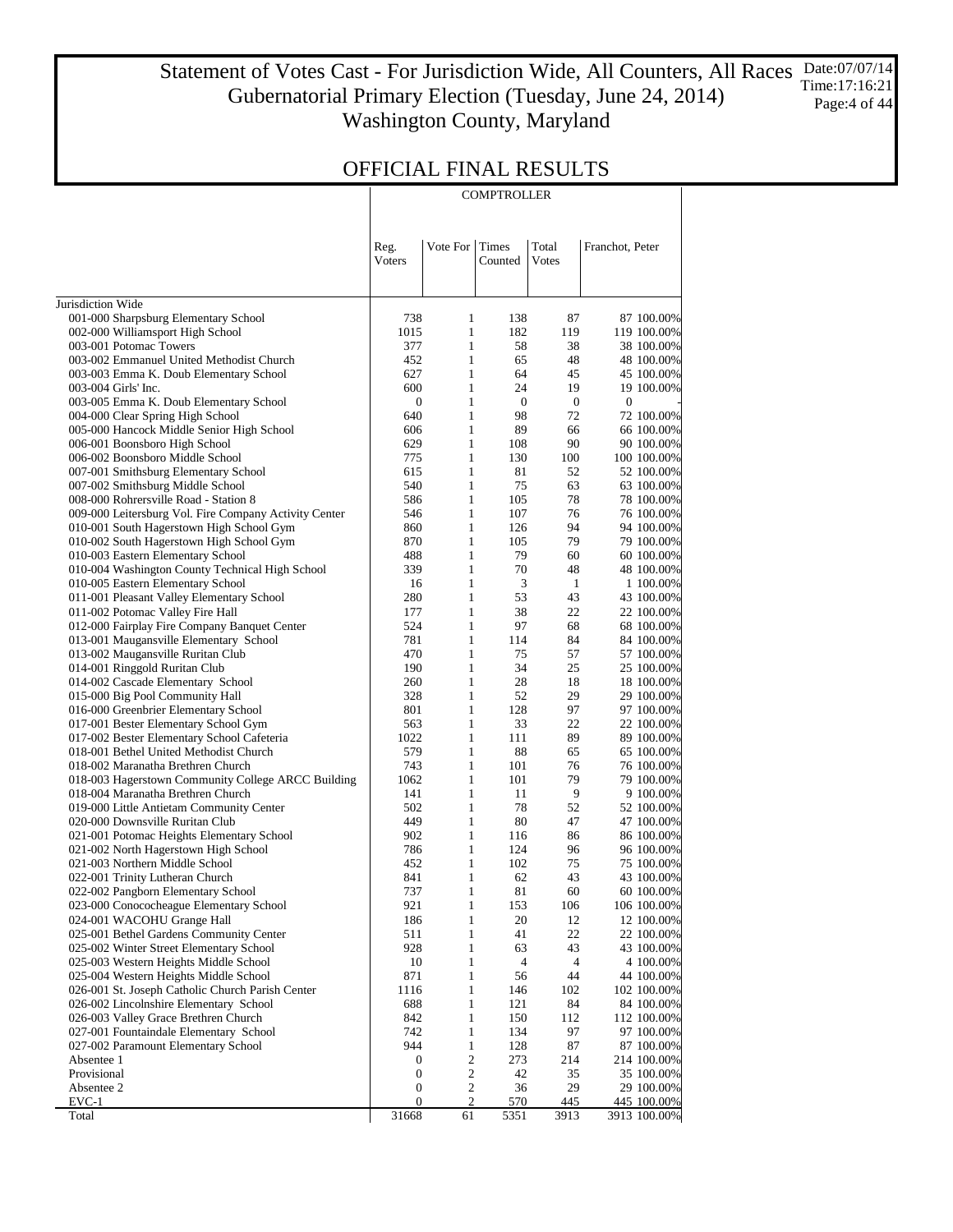# Statement of Votes Cast - For Jurisdiction Wide, All Counters, All Races
## Gubernatorial Primary Election (Tuesday, June 24, 2014)
## Washington County, Maryland

Date:07/07/14
Time:17:16:21

## OFFICIAL FINAL RESULTS

| | COMPTROLLER | | | | | |
|---|---|---|---|---|---|---|
| | Reg. Voters | Vote For | Times Counted | Total Votes | Franchot, Peter | |
| Jurisdiction Wide | | | | | | |
| 001-000 Sharpsburg Elementary School | 738 | 1 | 138 | 87 | 87 | 100.00% |
| 002-000 Williamsport High School | 1015 | 1 | 182 | 119 | 119 | 100.00% |
| 003-001 Potomac Towers | 377 | 1 | 58 | 38 | 38 | 100.00% |
| 003-002 Emmanuel United Methodist Church | 452 | 1 | 65 | 48 | 48 | 100.00% |
| 003-003 Emma K. Doub Elementary School | 627 | 1 | 64 | 45 | 45 | 100.00% |
| 003-004 Girls' Inc. | 600 | 1 | 24 | 19 | 19 | 100.00% |
| 003-005 Emma K. Doub Elementary School | 0 | 1 | 0 | 0 | 0 | - |
| 004-000 Clear Spring High School | 640 | 1 | 98 | 72 | 72 | 100.00% |
| 005-000 Hancock Middle Senior High School | 606 | 1 | 89 | 66 | 66 | 100.00% |
| 006-001 Boonsboro High School | 629 | 1 | 108 | 90 | 90 | 100.00% |
| 006-002 Boonsboro Middle School | 775 | 1 | 130 | 100 | 100 | 100.00% |
| 007-001 Smithsburg Elementary School | 615 | 1 | 81 | 52 | 52 | 100.00% |
| 007-002 Smithsburg Middle School | 540 | 1 | 75 | 63 | 63 | 100.00% |
| 008-000 Rohrersville Road - Station 8 | 586 | 1 | 105 | 78 | 78 | 100.00% |
| 009-000 Leitersburg Vol. Fire Company Activity Center | 546 | 1 | 107 | 76 | 76 | 100.00% |
| 010-001 South Hagerstown High School Gym | 860 | 1 | 126 | 94 | 94 | 100.00% |
| 010-002 South Hagerstown High School Gym | 870 | 1 | 105 | 79 | 79 | 100.00% |
| 010-003 Eastern Elementary School | 488 | 1 | 79 | 60 | 60 | 100.00% |
| 010-004 Washington County Technical High School | 339 | 1 | 70 | 48 | 48 | 100.00% |
| 010-005 Eastern Elementary School | 16 | 1 | 3 | 1 | 1 | 100.00% |
| 011-001 Pleasant Valley Elementary School | 280 | 1 | 53 | 43 | 43 | 100.00% |
| 011-002 Potomac Valley Fire Hall | 177 | 1 | 38 | 22 | 22 | 100.00% |
| 012-000 Fairplay Fire Company Banquet Center | 524 | 1 | 97 | 68 | 68 | 100.00% |
| 013-001 Maugansville Elementary School | 781 | 1 | 114 | 84 | 84 | 100.00% |
| 013-002 Maugansville Ruritan Club | 470 | 1 | 75 | 57 | 57 | 100.00% |
| 014-001 Ringgold Ruritan Club | 190 | 1 | 34 | 25 | 25 | 100.00% |
| 014-002 Cascade Elementary School | 260 | 1 | 28 | 18 | 18 | 100.00% |
| 015-000 Big Pool Community Hall | 328 | 1 | 52 | 29 | 29 | 100.00% |
| 016-000 Greenbrier Elementary School | 801 | 1 | 128 | 97 | 97 | 100.00% |
| 017-001 Bester Elementary School Gym | 563 | 1 | 33 | 22 | 22 | 100.00% |
| 017-002 Bester Elementary School Cafeteria | 1022 | 1 | 111 | 89 | 89 | 100.00% |
| 018-001 Bethel United Methodist Church | 579 | 1 | 88 | 65 | 65 | 100.00% |
| 018-002 Maranatha Brethren Church | 743 | 1 | 101 | 76 | 76 | 100.00% |
| 018-003 Hagerstown Community College ARCC Building | 1062 | 1 | 101 | 79 | 79 | 100.00% |
| 018-004 Maranatha Brethren Church | 141 | 1 | 11 | 9 | 9 | 100.00% |
| 019-000 Little Antietam Community Center | 502 | 1 | 78 | 52 | 52 | 100.00% |
| 020-000 Downsville Ruritan Club | 449 | 1 | 80 | 47 | 47 | 100.00% |
| 021-001 Potomac Heights Elementary School | 902 | 1 | 116 | 86 | 86 | 100.00% |
| 021-002 North Hagerstown High School | 786 | 1 | 124 | 96 | 96 | 100.00% |
| 021-003 Northern Middle School | 452 | 1 | 102 | 75 | 75 | 100.00% |
| 022-001 Trinity Lutheran Church | 841 | 1 | 62 | 43 | 43 | 100.00% |
| 022-002 Pangborn Elementary School | 737 | 1 | 81 | 60 | 60 | 100.00% |
| 023-000 Conococheague Elementary School | 921 | 1 | 153 | 106 | 106 | 100.00% |
| 024-001 WACOHU Grange Hall | 186 | 1 | 20 | 12 | 12 | 100.00% |
| 025-001 Bethel Gardens Community Center | 511 | 1 | 41 | 22 | 22 | 100.00% |
| 025-002 Winter Street Elementary School | 928 | 1 | 63 | 43 | 43 | 100.00% |
| 025-003 Western Heights Middle School | 10 | 1 | 4 | 4 | 4 | 100.00% |
| 025-004 Western Heights Middle School | 871 | 1 | 56 | 44 | 44 | 100.00% |
| 026-001 St. Joseph Catholic Church Parish Center | 1116 | 1 | 146 | 102 | 102 | 100.00% |
| 026-002 Lincolnshire Elementary School | 688 | 1 | 121 | 84 | 84 | 100.00% |
| 026-003 Valley Grace Brethren Church | 842 | 1 | 150 | 112 | 112 | 100.00% |
| 027-001 Fountaindale Elementary School | 742 | 1 | 134 | 97 | 97 | 100.00% |
| 027-002 Paramount Elementary School | 944 | 1 | 128 | 87 | 87 | 100.00% |
| Absentee 1 | 0 | 2 | 273 | 214 | 214 | 100.00% |
| Provisional | 0 | 2 | 42 | 35 | 35 | 100.00% |
| Absentee 2 | 0 | 2 | 36 | 29 | 29 | 100.00% |
| EVC-1 | 0 | 2 | 570 | 445 | 445 | 100.00% |
| Total | 31668 | 61 | 5351 | 3913 | 3913 | 100.00% |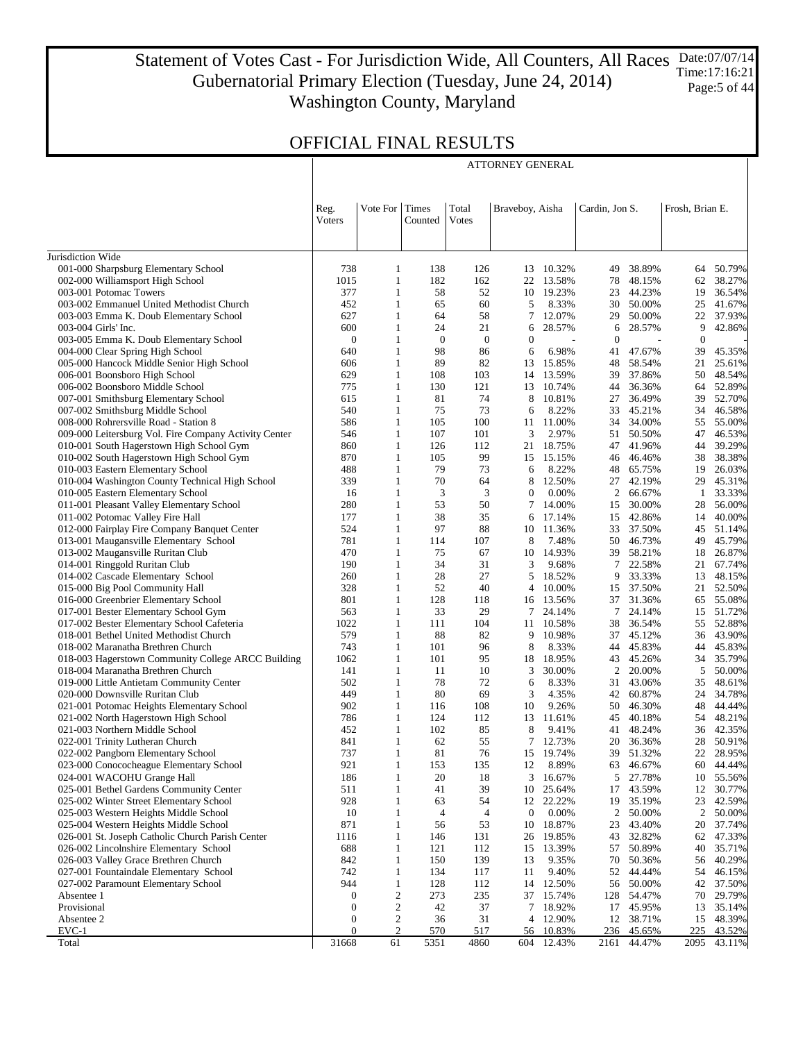# Statement of Votes Cast - For Jurisdiction Wide, All Counters, All Races
## Gubernatorial Primary Election (Tuesday, June 24, 2014)
## Washington County, Maryland

Date:07/07/14
Time:17:16:21

## OFFICIAL FINAL RESULTS

| | Reg. Voters | Vote For | Times Counted | Total Votes | ATTORNEY GENERAL | | | | | |
|---|---|---|---|---|---|---|---|---|---|---|
| | | | | | Braveboy, Aisha | | Cardin, Jon S. | | Frosh, Brian E. | |
| Jurisdiction Wide | | | | | | | | | | |
| 001-000 Sharpsburg Elementary School | 738 | 1 | 138 | 126 | 13 | 10.32% | 49 | 38.89% | 64 | 50.79% |
| 002-000 Williamsport High School | 1015 | 1 | 182 | 162 | 22 | 13.58% | 78 | 48.15% | 62 | 38.27% |
| 003-001 Potomac Towers | 377 | 1 | 58 | 52 | 10 | 19.23% | 23 | 44.23% | 19 | 36.54% |
| 003-002 Emmanuel United Methodist Church | 452 | 1 | 65 | 60 | 5 | 8.33% | 30 | 50.00% | 25 | 41.67% |
| 003-003 Emma K. Doub Elementary School | 627 | 1 | 64 | 58 | 7 | 12.07% | 29 | 50.00% | 22 | 37.93% |
| 003-004 Girls' Inc. | 600 | 1 | 24 | 21 | 6 | 28.57% | 6 | 28.57% | 9 | 42.86% |
| 003-005 Emma K. Doub Elementary School | 0 | 1 | 0 | 0 | 0 | - | 0 | - | 0 | - |
| 004-000 Clear Spring High School | 640 | 1 | 98 | 86 | 6 | 6.98% | 41 | 47.67% | 39 | 45.35% |
| 005-000 Hancock Middle Senior High School | 606 | 1 | 89 | 82 | 13 | 15.85% | 48 | 58.54% | 21 | 25.61% |
| 006-001 Boonsboro High School | 629 | 1 | 108 | 103 | 14 | 13.59% | 39 | 37.86% | 50 | 48.54% |
| 006-002 Boonsboro Middle School | 775 | 1 | 130 | 121 | 13 | 10.74% | 44 | 36.36% | 64 | 52.89% |
| 007-001 Smithsburg Elementary School | 615 | 1 | 81 | 74 | 8 | 10.81% | 27 | 36.49% | 39 | 52.70% |
| 007-002 Smithsburg Middle School | 540 | 1 | 75 | 73 | 6 | 8.22% | 33 | 45.21% | 34 | 46.58% |
| 008-000 Rohrersville Road - Station 8 | 586 | 1 | 105 | 100 | 11 | 11.00% | 34 | 34.00% | 55 | 55.00% |
| 009-000 Leitersburg Vol. Fire Company Activity Center | 546 | 1 | 107 | 101 | 3 | 2.97% | 51 | 50.50% | 47 | 46.53% |
| 010-001 South Hagerstown High School Gym | 860 | 1 | 126 | 112 | 21 | 18.75% | 47 | 41.96% | 44 | 39.29% |
| 010-002 South Hagerstown High School Gym | 870 | 1 | 105 | 99 | 15 | 15.15% | 46 | 46.46% | 38 | 38.38% |
| 010-003 Eastern Elementary School | 488 | 1 | 79 | 73 | 6 | 8.22% | 48 | 65.75% | 19 | 26.03% |
| 010-004 Washington County Technical High School | 339 | 1 | 70 | 64 | 8 | 12.50% | 27 | 42.19% | 29 | 45.31% |
| 010-005 Eastern Elementary School | 16 | 1 | 3 | 3 | 0 | 0.00% | 2 | 66.67% | 1 | 33.33% |
| 011-001 Pleasant Valley Elementary School | 280 | 1 | 53 | 50 | 7 | 14.00% | 15 | 30.00% | 28 | 56.00% |
| 011-002 Potomac Valley Fire Hall | 177 | 1 | 38 | 35 | 6 | 17.14% | 15 | 42.86% | 14 | 40.00% |
| 012-000 Fairplay Fire Company Banquet Center | 524 | 1 | 97 | 88 | 10 | 11.36% | 33 | 37.50% | 45 | 51.14% |
| 013-001 Maugansville Elementary School | 781 | 1 | 114 | 107 | 8 | 7.48% | 50 | 46.73% | 49 | 45.79% |
| 013-002 Maugansville Ruritan Club | 470 | 1 | 75 | 67 | 10 | 14.93% | 39 | 58.21% | 18 | 26.87% |
| 014-001 Ringgold Ruritan Club | 190 | 1 | 34 | 31 | 3 | 9.68% | 7 | 22.58% | 21 | 67.74% |
| 014-002 Cascade Elementary School | 260 | 1 | 28 | 27 | 5 | 18.52% | 9 | 33.33% | 13 | 48.15% |
| 015-000 Big Pool Community Hall | 328 | 1 | 52 | 40 | 4 | 10.00% | 15 | 37.50% | 21 | 52.50% |
| 016-000 Greenbrier Elementary School | 801 | 1 | 128 | 118 | 16 | 13.56% | 37 | 31.36% | 65 | 55.08% |
| 017-001 Bester Elementary School Gym | 563 | 1 | 33 | 29 | 7 | 24.14% | 7 | 24.14% | 15 | 51.72% |
| 017-002 Bester Elementary School Cafeteria | 1022 | 1 | 111 | 104 | 11 | 10.58% | 38 | 36.54% | 55 | 52.88% |
| 018-001 Bethel United Methodist Church | 579 | 1 | 88 | 82 | 9 | 10.98% | 37 | 45.12% | 36 | 43.90% |
| 018-002 Maranatha Brethren Church | 743 | 1 | 101 | 96 | 8 | 8.33% | 44 | 45.83% | 44 | 45.83% |
| 018-003 Hagerstown Community College ARCC Building | 1062 | 1 | 101 | 95 | 18 | 18.95% | 43 | 45.26% | 34 | 35.79% |
| 018-004 Maranatha Brethren Church | 141 | 1 | 11 | 10 | 3 | 30.00% | 2 | 20.00% | 5 | 50.00% |
| 019-000 Little Antietam Community Center | 502 | 1 | 78 | 72 | 6 | 8.33% | 31 | 43.06% | 35 | 48.61% |
| 020-000 Downsville Ruritan Club | 449 | 1 | 80 | 69 | 3 | 4.35% | 42 | 60.87% | 24 | 34.78% |
| 021-001 Potomac Heights Elementary School | 902 | 1 | 116 | 108 | 10 | 9.26% | 50 | 46.30% | 48 | 44.44% |
| 021-002 North Hagerstown High School | 786 | 1 | 124 | 112 | 13 | 11.61% | 45 | 40.18% | 54 | 48.21% |
| 021-003 Northern Middle School | 452 | 1 | 102 | 85 | 8 | 9.41% | 41 | 48.24% | 36 | 42.35% |
| 022-001 Trinity Lutheran Church | 841 | 1 | 62 | 55 | 7 | 12.73% | 20 | 36.36% | 28 | 50.91% |
| 022-002 Pangborn Elementary School | 737 | 1 | 81 | 76 | 15 | 19.74% | 39 | 51.32% | 22 | 28.95% |
| 023-000 Conococheague Elementary School | 921 | 1 | 153 | 135 | 12 | 8.89% | 63 | 46.67% | 60 | 44.44% |
| 024-001 WACOHU Grange Hall | 186 | 1 | 20 | 18 | 3 | 16.67% | 5 | 27.78% | 10 | 55.56% |
| 025-001 Bethel Gardens Community Center | 511 | 1 | 41 | 39 | 10 | 25.64% | 17 | 43.59% | 12 | 30.77% |
| 025-002 Winter Street Elementary School | 928 | 1 | 63 | 54 | 12 | 22.22% | 19 | 35.19% | 23 | 42.59% |
| 025-003 Western Heights Middle School | 10 | 1 | 4 | 4 | 0 | 0.00% | 2 | 50.00% | 2 | 50.00% |
| 025-004 Western Heights Middle School | 871 | 1 | 56 | 53 | 10 | 18.87% | 23 | 43.40% | 20 | 37.74% |
| 026-001 St. Joseph Catholic Church Parish Center | 1116 | 1 | 146 | 131 | 26 | 19.85% | 43 | 32.82% | 62 | 47.33% |
| 026-002 Lincolnshire Elementary School | 688 | 1 | 121 | 112 | 15 | 13.39% | 57 | 50.89% | 40 | 35.71% |
| 026-003 Valley Grace Brethren Church | 842 | 1 | 150 | 139 | 13 | 9.35% | 70 | 50.36% | 56 | 40.29% |
| 027-001 Fountaindale Elementary School | 742 | 1 | 134 | 117 | 11 | 9.40% | 52 | 44.44% | 54 | 46.15% |
| 027-002 Paramount Elementary School | 944 | 1 | 128 | 112 | 14 | 12.50% | 56 | 50.00% | 42 | 37.50% |
| Absentee 1 | 0 | 2 | 273 | 235 | 37 | 15.74% | 128 | 54.47% | 70 | 29.79% |
| Provisional | 0 | 2 | 42 | 37 | 7 | 18.92% | 17 | 45.95% | 13 | 35.14% |
| Absentee 2 | 0 | 2 | 36 | 31 | 4 | 12.90% | 12 | 38.71% | 15 | 48.39% |
| EVC-1 | 0 | 2 | 570 | 517 | 56 | 10.83% | 236 | 45.65% | 225 | 43.52% |
| Total | 31668 | 61 | 5351 | 4860 | 604 | 12.43% | 2161 | 44.47% | 2095 | 43.11% |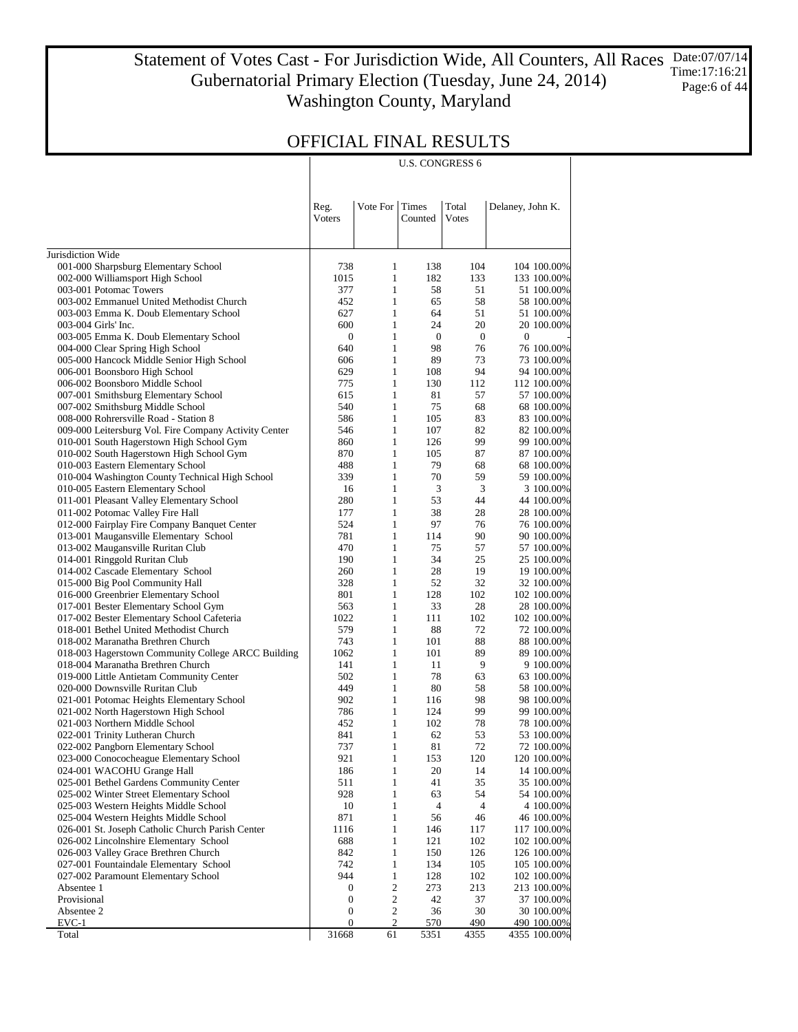# Statement of Votes Cast - For Jurisdiction Wide, All Counters, All Races
## Gubernatorial Primary Election (Tuesday, June 24, 2014)
## Washington County, Maryland

Date:07/07/14
Time:17:16:21

## OFFICIAL FINAL RESULTS

| | U.S. CONGRESS 6 | | | | |
|---|---|---|---|---|---|
| | Reg. Voters | Vote For | Times Counted | Total Votes | Delaney, John K. |
| Jurisdiction Wide | | | | | |
| 001-000 Sharpsburg Elementary School | 738 | 1 | 138 | 104 | 104 100.00% |
| 002-000 Williamsport High School | 1015 | 1 | 182 | 133 | 133 100.00% |
| 003-001 Potomac Towers | 377 | 1 | 58 | 51 | 51 100.00% |
| 003-002 Emmanuel United Methodist Church | 452 | 1 | 65 | 58 | 58 100.00% |
| 003-003 Emma K. Doub Elementary School | 627 | 1 | 64 | 51 | 51 100.00% |
| 003-004 Girls' Inc. | 600 | 1 | 24 | 20 | 20 100.00% |
| 003-005 Emma K. Doub Elementary School | 0 | 1 | 0 | 0 | 0 - |
| 004-000 Clear Spring High School | 640 | 1 | 98 | 76 | 76 100.00% |
| 005-000 Hancock Middle Senior High School | 606 | 1 | 89 | 73 | 73 100.00% |
| 006-001 Boonsboro High School | 629 | 1 | 108 | 94 | 94 100.00% |
| 006-002 Boonsboro Middle School | 775 | 1 | 130 | 112 | 112 100.00% |
| 007-001 Smithsburg Elementary School | 615 | 1 | 81 | 57 | 57 100.00% |
| 007-002 Smithsburg Middle School | 540 | 1 | 75 | 68 | 68 100.00% |
| 008-000 Rohrersville Road - Station 8 | 586 | 1 | 105 | 83 | 83 100.00% |
| 009-000 Leitersburg Vol. Fire Company Activity Center | 546 | 1 | 107 | 82 | 82 100.00% |
| 010-001 South Hagerstown High School Gym | 860 | 1 | 126 | 99 | 99 100.00% |
| 010-002 South Hagerstown High School Gym | 870 | 1 | 105 | 87 | 87 100.00% |
| 010-003 Eastern Elementary School | 488 | 1 | 79 | 68 | 68 100.00% |
| 010-004 Washington County Technical High School | 339 | 1 | 70 | 59 | 59 100.00% |
| 010-005 Eastern Elementary School | 16 | 1 | 3 | 3 | 3 100.00% |
| 011-001 Pleasant Valley Elementary School | 280 | 1 | 53 | 44 | 44 100.00% |
| 011-002 Potomac Valley Fire Hall | 177 | 1 | 38 | 28 | 28 100.00% |
| 012-000 Fairplay Fire Company Banquet Center | 524 | 1 | 97 | 76 | 76 100.00% |
| 013-001 Maugansville Elementary School | 781 | 1 | 114 | 90 | 90 100.00% |
| 013-002 Maugansville Ruritan Club | 470 | 1 | 75 | 57 | 57 100.00% |
| 014-001 Ringgold Ruritan Club | 190 | 1 | 34 | 25 | 25 100.00% |
| 014-002 Cascade Elementary School | 260 | 1 | 28 | 19 | 19 100.00% |
| 015-000 Big Pool Community Hall | 328 | 1 | 52 | 32 | 32 100.00% |
| 016-000 Greenbrier Elementary School | 801 | 1 | 128 | 102 | 102 100.00% |
| 017-001 Bester Elementary School Gym | 563 | 1 | 33 | 28 | 28 100.00% |
| 017-002 Bester Elementary School Cafeteria | 1022 | 1 | 111 | 102 | 102 100.00% |
| 018-001 Bethel United Methodist Church | 579 | 1 | 88 | 72 | 72 100.00% |
| 018-002 Maranatha Brethren Church | 743 | 1 | 101 | 88 | 88 100.00% |
| 018-003 Hagerstown Community College ARCC Building | 1062 | 1 | 101 | 89 | 89 100.00% |
| 018-004 Maranatha Brethren Church | 141 | 1 | 11 | 9 | 9 100.00% |
| 019-000 Little Antietam Community Center | 502 | 1 | 78 | 63 | 63 100.00% |
| 020-000 Downsville Ruritan Club | 449 | 1 | 80 | 58 | 58 100.00% |
| 021-001 Potomac Heights Elementary School | 902 | 1 | 116 | 98 | 98 100.00% |
| 021-002 North Hagerstown High School | 786 | 1 | 124 | 99 | 99 100.00% |
| 021-003 Northern Middle School | 452 | 1 | 102 | 78 | 78 100.00% |
| 022-001 Trinity Lutheran Church | 841 | 1 | 62 | 53 | 53 100.00% |
| 022-002 Pangborn Elementary School | 737 | 1 | 81 | 72 | 72 100.00% |
| 023-000 Conococheague Elementary School | 921 | 1 | 153 | 120 | 120 100.00% |
| 024-001 WACOHU Grange Hall | 186 | 1 | 20 | 14 | 14 100.00% |
| 025-001 Bethel Gardens Community Center | 511 | 1 | 41 | 35 | 35 100.00% |
| 025-002 Winter Street Elementary School | 928 | 1 | 63 | 54 | 54 100.00% |
| 025-003 Western Heights Middle School | 10 | 1 | 4 | 4 | 4 100.00% |
| 025-004 Western Heights Middle School | 871 | 1 | 56 | 46 | 46 100.00% |
| 026-001 St. Joseph Catholic Church Parish Center | 1116 | 1 | 146 | 117 | 117 100.00% |
| 026-002 Lincolnshire Elementary School | 688 | 1 | 121 | 102 | 102 100.00% |
| 026-003 Valley Grace Brethren Church | 842 | 1 | 150 | 126 | 126 100.00% |
| 027-001 Fountaindale Elementary School | 742 | 1 | 134 | 105 | 105 100.00% |
| 027-002 Paramount Elementary School | 944 | 1 | 128 | 102 | 102 100.00% |
| Absentee 1 | 0 | 2 | 273 | 213 | 213 100.00% |
| Provisional | 0 | 2 | 42 | 37 | 37 100.00% |
| Absentee 2 | 0 | 2 | 36 | 30 | 30 100.00% |
| EVC-1 | 0 | 2 | 570 | 490 | 490 100.00% |
| Total | 31668 | 61 | 5351 | 4355 | 4355 100.00% |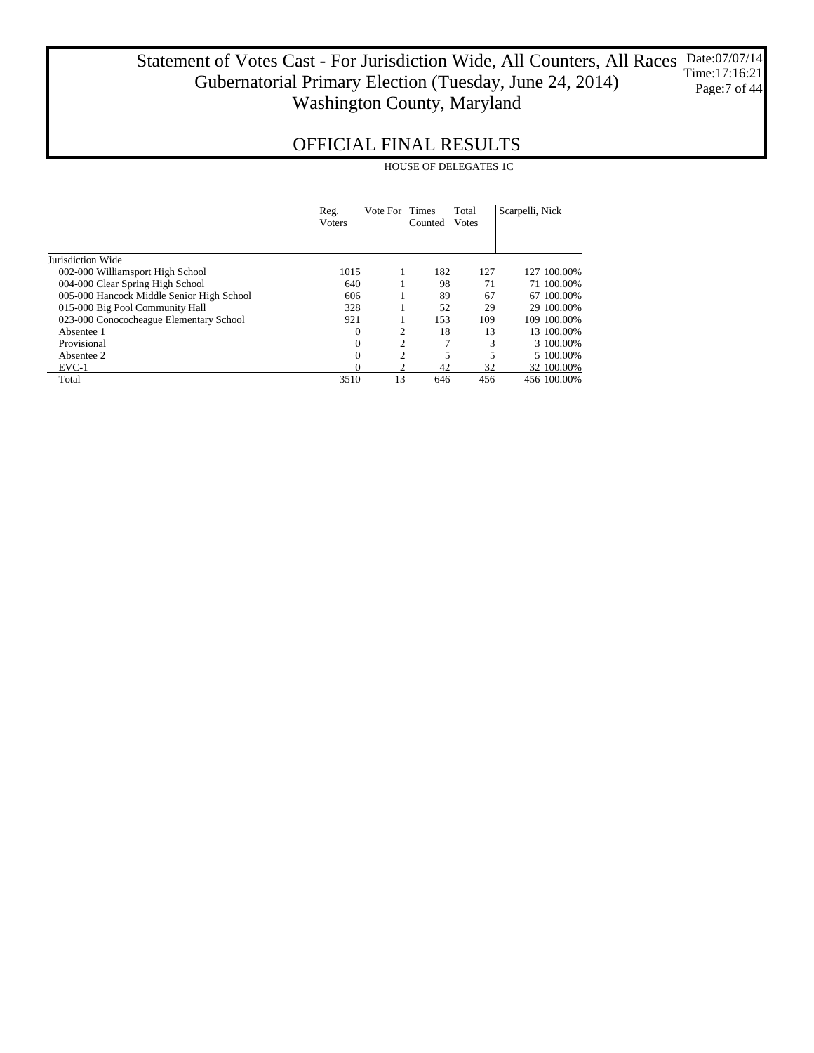# Statement of Votes Cast - For Jurisdiction Wide, All Counters, All Races
## Gubernatorial Primary Election (Tuesday, June 24, 2014)
## Washington County, Maryland

Date:07/07/14
Time:17:16:21

## OFFICIAL FINAL RESULTS

| | HOUSE OF DELEGATES 1C | | | | | |
|---|---|---|---|---|---|---|
| | Reg. Voters | Vote For | Times Counted | Total Votes | Scarpelli, Nick | |
| Jurisdiction Wide | | | | | | |
| 002-000 Williamsport High School | 1015 | 1 | 182 | 127 | 127 | 100.00% |
| 004-000 Clear Spring High School | 640 | 1 | 98 | 71 | 71 | 100.00% |
| 005-000 Hancock Middle Senior High School | 606 | 1 | 89 | 67 | 67 | 100.00% |
| 015-000 Big Pool Community Hall | 328 | 1 | 52 | 29 | 29 | 100.00% |
| 023-000 Conococheague Elementary School | 921 | 1 | 153 | 109 | 109 | 100.00% |
| Absentee 1 | 0 | 2 | 18 | 13 | 13 | 100.00% |
| Provisional | 0 | 2 | 7 | 3 | 3 | 100.00% |
| Absentee 2 | 0 | 2 | 5 | 5 | 5 | 100.00% |
| EVC-1 | 0 | 2 | 42 | 32 | 32 | 100.00% |
| Total | 3510 | 13 | 646 | 456 | 456 | 100.00% |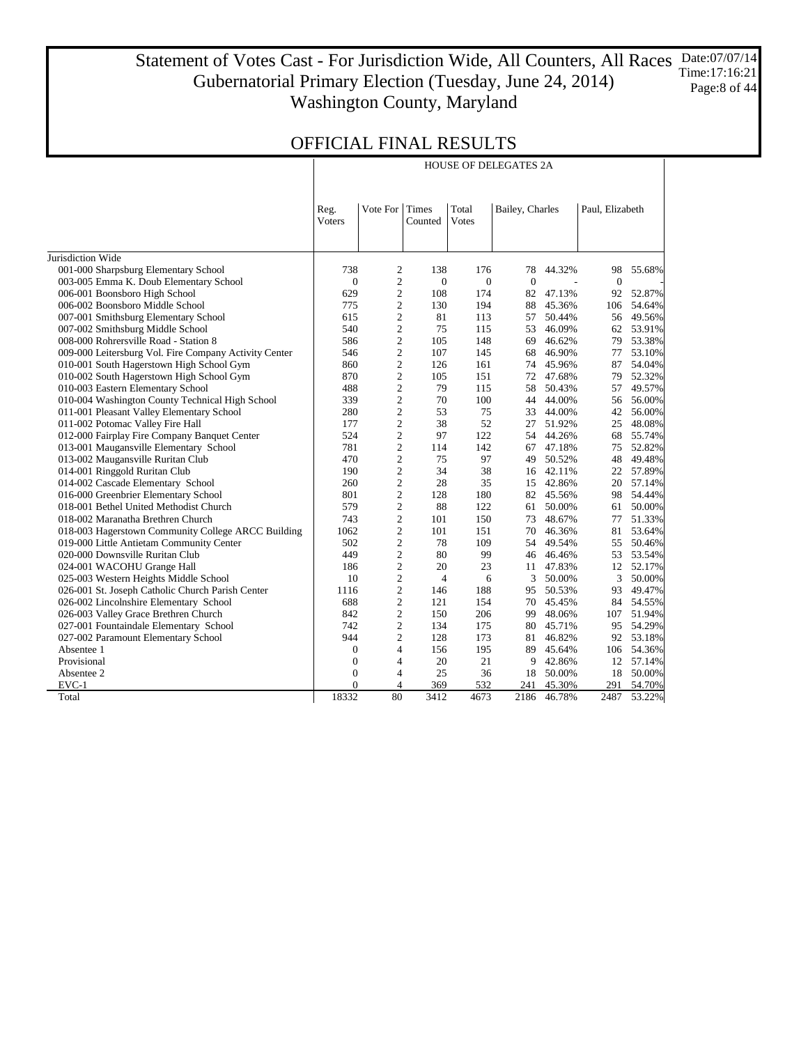# Statement of Votes Cast - For Jurisdiction Wide, All Counters, All Races
## Gubernatorial Primary Election (Tuesday, June 24, 2014)
## Washington County, Maryland

Date:07/07/14
Time:17:16:21

## OFFICIAL FINAL RESULTS

| | HOUSE OF DELEGATES 2A | | | | | | | |
|---|---|---|---|---|---|---|---|---|
| | Reg. Voters | Vote For | Times Counted | Total Votes | Bailey, Charles | | Paul, Elizabeth | |
| Jurisdiction Wide | | | | | | | | |
| 001-000 Sharpsburg Elementary School | 738 | 2 | 138 | 176 | 78 | 44.32% | 98 | 55.68% |
| 003-005 Emma K. Doub Elementary School | 0 | 2 | 0 | 0 | 0 | - | 0 | - |
| 006-001 Boonsboro High School | 629 | 2 | 108 | 174 | 82 | 47.13% | 92 | 52.87% |
| 006-002 Boonsboro Middle School | 775 | 2 | 130 | 194 | 88 | 45.36% | 106 | 54.64% |
| 007-001 Smithsburg Elementary School | 615 | 2 | 81 | 113 | 57 | 50.44% | 56 | 49.56% |
| 007-002 Smithsburg Middle School | 540 | 2 | 75 | 115 | 53 | 46.09% | 62 | 53.91% |
| 008-000 Rohrersville Road - Station 8 | 586 | 2 | 105 | 148 | 69 | 46.62% | 79 | 53.38% |
| 009-000 Leitersburg Vol. Fire Company Activity Center | 546 | 2 | 107 | 145 | 68 | 46.90% | 77 | 53.10% |
| 010-001 South Hagerstown High School Gym | 860 | 2 | 126 | 161 | 74 | 45.96% | 87 | 54.04% |
| 010-002 South Hagerstown High School Gym | 870 | 2 | 105 | 151 | 72 | 47.68% | 79 | 52.32% |
| 010-003 Eastern Elementary School | 488 | 2 | 79 | 115 | 58 | 50.43% | 57 | 49.57% |
| 010-004 Washington County Technical High School | 339 | 2 | 70 | 100 | 44 | 44.00% | 56 | 56.00% |
| 011-001 Pleasant Valley Elementary School | 280 | 2 | 53 | 75 | 33 | 44.00% | 42 | 56.00% |
| 011-002 Potomac Valley Fire Hall | 177 | 2 | 38 | 52 | 27 | 51.92% | 25 | 48.08% |
| 012-000 Fairplay Fire Company Banquet Center | 524 | 2 | 97 | 122 | 54 | 44.26% | 68 | 55.74% |
| 013-001 Maugansville Elementary School | 781 | 2 | 114 | 142 | 67 | 47.18% | 75 | 52.82% |
| 013-002 Maugansville Ruritan Club | 470 | 2 | 75 | 97 | 49 | 50.52% | 48 | 49.48% |
| 014-001 Ringgold Ruritan Club | 190 | 2 | 34 | 38 | 16 | 42.11% | 22 | 57.89% |
| 014-002 Cascade Elementary School | 260 | 2 | 28 | 35 | 15 | 42.86% | 20 | 57.14% |
| 016-000 Greenbrier Elementary School | 801 | 2 | 128 | 180 | 82 | 45.56% | 98 | 54.44% |
| 018-001 Bethel United Methodist Church | 579 | 2 | 88 | 122 | 61 | 50.00% | 61 | 50.00% |
| 018-002 Maranatha Brethren Church | 743 | 2 | 101 | 150 | 73 | 48.67% | 77 | 51.33% |
| 018-003 Hagerstown Community College ARCC Building | 1062 | 2 | 101 | 151 | 70 | 46.36% | 81 | 53.64% |
| 019-000 Little Antietam Community Center | 502 | 2 | 78 | 109 | 54 | 49.54% | 55 | 50.46% |
| 020-000 Downsville Ruritan Club | 449 | 2 | 80 | 99 | 46 | 46.46% | 53 | 53.54% |
| 024-001 WACOHU Grange Hall | 186 | 2 | 20 | 23 | 11 | 47.83% | 12 | 52.17% |
| 025-003 Western Heights Middle School | 10 | 2 | 4 | 6 | 3 | 50.00% | 3 | 50.00% |
| 026-001 St. Joseph Catholic Church Parish Center | 1116 | 2 | 146 | 188 | 95 | 50.53% | 93 | 49.47% |
| 026-002 Lincolnshire Elementary School | 688 | 2 | 121 | 154 | 70 | 45.45% | 84 | 54.55% |
| 026-003 Valley Grace Brethren Church | 842 | 2 | 150 | 206 | 99 | 48.06% | 107 | 51.94% |
| 027-001 Fountaindale Elementary School | 742 | 2 | 134 | 175 | 80 | 45.71% | 95 | 54.29% |
| 027-002 Paramount Elementary School | 944 | 2 | 128 | 173 | 81 | 46.82% | 92 | 53.18% |
| Absentee 1 | 0 | 4 | 156 | 195 | 89 | 45.64% | 106 | 54.36% |
| Provisional | 0 | 4 | 20 | 21 | 9 | 42.86% | 12 | 57.14% |
| Absentee 2 | 0 | 4 | 25 | 36 | 18 | 50.00% | 18 | 50.00% |
| EVC-1 | 0 | 4 | 369 | 532 | 241 | 45.30% | 291 | 54.70% |
| Total | 18332 | 80 | 3412 | 4673 | 2186 | 46.78% | 2487 | 53.22% |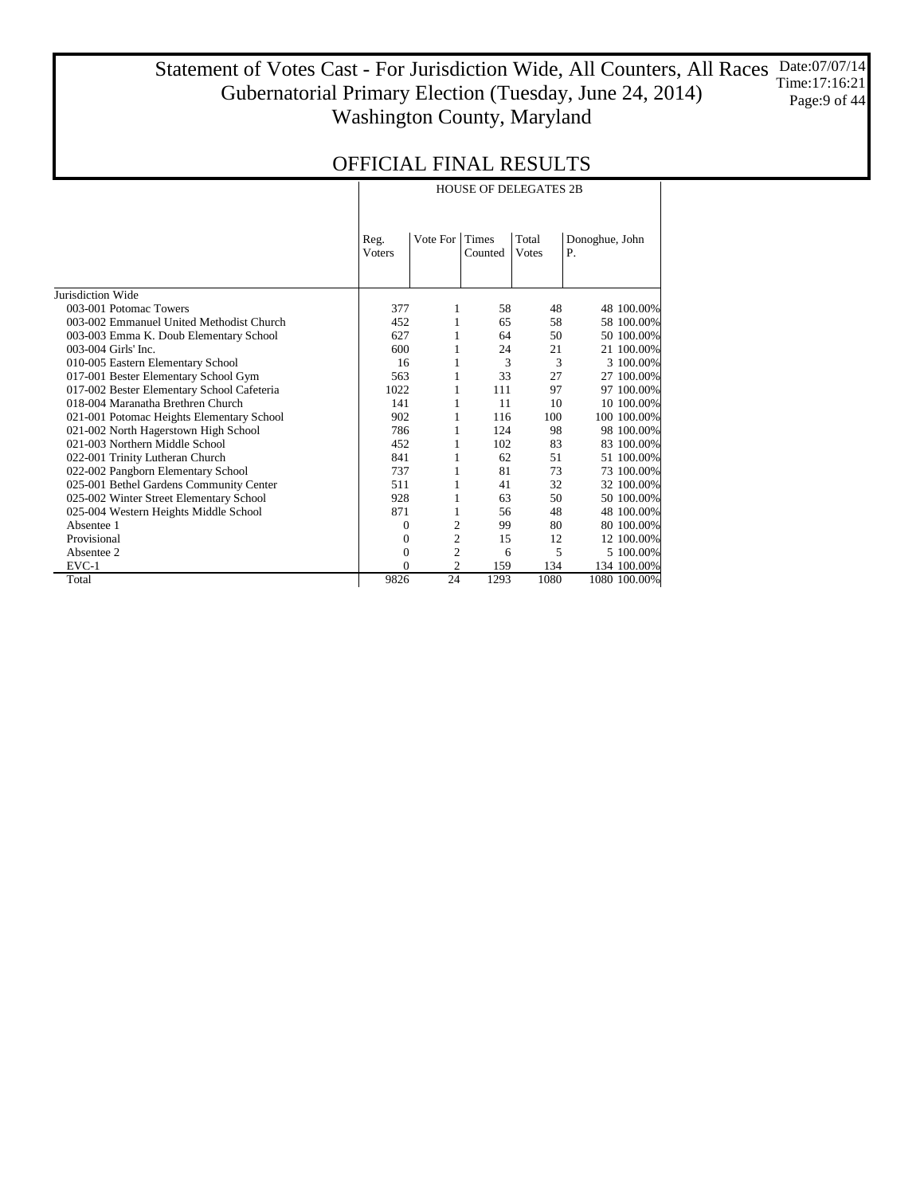# Statement of Votes Cast - For Jurisdiction Wide, All Counters, All Races
## Gubernatorial Primary Election (Tuesday, June 24, 2014)
## Washington County, Maryland

Date:07/07/14
Time:17:16:21

## OFFICIAL FINAL RESULTS

| | HOUSE OF DELEGATES 2B | | | | | |
|---|---|---|---|---|---|---|
| | Reg. Voters | Vote For | Times Counted | Total Votes | Donoghue, John P. | |
| Jurisdiction Wide | | | | | | |
| 003-001 Potomac Towers | 377 | 1 | 58 | 48 | 48 | 100.00% |
| 003-002 Emmanuel United Methodist Church | 452 | 1 | 65 | 58 | 58 | 100.00% |
| 003-003 Emma K. Doub Elementary School | 627 | 1 | 64 | 50 | 50 | 100.00% |
| 003-004 Girls' Inc. | 600 | 1 | 24 | 21 | 21 | 100.00% |
| 010-005 Eastern Elementary School | 16 | 1 | 3 | 3 | 3 | 100.00% |
| 017-001 Bester Elementary School Gym | 563 | 1 | 33 | 27 | 27 | 100.00% |
| 017-002 Bester Elementary School Cafeteria | 1022 | 1 | 111 | 97 | 97 | 100.00% |
| 018-004 Maranatha Brethren Church | 141 | 1 | 11 | 10 | 10 | 100.00% |
| 021-001 Potomac Heights Elementary School | 902 | 1 | 116 | 100 | 100 | 100.00% |
| 021-002 North Hagerstown High School | 786 | 1 | 124 | 98 | 98 | 100.00% |
| 021-003 Northern Middle School | 452 | 1 | 102 | 83 | 83 | 100.00% |
| 022-001 Trinity Lutheran Church | 841 | 1 | 62 | 51 | 51 | 100.00% |
| 022-002 Pangborn Elementary School | 737 | 1 | 81 | 73 | 73 | 100.00% |
| 025-001 Bethel Gardens Community Center | 511 | 1 | 41 | 32 | 32 | 100.00% |
| 025-002 Winter Street Elementary School | 928 | 1 | 63 | 50 | 50 | 100.00% |
| 025-004 Western Heights Middle School | 871 | 1 | 56 | 48 | 48 | 100.00% |
| Absentee 1 | 0 | 2 | 99 | 80 | 80 | 100.00% |
| Provisional | 0 | 2 | 15 | 12 | 12 | 100.00% |
| Absentee 2 | 0 | 2 | 6 | 5 | 5 | 100.00% |
| EVC-1 | 0 | 2 | 159 | 134 | 134 | 100.00% |
| Total | 9826 | 24 | 1293 | 1080 | 1080 | 100.00% |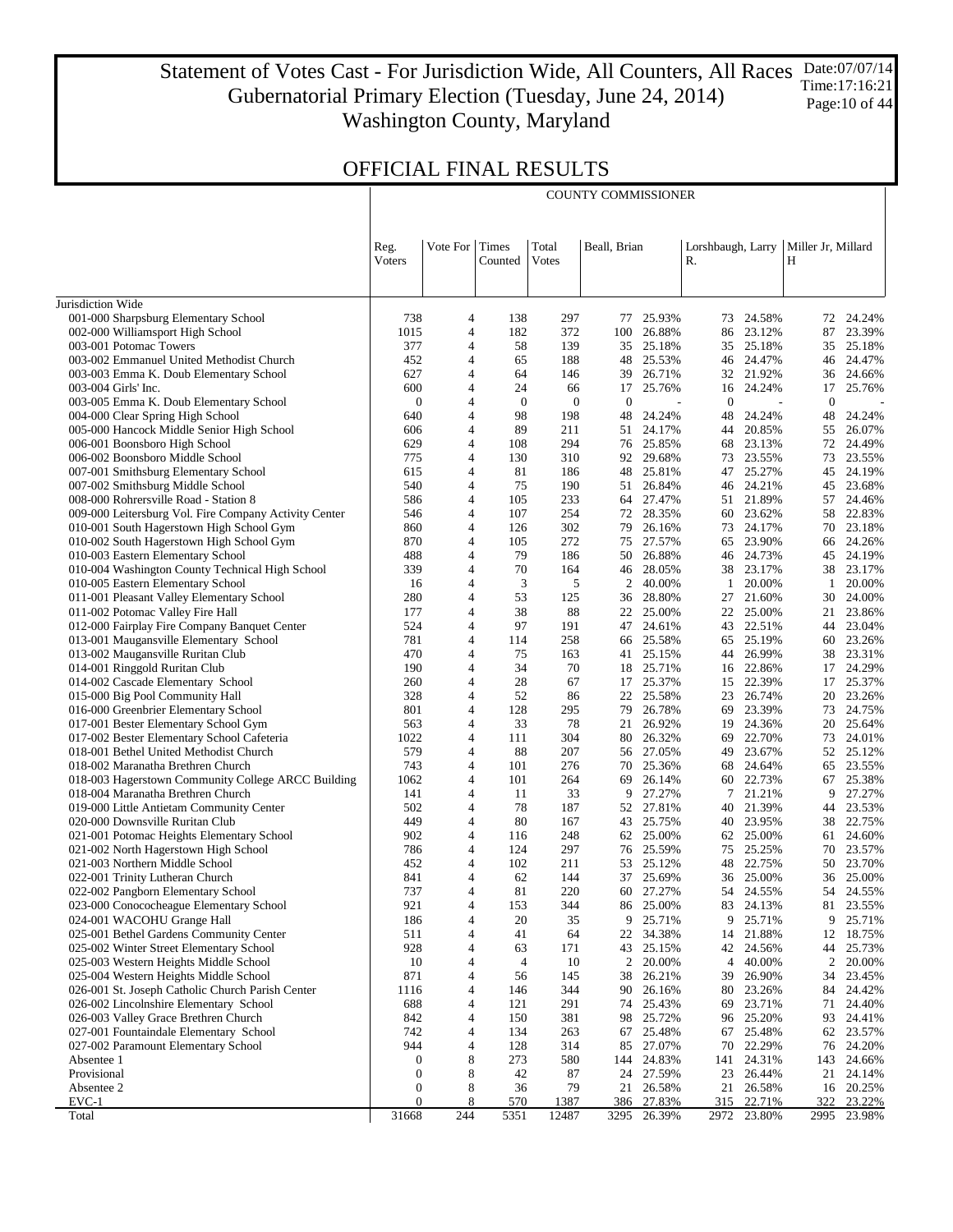# Statement of Votes Cast - For Jurisdiction Wide, All Counters, All Races
## Gubernatorial Primary Election (Tuesday, June 24, 2014)
## Washington County, Maryland

Date:07/07/14
Time:17:16:21

## OFFICIAL FINAL RESULTS

| | COUNTY COMMISSIONER | | | | | | | | | | |
|---|---|---|---|---|---|---|---|---|---|---|---|
| | Reg. Voters | Vote For | Times Counted | Total Votes | Beall, Brian | | Lorshbaugh, Larry R. | | Miller Jr, Millard H | | |
| Jurisdiction Wide | | | | | | | | | | | |
| 001-000 Sharpsburg Elementary School | 738 | 4 | 138 | 297 | 77 | 25.93% | 73 | 24.58% | 72 | 24.24% |
| 002-000 Williamsport High School | 1015 | 4 | 182 | 372 | 100 | 26.88% | 86 | 23.12% | 87 | 23.39% |
| 003-001 Potomac Towers | 377 | 4 | 58 | 139 | 35 | 25.18% | 35 | 25.18% | 35 | 25.18% |
| 003-002 Emmanuel United Methodist Church | 452 | 4 | 65 | 188 | 48 | 25.53% | 46 | 24.47% | 46 | 24.47% |
| 003-003 Emma K. Doub Elementary School | 627 | 4 | 64 | 146 | 39 | 26.71% | 32 | 21.92% | 36 | 24.66% |
| 003-004 Girls' Inc. | 600 | 4 | 24 | 66 | 17 | 25.76% | 16 | 24.24% | 17 | 25.76% |
| 003-005 Emma K. Doub Elementary School | 0 | 4 | 0 | 0 | 0 | - | 0 | - | 0 | - |
| 004-000 Clear Spring High School | 640 | 4 | 98 | 198 | 48 | 24.24% | 48 | 24.24% | 48 | 24.24% |
| 005-000 Hancock Middle Senior High School | 606 | 4 | 89 | 211 | 51 | 24.17% | 44 | 20.85% | 55 | 26.07% |
| 006-001 Boonsboro High School | 629 | 4 | 108 | 294 | 76 | 25.85% | 68 | 23.13% | 72 | 24.49% |
| 006-002 Boonsboro Middle School | 775 | 4 | 130 | 310 | 92 | 29.68% | 73 | 23.55% | 73 | 23.55% |
| 007-001 Smithsburg Elementary School | 615 | 4 | 81 | 186 | 48 | 25.81% | 47 | 25.27% | 45 | 24.19% |
| 007-002 Smithsburg Middle School | 540 | 4 | 75 | 190 | 51 | 26.84% | 46 | 24.21% | 45 | 23.68% |
| 008-000 Rohrersville Road - Station 8 | 586 | 4 | 105 | 233 | 64 | 27.47% | 51 | 21.89% | 57 | 24.46% |
| 009-000 Leitersburg Vol. Fire Company Activity Center | 546 | 4 | 107 | 254 | 72 | 28.35% | 60 | 23.62% | 58 | 22.83% |
| 010-001 South Hagerstown High School Gym | 860 | 4 | 126 | 302 | 79 | 26.16% | 73 | 24.17% | 70 | 23.18% |
| 010-002 South Hagerstown High School Gym | 870 | 4 | 105 | 272 | 75 | 27.57% | 65 | 23.90% | 66 | 24.26% |
| 010-003 Eastern Elementary School | 488 | 4 | 79 | 186 | 50 | 26.88% | 46 | 24.73% | 45 | 24.19% |
| 010-004 Washington County Technical High School | 339 | 4 | 70 | 164 | 46 | 28.05% | 38 | 23.17% | 38 | 23.17% |
| 010-005 Eastern Elementary School | 16 | 4 | 3 | 5 | 2 | 40.00% | 1 | 20.00% | 1 | 20.00% |
| 011-001 Pleasant Valley Elementary School | 280 | 4 | 53 | 125 | 36 | 28.80% | 27 | 21.60% | 30 | 24.00% |
| 011-002 Potomac Valley Fire Hall | 177 | 4 | 38 | 88 | 22 | 25.00% | 22 | 25.00% | 21 | 23.86% |
| 012-000 Fairplay Fire Company Banquet Center | 524 | 4 | 97 | 191 | 47 | 24.61% | 43 | 22.51% | 44 | 23.04% |
| 013-001 Maugansville Elementary School | 781 | 4 | 114 | 258 | 66 | 25.58% | 65 | 25.19% | 60 | 23.26% |
| 013-002 Maugansville Ruritan Club | 470 | 4 | 75 | 163 | 41 | 25.15% | 44 | 26.99% | 38 | 23.31% |
| 014-001 Ringgold Ruritan Club | 190 | 4 | 34 | 70 | 18 | 25.71% | 16 | 22.86% | 17 | 24.29% |
| 014-002 Cascade Elementary School | 260 | 4 | 28 | 67 | 17 | 25.37% | 15 | 22.39% | 17 | 25.37% |
| 015-000 Big Pool Community Hall | 328 | 4 | 52 | 86 | 22 | 25.58% | 23 | 26.74% | 20 | 23.26% |
| 016-000 Greenbrier Elementary School | 801 | 4 | 128 | 295 | 79 | 26.78% | 69 | 23.39% | 73 | 24.75% |
| 017-001 Bester Elementary School Gym | 563 | 4 | 33 | 78 | 21 | 26.92% | 19 | 24.36% | 20 | 25.64% |
| 017-002 Bester Elementary School Cafeteria | 1022 | 4 | 111 | 304 | 80 | 26.32% | 69 | 22.70% | 73 | 24.01% |
| 018-001 Bethel United Methodist Church | 579 | 4 | 88 | 207 | 56 | 27.05% | 49 | 23.67% | 52 | 25.12% |
| 018-002 Maranatha Brethren Church | 743 | 4 | 101 | 276 | 70 | 25.36% | 68 | 24.64% | 65 | 23.55% |
| 018-003 Hagerstown Community College ARCC Building | 1062 | 4 | 101 | 264 | 69 | 26.14% | 60 | 22.73% | 67 | 25.38% |
| 018-004 Maranatha Brethren Church | 141 | 4 | 11 | 33 | 9 | 27.27% | 7 | 21.21% | 9 | 27.27% |
| 019-000 Little Antietam Community Center | 502 | 4 | 78 | 187 | 52 | 27.81% | 40 | 21.39% | 44 | 23.53% |
| 020-000 Downsville Ruritan Club | 449 | 4 | 80 | 167 | 43 | 25.75% | 40 | 23.95% | 38 | 22.75% |
| 021-001 Potomac Heights Elementary School | 902 | 4 | 116 | 248 | 62 | 25.00% | 62 | 25.00% | 61 | 24.60% |
| 021-002 North Hagerstown High School | 786 | 4 | 124 | 297 | 76 | 25.59% | 75 | 25.25% | 70 | 23.57% |
| 021-003 Northern Middle School | 452 | 4 | 102 | 211 | 53 | 25.12% | 48 | 22.75% | 50 | 23.70% |
| 022-001 Trinity Lutheran Church | 841 | 4 | 62 | 144 | 37 | 25.69% | 36 | 25.00% | 36 | 25.00% |
| 022-002 Pangborn Elementary School | 737 | 4 | 81 | 220 | 60 | 27.27% | 54 | 24.55% | 54 | 24.55% |
| 023-000 Conococheague Elementary School | 921 | 4 | 153 | 344 | 86 | 25.00% | 83 | 24.13% | 81 | 23.55% |
| 024-001 WACOHU Grange Hall | 186 | 4 | 20 | 35 | 9 | 25.71% | 9 | 25.71% | 9 | 25.71% |
| 025-001 Bethel Gardens Community Center | 511 | 4 | 41 | 64 | 22 | 34.38% | 14 | 21.88% | 12 | 18.75% |
| 025-002 Winter Street Elementary School | 928 | 4 | 63 | 171 | 43 | 25.15% | 42 | 24.56% | 44 | 25.73% |
| 025-003 Western Heights Middle School | 10 | 4 | 4 | 10 | 2 | 20.00% | 4 | 40.00% | 2 | 20.00% |
| 025-004 Western Heights Middle School | 871 | 4 | 56 | 145 | 38 | 26.21% | 39 | 26.90% | 34 | 23.45% |
| 026-001 St. Joseph Catholic Church Parish Center | 1116 | 4 | 146 | 344 | 90 | 26.16% | 80 | 23.26% | 84 | 24.42% |
| 026-002 Lincolnshire Elementary School | 688 | 4 | 121 | 291 | 74 | 25.43% | 69 | 23.71% | 71 | 24.40% |
| 026-003 Valley Grace Brethren Church | 842 | 4 | 150 | 381 | 98 | 25.72% | 96 | 25.20% | 93 | 24.41% |
| 027-001 Fountaindale Elementary School | 742 | 4 | 134 | 263 | 67 | 25.48% | 67 | 25.48% | 62 | 23.57% |
| 027-002 Paramount Elementary School | 944 | 4 | 128 | 314 | 85 | 27.07% | 70 | 22.29% | 76 | 24.20% |
| Absentee 1 | 0 | 8 | 273 | 580 | 144 | 24.83% | 141 | 24.31% | 143 | 24.66% |
| Provisional | 0 | 8 | 42 | 87 | 24 | 27.59% | 23 | 26.44% | 21 | 24.14% |
| Absentee 2 | 0 | 8 | 36 | 79 | 21 | 26.58% | 21 | 26.58% | 16 | 20.25% |
| EVC-1 | 0 | 8 | 570 | 1387 | 386 | 27.83% | 315 | 22.71% | 322 | 23.22% |
| Total | 31668 | 244 | 5351 | 12487 | 3295 | 26.39% | 2972 | 23.80% | 2995 | 23.98% |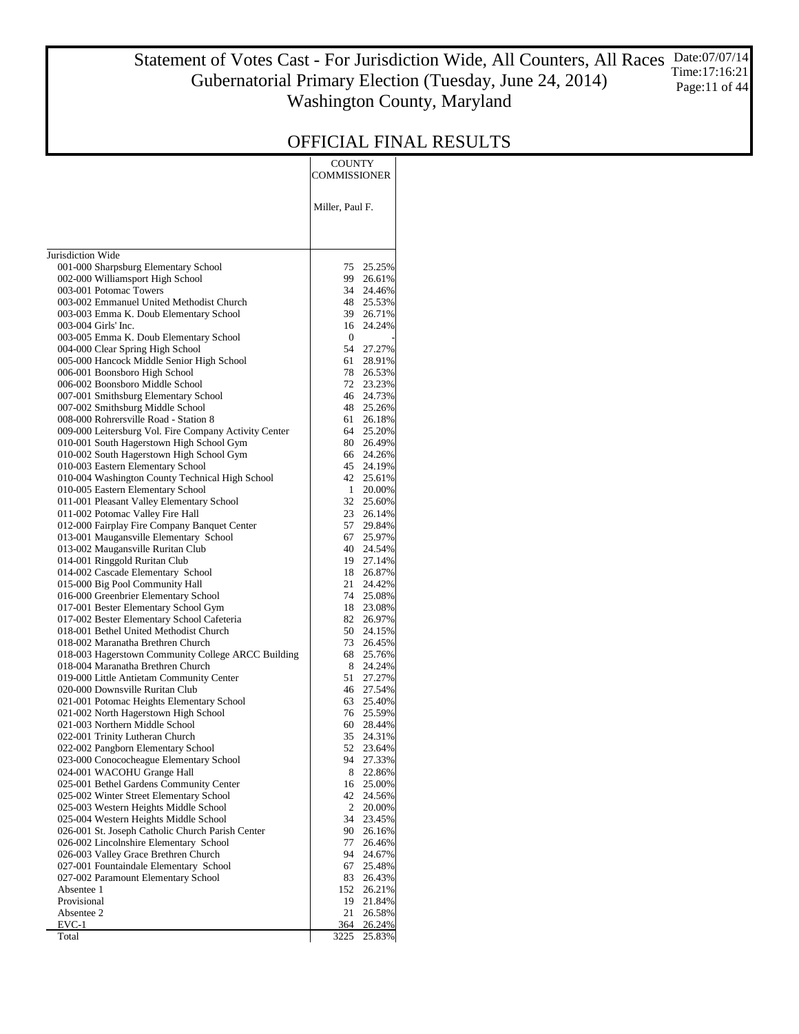# Statement of Votes Cast - For Jurisdiction Wide, All Counters, All Races
## Gubernatorial Primary Election (Tuesday, June 24, 2014)
## Washington County, Maryland

Date:07/07/14
Time:17:16:21

## OFFICIAL FINAL RESULTS

| | COUNTY COMMISSIONER | |
|---|---|---|
| | Miller, Paul F. | |
| Jurisdiction Wide | | |
| 001-000 Sharpsburg Elementary School | 75 | 25.25% |
| 002-000 Williamsport High School | 99 | 26.61% |
| 003-001 Potomac Towers | 34 | 24.46% |
| 003-002 Emmanuel United Methodist Church | 48 | 25.53% |
| 003-003 Emma K. Doub Elementary School | 39 | 26.71% |
| 003-004 Girls' Inc. | 16 | 24.24% |
| 003-005 Emma K. Doub Elementary School | 0 | - |
| 004-000 Clear Spring High School | 54 | 27.27% |
| 005-000 Hancock Middle Senior High School | 61 | 28.91% |
| 006-001 Boonsboro High School | 78 | 26.53% |
| 006-002 Boonsboro Middle School | 72 | 23.23% |
| 007-001 Smithsburg Elementary School | 46 | 24.73% |
| 007-002 Smithsburg Middle School | 48 | 25.26% |
| 008-000 Rohrersville Road - Station 8 | 61 | 26.18% |
| 009-000 Leitersburg Vol. Fire Company Activity Center | 64 | 25.20% |
| 010-001 South Hagerstown High School Gym | 80 | 26.49% |
| 010-002 South Hagerstown High School Gym | 66 | 24.26% |
| 010-003 Eastern Elementary School | 45 | 24.19% |
| 010-004 Washington County Technical High School | 42 | 25.61% |
| 010-005 Eastern Elementary School | 1 | 20.00% |
| 011-001 Pleasant Valley Elementary School | 32 | 25.60% |
| 011-002 Potomac Valley Fire Hall | 23 | 26.14% |
| 012-000 Fairplay Fire Company Banquet Center | 57 | 29.84% |
| 013-001 Maugansville Elementary School | 67 | 25.97% |
| 013-002 Maugansville Ruritan Club | 40 | 24.54% |
| 014-001 Ringgold Ruritan Club | 19 | 27.14% |
| 014-002 Cascade Elementary School | 18 | 26.87% |
| 015-000 Big Pool Community Hall | 21 | 24.42% |
| 016-000 Greenbrier Elementary School | 74 | 25.08% |
| 017-001 Bester Elementary School Gym | 18 | 23.08% |
| 017-002 Bester Elementary School Cafeteria | 82 | 26.97% |
| 018-001 Bethel United Methodist Church | 50 | 24.15% |
| 018-002 Maranatha Brethren Church | 73 | 26.45% |
| 018-003 Hagerstown Community College ARCC Building | 68 | 25.76% |
| 018-004 Maranatha Brethren Church | 8 | 24.24% |
| 019-000 Little Antietam Community Center | 51 | 27.27% |
| 020-000 Downsville Ruritan Club | 46 | 27.54% |
| 021-001 Potomac Heights Elementary School | 63 | 25.40% |
| 021-002 North Hagerstown High School | 76 | 25.59% |
| 021-003 Northern Middle School | 60 | 28.44% |
| 022-001 Trinity Lutheran Church | 35 | 24.31% |
| 022-002 Pangborn Elementary School | 52 | 23.64% |
| 023-000 Conococheague Elementary School | 94 | 27.33% |
| 024-001 WACOHU Grange Hall | 8 | 22.86% |
| 025-001 Bethel Gardens Community Center | 16 | 25.00% |
| 025-002 Winter Street Elementary School | 42 | 24.56% |
| 025-003 Western Heights Middle School | 2 | 20.00% |
| 025-004 Western Heights Middle School | 34 | 23.45% |
| 026-001 St. Joseph Catholic Church Parish Center | 90 | 26.16% |
| 026-002 Lincolnshire Elementary School | 77 | 26.46% |
| 026-003 Valley Grace Brethren Church | 94 | 24.67% |
| 027-001 Fountaindale Elementary School | 67 | 25.48% |
| 027-002 Paramount Elementary School | 83 | 26.43% |
| Absentee 1 | 152 | 26.21% |
| Provisional | 19 | 21.84% |
| Absentee 2 | 21 | 26.58% |
| EVC-1 | 364 | 26.24% |
| Total | 3225 | 25.83% |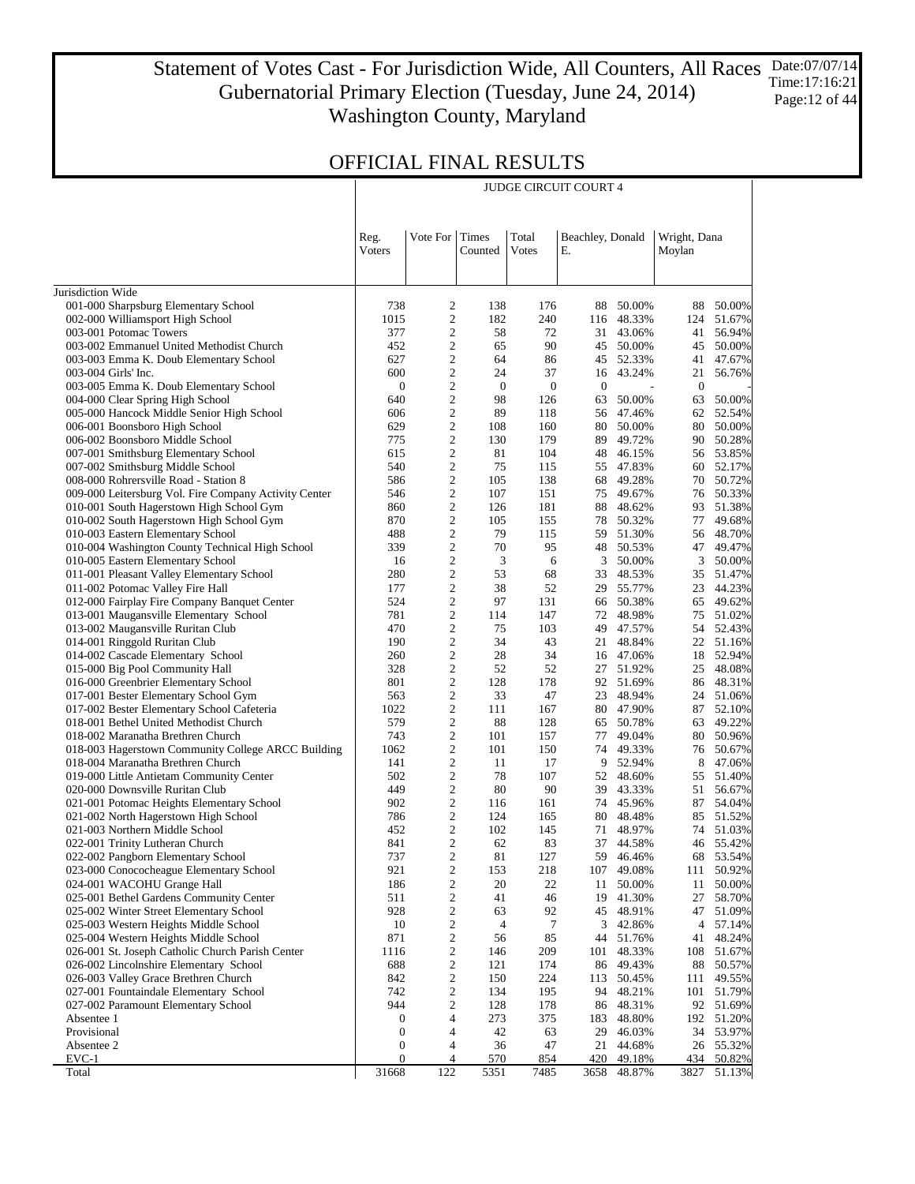# Statement of Votes Cast - For Jurisdiction Wide, All Counters, All Races
## Gubernatorial Primary Election (Tuesday, June 24, 2014)
## Washington County, Maryland

Date:07/07/14
Time:17:16:21

## OFFICIAL FINAL RESULTS

| | JUDGE CIRCUIT COURT 4 | | | | | | | |
|---|---|---|---|---|---|---|---|---|
| | Reg. Voters | Vote For | Times Counted | Total Votes | Beachley, Donald E. | | Wright, Dana Moylan | |
| Jurisdiction Wide | | | | | | | | |
| 001-000 Sharpsburg Elementary School | 738 | 2 | 138 | 176 | 88 | 50.00% | 88 | 50.00% |
| 002-000 Williamsport High School | 1015 | 2 | 182 | 240 | 116 | 48.33% | 124 | 51.67% |
| 003-001 Potomac Towers | 377 | 2 | 58 | 72 | 31 | 43.06% | 41 | 56.94% |
| 003-002 Emmanuel United Methodist Church | 452 | 2 | 65 | 90 | 45 | 50.00% | 45 | 50.00% |
| 003-003 Emma K. Doub Elementary School | 627 | 2 | 64 | 86 | 45 | 52.33% | 41 | 47.67% |
| 003-004 Girls' Inc. | 600 | 2 | 24 | 37 | 16 | 43.24% | 21 | 56.76% |
| 003-005 Emma K. Doub Elementary School | 0 | 2 | 0 | 0 | 0 | - | 0 | - |
| 004-000 Clear Spring High School | 640 | 2 | 98 | 126 | 63 | 50.00% | 63 | 50.00% |
| 005-000 Hancock Middle Senior High School | 606 | 2 | 89 | 118 | 56 | 47.46% | 62 | 52.54% |
| 006-001 Boonsboro High School | 629 | 2 | 108 | 160 | 80 | 50.00% | 80 | 50.00% |
| 006-002 Boonsboro Middle School | 775 | 2 | 130 | 179 | 89 | 49.72% | 90 | 50.28% |
| 007-001 Smithsburg Elementary School | 615 | 2 | 81 | 104 | 48 | 46.15% | 56 | 53.85% |
| 007-002 Smithsburg Middle School | 540 | 2 | 75 | 115 | 55 | 47.83% | 60 | 52.17% |
| 008-000 Rohrersville Road - Station 8 | 586 | 2 | 105 | 138 | 68 | 49.28% | 70 | 50.72% |
| 009-000 Leitersburg Vol. Fire Company Activity Center | 546 | 2 | 107 | 151 | 75 | 49.67% | 76 | 50.33% |
| 010-001 South Hagerstown High School Gym | 860 | 2 | 126 | 181 | 88 | 48.62% | 93 | 51.38% |
| 010-002 South Hagerstown High School Gym | 870 | 2 | 105 | 155 | 78 | 50.32% | 77 | 49.68% |
| 010-003 Eastern Elementary School | 488 | 2 | 79 | 115 | 59 | 51.30% | 56 | 48.70% |
| 010-004 Washington County Technical High School | 339 | 2 | 70 | 95 | 48 | 50.53% | 47 | 49.47% |
| 010-005 Eastern Elementary School | 16 | 2 | 3 | 6 | 3 | 50.00% | 3 | 50.00% |
| 011-001 Pleasant Valley Elementary School | 280 | 2 | 53 | 68 | 33 | 48.53% | 35 | 51.47% |
| 011-002 Potomac Valley Fire Hall | 177 | 2 | 38 | 52 | 29 | 55.77% | 23 | 44.23% |
| 012-000 Fairplay Fire Company Banquet Center | 524 | 2 | 97 | 131 | 66 | 50.38% | 65 | 49.62% |
| 013-001 Maugansville Elementary School | 781 | 2 | 114 | 147 | 72 | 48.98% | 75 | 51.02% |
| 013-002 Maugansville Ruritan Club | 470 | 2 | 75 | 103 | 49 | 47.57% | 54 | 52.43% |
| 014-001 Ringgold Ruritan Club | 190 | 2 | 34 | 43 | 21 | 48.84% | 22 | 51.16% |
| 014-002 Cascade Elementary School | 260 | 2 | 28 | 34 | 16 | 47.06% | 18 | 52.94% |
| 015-000 Big Pool Community Hall | 328 | 2 | 52 | 52 | 27 | 51.92% | 25 | 48.08% |
| 016-000 Greenbrier Elementary School | 801 | 2 | 128 | 178 | 92 | 51.69% | 86 | 48.31% |
| 017-001 Bester Elementary School Gym | 563 | 2 | 33 | 47 | 23 | 48.94% | 24 | 51.06% |
| 017-002 Bester Elementary School Cafeteria | 1022 | 2 | 111 | 167 | 80 | 47.90% | 87 | 52.10% |
| 018-001 Bethel United Methodist Church | 579 | 2 | 88 | 128 | 65 | 50.78% | 63 | 49.22% |
| 018-002 Maranatha Brethren Church | 743 | 2 | 101 | 157 | 77 | 49.04% | 80 | 50.96% |
| 018-003 Hagerstown Community College ARCC Building | 1062 | 2 | 101 | 150 | 74 | 49.33% | 76 | 50.67% |
| 018-004 Maranatha Brethren Church | 141 | 2 | 11 | 17 | 9 | 52.94% | 8 | 47.06% |
| 019-000 Little Antietam Community Center | 502 | 2 | 78 | 107 | 52 | 48.60% | 55 | 51.40% |
| 020-000 Downsville Ruritan Club | 449 | 2 | 80 | 90 | 39 | 43.33% | 51 | 56.67% |
| 021-001 Potomac Heights Elementary School | 902 | 2 | 116 | 161 | 74 | 45.96% | 87 | 54.04% |
| 021-002 North Hagerstown High School | 786 | 2 | 124 | 165 | 80 | 48.48% | 85 | 51.52% |
| 021-003 Northern Middle School | 452 | 2 | 102 | 145 | 71 | 48.97% | 74 | 51.03% |
| 022-001 Trinity Lutheran Church | 841 | 2 | 62 | 83 | 37 | 44.58% | 46 | 55.42% |
| 022-002 Pangborn Elementary School | 737 | 2 | 81 | 127 | 59 | 46.46% | 68 | 53.54% |
| 023-000 Conococheague Elementary School | 921 | 2 | 153 | 218 | 107 | 49.08% | 111 | 50.92% |
| 024-001 WACOHU Grange Hall | 186 | 2 | 20 | 22 | 11 | 50.00% | 11 | 50.00% |
| 025-001 Bethel Gardens Community Center | 511 | 2 | 41 | 46 | 19 | 41.30% | 27 | 58.70% |
| 025-002 Winter Street Elementary School | 928 | 2 | 63 | 92 | 45 | 48.91% | 47 | 51.09% |
| 025-003 Western Heights Middle School | 10 | 2 | 4 | 7 | 3 | 42.86% | 4 | 57.14% |
| 025-004 Western Heights Middle School | 871 | 2 | 56 | 85 | 44 | 51.76% | 41 | 48.24% |
| 026-001 St. Joseph Catholic Church Parish Center | 1116 | 2 | 146 | 209 | 101 | 48.33% | 108 | 51.67% |
| 026-002 Lincolnshire Elementary School | 688 | 2 | 121 | 174 | 86 | 49.43% | 88 | 50.57% |
| 026-003 Valley Grace Brethren Church | 842 | 2 | 150 | 224 | 113 | 50.45% | 111 | 49.55% |
| 027-001 Fountaindale Elementary School | 742 | 2 | 134 | 195 | 94 | 48.21% | 101 | 51.79% |
| 027-002 Paramount Elementary School | 944 | 2 | 128 | 178 | 86 | 48.31% | 92 | 51.69% |
| Absentee 1 | 0 | 4 | 273 | 375 | 183 | 48.80% | 192 | 51.20% |
| Provisional | 0 | 4 | 42 | 63 | 29 | 46.03% | 34 | 53.97% |
| Absentee 2 | 0 | 4 | 36 | 47 | 21 | 44.68% | 26 | 55.32% |
| EVC-1 | 0 | 4 | 570 | 854 | 420 | 49.18% | 434 | 50.82% |
| Total | 31668 | 122 | 5351 | 7485 | 3658 | 48.87% | 3827 | 51.13% |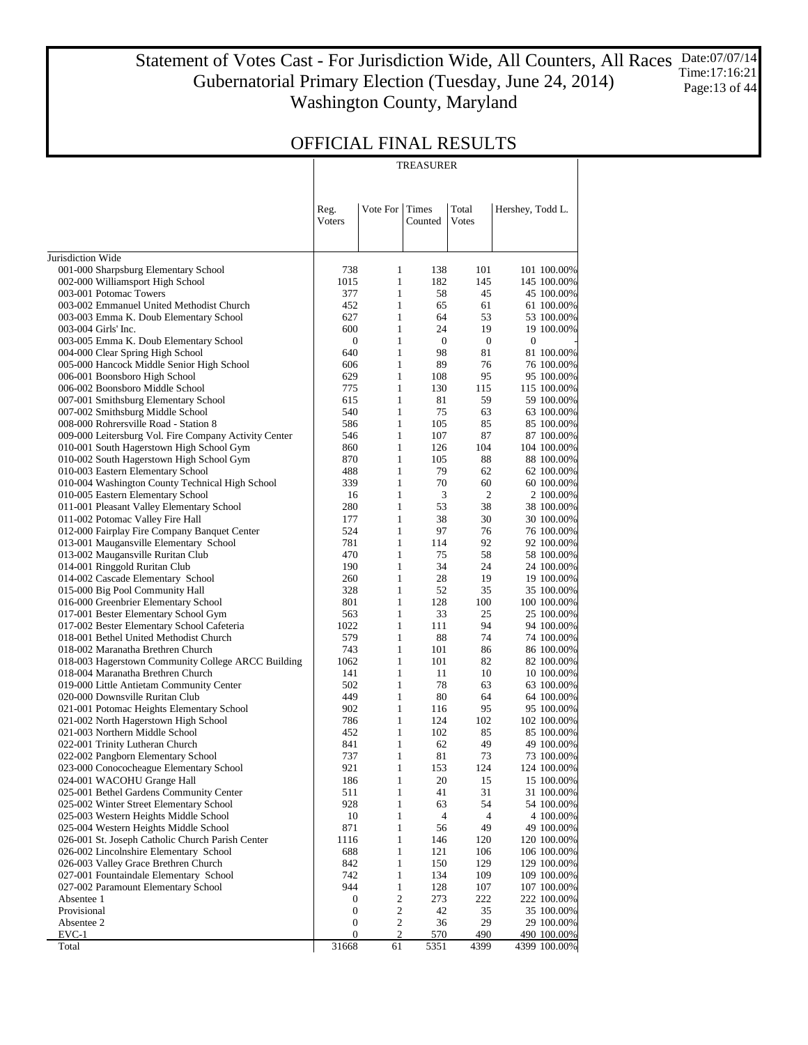# Statement of Votes Cast - For Jurisdiction Wide, All Counters, All Races
## Gubernatorial Primary Election (Tuesday, June 24, 2014)
## Washington County, Maryland

Date:07/07/14
Time:17:16:21

## OFFICIAL FINAL RESULTS

| | Reg. Voters | Vote For | Times Counted | Total Votes | TREASURER Hershey, Todd L. | |
|---|---|---|---|---|---|---|
| Jurisdiction Wide | | | | | | |
| 001-000 Sharpsburg Elementary School | 738 | 1 | 138 | 101 | 101 | 100.00% |
| 002-000 Williamsport High School | 1015 | 1 | 182 | 145 | 145 | 100.00% |
| 003-001 Potomac Towers | 377 | 1 | 58 | 45 | 45 | 100.00% |
| 003-002 Emmanuel United Methodist Church | 452 | 1 | 65 | 61 | 61 | 100.00% |
| 003-003 Emma K. Doub Elementary School | 627 | 1 | 64 | 53 | 53 | 100.00% |
| 003-004 Girls' Inc. | 600 | 1 | 24 | 19 | 19 | 100.00% |
| 003-005 Emma K. Doub Elementary School | 0 | 1 | 0 | 0 | 0 | - |
| 004-000 Clear Spring High School | 640 | 1 | 98 | 81 | 81 | 100.00% |
| 005-000 Hancock Middle Senior High School | 606 | 1 | 89 | 76 | 76 | 100.00% |
| 006-001 Boonsboro High School | 629 | 1 | 108 | 95 | 95 | 100.00% |
| 006-002 Boonsboro Middle School | 775 | 1 | 130 | 115 | 115 | 100.00% |
| 007-001 Smithsburg Elementary School | 615 | 1 | 81 | 59 | 59 | 100.00% |
| 007-002 Smithsburg Middle School | 540 | 1 | 75 | 63 | 63 | 100.00% |
| 008-000 Rohrersville Road - Station 8 | 586 | 1 | 105 | 85 | 85 | 100.00% |
| 009-000 Leitersburg Vol. Fire Company Activity Center | 546 | 1 | 107 | 87 | 87 | 100.00% |
| 010-001 South Hagerstown High School Gym | 860 | 1 | 126 | 104 | 104 | 100.00% |
| 010-002 South Hagerstown High School Gym | 870 | 1 | 105 | 88 | 88 | 100.00% |
| 010-003 Eastern Elementary School | 488 | 1 | 79 | 62 | 62 | 100.00% |
| 010-004 Washington County Technical High School | 339 | 1 | 70 | 60 | 60 | 100.00% |
| 010-005 Eastern Elementary School | 16 | 1 | 3 | 2 | 2 | 100.00% |
| 011-001 Pleasant Valley Elementary School | 280 | 1 | 53 | 38 | 38 | 100.00% |
| 011-002 Potomac Valley Fire Hall | 177 | 1 | 38 | 30 | 30 | 100.00% |
| 012-000 Fairplay Fire Company Banquet Center | 524 | 1 | 97 | 76 | 76 | 100.00% |
| 013-001 Maugansville Elementary School | 781 | 1 | 114 | 92 | 92 | 100.00% |
| 013-002 Maugansville Ruritan Club | 470 | 1 | 75 | 58 | 58 | 100.00% |
| 014-001 Ringgold Ruritan Club | 190 | 1 | 34 | 24 | 24 | 100.00% |
| 014-002 Cascade Elementary School | 260 | 1 | 28 | 19 | 19 | 100.00% |
| 015-000 Big Pool Community Hall | 328 | 1 | 52 | 35 | 35 | 100.00% |
| 016-000 Greenbrier Elementary School | 801 | 1 | 128 | 100 | 100 | 100.00% |
| 017-001 Bester Elementary School Gym | 563 | 1 | 33 | 25 | 25 | 100.00% |
| 017-002 Bester Elementary School Cafeteria | 1022 | 1 | 111 | 94 | 94 | 100.00% |
| 018-001 Bethel United Methodist Church | 579 | 1 | 88 | 74 | 74 | 100.00% |
| 018-002 Maranatha Brethren Church | 743 | 1 | 101 | 86 | 86 | 100.00% |
| 018-003 Hagerstown Community College ARCC Building | 1062 | 1 | 101 | 82 | 82 | 100.00% |
| 018-004 Maranatha Brethren Church | 141 | 1 | 11 | 10 | 10 | 100.00% |
| 019-000 Little Antietam Community Center | 502 | 1 | 78 | 63 | 63 | 100.00% |
| 020-000 Downsville Ruritan Club | 449 | 1 | 80 | 64 | 64 | 100.00% |
| 021-001 Potomac Heights Elementary School | 902 | 1 | 116 | 95 | 95 | 100.00% |
| 021-002 North Hagerstown High School | 786 | 1 | 124 | 102 | 102 | 100.00% |
| 021-003 Northern Middle School | 452 | 1 | 102 | 85 | 85 | 100.00% |
| 022-001 Trinity Lutheran Church | 841 | 1 | 62 | 49 | 49 | 100.00% |
| 022-002 Pangborn Elementary School | 737 | 1 | 81 | 73 | 73 | 100.00% |
| 023-000 Conococheague Elementary School | 921 | 1 | 153 | 124 | 124 | 100.00% |
| 024-001 WACOHU Grange Hall | 186 | 1 | 20 | 15 | 15 | 100.00% |
| 025-001 Bethel Gardens Community Center | 511 | 1 | 41 | 31 | 31 | 100.00% |
| 025-002 Winter Street Elementary School | 928 | 1 | 63 | 54 | 54 | 100.00% |
| 025-003 Western Heights Middle School | 10 | 1 | 4 | 4 | 4 | 100.00% |
| 025-004 Western Heights Middle School | 871 | 1 | 56 | 49 | 49 | 100.00% |
| 026-001 St. Joseph Catholic Church Parish Center | 1116 | 1 | 146 | 120 | 120 | 100.00% |
| 026-002 Lincolnshire Elementary School | 688 | 1 | 121 | 106 | 106 | 100.00% |
| 026-003 Valley Grace Brethren Church | 842 | 1 | 150 | 129 | 129 | 100.00% |
| 027-001 Fountaindale Elementary School | 742 | 1 | 134 | 109 | 109 | 100.00% |
| 027-002 Paramount Elementary School | 944 | 1 | 128 | 107 | 107 | 100.00% |
| Absentee 1 | 0 | 2 | 273 | 222 | 222 | 100.00% |
| Provisional | 0 | 2 | 42 | 35 | 35 | 100.00% |
| Absentee 2 | 0 | 2 | 36 | 29 | 29 | 100.00% |
| EVC-1 | 0 | 2 | 570 | 490 | 490 | 100.00% |
| Total | 31668 | 61 | 5351 | 4399 | 4399 | 100.00% |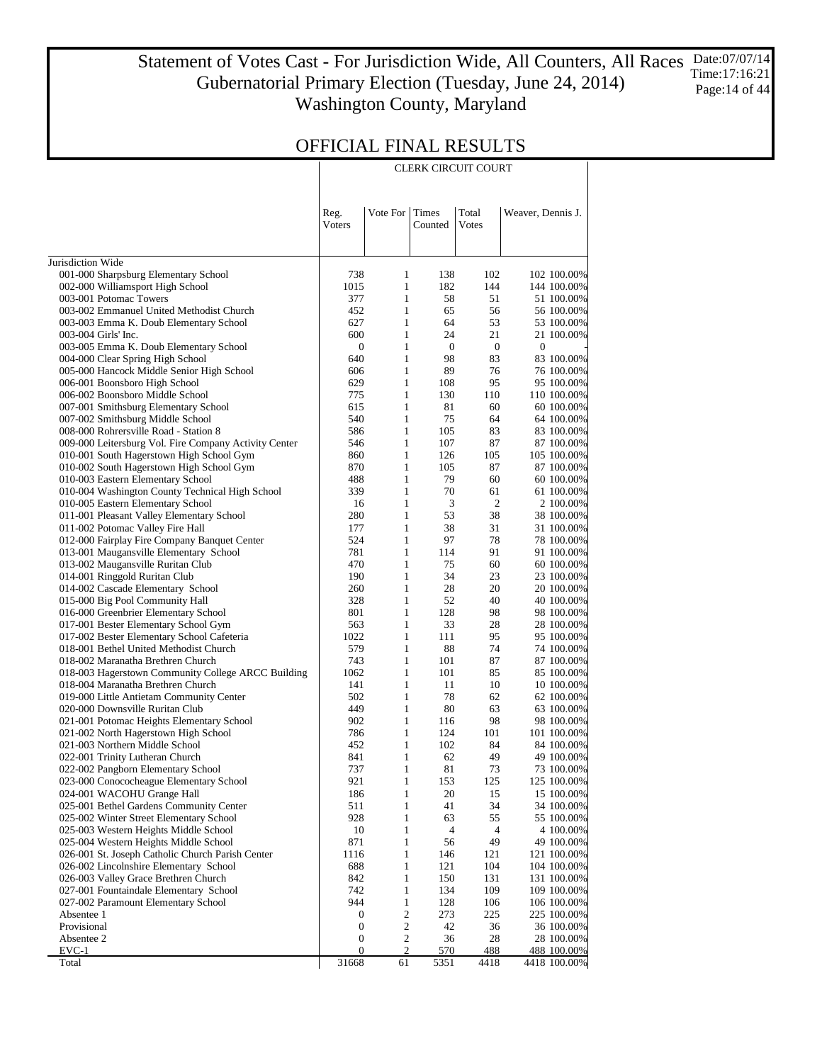# Statement of Votes Cast - For Jurisdiction Wide, All Counters, All Races
## Gubernatorial Primary Election (Tuesday, June 24, 2014)
## Washington County, Maryland

Date:07/07/14
Time:17:16:21

## OFFICIAL FINAL RESULTS

| | CLERK CIRCUIT COURT | | | | | |
|---|---|---|---|---|---|---|
| | Reg. Voters | Vote For | Times Counted | Total Votes | Weaver, Dennis J. | |
| Jurisdiction Wide | | | | | | |
| 001-000 Sharpsburg Elementary School | 738 | 1 | 138 | 102 | 102 | 100.00% |
| 002-000 Williamsport High School | 1015 | 1 | 182 | 144 | 144 | 100.00% |
| 003-001 Potomac Towers | 377 | 1 | 58 | 51 | 51 | 100.00% |
| 003-002 Emmanuel United Methodist Church | 452 | 1 | 65 | 56 | 56 | 100.00% |
| 003-003 Emma K. Doub Elementary School | 627 | 1 | 64 | 53 | 53 | 100.00% |
| 003-004 Girls' Inc. | 600 | 1 | 24 | 21 | 21 | 100.00% |
| 003-005 Emma K. Doub Elementary School | 0 | 1 | 0 | 0 | 0 | - |
| 004-000 Clear Spring High School | 640 | 1 | 98 | 83 | 83 | 100.00% |
| 005-000 Hancock Middle Senior High School | 606 | 1 | 89 | 76 | 76 | 100.00% |
| 006-001 Boonsboro High School | 629 | 1 | 108 | 95 | 95 | 100.00% |
| 006-002 Boonsboro Middle School | 775 | 1 | 130 | 110 | 110 | 100.00% |
| 007-001 Smithsburg Elementary School | 615 | 1 | 81 | 60 | 60 | 100.00% |
| 007-002 Smithsburg Middle School | 540 | 1 | 75 | 64 | 64 | 100.00% |
| 008-000 Rohrersville Road - Station 8 | 586 | 1 | 105 | 83 | 83 | 100.00% |
| 009-000 Leitersburg Vol. Fire Company Activity Center | 546 | 1 | 107 | 87 | 87 | 100.00% |
| 010-001 South Hagerstown High School Gym | 860 | 1 | 126 | 105 | 105 | 100.00% |
| 010-002 South Hagerstown High School Gym | 870 | 1 | 105 | 87 | 87 | 100.00% |
| 010-003 Eastern Elementary School | 488 | 1 | 79 | 60 | 60 | 100.00% |
| 010-004 Washington County Technical High School | 339 | 1 | 70 | 61 | 61 | 100.00% |
| 010-005 Eastern Elementary School | 16 | 1 | 3 | 2 | 2 | 100.00% |
| 011-001 Pleasant Valley Elementary School | 280 | 1 | 53 | 38 | 38 | 100.00% |
| 011-002 Potomac Valley Fire Hall | 177 | 1 | 38 | 31 | 31 | 100.00% |
| 012-000 Fairplay Fire Company Banquet Center | 524 | 1 | 97 | 78 | 78 | 100.00% |
| 013-001 Maugansville Elementary School | 781 | 1 | 114 | 91 | 91 | 100.00% |
| 013-002 Maugansville Ruritan Club | 470 | 1 | 75 | 60 | 60 | 100.00% |
| 014-001 Ringgold Ruritan Club | 190 | 1 | 34 | 23 | 23 | 100.00% |
| 014-002 Cascade Elementary School | 260 | 1 | 28 | 20 | 20 | 100.00% |
| 015-000 Big Pool Community Hall | 328 | 1 | 52 | 40 | 40 | 100.00% |
| 016-000 Greenbrier Elementary School | 801 | 1 | 128 | 98 | 98 | 100.00% |
| 017-001 Bester Elementary School Gym | 563 | 1 | 33 | 28 | 28 | 100.00% |
| 017-002 Bester Elementary School Cafeteria | 1022 | 1 | 111 | 95 | 95 | 100.00% |
| 018-001 Bethel United Methodist Church | 579 | 1 | 88 | 74 | 74 | 100.00% |
| 018-002 Maranatha Brethren Church | 743 | 1 | 101 | 87 | 87 | 100.00% |
| 018-003 Hagerstown Community College ARCC Building | 1062 | 1 | 101 | 85 | 85 | 100.00% |
| 018-004 Maranatha Brethren Church | 141 | 1 | 11 | 10 | 10 | 100.00% |
| 019-000 Little Antietam Community Center | 502 | 1 | 78 | 62 | 62 | 100.00% |
| 020-000 Downsville Ruritan Club | 449 | 1 | 80 | 63 | 63 | 100.00% |
| 021-001 Potomac Heights Elementary School | 902 | 1 | 116 | 98 | 98 | 100.00% |
| 021-002 North Hagerstown High School | 786 | 1 | 124 | 101 | 101 | 100.00% |
| 021-003 Northern Middle School | 452 | 1 | 102 | 84 | 84 | 100.00% |
| 022-001 Trinity Lutheran Church | 841 | 1 | 62 | 49 | 49 | 100.00% |
| 022-002 Pangborn Elementary School | 737 | 1 | 81 | 73 | 73 | 100.00% |
| 023-000 Conococheague Elementary School | 921 | 1 | 153 | 125 | 125 | 100.00% |
| 024-001 WACOHU Grange Hall | 186 | 1 | 20 | 15 | 15 | 100.00% |
| 025-001 Bethel Gardens Community Center | 511 | 1 | 41 | 34 | 34 | 100.00% |
| 025-002 Winter Street Elementary School | 928 | 1 | 63 | 55 | 55 | 100.00% |
| 025-003 Western Heights Middle School | 10 | 1 | 4 | 4 | 4 | 100.00% |
| 025-004 Western Heights Middle School | 871 | 1 | 56 | 49 | 49 | 100.00% |
| 026-001 St. Joseph Catholic Church Parish Center | 1116 | 1 | 146 | 121 | 121 | 100.00% |
| 026-002 Lincolnshire Elementary School | 688 | 1 | 121 | 104 | 104 | 100.00% |
| 026-003 Valley Grace Brethren Church | 842 | 1 | 150 | 131 | 131 | 100.00% |
| 027-001 Fountaindale Elementary School | 742 | 1 | 134 | 109 | 109 | 100.00% |
| 027-002 Paramount Elementary School | 944 | 1 | 128 | 106 | 106 | 100.00% |
| Absentee 1 | 0 | 2 | 273 | 225 | 225 | 100.00% |
| Provisional | 0 | 2 | 42 | 36 | 36 | 100.00% |
| Absentee 2 | 0 | 2 | 36 | 28 | 28 | 100.00% |
| EVC-1 | 0 | 2 | 570 | 488 | 488 | 100.00% |
| Total | 31668 | 61 | 5351 | 4418 | 4418 | 100.00% |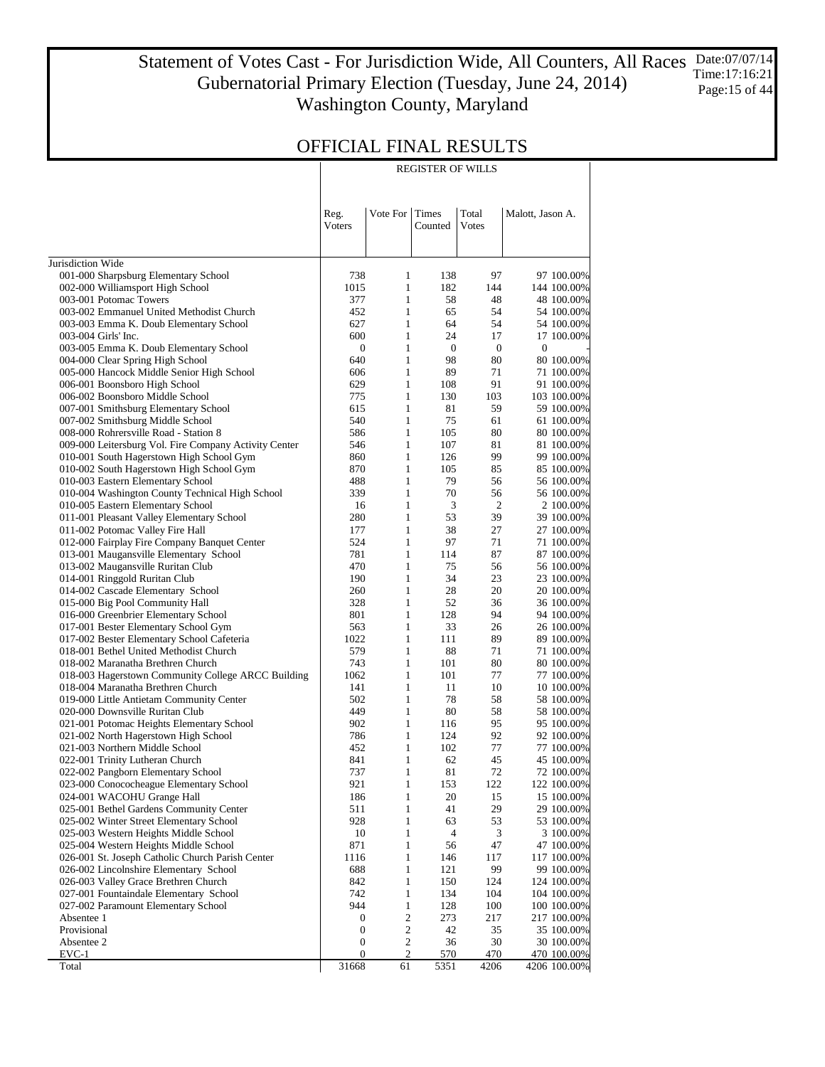# Statement of Votes Cast - For Jurisdiction Wide, All Counters, All Races
## Gubernatorial Primary Election (Tuesday, June 24, 2014)
## Washington County, Maryland

Date:07/07/14
Time:17:16:21

## OFFICIAL FINAL RESULTS

| | REGISTER OF WILLS | | | | | |
|---|---|---|---|---|---|---|
| | Reg. Voters | Vote For | Times Counted | Total Votes | Malott, Jason A. | |
| Jurisdiction Wide | | | | | | |
| 001-000 Sharpsburg Elementary School | 738 | 1 | 138 | 97 | 97 | 100.00% |
| 002-000 Williamsport High School | 1015 | 1 | 182 | 144 | 144 | 100.00% |
| 003-001 Potomac Towers | 377 | 1 | 58 | 48 | 48 | 100.00% |
| 003-002 Emmanuel United Methodist Church | 452 | 1 | 65 | 54 | 54 | 100.00% |
| 003-003 Emma K. Doub Elementary School | 627 | 1 | 64 | 54 | 54 | 100.00% |
| 003-004 Girls' Inc. | 600 | 1 | 24 | 17 | 17 | 100.00% |
| 003-005 Emma K. Doub Elementary School | 0 | 1 | 0 | 0 | 0 | - |
| 004-000 Clear Spring High School | 640 | 1 | 98 | 80 | 80 | 100.00% |
| 005-000 Hancock Middle Senior High School | 606 | 1 | 89 | 71 | 71 | 100.00% |
| 006-001 Boonsboro High School | 629 | 1 | 108 | 91 | 91 | 100.00% |
| 006-002 Boonsboro Middle School | 775 | 1 | 130 | 103 | 103 | 100.00% |
| 007-001 Smithsburg Elementary School | 615 | 1 | 81 | 59 | 59 | 100.00% |
| 007-002 Smithsburg Middle School | 540 | 1 | 75 | 61 | 61 | 100.00% |
| 008-000 Rohrersville Road - Station 8 | 586 | 1 | 105 | 80 | 80 | 100.00% |
| 009-000 Leitersburg Vol. Fire Company Activity Center | 546 | 1 | 107 | 81 | 81 | 100.00% |
| 010-001 South Hagerstown High School Gym | 860 | 1 | 126 | 99 | 99 | 100.00% |
| 010-002 South Hagerstown High School Gym | 870 | 1 | 105 | 85 | 85 | 100.00% |
| 010-003 Eastern Elementary School | 488 | 1 | 79 | 56 | 56 | 100.00% |
| 010-004 Washington County Technical High School | 339 | 1 | 70 | 56 | 56 | 100.00% |
| 010-005 Eastern Elementary School | 16 | 1 | 3 | 2 | 2 | 100.00% |
| 011-001 Pleasant Valley Elementary School | 280 | 1 | 53 | 39 | 39 | 100.00% |
| 011-002 Potomac Valley Fire Hall | 177 | 1 | 38 | 27 | 27 | 100.00% |
| 012-000 Fairplay Fire Company Banquet Center | 524 | 1 | 97 | 71 | 71 | 100.00% |
| 013-001 Maugansville Elementary School | 781 | 1 | 114 | 87 | 87 | 100.00% |
| 013-002 Maugansville Ruritan Club | 470 | 1 | 75 | 56 | 56 | 100.00% |
| 014-001 Ringgold Ruritan Club | 190 | 1 | 34 | 23 | 23 | 100.00% |
| 014-002 Cascade Elementary School | 260 | 1 | 28 | 20 | 20 | 100.00% |
| 015-000 Big Pool Community Hall | 328 | 1 | 52 | 36 | 36 | 100.00% |
| 016-000 Greenbrier Elementary School | 801 | 1 | 128 | 94 | 94 | 100.00% |
| 017-001 Bester Elementary School Gym | 563 | 1 | 33 | 26 | 26 | 100.00% |
| 017-002 Bester Elementary School Cafeteria | 1022 | 1 | 111 | 89 | 89 | 100.00% |
| 018-001 Bethel United Methodist Church | 579 | 1 | 88 | 71 | 71 | 100.00% |
| 018-002 Maranatha Brethren Church | 743 | 1 | 101 | 80 | 80 | 100.00% |
| 018-003 Hagerstown Community College ARCC Building | 1062 | 1 | 101 | 77 | 77 | 100.00% |
| 018-004 Maranatha Brethren Church | 141 | 1 | 11 | 10 | 10 | 100.00% |
| 019-000 Little Antietam Community Center | 502 | 1 | 78 | 58 | 58 | 100.00% |
| 020-000 Downsville Ruritan Club | 449 | 1 | 80 | 58 | 58 | 100.00% |
| 021-001 Potomac Heights Elementary School | 902 | 1 | 116 | 95 | 95 | 100.00% |
| 021-002 North Hagerstown High School | 786 | 1 | 124 | 92 | 92 | 100.00% |
| 021-003 Northern Middle School | 452 | 1 | 102 | 77 | 77 | 100.00% |
| 022-001 Trinity Lutheran Church | 841 | 1 | 62 | 45 | 45 | 100.00% |
| 022-002 Pangborn Elementary School | 737 | 1 | 81 | 72 | 72 | 100.00% |
| 023-000 Conococheague Elementary School | 921 | 1 | 153 | 122 | 122 | 100.00% |
| 024-001 WACOHU Grange Hall | 186 | 1 | 20 | 15 | 15 | 100.00% |
| 025-001 Bethel Gardens Community Center | 511 | 1 | 41 | 29 | 29 | 100.00% |
| 025-002 Winter Street Elementary School | 928 | 1 | 63 | 53 | 53 | 100.00% |
| 025-003 Western Heights Middle School | 10 | 1 | 4 | 3 | 3 | 100.00% |
| 025-004 Western Heights Middle School | 871 | 1 | 56 | 47 | 47 | 100.00% |
| 026-001 St. Joseph Catholic Church Parish Center | 1116 | 1 | 146 | 117 | 117 | 100.00% |
| 026-002 Lincolnshire Elementary School | 688 | 1 | 121 | 99 | 99 | 100.00% |
| 026-003 Valley Grace Brethren Church | 842 | 1 | 150 | 124 | 124 | 100.00% |
| 027-001 Fountaindale Elementary School | 742 | 1 | 134 | 104 | 104 | 100.00% |
| 027-002 Paramount Elementary School | 944 | 1 | 128 | 100 | 100 | 100.00% |
| Absentee 1 | 0 | 2 | 273 | 217 | 217 | 100.00% |
| Provisional | 0 | 2 | 42 | 35 | 35 | 100.00% |
| Absentee 2 | 0 | 2 | 36 | 30 | 30 | 100.00% |
| EVC-1 | 0 | 2 | 570 | 470 | 470 | 100.00% |
| Total | 31668 | 61 | 5351 | 4206 | 4206 | 100.00% |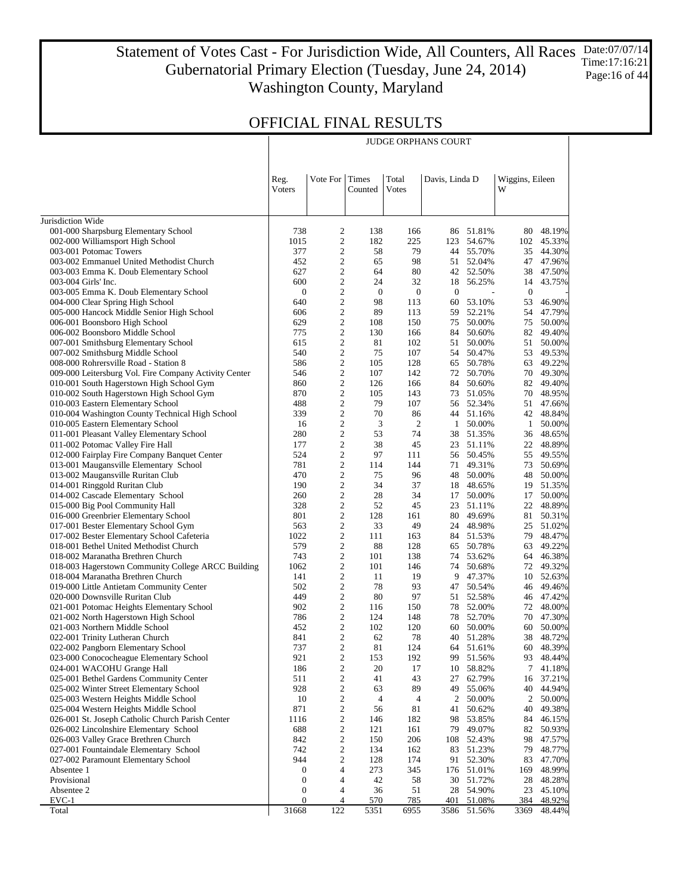# Statement of Votes Cast - For Jurisdiction Wide, All Counters, All Races
## Gubernatorial Primary Election (Tuesday, June 24, 2014)
## Washington County, Maryland

Date:07/07/14
Time:17:16:21

## OFFICIAL FINAL RESULTS

| | JUDGE ORPHANS COURT | | | | | | | |
|---|---|---|---|---|---|---|---|---|
| | Reg. Voters | Vote For | Times Counted | Total Votes | Davis, Linda D | | Wiggins, Eileen W | |
| Jurisdiction Wide | | | | | | | | |
| 001-000 Sharpsburg Elementary School | 738 | 2 | 138 | 166 | 86 | 51.81% | 80 | 48.19% |
| 002-000 Williamsport High School | 1015 | 2 | 182 | 225 | 123 | 54.67% | 102 | 45.33% |
| 003-001 Potomac Towers | 377 | 2 | 58 | 79 | 44 | 55.70% | 35 | 44.30% |
| 003-002 Emmanuel United Methodist Church | 452 | 2 | 65 | 98 | 51 | 52.04% | 47 | 47.96% |
| 003-003 Emma K. Doub Elementary School | 627 | 2 | 64 | 80 | 42 | 52.50% | 38 | 47.50% |
| 003-004 Girls' Inc. | 600 | 2 | 24 | 32 | 18 | 56.25% | 14 | 43.75% |
| 003-005 Emma K. Doub Elementary School | 0 | 2 | 0 | 0 | 0 | - | 0 | - |
| 004-000 Clear Spring High School | 640 | 2 | 98 | 113 | 60 | 53.10% | 53 | 46.90% |
| 005-000 Hancock Middle Senior High School | 606 | 2 | 89 | 113 | 59 | 52.21% | 54 | 47.79% |
| 006-001 Boonsboro High School | 629 | 2 | 108 | 150 | 75 | 50.00% | 75 | 50.00% |
| 006-002 Boonsboro Middle School | 775 | 2 | 130 | 166 | 84 | 50.60% | 82 | 49.40% |
| 007-001 Smithsburg Elementary School | 615 | 2 | 81 | 102 | 51 | 50.00% | 51 | 50.00% |
| 007-002 Smithsburg Middle School | 540 | 2 | 75 | 107 | 54 | 50.47% | 53 | 49.53% |
| 008-000 Rohrersville Road - Station 8 | 586 | 2 | 105 | 128 | 65 | 50.78% | 63 | 49.22% |
| 009-000 Leitersburg Vol. Fire Company Activity Center | 546 | 2 | 107 | 142 | 72 | 50.70% | 70 | 49.30% |
| 010-001 South Hagerstown High School Gym | 860 | 2 | 126 | 166 | 84 | 50.60% | 82 | 49.40% |
| 010-002 South Hagerstown High School Gym | 870 | 2 | 105 | 143 | 73 | 51.05% | 70 | 48.95% |
| 010-003 Eastern Elementary School | 488 | 2 | 79 | 107 | 56 | 52.34% | 51 | 47.66% |
| 010-004 Washington County Technical High School | 339 | 2 | 70 | 86 | 44 | 51.16% | 42 | 48.84% |
| 010-005 Eastern Elementary School | 16 | 2 | 3 | 2 | 1 | 50.00% | 1 | 50.00% |
| 011-001 Pleasant Valley Elementary School | 280 | 2 | 53 | 74 | 38 | 51.35% | 36 | 48.65% |
| 011-002 Potomac Valley Fire Hall | 177 | 2 | 38 | 45 | 23 | 51.11% | 22 | 48.89% |
| 012-000 Fairplay Fire Company Banquet Center | 524 | 2 | 97 | 111 | 56 | 50.45% | 55 | 49.55% |
| 013-001 Maugansville Elementary School | 781 | 2 | 114 | 144 | 71 | 49.31% | 73 | 50.69% |
| 013-002 Maugansville Ruritan Club | 470 | 2 | 75 | 96 | 48 | 50.00% | 48 | 50.00% |
| 014-001 Ringgold Ruritan Club | 190 | 2 | 34 | 37 | 18 | 48.65% | 19 | 51.35% |
| 014-002 Cascade Elementary School | 260 | 2 | 28 | 34 | 17 | 50.00% | 17 | 50.00% |
| 015-000 Big Pool Community Hall | 328 | 2 | 52 | 45 | 23 | 51.11% | 22 | 48.89% |
| 016-000 Greenbrier Elementary School | 801 | 2 | 128 | 161 | 80 | 49.69% | 81 | 50.31% |
| 017-001 Bester Elementary School Gym | 563 | 2 | 33 | 49 | 24 | 48.98% | 25 | 51.02% |
| 017-002 Bester Elementary School Cafeteria | 1022 | 2 | 111 | 163 | 84 | 51.53% | 79 | 48.47% |
| 018-001 Bethel United Methodist Church | 579 | 2 | 88 | 128 | 65 | 50.78% | 63 | 49.22% |
| 018-002 Maranatha Brethren Church | 743 | 2 | 101 | 138 | 74 | 53.62% | 64 | 46.38% |
| 018-003 Hagerstown Community College ARCC Building | 1062 | 2 | 101 | 146 | 74 | 50.68% | 72 | 49.32% |
| 018-004 Maranatha Brethren Church | 141 | 2 | 11 | 19 | 9 | 47.37% | 10 | 52.63% |
| 019-000 Little Antietam Community Center | 502 | 2 | 78 | 93 | 47 | 50.54% | 46 | 49.46% |
| 020-000 Downsville Ruritan Club | 449 | 2 | 80 | 97 | 51 | 52.58% | 46 | 47.42% |
| 021-001 Potomac Heights Elementary School | 902 | 2 | 116 | 150 | 78 | 52.00% | 72 | 48.00% |
| 021-002 North Hagerstown High School | 786 | 2 | 124 | 148 | 78 | 52.70% | 70 | 47.30% |
| 021-003 Northern Middle School | 452 | 2 | 102 | 120 | 60 | 50.00% | 60 | 50.00% |
| 022-001 Trinity Lutheran Church | 841 | 2 | 62 | 78 | 40 | 51.28% | 38 | 48.72% |
| 022-002 Pangborn Elementary School | 737 | 2 | 81 | 124 | 64 | 51.61% | 60 | 48.39% |
| 023-000 Conococheague Elementary School | 921 | 2 | 153 | 192 | 99 | 51.56% | 93 | 48.44% |
| 024-001 WACOHU Grange Hall | 186 | 2 | 20 | 17 | 10 | 58.82% | 7 | 41.18% |
| 025-001 Bethel Gardens Community Center | 511 | 2 | 41 | 43 | 27 | 62.79% | 16 | 37.21% |
| 025-002 Winter Street Elementary School | 928 | 2 | 63 | 89 | 49 | 55.06% | 40 | 44.94% |
| 025-003 Western Heights Middle School | 10 | 2 | 4 | 4 | 2 | 50.00% | 2 | 50.00% |
| 025-004 Western Heights Middle School | 871 | 2 | 56 | 81 | 41 | 50.62% | 40 | 49.38% |
| 026-001 St. Joseph Catholic Church Parish Center | 1116 | 2 | 146 | 182 | 98 | 53.85% | 84 | 46.15% |
| 026-002 Lincolnshire Elementary School | 688 | 2 | 121 | 161 | 79 | 49.07% | 82 | 50.93% |
| 026-003 Valley Grace Brethren Church | 842 | 2 | 150 | 206 | 108 | 52.43% | 98 | 47.57% |
| 027-001 Fountaindale Elementary School | 742 | 2 | 134 | 162 | 83 | 51.23% | 79 | 48.77% |
| 027-002 Paramount Elementary School | 944 | 2 | 128 | 174 | 91 | 52.30% | 83 | 47.70% |
| Absentee 1 | 0 | 4 | 273 | 345 | 176 | 51.01% | 169 | 48.99% |
| Provisional | 0 | 4 | 42 | 58 | 30 | 51.72% | 28 | 48.28% |
| Absentee 2 | 0 | 4 | 36 | 51 | 28 | 54.90% | 23 | 45.10% |
| EVC-1 | 0 | 4 | 570 | 785 | 401 | 51.08% | 384 | 48.92% |
| Total | 31668 | 122 | 5351 | 6955 | 3586 | 51.56% | 3369 | 48.44% |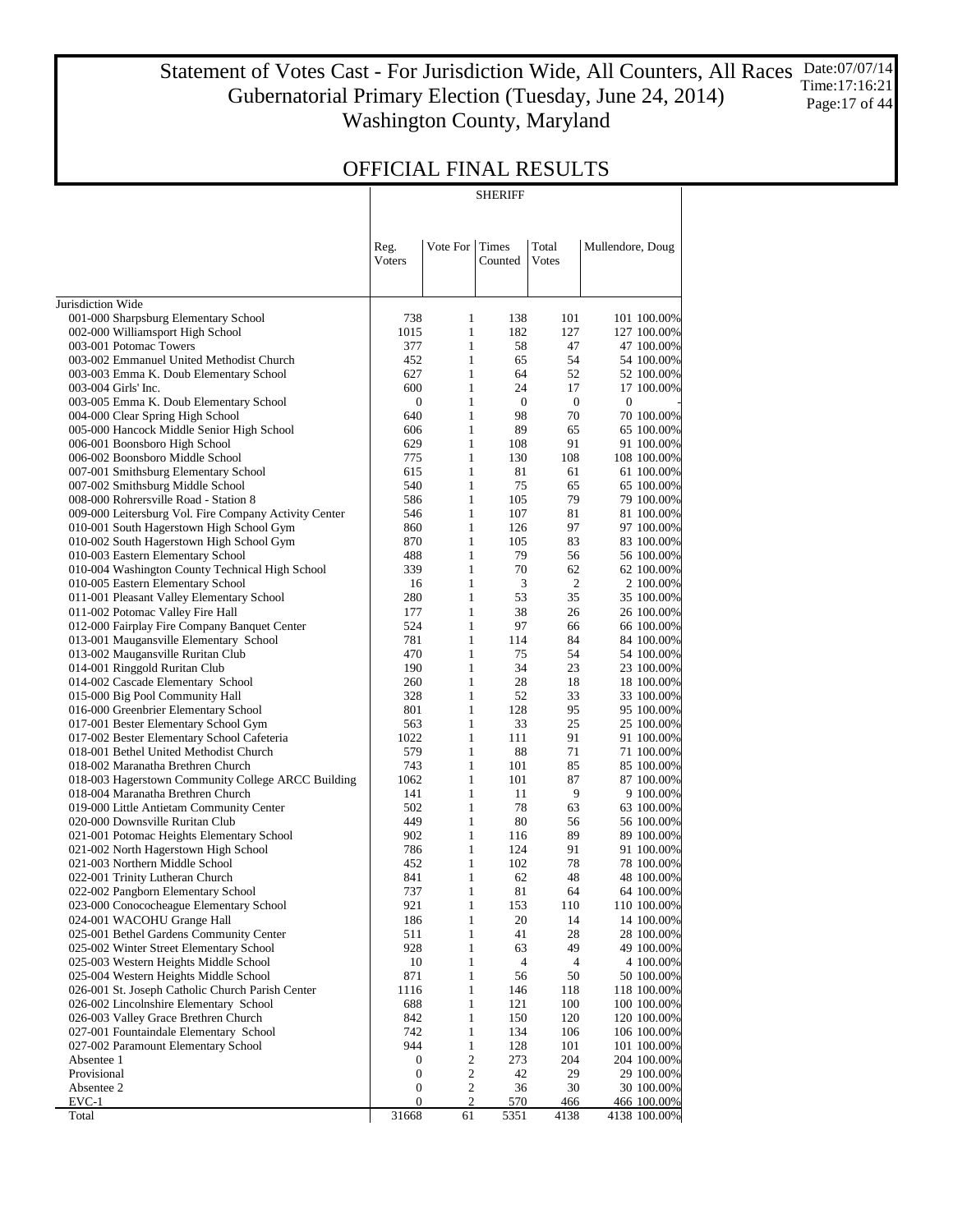# Statement of Votes Cast - For Jurisdiction Wide, All Counters, All Races
## Gubernatorial Primary Election (Tuesday, June 24, 2014)
## Washington County, Maryland

Date:07/07/14
Time:17:16:21

## OFFICIAL FINAL RESULTS

| | SHERIFF | | | | | |
|---|---|---|---|---|---|---|
| | Reg. Voters | Vote For | Times Counted | Total Votes | Mullendore, Doug | |
| Jurisdiction Wide | | | | | | |
| 001-000 Sharpsburg Elementary School | 738 | 1 | 138 | 101 | 101 | 100.00% |
| 002-000 Williamsport High School | 1015 | 1 | 182 | 127 | 127 | 100.00% |
| 003-001 Potomac Towers | 377 | 1 | 58 | 47 | 47 | 100.00% |
| 003-002 Emmanuel United Methodist Church | 452 | 1 | 65 | 54 | 54 | 100.00% |
| 003-003 Emma K. Doub Elementary School | 627 | 1 | 64 | 52 | 52 | 100.00% |
| 003-004 Girls' Inc. | 600 | 1 | 24 | 17 | 17 | 100.00% |
| 003-005 Emma K. Doub Elementary School | 0 | 1 | 0 | 0 | 0 | - |
| 004-000 Clear Spring High School | 640 | 1 | 98 | 70 | 70 | 100.00% |
| 005-000 Hancock Middle Senior High School | 606 | 1 | 89 | 65 | 65 | 100.00% |
| 006-001 Boonsboro High School | 629 | 1 | 108 | 91 | 91 | 100.00% |
| 006-002 Boonsboro Middle School | 775 | 1 | 130 | 108 | 108 | 100.00% |
| 007-001 Smithsburg Elementary School | 615 | 1 | 81 | 61 | 61 | 100.00% |
| 007-002 Smithsburg Middle School | 540 | 1 | 75 | 65 | 65 | 100.00% |
| 008-000 Rohrersville Road - Station 8 | 586 | 1 | 105 | 79 | 79 | 100.00% |
| 009-000 Leitersburg Vol. Fire Company Activity Center | 546 | 1 | 107 | 81 | 81 | 100.00% |
| 010-001 South Hagerstown High School Gym | 860 | 1 | 126 | 97 | 97 | 100.00% |
| 010-002 South Hagerstown High School Gym | 870 | 1 | 105 | 83 | 83 | 100.00% |
| 010-003 Eastern Elementary School | 488 | 1 | 79 | 56 | 56 | 100.00% |
| 010-004 Washington County Technical High School | 339 | 1 | 70 | 62 | 62 | 100.00% |
| 010-005 Eastern Elementary School | 16 | 1 | 3 | 2 | 2 | 100.00% |
| 011-001 Pleasant Valley Elementary School | 280 | 1 | 53 | 35 | 35 | 100.00% |
| 011-002 Potomac Valley Fire Hall | 177 | 1 | 38 | 26 | 26 | 100.00% |
| 012-000 Fairplay Fire Company Banquet Center | 524 | 1 | 97 | 66 | 66 | 100.00% |
| 013-001 Maugansville Elementary School | 781 | 1 | 114 | 84 | 84 | 100.00% |
| 013-002 Maugansville Ruritan Club | 470 | 1 | 75 | 54 | 54 | 100.00% |
| 014-001 Ringgold Ruritan Club | 190 | 1 | 34 | 23 | 23 | 100.00% |
| 014-002 Cascade Elementary School | 260 | 1 | 28 | 18 | 18 | 100.00% |
| 015-000 Big Pool Community Hall | 328 | 1 | 52 | 33 | 33 | 100.00% |
| 016-000 Greenbrier Elementary School | 801 | 1 | 128 | 95 | 95 | 100.00% |
| 017-001 Bester Elementary School Gym | 563 | 1 | 33 | 25 | 25 | 100.00% |
| 017-002 Bester Elementary School Cafeteria | 1022 | 1 | 111 | 91 | 91 | 100.00% |
| 018-001 Bethel United Methodist Church | 579 | 1 | 88 | 71 | 71 | 100.00% |
| 018-002 Maranatha Brethren Church | 743 | 1 | 101 | 85 | 85 | 100.00% |
| 018-003 Hagerstown Community College ARCC Building | 1062 | 1 | 101 | 87 | 87 | 100.00% |
| 018-004 Maranatha Brethren Church | 141 | 1 | 11 | 9 | 9 | 100.00% |
| 019-000 Little Antietam Community Center | 502 | 1 | 78 | 63 | 63 | 100.00% |
| 020-000 Downsville Ruritan Club | 449 | 1 | 80 | 56 | 56 | 100.00% |
| 021-001 Potomac Heights Elementary School | 902 | 1 | 116 | 89 | 89 | 100.00% |
| 021-002 North Hagerstown High School | 786 | 1 | 124 | 91 | 91 | 100.00% |
| 021-003 Northern Middle School | 452 | 1 | 102 | 78 | 78 | 100.00% |
| 022-001 Trinity Lutheran Church | 841 | 1 | 62 | 48 | 48 | 100.00% |
| 022-002 Pangborn Elementary School | 737 | 1 | 81 | 64 | 64 | 100.00% |
| 023-000 Conococheague Elementary School | 921 | 1 | 153 | 110 | 110 | 100.00% |
| 024-001 WACOHU Grange Hall | 186 | 1 | 20 | 14 | 14 | 100.00% |
| 025-001 Bethel Gardens Community Center | 511 | 1 | 41 | 28 | 28 | 100.00% |
| 025-002 Winter Street Elementary School | 928 | 1 | 63 | 49 | 49 | 100.00% |
| 025-003 Western Heights Middle School | 10 | 1 | 4 | 4 | 4 | 100.00% |
| 025-004 Western Heights Middle School | 871 | 1 | 56 | 50 | 50 | 100.00% |
| 026-001 St. Joseph Catholic Church Parish Center | 1116 | 1 | 146 | 118 | 118 | 100.00% |
| 026-002 Lincolnshire Elementary School | 688 | 1 | 121 | 100 | 100 | 100.00% |
| 026-003 Valley Grace Brethren Church | 842 | 1 | 150 | 120 | 120 | 100.00% |
| 027-001 Fountaindale Elementary School | 742 | 1 | 134 | 106 | 106 | 100.00% |
| 027-002 Paramount Elementary School | 944 | 1 | 128 | 101 | 101 | 100.00% |
| Absentee 1 | 0 | 2 | 273 | 204 | 204 | 100.00% |
| Provisional | 0 | 2 | 42 | 29 | 29 | 100.00% |
| Absentee 2 | 0 | 2 | 36 | 30 | 30 | 100.00% |
| EVC-1 | 0 | 2 | 570 | 466 | 466 | 100.00% |
| Total | 31668 | 61 | 5351 | 4138 | 4138 | 100.00% |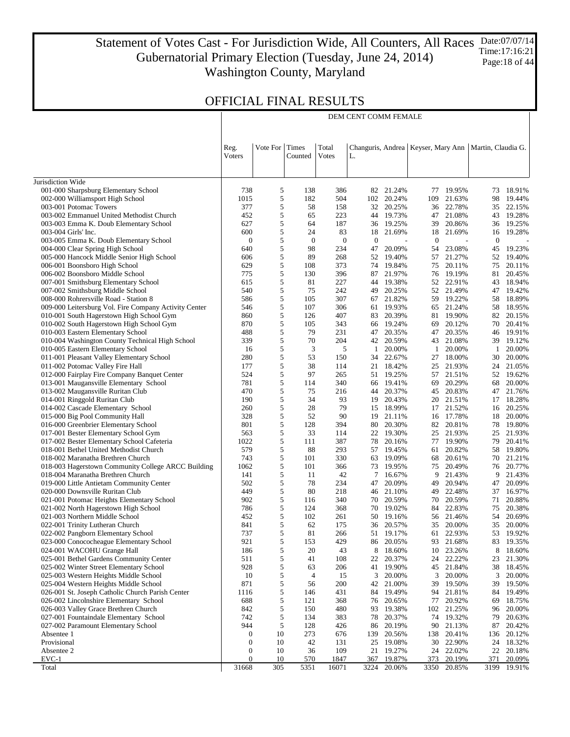# Statement of Votes Cast - For Jurisdiction Wide, All Counters, All Races
## Gubernatorial Primary Election (Tuesday, June 24, 2014)
## Washington County, Maryland

Date:07/07/14
Time:17:16:21

## OFFICIAL FINAL RESULTS

DEM CENT COMM FEMALE

| | Reg. Voters | Vote For | Times Counted | Total Votes | Changuris, Andrea L. | | Keyser, Mary Ann | | Martin, Claudia G. | |
|---|---|---|---|---|---|---|---|---|---|---|
| Jurisdiction Wide | | | | | | | | | | |
| 001-000 Sharpsburg Elementary School | 738 | 5 | 138 | 386 | 82 | 21.24% | 77 | 19.95% | 73 | 18.91% |
| 002-000 Williamsport High School | 1015 | 5 | 182 | 504 | 102 | 20.24% | 109 | 21.63% | 98 | 19.44% |
| 003-001 Potomac Towers | 377 | 5 | 58 | 158 | 32 | 20.25% | 36 | 22.78% | 35 | 22.15% |
| 003-002 Emmanuel United Methodist Church | 452 | 5 | 65 | 223 | 44 | 19.73% | 47 | 21.08% | 43 | 19.28% |
| 003-003 Emma K. Doub Elementary School | 627 | 5 | 64 | 187 | 36 | 19.25% | 39 | 20.86% | 36 | 19.25% |
| 003-004 Girls' Inc. | 600 | 5 | 24 | 83 | 18 | 21.69% | 18 | 21.69% | 16 | 19.28% |
| 003-005 Emma K. Doub Elementary School | 0 | 5 | 0 | 0 | 0 | - | 0 | - | 0 | - |
| 004-000 Clear Spring High School | 640 | 5 | 98 | 234 | 47 | 20.09% | 54 | 23.08% | 45 | 19.23% |
| 005-000 Hancock Middle Senior High School | 606 | 5 | 89 | 268 | 52 | 19.40% | 57 | 21.27% | 52 | 19.40% |
| 006-001 Boonsboro High School | 629 | 5 | 108 | 373 | 74 | 19.84% | 75 | 20.11% | 75 | 20.11% |
| 006-002 Boonsboro Middle School | 775 | 5 | 130 | 396 | 87 | 21.97% | 76 | 19.19% | 81 | 20.45% |
| 007-001 Smithsburg Elementary School | 615 | 5 | 81 | 227 | 44 | 19.38% | 52 | 22.91% | 43 | 18.94% |
| 007-002 Smithsburg Middle School | 540 | 5 | 75 | 242 | 49 | 20.25% | 52 | 21.49% | 47 | 19.42% |
| 008-000 Rohrersville Road - Station 8 | 586 | 5 | 105 | 307 | 67 | 21.82% | 59 | 19.22% | 58 | 18.89% |
| 009-000 Leitersburg Vol. Fire Company Activity Center | 546 | 5 | 107 | 306 | 61 | 19.93% | 65 | 21.24% | 58 | 18.95% |
| 010-001 South Hagerstown High School Gym | 860 | 5 | 126 | 407 | 83 | 20.39% | 81 | 19.90% | 82 | 20.15% |
| 010-002 South Hagerstown High School Gym | 870 | 5 | 105 | 343 | 66 | 19.24% | 69 | 20.12% | 70 | 20.41% |
| 010-003 Eastern Elementary School | 488 | 5 | 79 | 231 | 47 | 20.35% | 47 | 20.35% | 46 | 19.91% |
| 010-004 Washington County Technical High School | 339 | 5 | 70 | 204 | 42 | 20.59% | 43 | 21.08% | 39 | 19.12% |
| 010-005 Eastern Elementary School | 16 | 5 | 3 | 5 | 1 | 20.00% | 1 | 20.00% | 1 | 20.00% |
| 011-001 Pleasant Valley Elementary School | 280 | 5 | 53 | 150 | 34 | 22.67% | 27 | 18.00% | 30 | 20.00% |
| 011-002 Potomac Valley Fire Hall | 177 | 5 | 38 | 114 | 21 | 18.42% | 25 | 21.93% | 24 | 21.05% |
| 012-000 Fairplay Fire Company Banquet Center | 524 | 5 | 97 | 265 | 51 | 19.25% | 57 | 21.51% | 52 | 19.62% |
| 013-001 Maugansville Elementary School | 781 | 5 | 114 | 340 | 66 | 19.41% | 69 | 20.29% | 68 | 20.00% |
| 013-002 Maugansville Ruritan Club | 470 | 5 | 75 | 216 | 44 | 20.37% | 45 | 20.83% | 47 | 21.76% |
| 014-001 Ringgold Ruritan Club | 190 | 5 | 34 | 93 | 19 | 20.43% | 20 | 21.51% | 17 | 18.28% |
| 014-002 Cascade Elementary School | 260 | 5 | 28 | 79 | 15 | 18.99% | 17 | 21.52% | 16 | 20.25% |
| 015-000 Big Pool Community Hall | 328 | 5 | 52 | 90 | 19 | 21.11% | 16 | 17.78% | 18 | 20.00% |
| 016-000 Greenbrier Elementary School | 801 | 5 | 128 | 394 | 80 | 20.30% | 82 | 20.81% | 78 | 19.80% |
| 017-001 Bester Elementary School Gym | 563 | 5 | 33 | 114 | 22 | 19.30% | 25 | 21.93% | 25 | 21.93% |
| 017-002 Bester Elementary School Cafeteria | 1022 | 5 | 111 | 387 | 78 | 20.16% | 77 | 19.90% | 79 | 20.41% |
| 018-001 Bethel United Methodist Church | 579 | 5 | 88 | 293 | 57 | 19.45% | 61 | 20.82% | 58 | 19.80% |
| 018-002 Maranatha Brethren Church | 743 | 5 | 101 | 330 | 63 | 19.09% | 68 | 20.61% | 70 | 21.21% |
| 018-003 Hagerstown Community College ARCC Building | 1062 | 5 | 101 | 366 | 73 | 19.95% | 75 | 20.49% | 76 | 20.77% |
| 018-004 Maranatha Brethren Church | 141 | 5 | 11 | 42 | 7 | 16.67% | 9 | 21.43% | 9 | 21.43% |
| 019-000 Little Antietam Community Center | 502 | 5 | 78 | 234 | 47 | 20.09% | 49 | 20.94% | 47 | 20.09% |
| 020-000 Downsville Ruritan Club | 449 | 5 | 80 | 218 | 46 | 21.10% | 49 | 22.48% | 37 | 16.97% |
| 021-001 Potomac Heights Elementary School | 902 | 5 | 116 | 340 | 70 | 20.59% | 70 | 20.59% | 71 | 20.88% |
| 021-002 North Hagerstown High School | 786 | 5 | 124 | 368 | 70 | 19.02% | 84 | 22.83% | 75 | 20.38% |
| 021-003 Northern Middle School | 452 | 5 | 102 | 261 | 50 | 19.16% | 56 | 21.46% | 54 | 20.69% |
| 022-001 Trinity Lutheran Church | 841 | 5 | 62 | 175 | 36 | 20.57% | 35 | 20.00% | 35 | 20.00% |
| 022-002 Pangborn Elementary School | 737 | 5 | 81 | 266 | 51 | 19.17% | 61 | 22.93% | 53 | 19.92% |
| 023-000 Conococheague Elementary School | 921 | 5 | 153 | 429 | 86 | 20.05% | 93 | 21.68% | 83 | 19.35% |
| 024-001 WACOHU Grange Hall | 186 | 5 | 20 | 43 | 8 | 18.60% | 10 | 23.26% | 8 | 18.60% |
| 025-001 Bethel Gardens Community Center | 511 | 5 | 41 | 108 | 22 | 20.37% | 24 | 22.22% | 23 | 21.30% |
| 025-002 Winter Street Elementary School | 928 | 5 | 63 | 206 | 41 | 19.90% | 45 | 21.84% | 38 | 18.45% |
| 025-003 Western Heights Middle School | 10 | 5 | 4 | 15 | 3 | 20.00% | 3 | 20.00% | 3 | 20.00% |
| 025-004 Western Heights Middle School | 871 | 5 | 56 | 200 | 42 | 21.00% | 39 | 19.50% | 39 | 19.50% |
| 026-001 St. Joseph Catholic Church Parish Center | 1116 | 5 | 146 | 431 | 84 | 19.49% | 94 | 21.81% | 84 | 19.49% |
| 026-002 Lincolnshire Elementary School | 688 | 5 | 121 | 368 | 76 | 20.65% | 77 | 20.92% | 69 | 18.75% |
| 026-003 Valley Grace Brethren Church | 842 | 5 | 150 | 480 | 93 | 19.38% | 102 | 21.25% | 96 | 20.00% |
| 027-001 Fountaindale Elementary School | 742 | 5 | 134 | 383 | 78 | 20.37% | 74 | 19.32% | 79 | 20.63% |
| 027-002 Paramount Elementary School | 944 | 5 | 128 | 426 | 86 | 20.19% | 90 | 21.13% | 87 | 20.42% |
| Absentee 1 | 0 | 10 | 273 | 676 | 139 | 20.56% | 138 | 20.41% | 136 | 20.12% |
| Provisional | 0 | 10 | 42 | 131 | 25 | 19.08% | 30 | 22.90% | 24 | 18.32% |
| Absentee 2 | 0 | 10 | 36 | 109 | 21 | 19.27% | 24 | 22.02% | 22 | 20.18% |
| EVC-1 | 0 | 10 | 570 | 1847 | 367 | 19.87% | 373 | 20.19% | 371 | 20.09% |
| Total | 31668 | 305 | 5351 | 16071 | 3224 | 20.06% | 3350 | 20.85% | 3199 | 19.91% |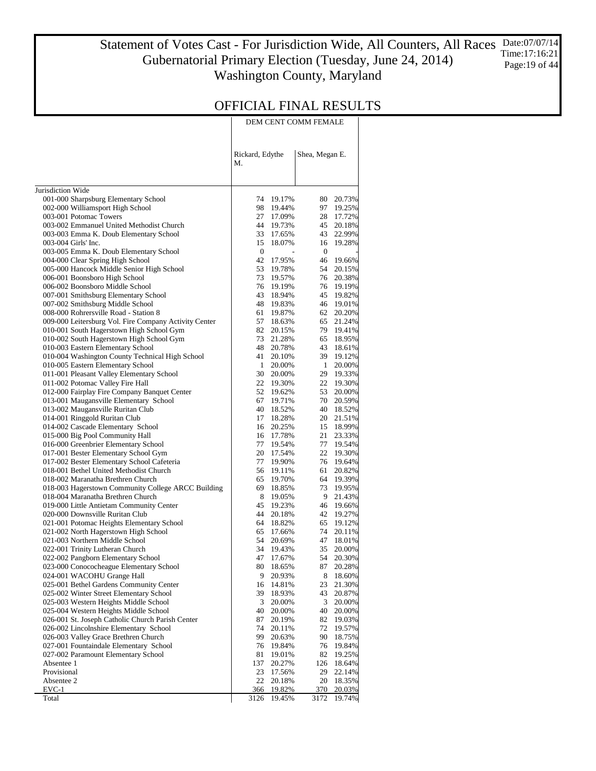# Statement of Votes Cast - For Jurisdiction Wide, All Counters, All Races
## Gubernatorial Primary Election (Tuesday, June 24, 2014)
## Washington County, Maryland

Date:07/07/14
Time:17:16:21

## OFFICIAL FINAL RESULTS

| | DEM CENT COMM FEMALE | | | |
|---|---|---|---|---|
| | Rickard, Edythe M. | | Shea, Megan E. | |
| Jurisdiction Wide | | | | |
| 001-000 Sharpsburg Elementary School | 74 | 19.17% | 80 | 20.73% |
| 002-000 Williamsport High School | 98 | 19.44% | 97 | 19.25% |
| 003-001 Potomac Towers | 27 | 17.09% | 28 | 17.72% |
| 003-002 Emmanuel United Methodist Church | 44 | 19.73% | 45 | 20.18% |
| 003-003 Emma K. Doub Elementary School | 33 | 17.65% | 43 | 22.99% |
| 003-004 Girls' Inc. | 15 | 18.07% | 16 | 19.28% |
| 003-005 Emma K. Doub Elementary School | 0 | - | 0 | - |
| 004-000 Clear Spring High School | 42 | 17.95% | 46 | 19.66% |
| 005-000 Hancock Middle Senior High School | 53 | 19.78% | 54 | 20.15% |
| 006-001 Boonsboro High School | 73 | 19.57% | 76 | 20.38% |
| 006-002 Boonsboro Middle School | 76 | 19.19% | 76 | 19.19% |
| 007-001 Smithsburg Elementary School | 43 | 18.94% | 45 | 19.82% |
| 007-002 Smithsburg Middle School | 48 | 19.83% | 46 | 19.01% |
| 008-000 Rohrersville Road - Station 8 | 61 | 19.87% | 62 | 20.20% |
| 009-000 Leitersburg Vol. Fire Company Activity Center | 57 | 18.63% | 65 | 21.24% |
| 010-001 South Hagerstown High School Gym | 82 | 20.15% | 79 | 19.41% |
| 010-002 South Hagerstown High School Gym | 73 | 21.28% | 65 | 18.95% |
| 010-003 Eastern Elementary School | 48 | 20.78% | 43 | 18.61% |
| 010-004 Washington County Technical High School | 41 | 20.10% | 39 | 19.12% |
| 010-005 Eastern Elementary School | 1 | 20.00% | 1 | 20.00% |
| 011-001 Pleasant Valley Elementary School | 30 | 20.00% | 29 | 19.33% |
| 011-002 Potomac Valley Fire Hall | 22 | 19.30% | 22 | 19.30% |
| 012-000 Fairplay Fire Company Banquet Center | 52 | 19.62% | 53 | 20.00% |
| 013-001 Maugansville Elementary School | 67 | 19.71% | 70 | 20.59% |
| 013-002 Maugansville Ruritan Club | 40 | 18.52% | 40 | 18.52% |
| 014-001 Ringgold Ruritan Club | 17 | 18.28% | 20 | 21.51% |
| 014-002 Cascade Elementary School | 16 | 20.25% | 15 | 18.99% |
| 015-000 Big Pool Community Hall | 16 | 17.78% | 21 | 23.33% |
| 016-000 Greenbrier Elementary School | 77 | 19.54% | 77 | 19.54% |
| 017-001 Bester Elementary School Gym | 20 | 17.54% | 22 | 19.30% |
| 017-002 Bester Elementary School Cafeteria | 77 | 19.90% | 76 | 19.64% |
| 018-001 Bethel United Methodist Church | 56 | 19.11% | 61 | 20.82% |
| 018-002 Maranatha Brethren Church | 65 | 19.70% | 64 | 19.39% |
| 018-003 Hagerstown Community College ARCC Building | 69 | 18.85% | 73 | 19.95% |
| 018-004 Maranatha Brethren Church | 8 | 19.05% | 9 | 21.43% |
| 019-000 Little Antietam Community Center | 45 | 19.23% | 46 | 19.66% |
| 020-000 Downsville Ruritan Club | 44 | 20.18% | 42 | 19.27% |
| 021-001 Potomac Heights Elementary School | 64 | 18.82% | 65 | 19.12% |
| 021-002 North Hagerstown High School | 65 | 17.66% | 74 | 20.11% |
| 021-003 Northern Middle School | 54 | 20.69% | 47 | 18.01% |
| 022-001 Trinity Lutheran Church | 34 | 19.43% | 35 | 20.00% |
| 022-002 Pangborn Elementary School | 47 | 17.67% | 54 | 20.30% |
| 023-000 Conococheague Elementary School | 80 | 18.65% | 87 | 20.28% |
| 024-001 WACOHU Grange Hall | 9 | 20.93% | 8 | 18.60% |
| 025-001 Bethel Gardens Community Center | 16 | 14.81% | 23 | 21.30% |
| 025-002 Winter Street Elementary School | 39 | 18.93% | 43 | 20.87% |
| 025-003 Western Heights Middle School | 3 | 20.00% | 3 | 20.00% |
| 025-004 Western Heights Middle School | 40 | 20.00% | 40 | 20.00% |
| 026-001 St. Joseph Catholic Church Parish Center | 87 | 20.19% | 82 | 19.03% |
| 026-002 Lincolnshire Elementary School | 74 | 20.11% | 72 | 19.57% |
| 026-003 Valley Grace Brethren Church | 99 | 20.63% | 90 | 18.75% |
| 027-001 Fountaindale Elementary School | 76 | 19.84% | 76 | 19.84% |
| 027-002 Paramount Elementary School | 81 | 19.01% | 82 | 19.25% |
| Absentee 1 | 137 | 20.27% | 126 | 18.64% |
| Provisional | 23 | 17.56% | 29 | 22.14% |
| Absentee 2 | 22 | 20.18% | 20 | 18.35% |
| EVC-1 | 366 | 19.82% | 370 | 20.03% |
| Total | 3126 | 19.45% | 3172 | 19.74% |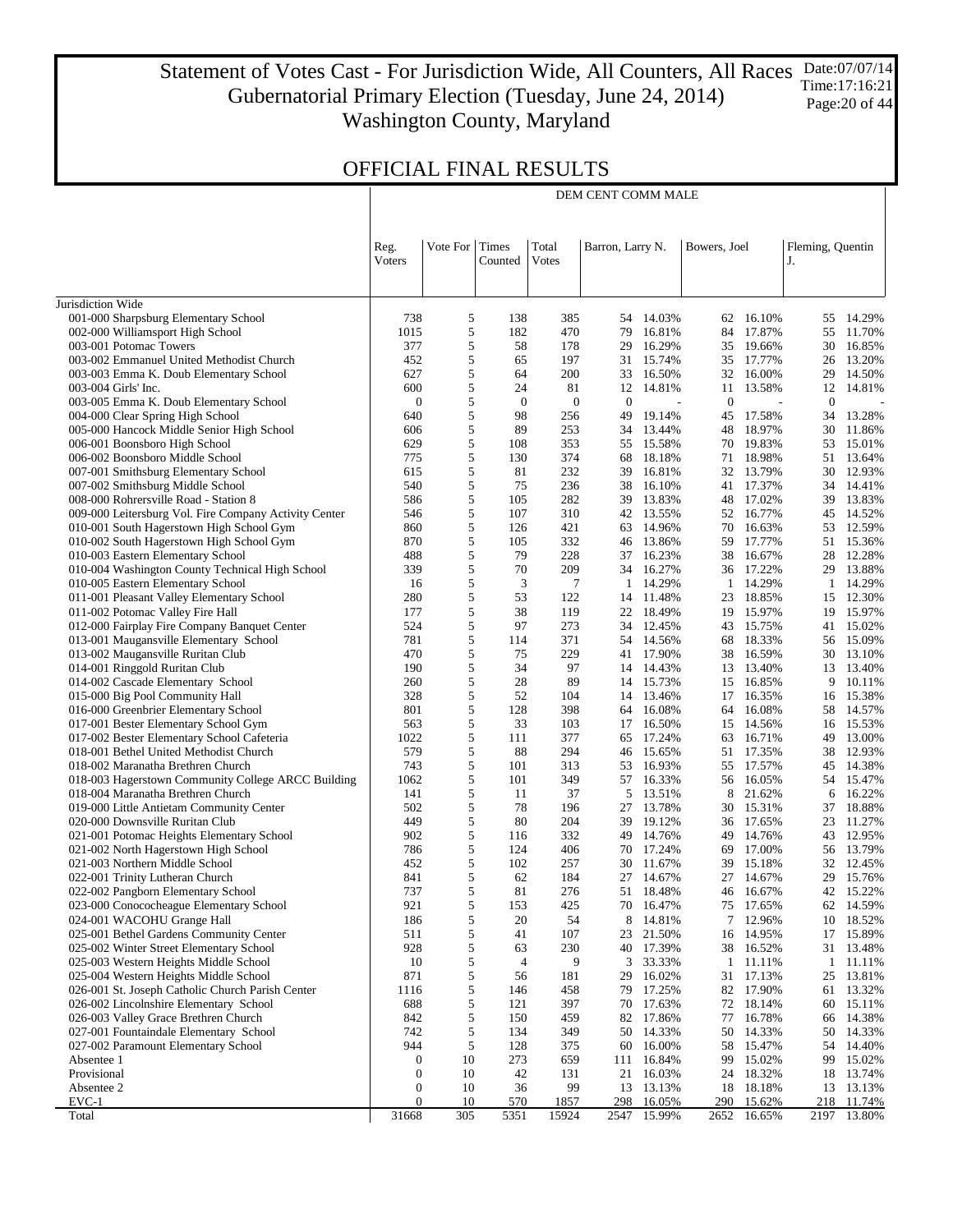# Statement of Votes Cast - For Jurisdiction Wide, All Counters, All Races
## Gubernatorial Primary Election (Tuesday, June 24, 2014)
## Washington County, Maryland

Date:07/07/14
Time:17:16:21

## OFFICIAL FINAL RESULTS

DEM CENT COMM MALE

| | Reg. Voters | Vote For | Times Counted | Total Votes | Barron, Larry N. | | Bowers, Joel | | Fleming, Quentin J. | |
|---|---|---|---|---|---|---|---|---|---|---|
| Jurisdiction Wide | | | | | | | | | | |
| 001-000 Sharpsburg Elementary School | 738 | 5 | 138 | 385 | 54 | 14.03% | 62 | 16.10% | 55 | 14.29% |
| 002-000 Williamsport High School | 1015 | 5 | 182 | 470 | 79 | 16.81% | 84 | 17.87% | 55 | 11.70% |
| 003-001 Potomac Towers | 377 | 5 | 58 | 178 | 29 | 16.29% | 35 | 19.66% | 30 | 16.85% |
| 003-002 Emmanuel United Methodist Church | 452 | 5 | 65 | 197 | 31 | 15.74% | 35 | 17.77% | 26 | 13.20% |
| 003-003 Emma K. Doub Elementary School | 627 | 5 | 64 | 200 | 33 | 16.50% | 32 | 16.00% | 29 | 14.50% |
| 003-004 Girls' Inc. | 600 | 5 | 24 | 81 | 12 | 14.81% | 11 | 13.58% | 12 | 14.81% |
| 003-005 Emma K. Doub Elementary School | 0 | 5 | 0 | 0 | 0 | - | 0 | - | 0 | - |
| 004-000 Clear Spring High School | 640 | 5 | 98 | 256 | 49 | 19.14% | 45 | 17.58% | 34 | 13.28% |
| 005-000 Hancock Middle Senior High School | 606 | 5 | 89 | 253 | 34 | 13.44% | 48 | 18.97% | 30 | 11.86% |
| 006-001 Boonsboro High School | 629 | 5 | 108 | 353 | 55 | 15.58% | 70 | 19.83% | 53 | 15.01% |
| 006-002 Boonsboro Middle School | 775 | 5 | 130 | 374 | 68 | 18.18% | 71 | 18.98% | 51 | 13.64% |
| 007-001 Smithsburg Elementary School | 615 | 5 | 81 | 232 | 39 | 16.81% | 32 | 13.79% | 30 | 12.93% |
| 007-002 Smithsburg Middle School | 540 | 5 | 75 | 236 | 38 | 16.10% | 41 | 17.37% | 34 | 14.41% |
| 008-000 Rohrersville Road - Station 8 | 586 | 5 | 105 | 282 | 39 | 13.83% | 48 | 17.02% | 39 | 13.83% |
| 009-000 Leitersburg Vol. Fire Company Activity Center | 546 | 5 | 107 | 310 | 42 | 13.55% | 52 | 16.77% | 45 | 14.52% |
| 010-001 South Hagerstown High School Gym | 860 | 5 | 126 | 421 | 63 | 14.96% | 70 | 16.63% | 53 | 12.59% |
| 010-002 South Hagerstown High School Gym | 870 | 5 | 105 | 332 | 46 | 13.86% | 59 | 17.77% | 51 | 15.36% |
| 010-003 Eastern Elementary School | 488 | 5 | 79 | 228 | 37 | 16.23% | 38 | 16.67% | 28 | 12.28% |
| 010-004 Washington County Technical High School | 339 | 5 | 70 | 209 | 34 | 16.27% | 36 | 17.22% | 29 | 13.88% |
| 010-005 Eastern Elementary School | 16 | 5 | 3 | 7 | 1 | 14.29% | 1 | 14.29% | 1 | 14.29% |
| 011-001 Pleasant Valley Elementary School | 280 | 5 | 53 | 122 | 14 | 11.48% | 23 | 18.85% | 15 | 12.30% |
| 011-002 Potomac Valley Fire Hall | 177 | 5 | 38 | 119 | 22 | 18.49% | 19 | 15.97% | 19 | 15.97% |
| 012-000 Fairplay Fire Company Banquet Center | 524 | 5 | 97 | 273 | 34 | 12.45% | 43 | 15.75% | 41 | 15.02% |
| 013-001 Maugansville Elementary School | 781 | 5 | 114 | 371 | 54 | 14.56% | 68 | 18.33% | 56 | 15.09% |
| 013-002 Maugansville Ruritan Club | 470 | 5 | 75 | 229 | 41 | 17.90% | 38 | 16.59% | 30 | 13.10% |
| 014-001 Ringgold Ruritan Club | 190 | 5 | 34 | 97 | 14 | 14.43% | 13 | 13.40% | 13 | 13.40% |
| 014-002 Cascade Elementary School | 260 | 5 | 28 | 89 | 14 | 15.73% | 15 | 16.85% | 9 | 10.11% |
| 015-000 Big Pool Community Hall | 328 | 5 | 52 | 104 | 14 | 13.46% | 17 | 16.35% | 16 | 15.38% |
| 016-000 Greenbrier Elementary School | 801 | 5 | 128 | 398 | 64 | 16.08% | 64 | 16.08% | 58 | 14.57% |
| 017-001 Bester Elementary School Gym | 563 | 5 | 33 | 103 | 17 | 16.50% | 15 | 14.56% | 16 | 15.53% |
| 017-002 Bester Elementary School Cafeteria | 1022 | 5 | 111 | 377 | 65 | 17.24% | 63 | 16.71% | 49 | 13.00% |
| 018-001 Bethel United Methodist Church | 579 | 5 | 88 | 294 | 46 | 15.65% | 51 | 17.35% | 38 | 12.93% |
| 018-002 Maranatha Brethren Church | 743 | 5 | 101 | 313 | 53 | 16.93% | 55 | 17.57% | 45 | 14.38% |
| 018-003 Hagerstown Community College ARCC Building | 1062 | 5 | 101 | 349 | 57 | 16.33% | 56 | 16.05% | 54 | 15.47% |
| 018-004 Maranatha Brethren Church | 141 | 5 | 11 | 37 | 5 | 13.51% | 8 | 21.62% | 6 | 16.22% |
| 019-000 Little Antietam Community Center | 502 | 5 | 78 | 196 | 27 | 13.78% | 30 | 15.31% | 37 | 18.88% |
| 020-000 Downsville Ruritan Club | 449 | 5 | 80 | 204 | 39 | 19.12% | 36 | 17.65% | 23 | 11.27% |
| 021-001 Potomac Heights Elementary School | 902 | 5 | 116 | 332 | 49 | 14.76% | 49 | 14.76% | 43 | 12.95% |
| 021-002 North Hagerstown High School | 786 | 5 | 124 | 406 | 70 | 17.24% | 69 | 17.00% | 56 | 13.79% |
| 021-003 Northern Middle School | 452 | 5 | 102 | 257 | 30 | 11.67% | 39 | 15.18% | 32 | 12.45% |
| 022-001 Trinity Lutheran Church | 841 | 5 | 62 | 184 | 27 | 14.67% | 27 | 14.67% | 29 | 15.76% |
| 022-002 Pangborn Elementary School | 737 | 5 | 81 | 276 | 51 | 18.48% | 46 | 16.67% | 42 | 15.22% |
| 023-000 Conococheague Elementary School | 921 | 5 | 153 | 425 | 70 | 16.47% | 75 | 17.65% | 62 | 14.59% |
| 024-001 WACOHU Grange Hall | 186 | 5 | 20 | 54 | 8 | 14.81% | 7 | 12.96% | 10 | 18.52% |
| 025-001 Bethel Gardens Community Center | 511 | 5 | 41 | 107 | 23 | 21.50% | 16 | 14.95% | 17 | 15.89% |
| 025-002 Winter Street Elementary School | 928 | 5 | 63 | 230 | 40 | 17.39% | 38 | 16.52% | 31 | 13.48% |
| 025-003 Western Heights Middle School | 10 | 5 | 4 | 9 | 3 | 33.33% | 1 | 11.11% | 1 | 11.11% |
| 025-004 Western Heights Middle School | 871 | 5 | 56 | 181 | 29 | 16.02% | 31 | 17.13% | 25 | 13.81% |
| 026-001 St. Joseph Catholic Church Parish Center | 1116 | 5 | 146 | 458 | 79 | 17.25% | 82 | 17.90% | 61 | 13.32% |
| 026-002 Lincolnshire Elementary School | 688 | 5 | 121 | 397 | 70 | 17.63% | 72 | 18.14% | 60 | 15.11% |
| 026-003 Valley Grace Brethren Church | 842 | 5 | 150 | 459 | 82 | 17.86% | 77 | 16.78% | 66 | 14.38% |
| 027-001 Fountaindale Elementary School | 742 | 5 | 134 | 349 | 50 | 14.33% | 50 | 14.33% | 50 | 14.33% |
| 027-002 Paramount Elementary School | 944 | 5 | 128 | 375 | 60 | 16.00% | 58 | 15.47% | 54 | 14.40% |
| Absentee 1 | 0 | 10 | 273 | 659 | 111 | 16.84% | 99 | 15.02% | 99 | 15.02% |
| Provisional | 0 | 10 | 42 | 131 | 21 | 16.03% | 24 | 18.32% | 18 | 13.74% |
| Absentee 2 | 0 | 10 | 36 | 99 | 13 | 13.13% | 18 | 18.18% | 13 | 13.13% |
| EVC-1 | 0 | 10 | 570 | 1857 | 298 | 16.05% | 290 | 15.62% | 218 | 11.74% |
| Total | 31668 | 305 | 5351 | 15924 | 2547 | 15.99% | 2652 | 16.65% | 2197 | 13.80% |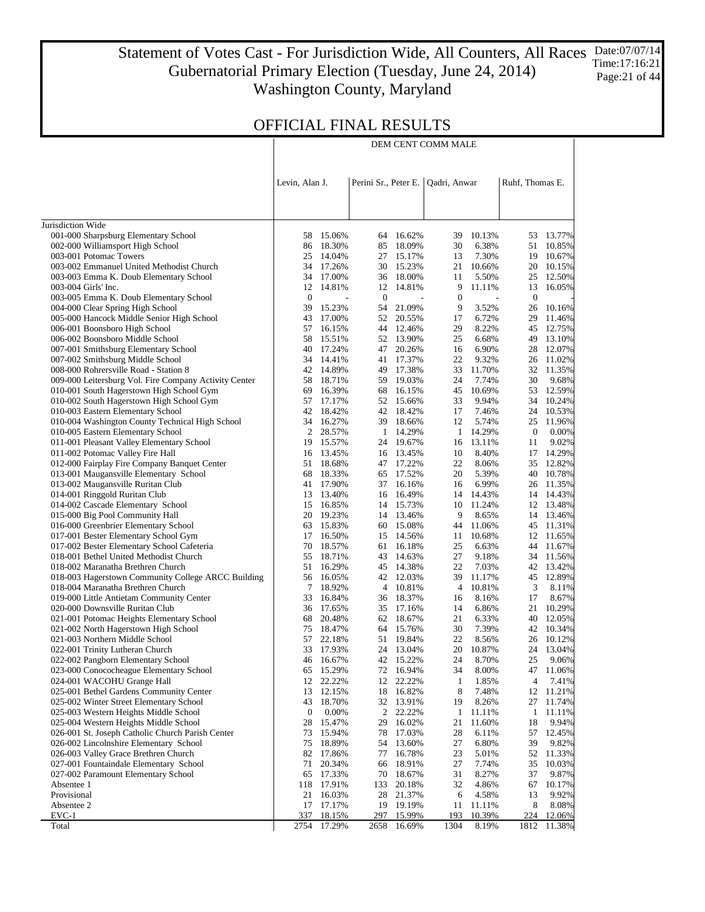# Statement of Votes Cast - For Jurisdiction Wide, All Counters, All Races
## Gubernatorial Primary Election (Tuesday, June 24, 2014)
## Washington County, Maryland

Date:07/07/14
Time:17:16:21

## OFFICIAL FINAL RESULTS

| | DEM CENT COMM MALE | | | | | | | |
|---|---|---|---|---|---|---|---|---|
| | Levin, Alan J. | | Perini Sr., Peter E. | | Qadri, Anwar | | Ruhf, Thomas E. | |
| Jurisdiction Wide | | | | | | | | |
| 001-000 Sharpsburg Elementary School | 58 | 15.06% | 64 | 16.62% | 39 | 10.13% | 53 | 13.77% |
| 002-000 Williamsport High School | 86 | 18.30% | 85 | 18.09% | 30 | 6.38% | 51 | 10.85% |
| 003-001 Potomac Towers | 25 | 14.04% | 27 | 15.17% | 13 | 7.30% | 19 | 10.67% |
| 003-002 Emmanuel United Methodist Church | 34 | 17.26% | 30 | 15.23% | 21 | 10.66% | 20 | 10.15% |
| 003-003 Emma K. Doub Elementary School | 34 | 17.00% | 36 | 18.00% | 11 | 5.50% | 25 | 12.50% |
| 003-004 Girls' Inc. | 12 | 14.81% | 12 | 14.81% | 9 | 11.11% | 13 | 16.05% |
| 003-005 Emma K. Doub Elementary School | 0 | - | 0 | - | 0 | - | 0 | - |
| 004-000 Clear Spring High School | 39 | 15.23% | 54 | 21.09% | 9 | 3.52% | 26 | 10.16% |
| 005-000 Hancock Middle Senior High School | 43 | 17.00% | 52 | 20.55% | 17 | 6.72% | 29 | 11.46% |
| 006-001 Boonsboro High School | 57 | 16.15% | 44 | 12.46% | 29 | 8.22% | 45 | 12.75% |
| 006-002 Boonsboro Middle School | 58 | 15.51% | 52 | 13.90% | 25 | 6.68% | 49 | 13.10% |
| 007-001 Smithsburg Elementary School | 40 | 17.24% | 47 | 20.26% | 16 | 6.90% | 28 | 12.07% |
| 007-002 Smithsburg Middle School | 34 | 14.41% | 41 | 17.37% | 22 | 9.32% | 26 | 11.02% |
| 008-000 Rohrersville Road - Station 8 | 42 | 14.89% | 49 | 17.38% | 33 | 11.70% | 32 | 11.35% |
| 009-000 Leitersburg Vol. Fire Company Activity Center | 58 | 18.71% | 59 | 19.03% | 24 | 7.74% | 30 | 9.68% |
| 010-001 South Hagerstown High School Gym | 69 | 16.39% | 68 | 16.15% | 45 | 10.69% | 53 | 12.59% |
| 010-002 South Hagerstown High School Gym | 57 | 17.17% | 52 | 15.66% | 33 | 9.94% | 34 | 10.24% |
| 010-003 Eastern Elementary School | 42 | 18.42% | 42 | 18.42% | 17 | 7.46% | 24 | 10.53% |
| 010-004 Washington County Technical High School | 34 | 16.27% | 39 | 18.66% | 12 | 5.74% | 25 | 11.96% |
| 010-005 Eastern Elementary School | 2 | 28.57% | 1 | 14.29% | 1 | 14.29% | 0 | 0.00% |
| 011-001 Pleasant Valley Elementary School | 19 | 15.57% | 24 | 19.67% | 16 | 13.11% | 11 | 9.02% |
| 011-002 Potomac Valley Fire Hall | 16 | 13.45% | 16 | 13.45% | 10 | 8.40% | 17 | 14.29% |
| 012-000 Fairplay Fire Company Banquet Center | 51 | 18.68% | 47 | 17.22% | 22 | 8.06% | 35 | 12.82% |
| 013-001 Maugansville Elementary School | 68 | 18.33% | 65 | 17.52% | 20 | 5.39% | 40 | 10.78% |
| 013-002 Maugansville Ruritan Club | 41 | 17.90% | 37 | 16.16% | 16 | 6.99% | 26 | 11.35% |
| 014-001 Ringgold Ruritan Club | 13 | 13.40% | 16 | 16.49% | 14 | 14.43% | 14 | 14.43% |
| 014-002 Cascade Elementary School | 15 | 16.85% | 14 | 15.73% | 10 | 11.24% | 12 | 13.48% |
| 015-000 Big Pool Community Hall | 20 | 19.23% | 14 | 13.46% | 9 | 8.65% | 14 | 13.46% |
| 016-000 Greenbrier Elementary School | 63 | 15.83% | 60 | 15.08% | 44 | 11.06% | 45 | 11.31% |
| 017-001 Bester Elementary School Gym | 17 | 16.50% | 15 | 14.56% | 11 | 10.68% | 12 | 11.65% |
| 017-002 Bester Elementary School Cafeteria | 70 | 18.57% | 61 | 16.18% | 25 | 6.63% | 44 | 11.67% |
| 018-001 Bethel United Methodist Church | 55 | 18.71% | 43 | 14.63% | 27 | 9.18% | 34 | 11.56% |
| 018-002 Maranatha Brethren Church | 51 | 16.29% | 45 | 14.38% | 22 | 7.03% | 42 | 13.42% |
| 018-003 Hagerstown Community College ARCC Building | 56 | 16.05% | 42 | 12.03% | 39 | 11.17% | 45 | 12.89% |
| 018-004 Maranatha Brethren Church | 7 | 18.92% | 4 | 10.81% | 4 | 10.81% | 3 | 8.11% |
| 019-000 Little Antietam Community Center | 33 | 16.84% | 36 | 18.37% | 16 | 8.16% | 17 | 8.67% |
| 020-000 Downsville Ruritan Club | 36 | 17.65% | 35 | 17.16% | 14 | 6.86% | 21 | 10.29% |
| 021-001 Potomac Heights Elementary School | 68 | 20.48% | 62 | 18.67% | 21 | 6.33% | 40 | 12.05% |
| 021-002 North Hagerstown High School | 75 | 18.47% | 64 | 15.76% | 30 | 7.39% | 42 | 10.34% |
| 021-003 Northern Middle School | 57 | 22.18% | 51 | 19.84% | 22 | 8.56% | 26 | 10.12% |
| 022-001 Trinity Lutheran Church | 33 | 17.93% | 24 | 13.04% | 20 | 10.87% | 24 | 13.04% |
| 022-002 Pangborn Elementary School | 46 | 16.67% | 42 | 15.22% | 24 | 8.70% | 25 | 9.06% |
| 023-000 Conococheague Elementary School | 65 | 15.29% | 72 | 16.94% | 34 | 8.00% | 47 | 11.06% |
| 024-001 WACOHU Grange Hall | 12 | 22.22% | 12 | 22.22% | 1 | 1.85% | 4 | 7.41% |
| 025-001 Bethel Gardens Community Center | 13 | 12.15% | 18 | 16.82% | 8 | 7.48% | 12 | 11.21% |
| 025-002 Winter Street Elementary School | 43 | 18.70% | 32 | 13.91% | 19 | 8.26% | 27 | 11.74% |
| 025-003 Western Heights Middle School | 0 | 0.00% | 2 | 22.22% | 1 | 11.11% | 1 | 11.11% |
| 025-004 Western Heights Middle School | 28 | 15.47% | 29 | 16.02% | 21 | 11.60% | 18 | 9.94% |
| 026-001 St. Joseph Catholic Church Parish Center | 73 | 15.94% | 78 | 17.03% | 28 | 6.11% | 57 | 12.45% |
| 026-002 Lincolnshire Elementary School | 75 | 18.89% | 54 | 13.60% | 27 | 6.80% | 39 | 9.82% |
| 026-003 Valley Grace Brethren Church | 82 | 17.86% | 77 | 16.78% | 23 | 5.01% | 52 | 11.33% |
| 027-001 Fountaindale Elementary School | 71 | 20.34% | 66 | 18.91% | 27 | 7.74% | 35 | 10.03% |
| 027-002 Paramount Elementary School | 65 | 17.33% | 70 | 18.67% | 31 | 8.27% | 37 | 9.87% |
| Absentee 1 | 118 | 17.91% | 133 | 20.18% | 32 | 4.86% | 67 | 10.17% |
| Provisional | 21 | 16.03% | 28 | 21.37% | 6 | 4.58% | 13 | 9.92% |
| Absentee 2 | 17 | 17.17% | 19 | 19.19% | 11 | 11.11% | 8 | 8.08% |
| EVC-1 | 337 | 18.15% | 297 | 15.99% | 193 | 10.39% | 224 | 12.06% |
| Total | 2754 | 17.29% | 2658 | 16.69% | 1304 | 8.19% | 1812 | 11.38% |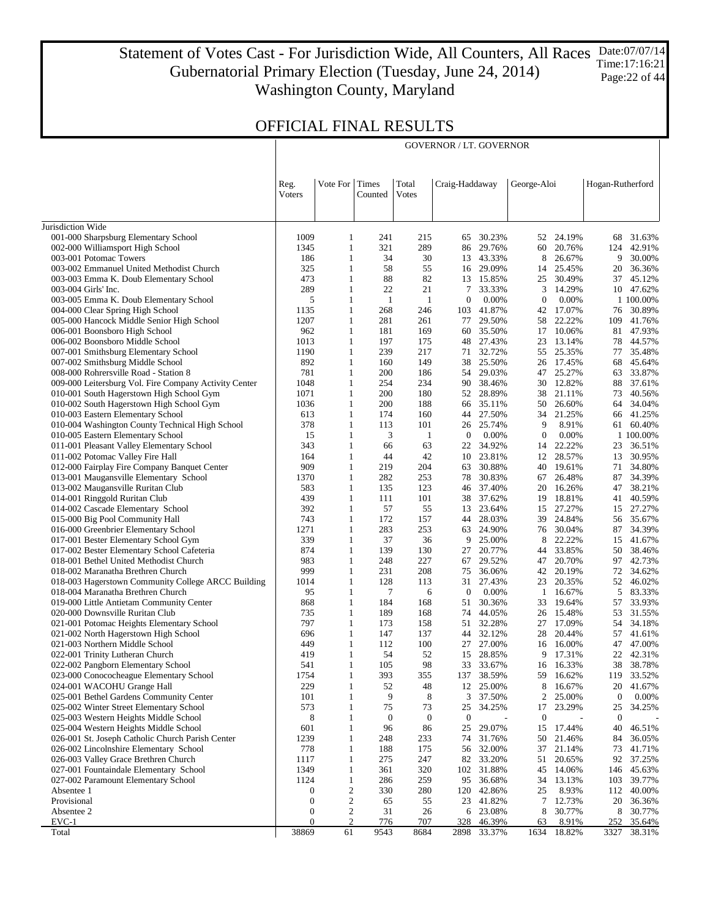# Statement of Votes Cast - For Jurisdiction Wide, All Counters, All Races
## Gubernatorial Primary Election (Tuesday, June 24, 2014)
## Washington County, Maryland

Date:07/07/14
Time:17:16:21

## OFFICIAL FINAL RESULTS

| | GOVERNOR / LT. GOVERNOR | | | | | | | | | |
|---|---|---|---|---|---|---|---|---|---|---|
| | Reg. Voters | Vote For | Times Counted | Total Votes | Craig-Haddaway | | George-Aloi | | Hogan-Rutherford | |
| Jurisdiction Wide | | | | | | | | | | |
| 001-000 Sharpsburg Elementary School | 1009 | 1 | 241 | 215 | 65 | 30.23% | 52 | 24.19% | 68 | 31.63% |
| 002-000 Williamsport High School | 1345 | 1 | 321 | 289 | 86 | 29.76% | 60 | 20.76% | 124 | 42.91% |
| 003-001 Potomac Towers | 186 | 1 | 34 | 30 | 13 | 43.33% | 8 | 26.67% | 9 | 30.00% |
| 003-002 Emmanuel United Methodist Church | 325 | 1 | 58 | 55 | 16 | 29.09% | 14 | 25.45% | 20 | 36.36% |
| 003-003 Emma K. Doub Elementary School | 473 | 1 | 88 | 82 | 13 | 15.85% | 25 | 30.49% | 37 | 45.12% |
| 003-004 Girls' Inc. | 289 | 1 | 22 | 21 | 7 | 33.33% | 3 | 14.29% | 10 | 47.62% |
| 003-005 Emma K. Doub Elementary School | 5 | 1 | 1 | 1 | 0 | 0.00% | 0 | 0.00% | 1 | 100.00% |
| 004-000 Clear Spring High School | 1135 | 1 | 268 | 246 | 103 | 41.87% | 42 | 17.07% | 76 | 30.89% |
| 005-000 Hancock Middle Senior High School | 1207 | 1 | 281 | 261 | 77 | 29.50% | 58 | 22.22% | 109 | 41.76% |
| 006-001 Boonsboro High School | 962 | 1 | 181 | 169 | 60 | 35.50% | 17 | 10.06% | 81 | 47.93% |
| 006-002 Boonsboro Middle School | 1013 | 1 | 197 | 175 | 48 | 27.43% | 23 | 13.14% | 78 | 44.57% |
| 007-001 Smithsburg Elementary School | 1190 | 1 | 239 | 217 | 71 | 32.72% | 55 | 25.35% | 77 | 35.48% |
| 007-002 Smithsburg Middle School | 892 | 1 | 160 | 149 | 38 | 25.50% | 26 | 17.45% | 68 | 45.64% |
| 008-000 Rohrersville Road - Station 8 | 781 | 1 | 200 | 186 | 54 | 29.03% | 47 | 25.27% | 63 | 33.87% |
| 009-000 Leitersburg Vol. Fire Company Activity Center | 1048 | 1 | 254 | 234 | 90 | 38.46% | 30 | 12.82% | 88 | 37.61% |
| 010-001 South Hagerstown High School Gym | 1071 | 1 | 200 | 180 | 52 | 28.89% | 38 | 21.11% | 73 | 40.56% |
| 010-002 South Hagerstown High School Gym | 1036 | 1 | 200 | 188 | 66 | 35.11% | 50 | 26.60% | 64 | 34.04% |
| 010-003 Eastern Elementary School | 613 | 1 | 174 | 160 | 44 | 27.50% | 34 | 21.25% | 66 | 41.25% |
| 010-004 Washington County Technical High School | 378 | 1 | 113 | 101 | 26 | 25.74% | 9 | 8.91% | 61 | 60.40% |
| 010-005 Eastern Elementary School | 15 | 1 | 3 | 1 | 0 | 0.00% | 0 | 0.00% | 1 | 100.00% |
| 011-001 Pleasant Valley Elementary School | 343 | 1 | 66 | 63 | 22 | 34.92% | 14 | 22.22% | 23 | 36.51% |
| 011-002 Potomac Valley Fire Hall | 164 | 1 | 44 | 42 | 10 | 23.81% | 12 | 28.57% | 13 | 30.95% |
| 012-000 Fairplay Fire Company Banquet Center | 909 | 1 | 219 | 204 | 63 | 30.88% | 40 | 19.61% | 71 | 34.80% |
| 013-001 Maugansville Elementary School | 1370 | 1 | 282 | 253 | 78 | 30.83% | 67 | 26.48% | 87 | 34.39% |
| 013-002 Maugansville Ruritan Club | 583 | 1 | 135 | 123 | 46 | 37.40% | 20 | 16.26% | 47 | 38.21% |
| 014-001 Ringgold Ruritan Club | 439 | 1 | 111 | 101 | 38 | 37.62% | 19 | 18.81% | 41 | 40.59% |
| 014-002 Cascade Elementary School | 392 | 1 | 57 | 55 | 13 | 23.64% | 15 | 27.27% | 15 | 27.27% |
| 015-000 Big Pool Community Hall | 743 | 1 | 172 | 157 | 44 | 28.03% | 39 | 24.84% | 56 | 35.67% |
| 016-000 Greenbrier Elementary School | 1271 | 1 | 283 | 253 | 63 | 24.90% | 76 | 30.04% | 87 | 34.39% |
| 017-001 Bester Elementary School Gym | 339 | 1 | 37 | 36 | 9 | 25.00% | 8 | 22.22% | 15 | 41.67% |
| 017-002 Bester Elementary School Cafeteria | 874 | 1 | 139 | 130 | 27 | 20.77% | 44 | 33.85% | 50 | 38.46% |
| 018-001 Bethel United Methodist Church | 983 | 1 | 248 | 227 | 67 | 29.52% | 47 | 20.70% | 97 | 42.73% |
| 018-002 Maranatha Brethren Church | 999 | 1 | 231 | 208 | 75 | 36.06% | 42 | 20.19% | 72 | 34.62% |
| 018-003 Hagerstown Community College ARCC Building | 1014 | 1 | 128 | 113 | 31 | 27.43% | 23 | 20.35% | 52 | 46.02% |
| 018-004 Maranatha Brethren Church | 95 | 1 | 7 | 6 | 0 | 0.00% | 1 | 16.67% | 5 | 83.33% |
| 019-000 Little Antietam Community Center | 868 | 1 | 184 | 168 | 51 | 30.36% | 33 | 19.64% | 57 | 33.93% |
| 020-000 Downsville Ruritan Club | 735 | 1 | 189 | 168 | 74 | 44.05% | 26 | 15.48% | 53 | 31.55% |
| 021-001 Potomac Heights Elementary School | 797 | 1 | 173 | 158 | 51 | 32.28% | 27 | 17.09% | 54 | 34.18% |
| 021-002 North Hagerstown High School | 696 | 1 | 147 | 137 | 44 | 32.12% | 28 | 20.44% | 57 | 41.61% |
| 021-003 Northern Middle School | 449 | 1 | 112 | 100 | 27 | 27.00% | 16 | 16.00% | 47 | 47.00% |
| 022-001 Trinity Lutheran Church | 419 | 1 | 54 | 52 | 15 | 28.85% | 9 | 17.31% | 22 | 42.31% |
| 022-002 Pangborn Elementary School | 541 | 1 | 105 | 98 | 33 | 33.67% | 16 | 16.33% | 38 | 38.78% |
| 023-000 Conococheague Elementary School | 1754 | 1 | 393 | 355 | 137 | 38.59% | 59 | 16.62% | 119 | 33.52% |
| 024-001 WACOHU Grange Hall | 229 | 1 | 52 | 48 | 12 | 25.00% | 8 | 16.67% | 20 | 41.67% |
| 025-001 Bethel Gardens Community Center | 101 | 1 | 9 | 8 | 3 | 37.50% | 2 | 25.00% | 0 | 0.00% |
| 025-002 Winter Street Elementary School | 573 | 1 | 75 | 73 | 25 | 34.25% | 17 | 23.29% | 25 | 34.25% |
| 025-003 Western Heights Middle School | 8 | 1 | 0 | 0 | 0 | - | 0 | - | 0 | - |
| 025-004 Western Heights Middle School | 601 | 1 | 96 | 86 | 25 | 29.07% | 15 | 17.44% | 40 | 46.51% |
| 026-001 St. Joseph Catholic Church Parish Center | 1239 | 1 | 248 | 233 | 74 | 31.76% | 50 | 21.46% | 84 | 36.05% |
| 026-002 Lincolnshire Elementary School | 778 | 1 | 188 | 175 | 56 | 32.00% | 37 | 21.14% | 73 | 41.71% |
| 026-003 Valley Grace Brethren Church | 1117 | 1 | 275 | 247 | 82 | 33.20% | 51 | 20.65% | 92 | 37.25% |
| 027-001 Fountaindale Elementary School | 1349 | 1 | 361 | 320 | 102 | 31.88% | 45 | 14.06% | 146 | 45.63% |
| 027-002 Paramount Elementary School | 1124 | 1 | 286 | 259 | 95 | 36.68% | 34 | 13.13% | 103 | 39.77% |
| Absentee 1 | 0 | 2 | 330 | 280 | 120 | 42.86% | 25 | 8.93% | 112 | 40.00% |
| Provisional | 0 | 2 | 65 | 55 | 23 | 41.82% | 7 | 12.73% | 20 | 36.36% |
| Absentee 2 | 0 | 2 | 31 | 26 | 6 | 23.08% | 8 | 30.77% | 8 | 30.77% |
| EVC-1 | 0 | 2 | 776 | 707 | 328 | 46.39% | 63 | 8.91% | 252 | 35.64% |
| Total | 38869 | 61 | 9543 | 8684 | 2898 | 33.37% | 1634 | 18.82% | 3327 | 38.31% |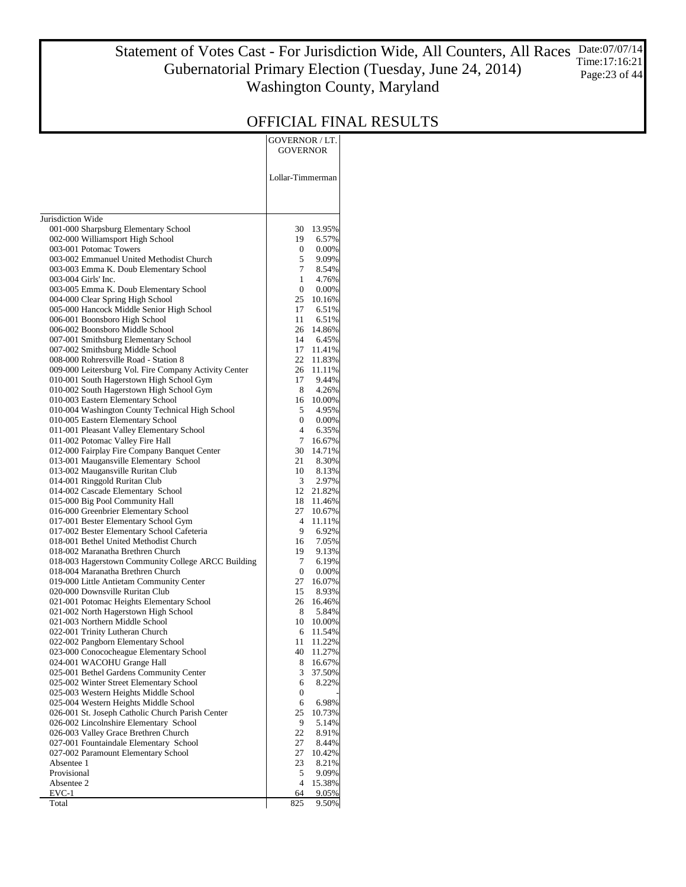# Statement of Votes Cast - For Jurisdiction Wide, All Counters, All Races
## Gubernatorial Primary Election (Tuesday, June 24, 2014)
## Washington County, Maryland

Date:07/07/14
Time:17:16:21

## OFFICIAL FINAL RESULTS

| | GOVERNOR / LT. GOVERNOR | |
|---|---|---|
| | Lollar-Timmerman | |
| Jurisdiction Wide | | |
| 001-000 Sharpsburg Elementary School | 30 | 13.95% |
| 002-000 Williamsport High School | 19 | 6.57% |
| 003-001 Potomac Towers | 0 | 0.00% |
| 003-002 Emmanuel United Methodist Church | 5 | 9.09% |
| 003-003 Emma K. Doub Elementary School | 7 | 8.54% |
| 003-004 Girls' Inc. | 1 | 4.76% |
| 003-005 Emma K. Doub Elementary School | 0 | 0.00% |
| 004-000 Clear Spring High School | 25 | 10.16% |
| 005-000 Hancock Middle Senior High School | 17 | 6.51% |
| 006-001 Boonsboro High School | 11 | 6.51% |
| 006-002 Boonsboro Middle School | 26 | 14.86% |
| 007-001 Smithsburg Elementary School | 14 | 6.45% |
| 007-002 Smithsburg Middle School | 17 | 11.41% |
| 008-000 Rohrersville Road - Station 8 | 22 | 11.83% |
| 009-000 Leitersburg Vol. Fire Company Activity Center | 26 | 11.11% |
| 010-001 South Hagerstown High School Gym | 17 | 9.44% |
| 010-002 South Hagerstown High School Gym | 8 | 4.26% |
| 010-003 Eastern Elementary School | 16 | 10.00% |
| 010-004 Washington County Technical High School | 5 | 4.95% |
| 010-005 Eastern Elementary School | 0 | 0.00% |
| 011-001 Pleasant Valley Elementary School | 4 | 6.35% |
| 011-002 Potomac Valley Fire Hall | 7 | 16.67% |
| 012-000 Fairplay Fire Company Banquet Center | 30 | 14.71% |
| 013-001 Maugansville Elementary School | 21 | 8.30% |
| 013-002 Maugansville Ruritan Club | 10 | 8.13% |
| 014-001 Ringgold Ruritan Club | 3 | 2.97% |
| 014-002 Cascade Elementary School | 12 | 21.82% |
| 015-000 Big Pool Community Hall | 18 | 11.46% |
| 016-000 Greenbrier Elementary School | 27 | 10.67% |
| 017-001 Bester Elementary School Gym | 4 | 11.11% |
| 017-002 Bester Elementary School Cafeteria | 9 | 6.92% |
| 018-001 Bethel United Methodist Church | 16 | 7.05% |
| 018-002 Maranatha Brethren Church | 19 | 9.13% |
| 018-003 Hagerstown Community College ARCC Building | 7 | 6.19% |
| 018-004 Maranatha Brethren Church | 0 | 0.00% |
| 019-000 Little Antietam Community Center | 27 | 16.07% |
| 020-000 Downsville Ruritan Club | 15 | 8.93% |
| 021-001 Potomac Heights Elementary School | 26 | 16.46% |
| 021-002 North Hagerstown High School | 8 | 5.84% |
| 021-003 Northern Middle School | 10 | 10.00% |
| 022-001 Trinity Lutheran Church | 6 | 11.54% |
| 022-002 Pangborn Elementary School | 11 | 11.22% |
| 023-000 Conococheague Elementary School | 40 | 11.27% |
| 024-001 WACOHU Grange Hall | 8 | 16.67% |
| 025-001 Bethel Gardens Community Center | 3 | 37.50% |
| 025-002 Winter Street Elementary School | 6 | 8.22% |
| 025-003 Western Heights Middle School | 0 | - |
| 025-004 Western Heights Middle School | 6 | 6.98% |
| 026-001 St. Joseph Catholic Church Parish Center | 25 | 10.73% |
| 026-002 Lincolnshire Elementary School | 9 | 5.14% |
| 026-003 Valley Grace Brethren Church | 22 | 8.91% |
| 027-001 Fountaindale Elementary School | 27 | 8.44% |
| 027-002 Paramount Elementary School | 27 | 10.42% |
| Absentee 1 | 23 | 8.21% |
| Provisional | 5 | 9.09% |
| Absentee 2 | 4 | 15.38% |
| EVC-1 | 64 | 9.05% |
| Total | 825 | 9.50% |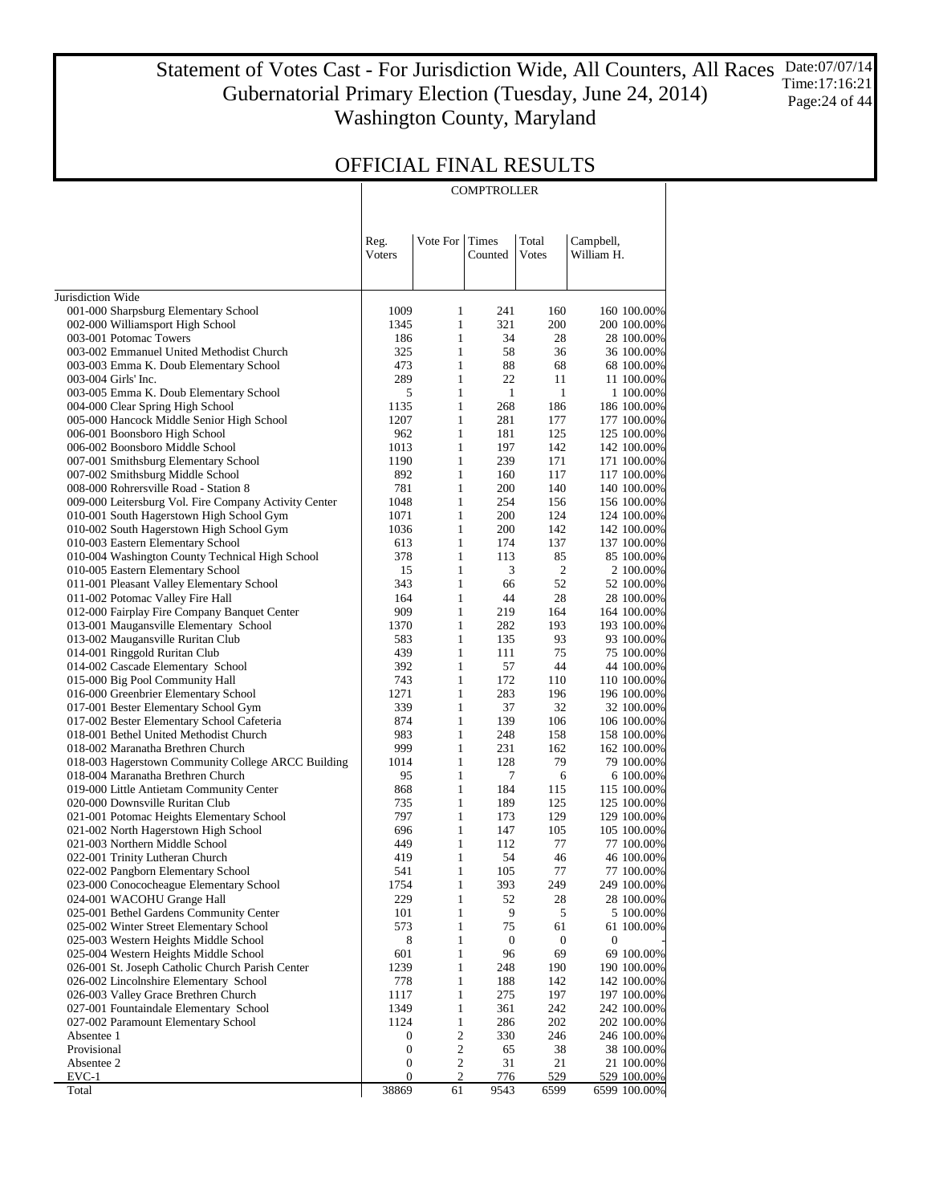# Statement of Votes Cast - For Jurisdiction Wide, All Counters, All Races
## Gubernatorial Primary Election (Tuesday, June 24, 2014)
## Washington County, Maryland

Date:07/07/14
Time:17:16:21

## OFFICIAL FINAL RESULTS

| | COMPTROLLER | | | | | |
|---|---|---|---|---|---|---|
| | Reg. Voters | Vote For | Times Counted | Total Votes | Campbell, William H. | |
| Jurisdiction Wide | | | | | | |
| 001-000 Sharpsburg Elementary School | 1009 | 1 | 241 | 160 | 160 | 100.00% |
| 002-000 Williamsport High School | 1345 | 1 | 321 | 200 | 200 | 100.00% |
| 003-001 Potomac Towers | 186 | 1 | 34 | 28 | 28 | 100.00% |
| 003-002 Emmanuel United Methodist Church | 325 | 1 | 58 | 36 | 36 | 100.00% |
| 003-003 Emma K. Doub Elementary School | 473 | 1 | 88 | 68 | 68 | 100.00% |
| 003-004 Girls' Inc. | 289 | 1 | 22 | 11 | 11 | 100.00% |
| 003-005 Emma K. Doub Elementary School | 5 | 1 | 1 | 1 | 1 | 100.00% |
| 004-000 Clear Spring High School | 1135 | 1 | 268 | 186 | 186 | 100.00% |
| 005-000 Hancock Middle Senior High School | 1207 | 1 | 281 | 177 | 177 | 100.00% |
| 006-001 Boonsboro High School | 962 | 1 | 181 | 125 | 125 | 100.00% |
| 006-002 Boonsboro Middle School | 1013 | 1 | 197 | 142 | 142 | 100.00% |
| 007-001 Smithsburg Elementary School | 1190 | 1 | 239 | 171 | 171 | 100.00% |
| 007-002 Smithsburg Middle School | 892 | 1 | 160 | 117 | 117 | 100.00% |
| 008-000 Rohrersville Road - Station 8 | 781 | 1 | 200 | 140 | 140 | 100.00% |
| 009-000 Leitersburg Vol. Fire Company Activity Center | 1048 | 1 | 254 | 156 | 156 | 100.00% |
| 010-001 South Hagerstown High School Gym | 1071 | 1 | 200 | 124 | 124 | 100.00% |
| 010-002 South Hagerstown High School Gym | 1036 | 1 | 200 | 142 | 142 | 100.00% |
| 010-003 Eastern Elementary School | 613 | 1 | 174 | 137 | 137 | 100.00% |
| 010-004 Washington County Technical High School | 378 | 1 | 113 | 85 | 85 | 100.00% |
| 010-005 Eastern Elementary School | 15 | 1 | 3 | 2 | 2 | 100.00% |
| 011-001 Pleasant Valley Elementary School | 343 | 1 | 66 | 52 | 52 | 100.00% |
| 011-002 Potomac Valley Fire Hall | 164 | 1 | 44 | 28 | 28 | 100.00% |
| 012-000 Fairplay Fire Company Banquet Center | 909 | 1 | 219 | 164 | 164 | 100.00% |
| 013-001 Maugansville Elementary School | 1370 | 1 | 282 | 193 | 193 | 100.00% |
| 013-002 Maugansville Ruritan Club | 583 | 1 | 135 | 93 | 93 | 100.00% |
| 014-001 Ringgold Ruritan Club | 439 | 1 | 111 | 75 | 75 | 100.00% |
| 014-002 Cascade Elementary School | 392 | 1 | 57 | 44 | 44 | 100.00% |
| 015-000 Big Pool Community Hall | 743 | 1 | 172 | 110 | 110 | 100.00% |
| 016-000 Greenbrier Elementary School | 1271 | 1 | 283 | 196 | 196 | 100.00% |
| 017-001 Bester Elementary School Gym | 339 | 1 | 37 | 32 | 32 | 100.00% |
| 017-002 Bester Elementary School Cafeteria | 874 | 1 | 139 | 106 | 106 | 100.00% |
| 018-001 Bethel United Methodist Church | 983 | 1 | 248 | 158 | 158 | 100.00% |
| 018-002 Maranatha Brethren Church | 999 | 1 | 231 | 162 | 162 | 100.00% |
| 018-003 Hagerstown Community College ARCC Building | 1014 | 1 | 128 | 79 | 79 | 100.00% |
| 018-004 Maranatha Brethren Church | 95 | 1 | 7 | 6 | 6 | 100.00% |
| 019-000 Little Antietam Community Center | 868 | 1 | 184 | 115 | 115 | 100.00% |
| 020-000 Downsville Ruritan Club | 735 | 1 | 189 | 125 | 125 | 100.00% |
| 021-001 Potomac Heights Elementary School | 797 | 1 | 173 | 129 | 129 | 100.00% |
| 021-002 North Hagerstown High School | 696 | 1 | 147 | 105 | 105 | 100.00% |
| 021-003 Northern Middle School | 449 | 1 | 112 | 77 | 77 | 100.00% |
| 022-001 Trinity Lutheran Church | 419 | 1 | 54 | 46 | 46 | 100.00% |
| 022-002 Pangborn Elementary School | 541 | 1 | 105 | 77 | 77 | 100.00% |
| 023-000 Conococheague Elementary School | 1754 | 1 | 393 | 249 | 249 | 100.00% |
| 024-001 WACOHU Grange Hall | 229 | 1 | 52 | 28 | 28 | 100.00% |
| 025-001 Bethel Gardens Community Center | 101 | 1 | 9 | 5 | 5 | 100.00% |
| 025-002 Winter Street Elementary School | 573 | 1 | 75 | 61 | 61 | 100.00% |
| 025-003 Western Heights Middle School | 8 | 1 | 0 | 0 | 0 | - |
| 025-004 Western Heights Middle School | 601 | 1 | 96 | 69 | 69 | 100.00% |
| 026-001 St. Joseph Catholic Church Parish Center | 1239 | 1 | 248 | 190 | 190 | 100.00% |
| 026-002 Lincolnshire Elementary School | 778 | 1 | 188 | 142 | 142 | 100.00% |
| 026-003 Valley Grace Brethren Church | 1117 | 1 | 275 | 197 | 197 | 100.00% |
| 027-001 Fountaindale Elementary School | 1349 | 1 | 361 | 242 | 242 | 100.00% |
| 027-002 Paramount Elementary School | 1124 | 1 | 286 | 202 | 202 | 100.00% |
| Absentee 1 | 0 | 2 | 330 | 246 | 246 | 100.00% |
| Provisional | 0 | 2 | 65 | 38 | 38 | 100.00% |
| Absentee 2 | 0 | 2 | 31 | 21 | 21 | 100.00% |
| EVC-1 | 0 | 2 | 776 | 529 | 529 | 100.00% |
| Total | 38869 | 61 | 9543 | 6599 | 6599 | 100.00% |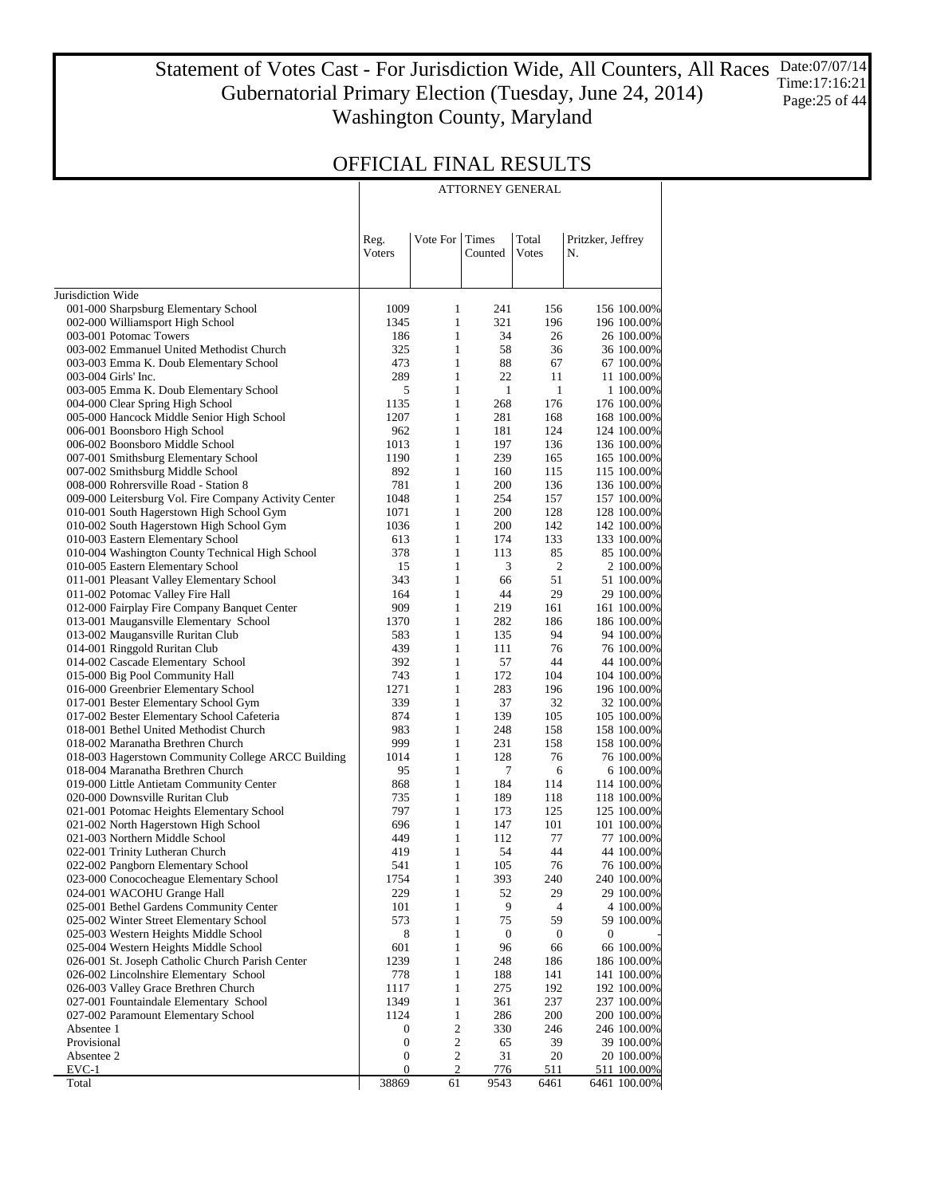# Statement of Votes Cast - For Jurisdiction Wide, All Counters, All Races
## Gubernatorial Primary Election (Tuesday, June 24, 2014)
## Washington County, Maryland

Date:07/07/14
Time:17:16:21

## OFFICIAL FINAL RESULTS

| | ATTORNEY GENERAL | | | | | |
|---|---|---|---|---|---|---|
| | Reg. Voters | Vote For | Times Counted | Total Votes | Pritzker, Jeffrey N. | |
| Jurisdiction Wide | | | | | | |
| 001-000 Sharpsburg Elementary School | 1009 | 1 | 241 | 156 | 156 | 100.00% |
| 002-000 Williamsport High School | 1345 | 1 | 321 | 196 | 196 | 100.00% |
| 003-001 Potomac Towers | 186 | 1 | 34 | 26 | 26 | 100.00% |
| 003-002 Emmanuel United Methodist Church | 325 | 1 | 58 | 36 | 36 | 100.00% |
| 003-003 Emma K. Doub Elementary School | 473 | 1 | 88 | 67 | 67 | 100.00% |
| 003-004 Girls' Inc. | 289 | 1 | 22 | 11 | 11 | 100.00% |
| 003-005 Emma K. Doub Elementary School | 5 | 1 | 1 | 1 | 1 | 100.00% |
| 004-000 Clear Spring High School | 1135 | 1 | 268 | 176 | 176 | 100.00% |
| 005-000 Hancock Middle Senior High School | 1207 | 1 | 281 | 168 | 168 | 100.00% |
| 006-001 Boonsboro High School | 962 | 1 | 181 | 124 | 124 | 100.00% |
| 006-002 Boonsboro Middle School | 1013 | 1 | 197 | 136 | 136 | 100.00% |
| 007-001 Smithsburg Elementary School | 1190 | 1 | 239 | 165 | 165 | 100.00% |
| 007-002 Smithsburg Middle School | 892 | 1 | 160 | 115 | 115 | 100.00% |
| 008-000 Rohrersville Road - Station 8 | 781 | 1 | 200 | 136 | 136 | 100.00% |
| 009-000 Leitersburg Vol. Fire Company Activity Center | 1048 | 1 | 254 | 157 | 157 | 100.00% |
| 010-001 South Hagerstown High School Gym | 1071 | 1 | 200 | 128 | 128 | 100.00% |
| 010-002 South Hagerstown High School Gym | 1036 | 1 | 200 | 142 | 142 | 100.00% |
| 010-003 Eastern Elementary School | 613 | 1 | 174 | 133 | 133 | 100.00% |
| 010-004 Washington County Technical High School | 378 | 1 | 113 | 85 | 85 | 100.00% |
| 010-005 Eastern Elementary School | 15 | 1 | 3 | 2 | 2 | 100.00% |
| 011-001 Pleasant Valley Elementary School | 343 | 1 | 66 | 51 | 51 | 100.00% |
| 011-002 Potomac Valley Fire Hall | 164 | 1 | 44 | 29 | 29 | 100.00% |
| 012-000 Fairplay Fire Company Banquet Center | 909 | 1 | 219 | 161 | 161 | 100.00% |
| 013-001 Maugansville Elementary School | 1370 | 1 | 282 | 186 | 186 | 100.00% |
| 013-002 Maugansville Ruritan Club | 583 | 1 | 135 | 94 | 94 | 100.00% |
| 014-001 Ringgold Ruritan Club | 439 | 1 | 111 | 76 | 76 | 100.00% |
| 014-002 Cascade Elementary School | 392 | 1 | 57 | 44 | 44 | 100.00% |
| 015-000 Big Pool Community Hall | 743 | 1 | 172 | 104 | 104 | 100.00% |
| 016-000 Greenbrier Elementary School | 1271 | 1 | 283 | 196 | 196 | 100.00% |
| 017-001 Bester Elementary School Gym | 339 | 1 | 37 | 32 | 32 | 100.00% |
| 017-002 Bester Elementary School Cafeteria | 874 | 1 | 139 | 105 | 105 | 100.00% |
| 018-001 Bethel United Methodist Church | 983 | 1 | 248 | 158 | 158 | 100.00% |
| 018-002 Maranatha Brethren Church | 999 | 1 | 231 | 158 | 158 | 100.00% |
| 018-003 Hagerstown Community College ARCC Building | 1014 | 1 | 128 | 76 | 76 | 100.00% |
| 018-004 Maranatha Brethren Church | 95 | 1 | 7 | 6 | 6 | 100.00% |
| 019-000 Little Antietam Community Center | 868 | 1 | 184 | 114 | 114 | 100.00% |
| 020-000 Downsville Ruritan Club | 735 | 1 | 189 | 118 | 118 | 100.00% |
| 021-001 Potomac Heights Elementary School | 797 | 1 | 173 | 125 | 125 | 100.00% |
| 021-002 North Hagerstown High School | 696 | 1 | 147 | 101 | 101 | 100.00% |
| 021-003 Northern Middle School | 449 | 1 | 112 | 77 | 77 | 100.00% |
| 022-001 Trinity Lutheran Church | 419 | 1 | 54 | 44 | 44 | 100.00% |
| 022-002 Pangborn Elementary School | 541 | 1 | 105 | 76 | 76 | 100.00% |
| 023-000 Conococheague Elementary School | 1754 | 1 | 393 | 240 | 240 | 100.00% |
| 024-001 WACOHU Grange Hall | 229 | 1 | 52 | 29 | 29 | 100.00% |
| 025-001 Bethel Gardens Community Center | 101 | 1 | 9 | 4 | 4 | 100.00% |
| 025-002 Winter Street Elementary School | 573 | 1 | 75 | 59 | 59 | 100.00% |
| 025-003 Western Heights Middle School | 8 | 1 | 0 | 0 | 0 | - |
| 025-004 Western Heights Middle School | 601 | 1 | 96 | 66 | 66 | 100.00% |
| 026-001 St. Joseph Catholic Church Parish Center | 1239 | 1 | 248 | 186 | 186 | 100.00% |
| 026-002 Lincolnshire Elementary School | 778 | 1 | 188 | 141 | 141 | 100.00% |
| 026-003 Valley Grace Brethren Church | 1117 | 1 | 275 | 192 | 192 | 100.00% |
| 027-001 Fountaindale Elementary School | 1349 | 1 | 361 | 237 | 237 | 100.00% |
| 027-002 Paramount Elementary School | 1124 | 1 | 286 | 200 | 200 | 100.00% |
| Absentee 1 | 0 | 2 | 330 | 246 | 246 | 100.00% |
| Provisional | 0 | 2 | 65 | 39 | 39 | 100.00% |
| Absentee 2 | 0 | 2 | 31 | 20 | 20 | 100.00% |
| EVC-1 | 0 | 2 | 776 | 511 | 511 | 100.00% |
| Total | 38869 | 61 | 9543 | 6461 | 6461 | 100.00% |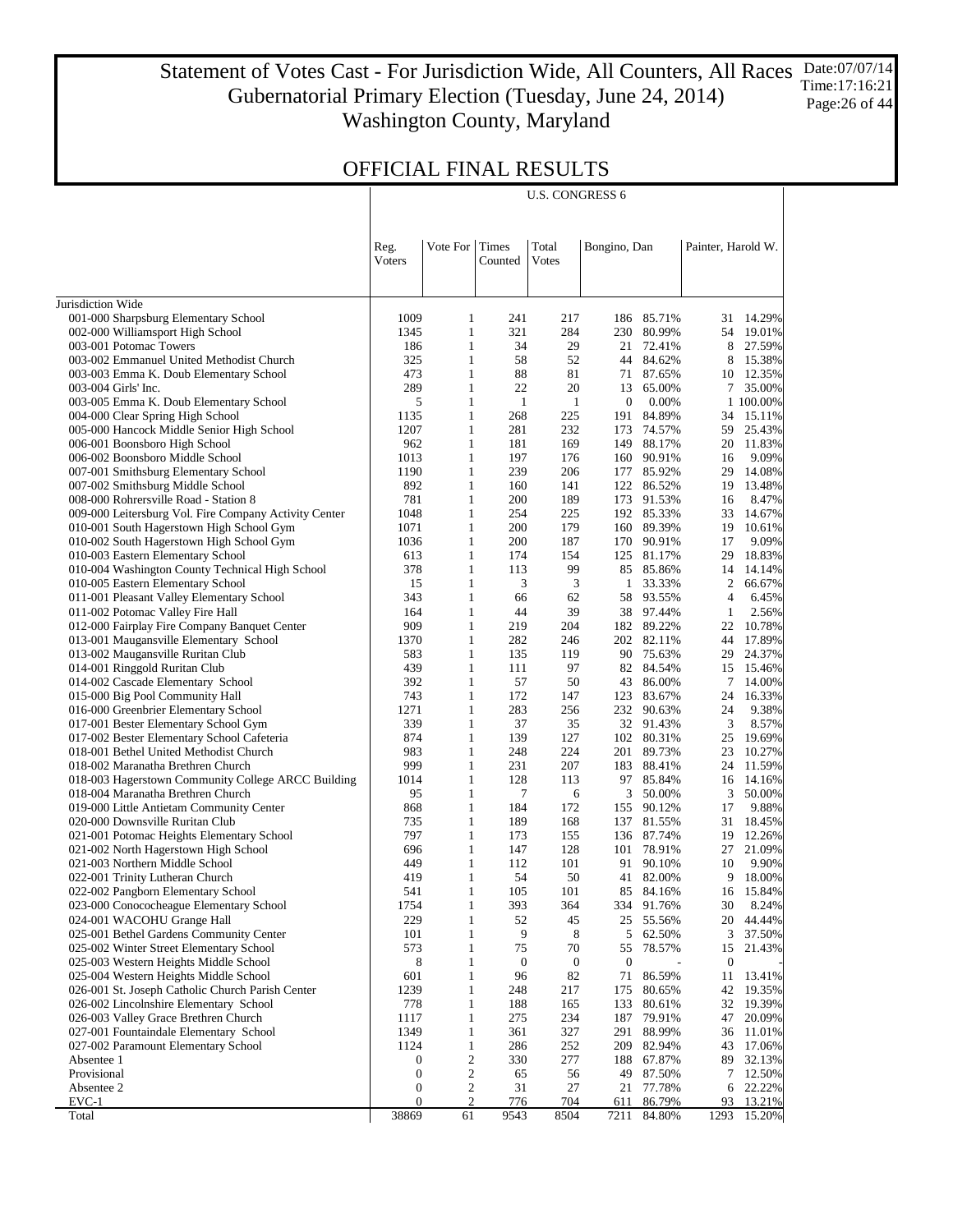# Statement of Votes Cast - For Jurisdiction Wide, All Counters, All Races
## Gubernatorial Primary Election (Tuesday, June 24, 2014)
## Washington County, Maryland

Date:07/07/14
Time:17:16:21

## OFFICIAL FINAL RESULTS

| | U.S. CONGRESS 6 | | | | | | | |
|---|---|---|---|---|---|---|---|---|
| | Reg. Voters | Vote For | Times Counted | Total Votes | Bongino, Dan | | Painter, Harold W. | |
| Jurisdiction Wide | | | | | | | | |
| 001-000 Sharpsburg Elementary School | 1009 | 1 | 241 | 217 | 186 | 85.71% | 31 | 14.29% |
| 002-000 Williamsport High School | 1345 | 1 | 321 | 284 | 230 | 80.99% | 54 | 19.01% |
| 003-001 Potomac Towers | 186 | 1 | 34 | 29 | 21 | 72.41% | 8 | 27.59% |
| 003-002 Emmanuel United Methodist Church | 325 | 1 | 58 | 52 | 44 | 84.62% | 8 | 15.38% |
| 003-003 Emma K. Doub Elementary School | 473 | 1 | 88 | 81 | 71 | 87.65% | 10 | 12.35% |
| 003-004 Girls' Inc. | 289 | 1 | 22 | 20 | 13 | 65.00% | 7 | 35.00% |
| 003-005 Emma K. Doub Elementary School | 5 | 1 | 1 | 1 | 0 | 0.00% | 1 | 100.00% |
| 004-000 Clear Spring High School | 1135 | 1 | 268 | 225 | 191 | 84.89% | 34 | 15.11% |
| 005-000 Hancock Middle Senior High School | 1207 | 1 | 281 | 232 | 173 | 74.57% | 59 | 25.43% |
| 006-001 Boonsboro High School | 962 | 1 | 181 | 169 | 149 | 88.17% | 20 | 11.83% |
| 006-002 Boonsboro Middle School | 1013 | 1 | 197 | 176 | 160 | 90.91% | 16 | 9.09% |
| 007-001 Smithsburg Elementary School | 1190 | 1 | 239 | 206 | 177 | 85.92% | 29 | 14.08% |
| 007-002 Smithsburg Middle School | 892 | 1 | 160 | 141 | 122 | 86.52% | 19 | 13.48% |
| 008-000 Rohrersville Road - Station 8 | 781 | 1 | 200 | 189 | 173 | 91.53% | 16 | 8.47% |
| 009-000 Leitersburg Vol. Fire Company Activity Center | 1048 | 1 | 254 | 225 | 192 | 85.33% | 33 | 14.67% |
| 010-001 South Hagerstown High School Gym | 1071 | 1 | 200 | 179 | 160 | 89.39% | 19 | 10.61% |
| 010-002 South Hagerstown High School Gym | 1036 | 1 | 200 | 187 | 170 | 90.91% | 17 | 9.09% |
| 010-003 Eastern Elementary School | 613 | 1 | 174 | 154 | 125 | 81.17% | 29 | 18.83% |
| 010-004 Washington County Technical High School | 378 | 1 | 113 | 99 | 85 | 85.86% | 14 | 14.14% |
| 010-005 Eastern Elementary School | 15 | 1 | 3 | 3 | 1 | 33.33% | 2 | 66.67% |
| 011-001 Pleasant Valley Elementary School | 343 | 1 | 66 | 62 | 58 | 93.55% | 4 | 6.45% |
| 011-002 Potomac Valley Fire Hall | 164 | 1 | 44 | 39 | 38 | 97.44% | 1 | 2.56% |
| 012-000 Fairplay Fire Company Banquet Center | 909 | 1 | 219 | 204 | 182 | 89.22% | 22 | 10.78% |
| 013-001 Maugansville Elementary School | 1370 | 1 | 282 | 246 | 202 | 82.11% | 44 | 17.89% |
| 013-002 Maugansville Ruritan Club | 583 | 1 | 135 | 119 | 90 | 75.63% | 29 | 24.37% |
| 014-001 Ringgold Ruritan Club | 439 | 1 | 111 | 97 | 82 | 84.54% | 15 | 15.46% |
| 014-002 Cascade Elementary School | 392 | 1 | 57 | 50 | 43 | 86.00% | 7 | 14.00% |
| 015-000 Big Pool Community Hall | 743 | 1 | 172 | 147 | 123 | 83.67% | 24 | 16.33% |
| 016-000 Greenbrier Elementary School | 1271 | 1 | 283 | 256 | 232 | 90.63% | 24 | 9.38% |
| 017-001 Bester Elementary School Gym | 339 | 1 | 37 | 35 | 32 | 91.43% | 3 | 8.57% |
| 017-002 Bester Elementary School Cafeteria | 874 | 1 | 139 | 127 | 102 | 80.31% | 25 | 19.69% |
| 018-001 Bethel United Methodist Church | 983 | 1 | 248 | 224 | 201 | 89.73% | 23 | 10.27% |
| 018-002 Maranatha Brethren Church | 999 | 1 | 231 | 207 | 183 | 88.41% | 24 | 11.59% |
| 018-003 Hagerstown Community College ARCC Building | 1014 | 1 | 128 | 113 | 97 | 85.84% | 16 | 14.16% |
| 018-004 Maranatha Brethren Church | 95 | 1 | 7 | 6 | 3 | 50.00% | 3 | 50.00% |
| 019-000 Little Antietam Community Center | 868 | 1 | 184 | 172 | 155 | 90.12% | 17 | 9.88% |
| 020-000 Downsville Ruritan Club | 735 | 1 | 189 | 168 | 137 | 81.55% | 31 | 18.45% |
| 021-001 Potomac Heights Elementary School | 797 | 1 | 173 | 155 | 136 | 87.74% | 19 | 12.26% |
| 021-002 North Hagerstown High School | 696 | 1 | 147 | 128 | 101 | 78.91% | 27 | 21.09% |
| 021-003 Northern Middle School | 449 | 1 | 112 | 101 | 91 | 90.10% | 10 | 9.90% |
| 022-001 Trinity Lutheran Church | 419 | 1 | 54 | 50 | 41 | 82.00% | 9 | 18.00% |
| 022-002 Pangborn Elementary School | 541 | 1 | 105 | 101 | 85 | 84.16% | 16 | 15.84% |
| 023-000 Conococheague Elementary School | 1754 | 1 | 393 | 364 | 334 | 91.76% | 30 | 8.24% |
| 024-001 WACOHU Grange Hall | 229 | 1 | 52 | 45 | 25 | 55.56% | 20 | 44.44% |
| 025-001 Bethel Gardens Community Center | 101 | 1 | 9 | 8 | 5 | 62.50% | 3 | 37.50% |
| 025-002 Winter Street Elementary School | 573 | 1 | 75 | 70 | 55 | 78.57% | 15 | 21.43% |
| 025-003 Western Heights Middle School | 8 | 1 | 0 | 0 | 0 | - | 0 | - |
| 025-004 Western Heights Middle School | 601 | 1 | 96 | 82 | 71 | 86.59% | 11 | 13.41% |
| 026-001 St. Joseph Catholic Church Parish Center | 1239 | 1 | 248 | 217 | 175 | 80.65% | 42 | 19.35% |
| 026-002 Lincolnshire Elementary School | 778 | 1 | 188 | 165 | 133 | 80.61% | 32 | 19.39% |
| 026-003 Valley Grace Brethren Church | 1117 | 1 | 275 | 234 | 187 | 79.91% | 47 | 20.09% |
| 027-001 Fountaindale Elementary School | 1349 | 1 | 361 | 327 | 291 | 88.99% | 36 | 11.01% |
| 027-002 Paramount Elementary School | 1124 | 1 | 286 | 252 | 209 | 82.94% | 43 | 17.06% |
| Absentee 1 | 0 | 2 | 330 | 277 | 188 | 67.87% | 89 | 32.13% |
| Provisional | 0 | 2 | 65 | 56 | 49 | 87.50% | 7 | 12.50% |
| Absentee 2 | 0 | 2 | 31 | 27 | 21 | 77.78% | 6 | 22.22% |
| EVC-1 | 0 | 2 | 776 | 704 | 611 | 86.79% | 93 | 13.21% |
| Total | 38869 | 61 | 9543 | 8504 | 7211 | 84.80% | 1293 | 15.20% |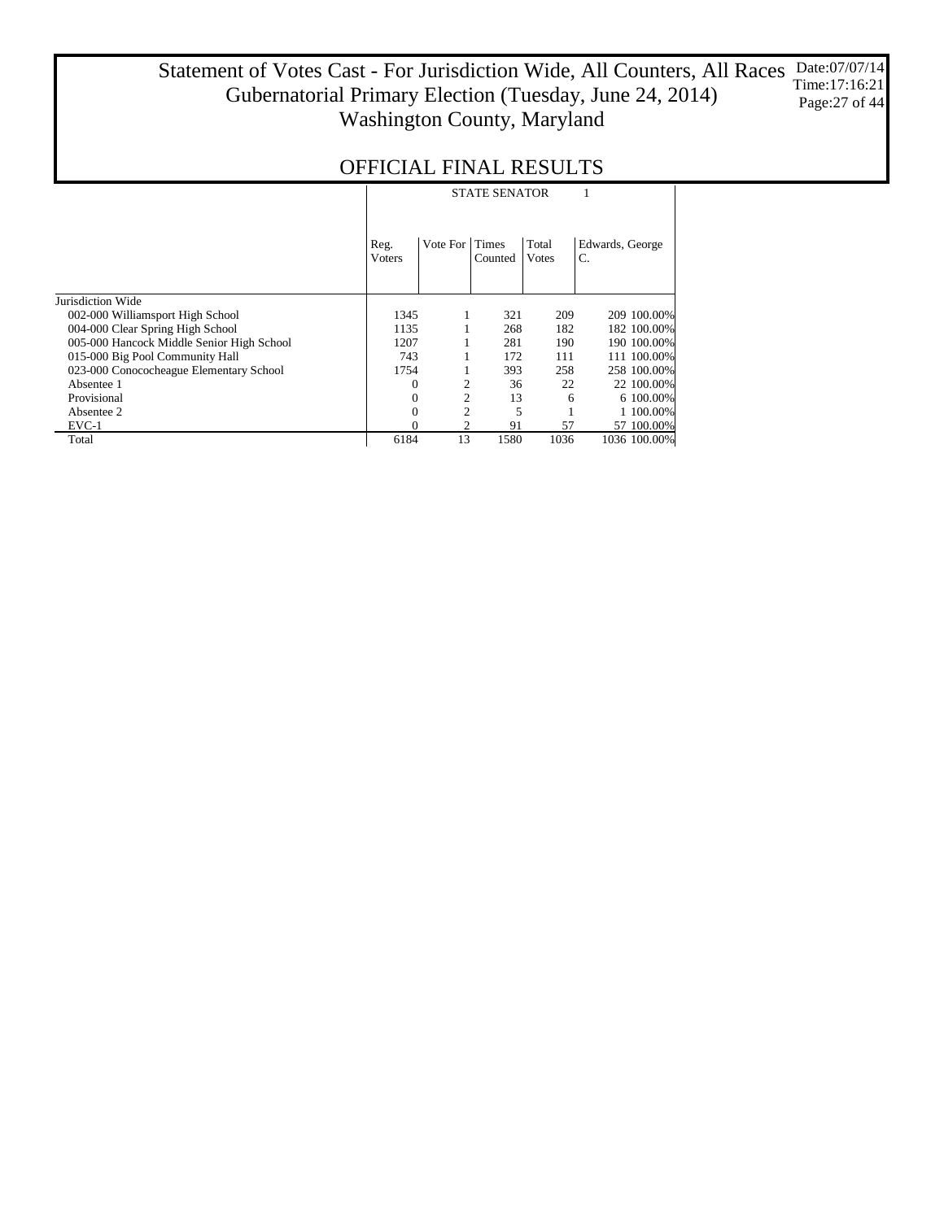# Statement of Votes Cast - For Jurisdiction Wide, All Counters, All Races
## Gubernatorial Primary Election (Tuesday, June 24, 2014)
## Washington County, Maryland

Date:07/07/14
Time:17:16:21

## OFFICIAL FINAL RESULTS

| | STATE SENATOR | | | 1 | |
|---|---|---|---|---|---|
| | Reg. Voters | Vote For | Times Counted | Total Votes | Edwards, George C. |
| Jurisdiction Wide | | | | | |
| 002-000 Williamsport High School | 1345 | 1 | 321 | 209 | 209 100.00% |
| 004-000 Clear Spring High School | 1135 | 1 | 268 | 182 | 182 100.00% |
| 005-000 Hancock Middle Senior High School | 1207 | 1 | 281 | 190 | 190 100.00% |
| 015-000 Big Pool Community Hall | 743 | 1 | 172 | 111 | 111 100.00% |
| 023-000 Conococheague Elementary School | 1754 | 1 | 393 | 258 | 258 100.00% |
| Absentee 1 | 0 | 2 | 36 | 22 | 22 100.00% |
| Provisional | 0 | 2 | 13 | 6 | 6 100.00% |
| Absentee 2 | 0 | 2 | 5 | 1 | 1 100.00% |
| EVC-1 | 0 | 2 | 91 | 57 | 57 100.00% |
| Total | 6184 | 13 | 1580 | 1036 | 1036 100.00% |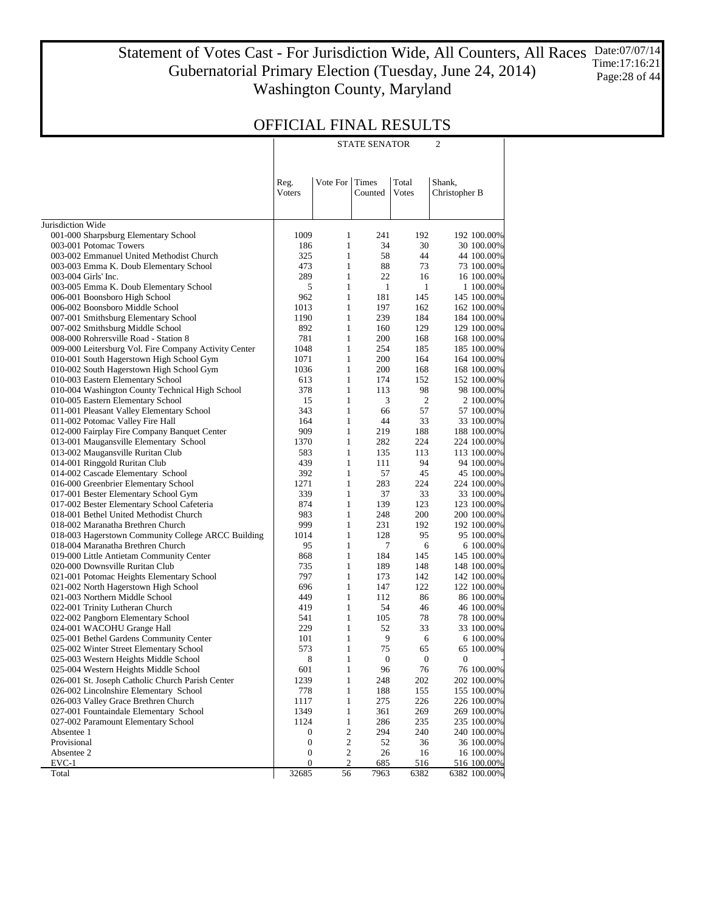# Statement of Votes Cast - For Jurisdiction Wide, All Counters, All Races
## Gubernatorial Primary Election (Tuesday, June 24, 2014)
## Washington County, Maryland

Date:07/07/14
Time:17:16:21

## OFFICIAL FINAL RESULTS

STATE SENATOR 2

| | Reg. Voters | Vote For | Times Counted | Total Votes | Shank, Christopher B | |
|---|---|---|---|---|---|---|
| Jurisdiction Wide | | | | | | |
| 001-000 Sharpsburg Elementary School | 1009 | 1 | 241 | 192 | 192 | 100.00% |
| 003-001 Potomac Towers | 186 | 1 | 34 | 30 | 30 | 100.00% |
| 003-002 Emmanuel United Methodist Church | 325 | 1 | 58 | 44 | 44 | 100.00% |
| 003-003 Emma K. Doub Elementary School | 473 | 1 | 88 | 73 | 73 | 100.00% |
| 003-004 Girls' Inc. | 289 | 1 | 22 | 16 | 16 | 100.00% |
| 003-005 Emma K. Doub Elementary School | 5 | 1 | 1 | 1 | 1 | 100.00% |
| 006-001 Boonsboro High School | 962 | 1 | 181 | 145 | 145 | 100.00% |
| 006-002 Boonsboro Middle School | 1013 | 1 | 197 | 162 | 162 | 100.00% |
| 007-001 Smithsburg Elementary School | 1190 | 1 | 239 | 184 | 184 | 100.00% |
| 007-002 Smithsburg Middle School | 892 | 1 | 160 | 129 | 129 | 100.00% |
| 008-000 Rohrersville Road - Station 8 | 781 | 1 | 200 | 168 | 168 | 100.00% |
| 009-000 Leitersburg Vol. Fire Company Activity Center | 1048 | 1 | 254 | 185 | 185 | 100.00% |
| 010-001 South Hagerstown High School Gym | 1071 | 1 | 200 | 164 | 164 | 100.00% |
| 010-002 South Hagerstown High School Gym | 1036 | 1 | 200 | 168 | 168 | 100.00% |
| 010-003 Eastern Elementary School | 613 | 1 | 174 | 152 | 152 | 100.00% |
| 010-004 Washington County Technical High School | 378 | 1 | 113 | 98 | 98 | 100.00% |
| 010-005 Eastern Elementary School | 15 | 1 | 3 | 2 | 2 | 100.00% |
| 011-001 Pleasant Valley Elementary School | 343 | 1 | 66 | 57 | 57 | 100.00% |
| 011-002 Potomac Valley Fire Hall | 164 | 1 | 44 | 33 | 33 | 100.00% |
| 012-000 Fairplay Fire Company Banquet Center | 909 | 1 | 219 | 188 | 188 | 100.00% |
| 013-001 Maugansville Elementary School | 1370 | 1 | 282 | 224 | 224 | 100.00% |
| 013-002 Maugansville Ruritan Club | 583 | 1 | 135 | 113 | 113 | 100.00% |
| 014-001 Ringgold Ruritan Club | 439 | 1 | 111 | 94 | 94 | 100.00% |
| 014-002 Cascade Elementary School | 392 | 1 | 57 | 45 | 45 | 100.00% |
| 016-000 Greenbrier Elementary School | 1271 | 1 | 283 | 224 | 224 | 100.00% |
| 017-001 Bester Elementary School Gym | 339 | 1 | 37 | 33 | 33 | 100.00% |
| 017-002 Bester Elementary School Cafeteria | 874 | 1 | 139 | 123 | 123 | 100.00% |
| 018-001 Bethel United Methodist Church | 983 | 1 | 248 | 200 | 200 | 100.00% |
| 018-002 Maranatha Brethren Church | 999 | 1 | 231 | 192 | 192 | 100.00% |
| 018-003 Hagerstown Community College ARCC Building | 1014 | 1 | 128 | 95 | 95 | 100.00% |
| 018-004 Maranatha Brethren Church | 95 | 1 | 7 | 6 | 6 | 100.00% |
| 019-000 Little Antietam Community Center | 868 | 1 | 184 | 145 | 145 | 100.00% |
| 020-000 Downsville Ruritan Club | 735 | 1 | 189 | 148 | 148 | 100.00% |
| 021-001 Potomac Heights Elementary School | 797 | 1 | 173 | 142 | 142 | 100.00% |
| 021-002 North Hagerstown High School | 696 | 1 | 147 | 122 | 122 | 100.00% |
| 021-003 Northern Middle School | 449 | 1 | 112 | 86 | 86 | 100.00% |
| 022-001 Trinity Lutheran Church | 419 | 1 | 54 | 46 | 46 | 100.00% |
| 022-002 Pangborn Elementary School | 541 | 1 | 105 | 78 | 78 | 100.00% |
| 024-001 WACOHU Grange Hall | 229 | 1 | 52 | 33 | 33 | 100.00% |
| 025-001 Bethel Gardens Community Center | 101 | 1 | 9 | 6 | 6 | 100.00% |
| 025-002 Winter Street Elementary School | 573 | 1 | 75 | 65 | 65 | 100.00% |
| 025-003 Western Heights Middle School | 8 | 1 | 0 | 0 | 0 | - |
| 025-004 Western Heights Middle School | 601 | 1 | 96 | 76 | 76 | 100.00% |
| 026-001 St. Joseph Catholic Church Parish Center | 1239 | 1 | 248 | 202 | 202 | 100.00% |
| 026-002 Lincolnshire Elementary School | 778 | 1 | 188 | 155 | 155 | 100.00% |
| 026-003 Valley Grace Brethren Church | 1117 | 1 | 275 | 226 | 226 | 100.00% |
| 027-001 Fountaindale Elementary School | 1349 | 1 | 361 | 269 | 269 | 100.00% |
| 027-002 Paramount Elementary School | 1124 | 1 | 286 | 235 | 235 | 100.00% |
| Absentee 1 | 0 | 2 | 294 | 240 | 240 | 100.00% |
| Provisional | 0 | 2 | 52 | 36 | 36 | 100.00% |
| Absentee 2 | 0 | 2 | 26 | 16 | 16 | 100.00% |
| EVC-1 | 0 | 2 | 685 | 516 | 516 | 100.00% |
| Total | 32685 | 56 | 7963 | 6382 | 6382 | 100.00% |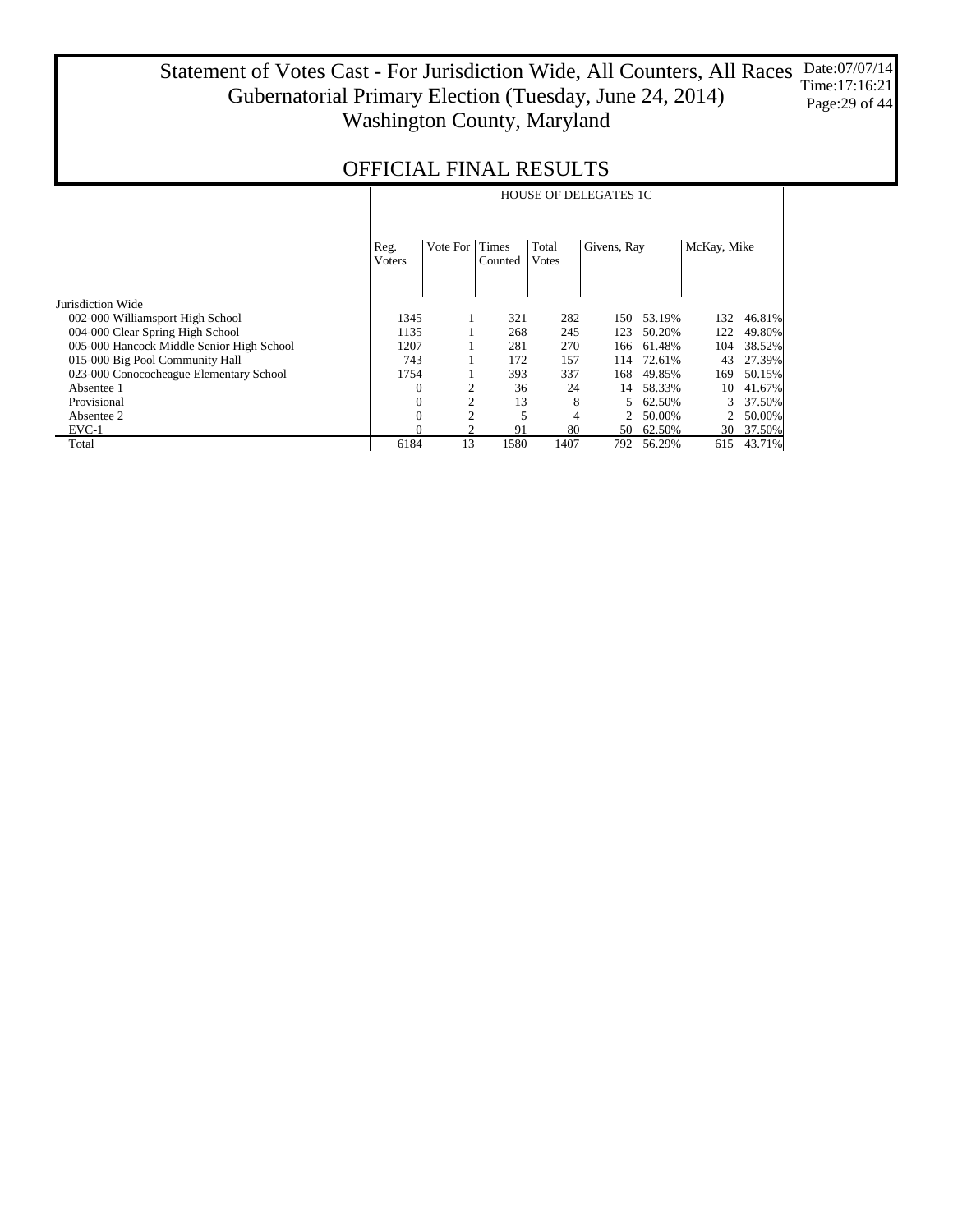# Statement of Votes Cast - For Jurisdiction Wide, All Counters, All Races
## Gubernatorial Primary Election (Tuesday, June 24, 2014)
## Washington County, Maryland

Date:07/07/14
Time:17:16:21

## OFFICIAL FINAL RESULTS

| | HOUSE OF DELEGATES 1C | | | | | | | |
|---|---|---|---|---|---|---|---|---|
| | Reg. Voters | Vote For | Times Counted | Total Votes | Givens, Ray | | McKay, Mike | |
| Jurisdiction Wide | | | | | | | | |
| 002-000 Williamsport High School | 1345 | 1 | 321 | 282 | 150 | 53.19% | 132 | 46.81% |
| 004-000 Clear Spring High School | 1135 | 1 | 268 | 245 | 123 | 50.20% | 122 | 49.80% |
| 005-000 Hancock Middle Senior High School | 1207 | 1 | 281 | 270 | 166 | 61.48% | 104 | 38.52% |
| 015-000 Big Pool Community Hall | 743 | 1 | 172 | 157 | 114 | 72.61% | 43 | 27.39% |
| 023-000 Conococheague Elementary School | 1754 | 1 | 393 | 337 | 168 | 49.85% | 169 | 50.15% |
| Absentee 1 | 0 | 2 | 36 | 24 | 14 | 58.33% | 10 | 41.67% |
| Provisional | 0 | 2 | 13 | 8 | 5 | 62.50% | 3 | 37.50% |
| Absentee 2 | 0 | 2 | 5 | 4 | 2 | 50.00% | 2 | 50.00% |
| EVC-1 | 0 | 2 | 91 | 80 | 50 | 62.50% | 30 | 37.50% |
| Total | 6184 | 13 | 1580 | 1407 | 792 | 56.29% | 615 | 43.71% |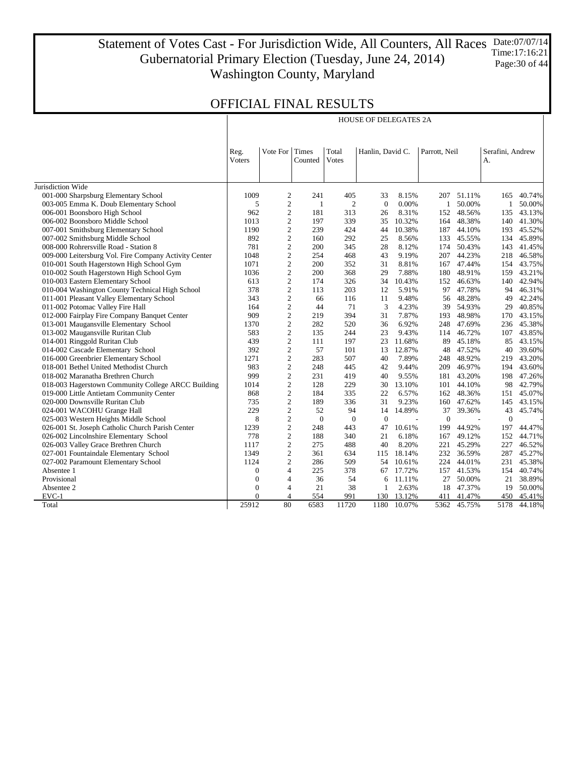# Statement of Votes Cast - For Jurisdiction Wide, All Counters, All Races
## Gubernatorial Primary Election (Tuesday, June 24, 2014)
## Washington County, Maryland

Date:07/07/14
Time:17:16:21

## OFFICIAL FINAL RESULTS

| | HOUSE OF DELEGATES 2A | | | | | | | | | | |
|---|---|---|---|---|---|---|---|---|---|---|---|
| | Reg. Voters | Vote For | Times Counted | Total Votes | Hanlin, David C. | | Parrott, Neil | | Serafini, Andrew A. | | |
| Jurisdiction Wide | | | | | | | | | | | |
| 001-000 Sharpsburg Elementary School | 1009 | 2 | 241 | 405 | 33 | 8.15% | 207 | 51.11% | 165 | 40.74% |
| 003-005 Emma K. Doub Elementary School | 5 | 2 | 1 | 2 | 0 | 0.00% | 1 | 50.00% | 1 | 50.00% |
| 006-001 Boonsboro High School | 962 | 2 | 181 | 313 | 26 | 8.31% | 152 | 48.56% | 135 | 43.13% |
| 006-002 Boonsboro Middle School | 1013 | 2 | 197 | 339 | 35 | 10.32% | 164 | 48.38% | 140 | 41.30% |
| 007-001 Smithsburg Elementary School | 1190 | 2 | 239 | 424 | 44 | 10.38% | 187 | 44.10% | 193 | 45.52% |
| 007-002 Smithsburg Middle School | 892 | 2 | 160 | 292 | 25 | 8.56% | 133 | 45.55% | 134 | 45.89% |
| 008-000 Rohrersville Road - Station 8 | 781 | 2 | 200 | 345 | 28 | 8.12% | 174 | 50.43% | 143 | 41.45% |
| 009-000 Leitersburg Vol. Fire Company Activity Center | 1048 | 2 | 254 | 468 | 43 | 9.19% | 207 | 44.23% | 218 | 46.58% |
| 010-001 South Hagerstown High School Gym | 1071 | 2 | 200 | 352 | 31 | 8.81% | 167 | 47.44% | 154 | 43.75% |
| 010-002 South Hagerstown High School Gym | 1036 | 2 | 200 | 368 | 29 | 7.88% | 180 | 48.91% | 159 | 43.21% |
| 010-003 Eastern Elementary School | 613 | 2 | 174 | 326 | 34 | 10.43% | 152 | 46.63% | 140 | 42.94% |
| 010-004 Washington County Technical High School | 378 | 2 | 113 | 203 | 12 | 5.91% | 97 | 47.78% | 94 | 46.31% |
| 011-001 Pleasant Valley Elementary School | 343 | 2 | 66 | 116 | 11 | 9.48% | 56 | 48.28% | 49 | 42.24% |
| 011-002 Potomac Valley Fire Hall | 164 | 2 | 44 | 71 | 3 | 4.23% | 39 | 54.93% | 29 | 40.85% |
| 012-000 Fairplay Fire Company Banquet Center | 909 | 2 | 219 | 394 | 31 | 7.87% | 193 | 48.98% | 170 | 43.15% |
| 013-001 Maugansville Elementary School | 1370 | 2 | 282 | 520 | 36 | 6.92% | 248 | 47.69% | 236 | 45.38% |
| 013-002 Maugansville Ruritan Club | 583 | 2 | 135 | 244 | 23 | 9.43% | 114 | 46.72% | 107 | 43.85% |
| 014-001 Ringgold Ruritan Club | 439 | 2 | 111 | 197 | 23 | 11.68% | 89 | 45.18% | 85 | 43.15% |
| 014-002 Cascade Elementary School | 392 | 2 | 57 | 101 | 13 | 12.87% | 48 | 47.52% | 40 | 39.60% |
| 016-000 Greenbrier Elementary School | 1271 | 2 | 283 | 507 | 40 | 7.89% | 248 | 48.92% | 219 | 43.20% |
| 018-001 Bethel United Methodist Church | 983 | 2 | 248 | 445 | 42 | 9.44% | 209 | 46.97% | 194 | 43.60% |
| 018-002 Maranatha Brethren Church | 999 | 2 | 231 | 419 | 40 | 9.55% | 181 | 43.20% | 198 | 47.26% |
| 018-003 Hagerstown Community College ARCC Building | 1014 | 2 | 128 | 229 | 30 | 13.10% | 101 | 44.10% | 98 | 42.79% |
| 019-000 Little Antietam Community Center | 868 | 2 | 184 | 335 | 22 | 6.57% | 162 | 48.36% | 151 | 45.07% |
| 020-000 Downsville Ruritan Club | 735 | 2 | 189 | 336 | 31 | 9.23% | 160 | 47.62% | 145 | 43.15% |
| 024-001 WACOHU Grange Hall | 229 | 2 | 52 | 94 | 14 | 14.89% | 37 | 39.36% | 43 | 45.74% |
| 025-003 Western Heights Middle School | 8 | 2 | 0 | 0 | 0 | - | 0 | - | 0 | - |
| 026-001 St. Joseph Catholic Church Parish Center | 1239 | 2 | 248 | 443 | 47 | 10.61% | 199 | 44.92% | 197 | 44.47% |
| 026-002 Lincolnshire Elementary School | 778 | 2 | 188 | 340 | 21 | 6.18% | 167 | 49.12% | 152 | 44.71% |
| 026-003 Valley Grace Brethren Church | 1117 | 2 | 275 | 488 | 40 | 8.20% | 221 | 45.29% | 227 | 46.52% |
| 027-001 Fountaindale Elementary School | 1349 | 2 | 361 | 634 | 115 | 18.14% | 232 | 36.59% | 287 | 45.27% |
| 027-002 Paramount Elementary School | 1124 | 2 | 286 | 509 | 54 | 10.61% | 224 | 44.01% | 231 | 45.38% |
| Absentee 1 | 0 | 4 | 225 | 378 | 67 | 17.72% | 157 | 41.53% | 154 | 40.74% |
| Provisional | 0 | 4 | 36 | 54 | 6 | 11.11% | 27 | 50.00% | 21 | 38.89% |
| Absentee 2 | 0 | 4 | 21 | 38 | 1 | 2.63% | 18 | 47.37% | 19 | 50.00% |
| EVC-1 | 0 | 4 | 554 | 991 | 130 | 13.12% | 411 | 41.47% | 450 | 45.41% |
| Total | 25912 | 80 | 6583 | 11720 | 1180 | 10.07% | 5362 | 45.75% | 5178 | 44.18% |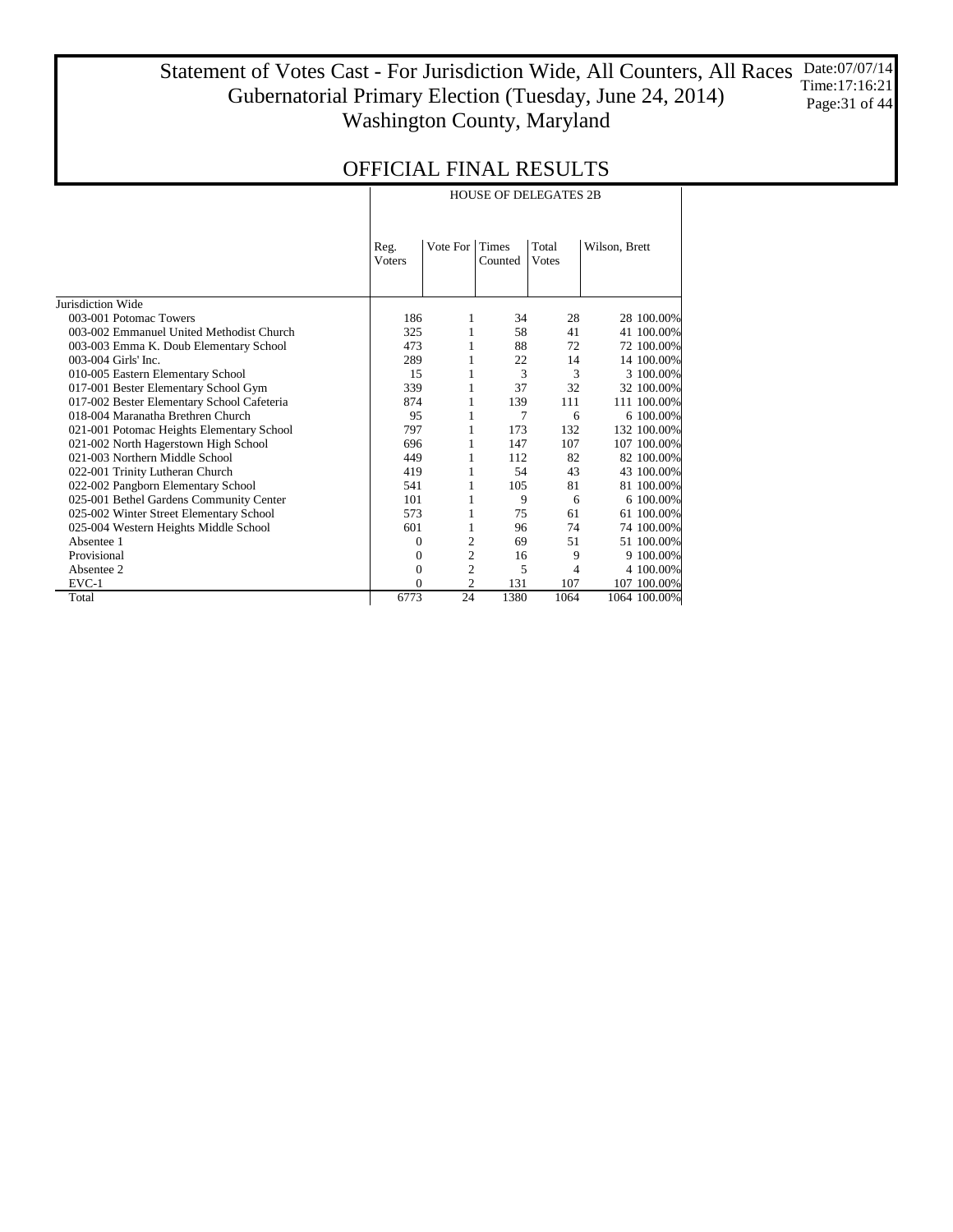# Statement of Votes Cast - For Jurisdiction Wide, All Counters, All Races
## Gubernatorial Primary Election (Tuesday, June 24, 2014)
## Washington County, Maryland

Date:07/07/14
Time:17:16:21

## OFFICIAL FINAL RESULTS

| | HOUSE OF DELEGATES 2B | | | | | |
|---|---|---|---|---|---|---|
| | Reg. Voters | Vote For | Times Counted | Total Votes | Wilson, Brett | |
| Jurisdiction Wide | | | | | | |
| 003-001 Potomac Towers | 186 | 1 | 34 | 28 | 28 | 100.00% |
| 003-002 Emmanuel United Methodist Church | 325 | 1 | 58 | 41 | 41 | 100.00% |
| 003-003 Emma K. Doub Elementary School | 473 | 1 | 88 | 72 | 72 | 100.00% |
| 003-004 Girls' Inc. | 289 | 1 | 22 | 14 | 14 | 100.00% |
| 010-005 Eastern Elementary School | 15 | 1 | 3 | 3 | 3 | 100.00% |
| 017-001 Bester Elementary School Gym | 339 | 1 | 37 | 32 | 32 | 100.00% |
| 017-002 Bester Elementary School Cafeteria | 874 | 1 | 139 | 111 | 111 | 100.00% |
| 018-004 Maranatha Brethren Church | 95 | 1 | 7 | 6 | 6 | 100.00% |
| 021-001 Potomac Heights Elementary School | 797 | 1 | 173 | 132 | 132 | 100.00% |
| 021-002 North Hagerstown High School | 696 | 1 | 147 | 107 | 107 | 100.00% |
| 021-003 Northern Middle School | 449 | 1 | 112 | 82 | 82 | 100.00% |
| 022-001 Trinity Lutheran Church | 419 | 1 | 54 | 43 | 43 | 100.00% |
| 022-002 Pangborn Elementary School | 541 | 1 | 105 | 81 | 81 | 100.00% |
| 025-001 Bethel Gardens Community Center | 101 | 1 | 9 | 6 | 6 | 100.00% |
| 025-002 Winter Street Elementary School | 573 | 1 | 75 | 61 | 61 | 100.00% |
| 025-004 Western Heights Middle School | 601 | 1 | 96 | 74 | 74 | 100.00% |
| Absentee 1 | 0 | 2 | 69 | 51 | 51 | 100.00% |
| Provisional | 0 | 2 | 16 | 9 | 9 | 100.00% |
| Absentee 2 | 0 | 2 | 5 | 4 | 4 | 100.00% |
| EVC-1 | 0 | 2 | 131 | 107 | 107 | 100.00% |
| Total | 6773 | 24 | 1380 | 1064 | 1064 | 100.00% |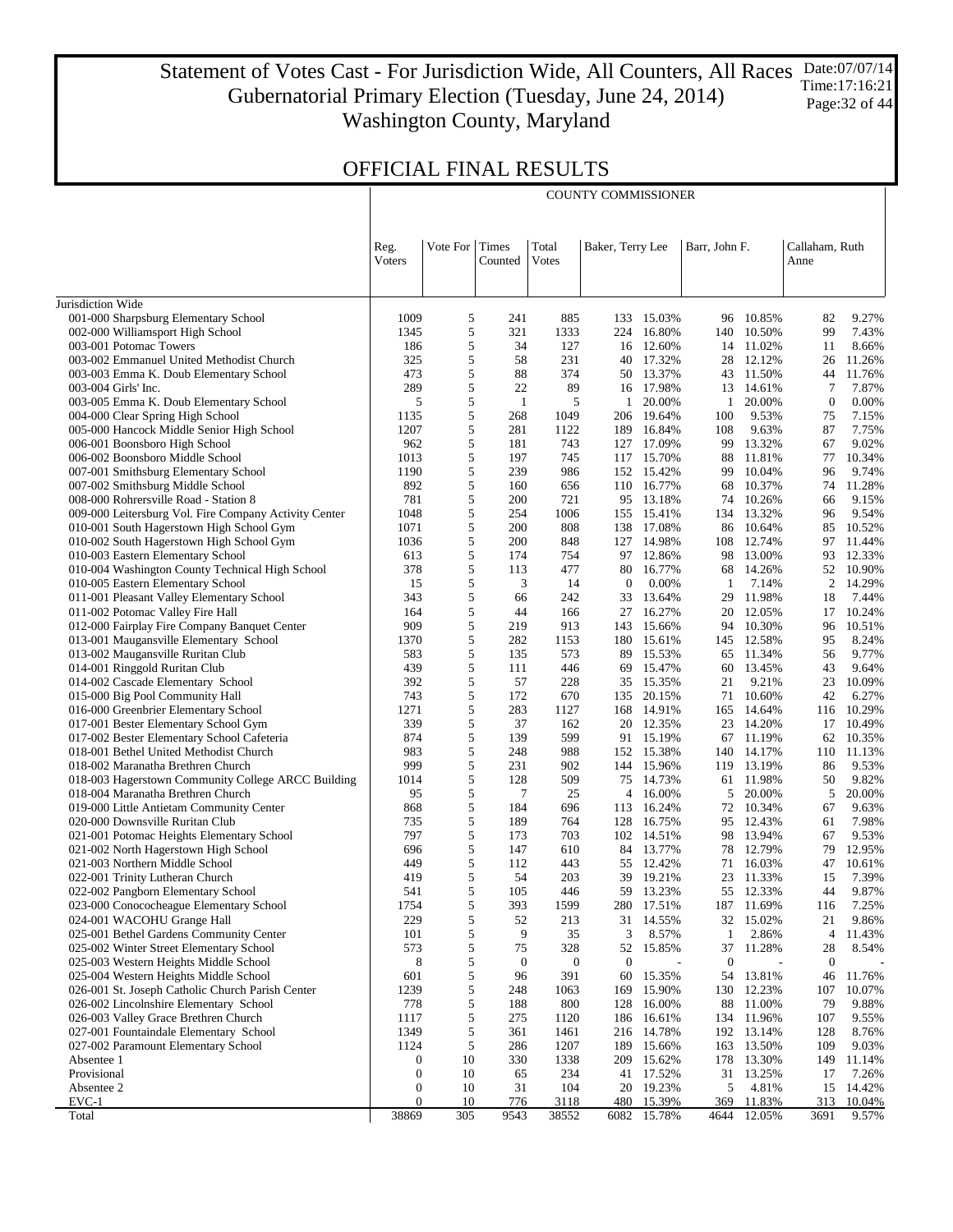# Statement of Votes Cast - For Jurisdiction Wide, All Counters, All Races
## Gubernatorial Primary Election (Tuesday, June 24, 2014)
## Washington County, Maryland

Date:07/07/14
Time:17:16:21

## OFFICIAL FINAL RESULTS

COUNTY COMMISSIONER

| | Reg. Voters | Vote For | Times Counted | Total Votes | Baker, Terry Lee | | Barr, John F. | | Callaham, Ruth Anne | |
|---|---|---|---|---|---|---|---|---|---|---|
| Jurisdiction Wide | | | | | | | | | | |
| 001-000 Sharpsburg Elementary School | 1009 | 5 | 241 | 885 | 133 | 15.03% | 96 | 10.85% | 82 | 9.27% |
| 002-000 Williamsport High School | 1345 | 5 | 321 | 1333 | 224 | 16.80% | 140 | 10.50% | 99 | 7.43% |
| 003-001 Potomac Towers | 186 | 5 | 34 | 127 | 16 | 12.60% | 14 | 11.02% | 11 | 8.66% |
| 003-002 Emmanuel United Methodist Church | 325 | 5 | 58 | 231 | 40 | 17.32% | 28 | 12.12% | 26 | 11.26% |
| 003-003 Emma K. Doub Elementary School | 473 | 5 | 88 | 374 | 50 | 13.37% | 43 | 11.50% | 44 | 11.76% |
| 003-004 Girls' Inc. | 289 | 5 | 22 | 89 | 16 | 17.98% | 13 | 14.61% | 7 | 7.87% |
| 003-005 Emma K. Doub Elementary School | 5 | 5 | 1 | 5 | 1 | 20.00% | 1 | 20.00% | 0 | 0.00% |
| 004-000 Clear Spring High School | 1135 | 5 | 268 | 1049 | 206 | 19.64% | 100 | 9.53% | 75 | 7.15% |
| 005-000 Hancock Middle Senior High School | 1207 | 5 | 281 | 1122 | 189 | 16.84% | 108 | 9.63% | 87 | 7.75% |
| 006-001 Boonsboro High School | 962 | 5 | 181 | 743 | 127 | 17.09% | 99 | 13.32% | 67 | 9.02% |
| 006-002 Boonsboro Middle School | 1013 | 5 | 197 | 745 | 117 | 15.70% | 88 | 11.81% | 77 | 10.34% |
| 007-001 Smithsburg Elementary School | 1190 | 5 | 239 | 986 | 152 | 15.42% | 99 | 10.04% | 96 | 9.74% |
| 007-002 Smithsburg Middle School | 892 | 5 | 160 | 656 | 110 | 16.77% | 68 | 10.37% | 74 | 11.28% |
| 008-000 Rohrersville Road - Station 8 | 781 | 5 | 200 | 721 | 95 | 13.18% | 74 | 10.26% | 66 | 9.15% |
| 009-000 Leitersburg Vol. Fire Company Activity Center | 1048 | 5 | 254 | 1006 | 155 | 15.41% | 134 | 13.32% | 96 | 9.54% |
| 010-001 South Hagerstown High School Gym | 1071 | 5 | 200 | 808 | 138 | 17.08% | 86 | 10.64% | 85 | 10.52% |
| 010-002 South Hagerstown High School Gym | 1036 | 5 | 200 | 848 | 127 | 14.98% | 108 | 12.74% | 97 | 11.44% |
| 010-003 Eastern Elementary School | 613 | 5 | 174 | 754 | 97 | 12.86% | 98 | 13.00% | 93 | 12.33% |
| 010-004 Washington County Technical High School | 378 | 5 | 113 | 477 | 80 | 16.77% | 68 | 14.26% | 52 | 10.90% |
| 010-005 Eastern Elementary School | 15 | 5 | 3 | 14 | 0 | 0.00% | 1 | 7.14% | 2 | 14.29% |
| 011-001 Pleasant Valley Elementary School | 343 | 5 | 66 | 242 | 33 | 13.64% | 29 | 11.98% | 18 | 7.44% |
| 011-002 Potomac Valley Fire Hall | 164 | 5 | 44 | 166 | 27 | 16.27% | 20 | 12.05% | 17 | 10.24% |
| 012-000 Fairplay Fire Company Banquet Center | 909 | 5 | 219 | 913 | 143 | 15.66% | 94 | 10.30% | 96 | 10.51% |
| 013-001 Maugansville Elementary School | 1370 | 5 | 282 | 1153 | 180 | 15.61% | 145 | 12.58% | 95 | 8.24% |
| 013-002 Maugansville Ruritan Club | 583 | 5 | 135 | 573 | 89 | 15.53% | 65 | 11.34% | 56 | 9.77% |
| 014-001 Ringgold Ruritan Club | 439 | 5 | 111 | 446 | 69 | 15.47% | 60 | 13.45% | 43 | 9.64% |
| 014-002 Cascade Elementary School | 392 | 5 | 57 | 228 | 35 | 15.35% | 21 | 9.21% | 23 | 10.09% |
| 015-000 Big Pool Community Hall | 743 | 5 | 172 | 670 | 135 | 20.15% | 71 | 10.60% | 42 | 6.27% |
| 016-000 Greenbrier Elementary School | 1271 | 5 | 283 | 1127 | 168 | 14.91% | 165 | 14.64% | 116 | 10.29% |
| 017-001 Bester Elementary School Gym | 339 | 5 | 37 | 162 | 20 | 12.35% | 23 | 14.20% | 17 | 10.49% |
| 017-002 Bester Elementary School Cafeteria | 874 | 5 | 139 | 599 | 91 | 15.19% | 67 | 11.19% | 62 | 10.35% |
| 018-001 Bethel United Methodist Church | 983 | 5 | 248 | 988 | 152 | 15.38% | 140 | 14.17% | 110 | 11.13% |
| 018-002 Maranatha Brethren Church | 999 | 5 | 231 | 902 | 144 | 15.96% | 119 | 13.19% | 86 | 9.53% |
| 018-003 Hagerstown Community College ARCC Building | 1014 | 5 | 128 | 509 | 75 | 14.73% | 61 | 11.98% | 50 | 9.82% |
| 018-004 Maranatha Brethren Church | 95 | 5 | 7 | 25 | 4 | 16.00% | 5 | 20.00% | 5 | 20.00% |
| 019-000 Little Antietam Community Center | 868 | 5 | 184 | 696 | 113 | 16.24% | 72 | 10.34% | 67 | 9.63% |
| 020-000 Downsville Ruritan Club | 735 | 5 | 189 | 764 | 128 | 16.75% | 95 | 12.43% | 61 | 7.98% |
| 021-001 Potomac Heights Elementary School | 797 | 5 | 173 | 703 | 102 | 14.51% | 98 | 13.94% | 67 | 9.53% |
| 021-002 North Hagerstown High School | 696 | 5 | 147 | 610 | 84 | 13.77% | 78 | 12.79% | 79 | 12.95% |
| 021-003 Northern Middle School | 449 | 5 | 112 | 443 | 55 | 12.42% | 71 | 16.03% | 47 | 10.61% |
| 022-001 Trinity Lutheran Church | 419 | 5 | 54 | 203 | 39 | 19.21% | 23 | 11.33% | 15 | 7.39% |
| 022-002 Pangborn Elementary School | 541 | 5 | 105 | 446 | 59 | 13.23% | 55 | 12.33% | 44 | 9.87% |
| 023-000 Conococheague Elementary School | 1754 | 5 | 393 | 1599 | 280 | 17.51% | 187 | 11.69% | 116 | 7.25% |
| 024-001 WACOHU Grange Hall | 229 | 5 | 52 | 213 | 31 | 14.55% | 32 | 15.02% | 21 | 9.86% |
| 025-001 Bethel Gardens Community Center | 101 | 5 | 9 | 35 | 3 | 8.57% | 1 | 2.86% | 4 | 11.43% |
| 025-002 Winter Street Elementary School | 573 | 5 | 75 | 328 | 52 | 15.85% | 37 | 11.28% | 28 | 8.54% |
| 025-003 Western Heights Middle School | 8 | 5 | 0 | 0 | 0 | - | 0 | - | 0 | - |
| 025-004 Western Heights Middle School | 601 | 5 | 96 | 391 | 60 | 15.35% | 54 | 13.81% | 46 | 11.76% |
| 026-001 St. Joseph Catholic Church Parish Center | 1239 | 5 | 248 | 1063 | 169 | 15.90% | 130 | 12.23% | 107 | 10.07% |
| 026-002 Lincolnshire Elementary School | 778 | 5 | 188 | 800 | 128 | 16.00% | 88 | 11.00% | 79 | 9.88% |
| 026-003 Valley Grace Brethren Church | 1117 | 5 | 275 | 1120 | 186 | 16.61% | 134 | 11.96% | 107 | 9.55% |
| 027-001 Fountaindale Elementary School | 1349 | 5 | 361 | 1461 | 216 | 14.78% | 192 | 13.14% | 128 | 8.76% |
| 027-002 Paramount Elementary School | 1124 | 5 | 286 | 1207 | 189 | 15.66% | 163 | 13.50% | 109 | 9.03% |
| Absentee 1 | 0 | 10 | 330 | 1338 | 209 | 15.62% | 178 | 13.30% | 149 | 11.14% |
| Provisional | 0 | 10 | 65 | 234 | 41 | 17.52% | 31 | 13.25% | 17 | 7.26% |
| Absentee 2 | 0 | 10 | 31 | 104 | 20 | 19.23% | 5 | 4.81% | 15 | 14.42% |
| EVC-1 | 0 | 10 | 776 | 3118 | 480 | 15.39% | 369 | 11.83% | 313 | 10.04% |
| Total | 38869 | 305 | 9543 | 38552 | 6082 | 15.78% | 4644 | 12.05% | 3691 | 9.57% |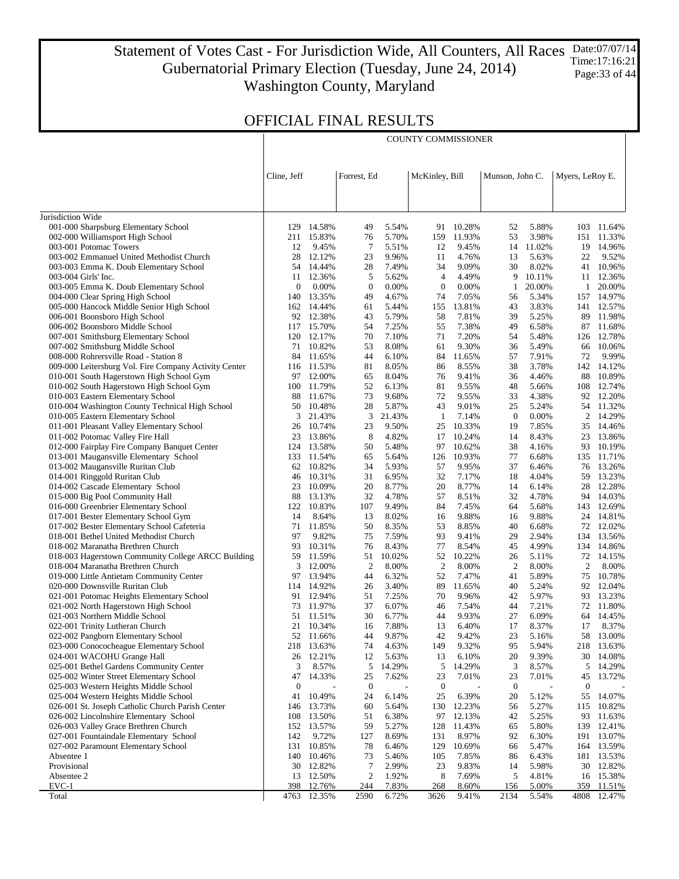# Statement of Votes Cast - For Jurisdiction Wide, All Counters, All Races
## Gubernatorial Primary Election (Tuesday, June 24, 2014)
## Washington County, Maryland

Date:07/07/14
Time:17:16:21

## OFFICIAL FINAL RESULTS

| | COUNTY COMMISSIONER | | | | | | | | | |
|---|---|---|---|---|---|---|---|---|---|---|
| | Cline, Jeff | | Forrest, Ed | | McKinley, Bill | | Munson, John C. | | Myers, LeRoy E. | |
| **Jurisdiction Wide** | | | | | | | | | | |
| 001-000 Sharpsburg Elementary School | 129 | 14.58% | 49 | 5.54% | 91 | 10.28% | 52 | 5.88% | 103 | 11.64% |
| 002-000 Williamsport High School | 211 | 15.83% | 76 | 5.70% | 159 | 11.93% | 53 | 3.98% | 151 | 11.33% |
| 003-001 Potomac Towers | 12 | 9.45% | 7 | 5.51% | 12 | 9.45% | 14 | 11.02% | 19 | 14.96% |
| 003-002 Emmanuel United Methodist Church | 28 | 12.12% | 23 | 9.96% | 11 | 4.76% | 13 | 5.63% | 22 | 9.52% |
| 003-003 Emma K. Doub Elementary School | 54 | 14.44% | 28 | 7.49% | 34 | 9.09% | 30 | 8.02% | 41 | 10.96% |
| 003-004 Girls' Inc. | 11 | 12.36% | 5 | 5.62% | 4 | 4.49% | 9 | 10.11% | 11 | 12.36% |
| 003-005 Emma K. Doub Elementary School | 0 | 0.00% | 0 | 0.00% | 0 | 0.00% | 1 | 20.00% | 1 | 20.00% |
| 004-000 Clear Spring High School | 140 | 13.35% | 49 | 4.67% | 74 | 7.05% | 56 | 5.34% | 157 | 14.97% |
| 005-000 Hancock Middle Senior High School | 162 | 14.44% | 61 | 5.44% | 155 | 13.81% | 43 | 3.83% | 141 | 12.57% |
| 006-001 Boonsboro High School | 92 | 12.38% | 43 | 5.79% | 58 | 7.81% | 39 | 5.25% | 89 | 11.98% |
| 006-002 Boonsboro Middle School | 117 | 15.70% | 54 | 7.25% | 55 | 7.38% | 49 | 6.58% | 87 | 11.68% |
| 007-001 Smithsburg Elementary School | 120 | 12.17% | 70 | 7.10% | 71 | 7.20% | 54 | 5.48% | 126 | 12.78% |
| 007-002 Smithsburg Middle School | 71 | 10.82% | 53 | 8.08% | 61 | 9.30% | 36 | 5.49% | 66 | 10.06% |
| 008-000 Rohrersville Road - Station 8 | 84 | 11.65% | 44 | 6.10% | 84 | 11.65% | 57 | 7.91% | 72 | 9.99% |
| 009-000 Leitersburg Vol. Fire Company Activity Center | 116 | 11.53% | 81 | 8.05% | 86 | 8.55% | 38 | 3.78% | 142 | 14.12% |
| 010-001 South Hagerstown High School Gym | 97 | 12.00% | 65 | 8.04% | 76 | 9.41% | 36 | 4.46% | 88 | 10.89% |
| 010-002 South Hagerstown High School Gym | 100 | 11.79% | 52 | 6.13% | 81 | 9.55% | 48 | 5.66% | 108 | 12.74% |
| 010-003 Eastern Elementary School | 88 | 11.67% | 73 | 9.68% | 72 | 9.55% | 33 | 4.38% | 92 | 12.20% |
| 010-004 Washington County Technical High School | 50 | 10.48% | 28 | 5.87% | 43 | 9.01% | 25 | 5.24% | 54 | 11.32% |
| 010-005 Eastern Elementary School | 3 | 21.43% | 3 | 21.43% | 1 | 7.14% | 0 | 0.00% | 2 | 14.29% |
| 011-001 Pleasant Valley Elementary School | 26 | 10.74% | 23 | 9.50% | 25 | 10.33% | 19 | 7.85% | 35 | 14.46% |
| 011-002 Potomac Valley Fire Hall | 23 | 13.86% | 8 | 4.82% | 17 | 10.24% | 14 | 8.43% | 23 | 13.86% |
| 012-000 Fairplay Fire Company Banquet Center | 124 | 13.58% | 50 | 5.48% | 97 | 10.62% | 38 | 4.16% | 93 | 10.19% |
| 013-001 Maugansville Elementary School | 133 | 11.54% | 65 | 5.64% | 126 | 10.93% | 77 | 6.68% | 135 | 11.71% |
| 013-002 Maugansville Ruritan Club | 62 | 10.82% | 34 | 5.93% | 57 | 9.95% | 37 | 6.46% | 76 | 13.26% |
| 014-001 Ringgold Ruritan Club | 46 | 10.31% | 31 | 6.95% | 32 | 7.17% | 18 | 4.04% | 59 | 13.23% |
| 014-002 Cascade Elementary School | 23 | 10.09% | 20 | 8.77% | 20 | 8.77% | 14 | 6.14% | 28 | 12.28% |
| 015-000 Big Pool Community Hall | 88 | 13.13% | 32 | 4.78% | 57 | 8.51% | 32 | 4.78% | 94 | 14.03% |
| 016-000 Greenbrier Elementary School | 122 | 10.83% | 107 | 9.49% | 84 | 7.45% | 64 | 5.68% | 143 | 12.69% |
| 017-001 Bester Elementary School Gym | 14 | 8.64% | 13 | 8.02% | 16 | 9.88% | 16 | 9.88% | 24 | 14.81% |
| 017-002 Bester Elementary School Cafeteria | 71 | 11.85% | 50 | 8.35% | 53 | 8.85% | 40 | 6.68% | 72 | 12.02% |
| 018-001 Bethel United Methodist Church | 97 | 9.82% | 75 | 7.59% | 93 | 9.41% | 29 | 2.94% | 134 | 13.56% |
| 018-002 Maranatha Brethren Church | 93 | 10.31% | 76 | 8.43% | 77 | 8.54% | 45 | 4.99% | 134 | 14.86% |
| 018-003 Hagerstown Community College ARCC Building | 59 | 11.59% | 51 | 10.02% | 52 | 10.22% | 26 | 5.11% | 72 | 14.15% |
| 018-004 Maranatha Brethren Church | 3 | 12.00% | 2 | 8.00% | 2 | 8.00% | 2 | 8.00% | 2 | 8.00% |
| 019-000 Little Antietam Community Center | 97 | 13.94% | 44 | 6.32% | 52 | 7.47% | 41 | 5.89% | 75 | 10.78% |
| 020-000 Downsville Ruritan Club | 114 | 14.92% | 26 | 3.40% | 89 | 11.65% | 40 | 5.24% | 92 | 12.04% |
| 021-001 Potomac Heights Elementary School | 91 | 12.94% | 51 | 7.25% | 70 | 9.96% | 42 | 5.97% | 93 | 13.23% |
| 021-002 North Hagerstown High School | 73 | 11.97% | 37 | 6.07% | 46 | 7.54% | 44 | 7.21% | 72 | 11.80% |
| 021-003 Northern Middle School | 51 | 11.51% | 30 | 6.77% | 44 | 9.93% | 27 | 6.09% | 64 | 14.45% |
| 022-001 Trinity Lutheran Church | 21 | 10.34% | 16 | 7.88% | 13 | 6.40% | 17 | 8.37% | 17 | 8.37% |
| 022-002 Pangborn Elementary School | 52 | 11.66% | 44 | 9.87% | 42 | 9.42% | 23 | 5.16% | 58 | 13.00% |
| 023-000 Conococheague Elementary School | 218 | 13.63% | 74 | 4.63% | 149 | 9.32% | 95 | 5.94% | 218 | 13.63% |
| 024-001 WACOHU Grange Hall | 26 | 12.21% | 12 | 5.63% | 13 | 6.10% | 20 | 9.39% | 30 | 14.08% |
| 025-001 Bethel Gardens Community Center | 3 | 8.57% | 5 | 14.29% | 5 | 14.29% | 3 | 8.57% | 5 | 14.29% |
| 025-002 Winter Street Elementary School | 47 | 14.33% | 25 | 7.62% | 23 | 7.01% | 23 | 7.01% | 45 | 13.72% |
| 025-003 Western Heights Middle School | 0 | - | 0 | - | 0 | - | 0 | - | 0 | - |
| 025-004 Western Heights Middle School | 41 | 10.49% | 24 | 6.14% | 25 | 6.39% | 20 | 5.12% | 55 | 14.07% |
| 026-001 St. Joseph Catholic Church Parish Center | 146 | 13.73% | 60 | 5.64% | 130 | 12.23% | 56 | 5.27% | 115 | 10.82% |
| 026-002 Lincolnshire Elementary School | 108 | 13.50% | 51 | 6.38% | 97 | 12.13% | 42 | 5.25% | 93 | 11.63% |
| 026-003 Valley Grace Brethren Church | 152 | 13.57% | 59 | 5.27% | 128 | 11.43% | 65 | 5.80% | 139 | 12.41% |
| 027-001 Fountaindale Elementary School | 142 | 9.72% | 127 | 8.69% | 131 | 8.97% | 92 | 6.30% | 191 | 13.07% |
| 027-002 Paramount Elementary School | 131 | 10.85% | 78 | 6.46% | 129 | 10.69% | 66 | 5.47% | 164 | 13.59% |
| Absentee 1 | 140 | 10.46% | 73 | 5.46% | 105 | 7.85% | 86 | 6.43% | 181 | 13.53% |
| Provisional | 30 | 12.82% | 7 | 2.99% | 23 | 9.83% | 14 | 5.98% | 30 | 12.82% |
| Absentee 2 | 13 | 12.50% | 2 | 1.92% | 8 | 7.69% | 5 | 4.81% | 16 | 15.38% |
| EVC-1 | 398 | 12.76% | 244 | 7.83% | 268 | 8.60% | 156 | 5.00% | 359 | 11.51% |
| Total | 4763 | 12.35% | 2590 | 6.72% | 3626 | 9.41% | 2134 | 5.54% | 4808 | 12.47% |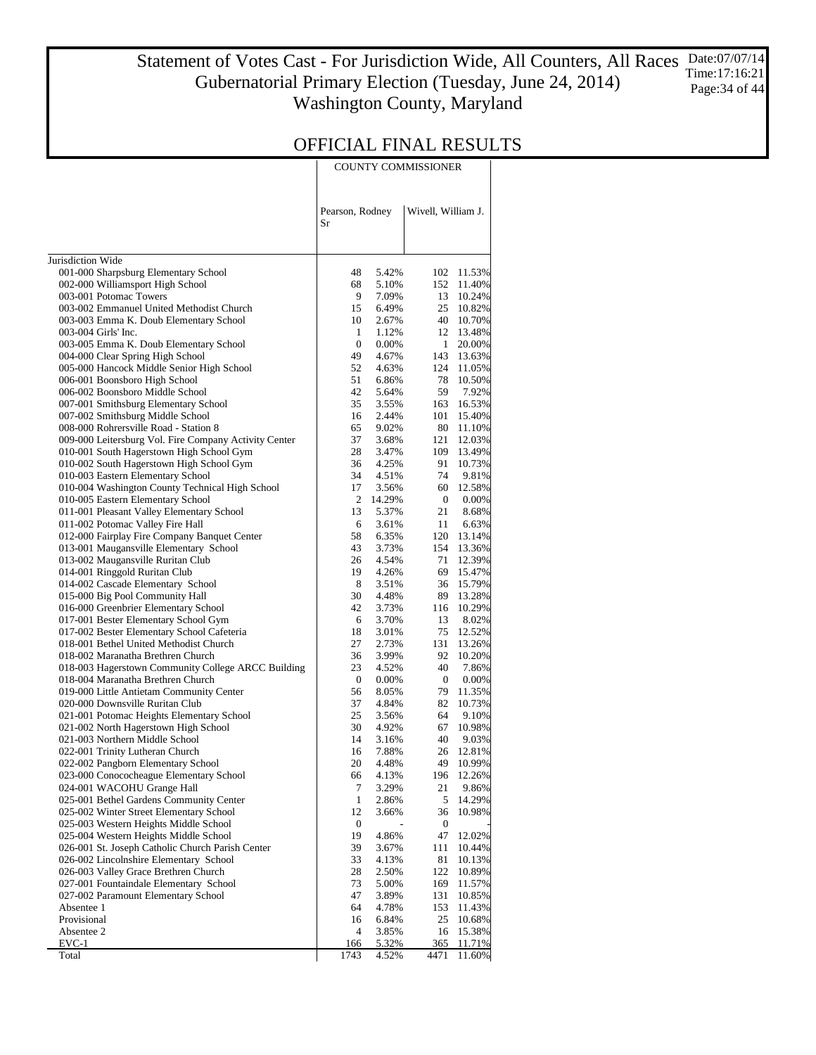# Statement of Votes Cast - For Jurisdiction Wide, All Counters, All Races
## Gubernatorial Primary Election (Tuesday, June 24, 2014)
## Washington County, Maryland

Date:07/07/14
Time:17:16:21

## OFFICIAL FINAL RESULTS

| | COUNTY COMMISSIONER | | | |
|---|---|---|---|---|
| | Pearson, Rodney Sr | | Wivell, William J. | |
| Jurisdiction Wide | | | | |
| 001-000 Sharpsburg Elementary School | 48 | 5.42% | 102 | 11.53% |
| 002-000 Williamsport High School | 68 | 5.10% | 152 | 11.40% |
| 003-001 Potomac Towers | 9 | 7.09% | 13 | 10.24% |
| 003-002 Emmanuel United Methodist Church | 15 | 6.49% | 25 | 10.82% |
| 003-003 Emma K. Doub Elementary School | 10 | 2.67% | 40 | 10.70% |
| 003-004 Girls' Inc. | 1 | 1.12% | 12 | 13.48% |
| 003-005 Emma K. Doub Elementary School | 0 | 0.00% | 1 | 20.00% |
| 004-000 Clear Spring High School | 49 | 4.67% | 143 | 13.63% |
| 005-000 Hancock Middle Senior High School | 52 | 4.63% | 124 | 11.05% |
| 006-001 Boonsboro High School | 51 | 6.86% | 78 | 10.50% |
| 006-002 Boonsboro Middle School | 42 | 5.64% | 59 | 7.92% |
| 007-001 Smithsburg Elementary School | 35 | 3.55% | 163 | 16.53% |
| 007-002 Smithsburg Middle School | 16 | 2.44% | 101 | 15.40% |
| 008-000 Rohrersville Road - Station 8 | 65 | 9.02% | 80 | 11.10% |
| 009-000 Leitersburg Vol. Fire Company Activity Center | 37 | 3.68% | 121 | 12.03% |
| 010-001 South Hagerstown High School Gym | 28 | 3.47% | 109 | 13.49% |
| 010-002 South Hagerstown High School Gym | 36 | 4.25% | 91 | 10.73% |
| 010-003 Eastern Elementary School | 34 | 4.51% | 74 | 9.81% |
| 010-004 Washington County Technical High School | 17 | 3.56% | 60 | 12.58% |
| 010-005 Eastern Elementary School | 2 | 14.29% | 0 | 0.00% |
| 011-001 Pleasant Valley Elementary School | 13 | 5.37% | 21 | 8.68% |
| 011-002 Potomac Valley Fire Hall | 6 | 3.61% | 11 | 6.63% |
| 012-000 Fairplay Fire Company Banquet Center | 58 | 6.35% | 120 | 13.14% |
| 013-001 Maugansville Elementary School | 43 | 3.73% | 154 | 13.36% |
| 013-002 Maugansville Ruritan Club | 26 | 4.54% | 71 | 12.39% |
| 014-001 Ringgold Ruritan Club | 19 | 4.26% | 69 | 15.47% |
| 014-002 Cascade Elementary School | 8 | 3.51% | 36 | 15.79% |
| 015-000 Big Pool Community Hall | 30 | 4.48% | 89 | 13.28% |
| 016-000 Greenbrier Elementary School | 42 | 3.73% | 116 | 10.29% |
| 017-001 Bester Elementary School Gym | 6 | 3.70% | 13 | 8.02% |
| 017-002 Bester Elementary School Cafeteria | 18 | 3.01% | 75 | 12.52% |
| 018-001 Bethel United Methodist Church | 27 | 2.73% | 131 | 13.26% |
| 018-002 Maranatha Brethren Church | 36 | 3.99% | 92 | 10.20% |
| 018-003 Hagerstown Community College ARCC Building | 23 | 4.52% | 40 | 7.86% |
| 018-004 Maranatha Brethren Church | 0 | 0.00% | 0 | 0.00% |
| 019-000 Little Antietam Community Center | 56 | 8.05% | 79 | 11.35% |
| 020-000 Downsville Ruritan Club | 37 | 4.84% | 82 | 10.73% |
| 021-001 Potomac Heights Elementary School | 25 | 3.56% | 64 | 9.10% |
| 021-002 North Hagerstown High School | 30 | 4.92% | 67 | 10.98% |
| 021-003 Northern Middle School | 14 | 3.16% | 40 | 9.03% |
| 022-001 Trinity Lutheran Church | 16 | 7.88% | 26 | 12.81% |
| 022-002 Pangborn Elementary School | 20 | 4.48% | 49 | 10.99% |
| 023-000 Conococheague Elementary School | 66 | 4.13% | 196 | 12.26% |
| 024-001 WACOHU Grange Hall | 7 | 3.29% | 21 | 9.86% |
| 025-001 Bethel Gardens Community Center | 1 | 2.86% | 5 | 14.29% |
| 025-002 Winter Street Elementary School | 12 | 3.66% | 36 | 10.98% |
| 025-003 Western Heights Middle School | 0 | - | 0 | - |
| 025-004 Western Heights Middle School | 19 | 4.86% | 47 | 12.02% |
| 026-001 St. Joseph Catholic Church Parish Center | 39 | 3.67% | 111 | 10.44% |
| 026-002 Lincolnshire Elementary School | 33 | 4.13% | 81 | 10.13% |
| 026-003 Valley Grace Brethren Church | 28 | 2.50% | 122 | 10.89% |
| 027-001 Fountaindale Elementary School | 73 | 5.00% | 169 | 11.57% |
| 027-002 Paramount Elementary School | 47 | 3.89% | 131 | 10.85% |
| Absentee 1 | 64 | 4.78% | 153 | 11.43% |
| Provisional | 16 | 6.84% | 25 | 10.68% |
| Absentee 2 | 4 | 3.85% | 16 | 15.38% |
| EVC-1 | 166 | 5.32% | 365 | 11.71% |
| Total | 1743 | 4.52% | 4471 | 11.60% |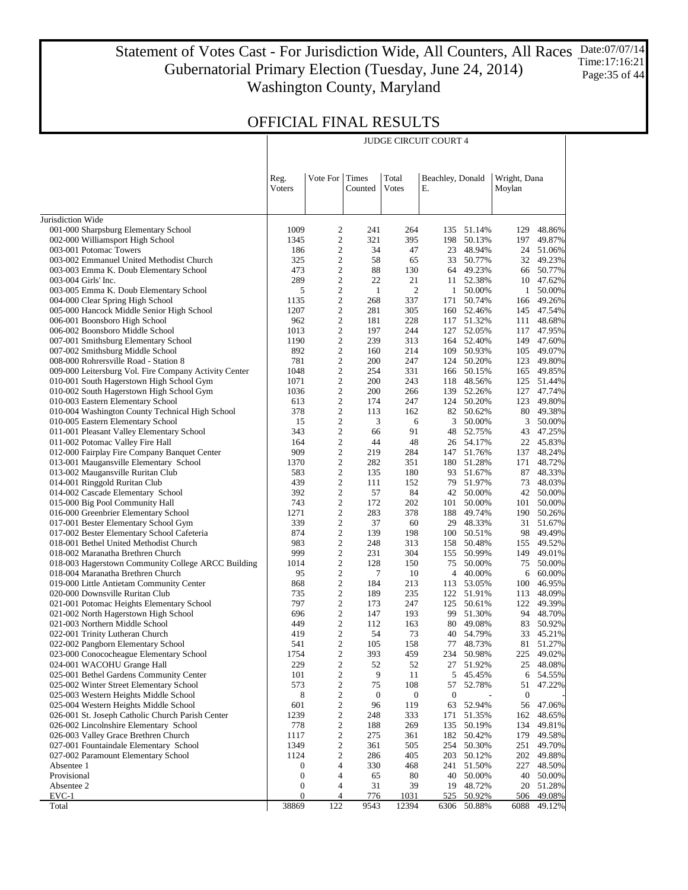# Statement of Votes Cast - For Jurisdiction Wide, All Counters, All Races
## Gubernatorial Primary Election (Tuesday, June 24, 2014)
## Washington County, Maryland

Date:07/07/14
Time:17:16:21

## OFFICIAL FINAL RESULTS

JUDGE CIRCUIT COURT 4

| | Reg. Voters | Vote For | Times Counted | Total Votes | Beachley, Donald E. | | Wright, Dana Moylan | |
|---|---|---|---|---|---|---|---|---|
| Jurisdiction Wide | | | | | | | | |
| 001-000 Sharpsburg Elementary School | 1009 | 2 | 241 | 264 | 135 | 51.14% | 129 | 48.86% |
| 002-000 Williamsport High School | 1345 | 2 | 321 | 395 | 198 | 50.13% | 197 | 49.87% |
| 003-001 Potomac Towers | 186 | 2 | 34 | 47 | 23 | 48.94% | 24 | 51.06% |
| 003-002 Emmanuel United Methodist Church | 325 | 2 | 58 | 65 | 33 | 50.77% | 32 | 49.23% |
| 003-003 Emma K. Doub Elementary School | 473 | 2 | 88 | 130 | 64 | 49.23% | 66 | 50.77% |
| 003-004 Girls' Inc. | 289 | 2 | 22 | 21 | 11 | 52.38% | 10 | 47.62% |
| 003-005 Emma K. Doub Elementary School | 5 | 2 | 1 | 2 | 1 | 50.00% | 1 | 50.00% |
| 004-000 Clear Spring High School | 1135 | 2 | 268 | 337 | 171 | 50.74% | 166 | 49.26% |
| 005-000 Hancock Middle Senior High School | 1207 | 2 | 281 | 305 | 160 | 52.46% | 145 | 47.54% |
| 006-001 Boonsboro High School | 962 | 2 | 181 | 228 | 117 | 51.32% | 111 | 48.68% |
| 006-002 Boonsboro Middle School | 1013 | 2 | 197 | 244 | 127 | 52.05% | 117 | 47.95% |
| 007-001 Smithsburg Elementary School | 1190 | 2 | 239 | 313 | 164 | 52.40% | 149 | 47.60% |
| 007-002 Smithsburg Middle School | 892 | 2 | 160 | 214 | 109 | 50.93% | 105 | 49.07% |
| 008-000 Rohrersville Road - Station 8 | 781 | 2 | 200 | 247 | 124 | 50.20% | 123 | 49.80% |
| 009-000 Leitersburg Vol. Fire Company Activity Center | 1048 | 2 | 254 | 331 | 166 | 50.15% | 165 | 49.85% |
| 010-001 South Hagerstown High School Gym | 1071 | 2 | 200 | 243 | 118 | 48.56% | 125 | 51.44% |
| 010-002 South Hagerstown High School Gym | 1036 | 2 | 200 | 266 | 139 | 52.26% | 127 | 47.74% |
| 010-003 Eastern Elementary School | 613 | 2 | 174 | 247 | 124 | 50.20% | 123 | 49.80% |
| 010-004 Washington County Technical High School | 378 | 2 | 113 | 162 | 82 | 50.62% | 80 | 49.38% |
| 010-005 Eastern Elementary School | 15 | 2 | 3 | 6 | 3 | 50.00% | 3 | 50.00% |
| 011-001 Pleasant Valley Elementary School | 343 | 2 | 66 | 91 | 48 | 52.75% | 43 | 47.25% |
| 011-002 Potomac Valley Fire Hall | 164 | 2 | 44 | 48 | 26 | 54.17% | 22 | 45.83% |
| 012-000 Fairplay Fire Company Banquet Center | 909 | 2 | 219 | 284 | 147 | 51.76% | 137 | 48.24% |
| 013-001 Maugansville Elementary School | 1370 | 2 | 282 | 351 | 180 | 51.28% | 171 | 48.72% |
| 013-002 Maugansville Ruritan Club | 583 | 2 | 135 | 180 | 93 | 51.67% | 87 | 48.33% |
| 014-001 Ringgold Ruritan Club | 439 | 2 | 111 | 152 | 79 | 51.97% | 73 | 48.03% |
| 014-002 Cascade Elementary School | 392 | 2 | 57 | 84 | 42 | 50.00% | 42 | 50.00% |
| 015-000 Big Pool Community Hall | 743 | 2 | 172 | 202 | 101 | 50.00% | 101 | 50.00% |
| 016-000 Greenbrier Elementary School | 1271 | 2 | 283 | 378 | 188 | 49.74% | 190 | 50.26% |
| 017-001 Bester Elementary School Gym | 339 | 2 | 37 | 60 | 29 | 48.33% | 31 | 51.67% |
| 017-002 Bester Elementary School Cafeteria | 874 | 2 | 139 | 198 | 100 | 50.51% | 98 | 49.49% |
| 018-001 Bethel United Methodist Church | 983 | 2 | 248 | 313 | 158 | 50.48% | 155 | 49.52% |
| 018-002 Maranatha Brethren Church | 999 | 2 | 231 | 304 | 155 | 50.99% | 149 | 49.01% |
| 018-003 Hagerstown Community College ARCC Building | 1014 | 2 | 128 | 150 | 75 | 50.00% | 75 | 50.00% |
| 018-004 Maranatha Brethren Church | 95 | 2 | 7 | 10 | 4 | 40.00% | 6 | 60.00% |
| 019-000 Little Antietam Community Center | 868 | 2 | 184 | 213 | 113 | 53.05% | 100 | 46.95% |
| 020-000 Downsville Ruritan Club | 735 | 2 | 189 | 235 | 122 | 51.91% | 113 | 48.09% |
| 021-001 Potomac Heights Elementary School | 797 | 2 | 173 | 247 | 125 | 50.61% | 122 | 49.39% |
| 021-002 North Hagerstown High School | 696 | 2 | 147 | 193 | 99 | 51.30% | 94 | 48.70% |
| 021-003 Northern Middle School | 449 | 2 | 112 | 163 | 80 | 49.08% | 83 | 50.92% |
| 022-001 Trinity Lutheran Church | 419 | 2 | 54 | 73 | 40 | 54.79% | 33 | 45.21% |
| 022-002 Pangborn Elementary School | 541 | 2 | 105 | 158 | 77 | 48.73% | 81 | 51.27% |
| 023-000 Conococheague Elementary School | 1754 | 2 | 393 | 459 | 234 | 50.98% | 225 | 49.02% |
| 024-001 WACOHU Grange Hall | 229 | 2 | 52 | 52 | 27 | 51.92% | 25 | 48.08% |
| 025-001 Bethel Gardens Community Center | 101 | 2 | 9 | 11 | 5 | 45.45% | 6 | 54.55% |
| 025-002 Winter Street Elementary School | 573 | 2 | 75 | 108 | 57 | 52.78% | 51 | 47.22% |
| 025-003 Western Heights Middle School | 8 | 2 | 0 | 0 | 0 | - | 0 | - |
| 025-004 Western Heights Middle School | 601 | 2 | 96 | 119 | 63 | 52.94% | 56 | 47.06% |
| 026-001 St. Joseph Catholic Church Parish Center | 1239 | 2 | 248 | 333 | 171 | 51.35% | 162 | 48.65% |
| 026-002 Lincolnshire Elementary School | 778 | 2 | 188 | 269 | 135 | 50.19% | 134 | 49.81% |
| 026-003 Valley Grace Brethren Church | 1117 | 2 | 275 | 361 | 182 | 50.42% | 179 | 49.58% |
| 027-001 Fountaindale Elementary School | 1349 | 2 | 361 | 505 | 254 | 50.30% | 251 | 49.70% |
| 027-002 Paramount Elementary School | 1124 | 2 | 286 | 405 | 203 | 50.12% | 202 | 49.88% |
| Absentee 1 | 0 | 4 | 330 | 468 | 241 | 51.50% | 227 | 48.50% |
| Provisional | 0 | 4 | 65 | 80 | 40 | 50.00% | 40 | 50.00% |
| Absentee 2 | 0 | 4 | 31 | 39 | 19 | 48.72% | 20 | 51.28% |
| EVC-1 | 0 | 4 | 776 | 1031 | 525 | 50.92% | 506 | 49.08% |
| Total | 38869 | 122 | 9543 | 12394 | 6306 | 50.88% | 6088 | 49.12% |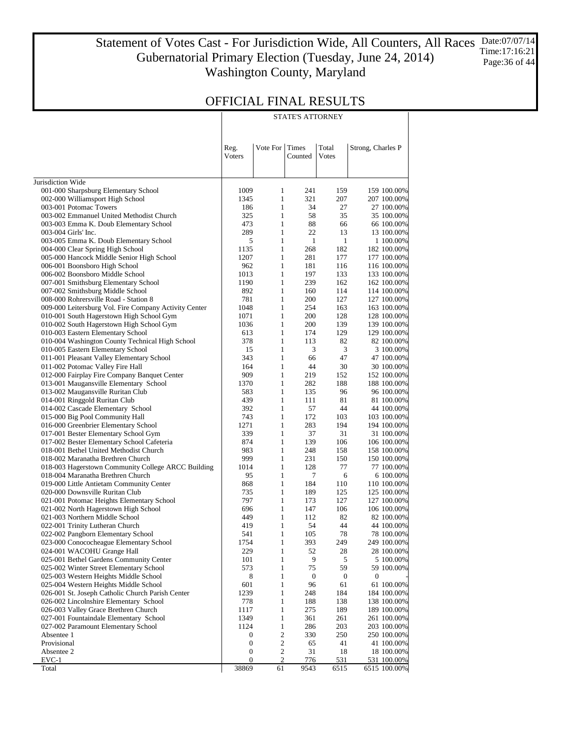# Statement of Votes Cast - For Jurisdiction Wide, All Counters, All Races
## Gubernatorial Primary Election (Tuesday, June 24, 2014)
## Washington County, Maryland

Date:07/07/14
Time:17:16:21

## OFFICIAL FINAL RESULTS

| | STATE'S ATTORNEY | | | | | |
|---|---|---|---|---|---|---|
| | Reg. Voters | Vote For | Times Counted | Total Votes | Strong, Charles P | |
| Jurisdiction Wide | | | | | | |
| 001-000 Sharpsburg Elementary School | 1009 | 1 | 241 | 159 | 159 | 100.00% |
| 002-000 Williamsport High School | 1345 | 1 | 321 | 207 | 207 | 100.00% |
| 003-001 Potomac Towers | 186 | 1 | 34 | 27 | 27 | 100.00% |
| 003-002 Emmanuel United Methodist Church | 325 | 1 | 58 | 35 | 35 | 100.00% |
| 003-003 Emma K. Doub Elementary School | 473 | 1 | 88 | 66 | 66 | 100.00% |
| 003-004 Girls' Inc. | 289 | 1 | 22 | 13 | 13 | 100.00% |
| 003-005 Emma K. Doub Elementary School | 5 | 1 | 1 | 1 | 1 | 100.00% |
| 004-000 Clear Spring High School | 1135 | 1 | 268 | 182 | 182 | 100.00% |
| 005-000 Hancock Middle Senior High School | 1207 | 1 | 281 | 177 | 177 | 100.00% |
| 006-001 Boonsboro High School | 962 | 1 | 181 | 116 | 116 | 100.00% |
| 006-002 Boonsboro Middle School | 1013 | 1 | 197 | 133 | 133 | 100.00% |
| 007-001 Smithsburg Elementary School | 1190 | 1 | 239 | 162 | 162 | 100.00% |
| 007-002 Smithsburg Middle School | 892 | 1 | 160 | 114 | 114 | 100.00% |
| 008-000 Rohrersville Road - Station 8 | 781 | 1 | 200 | 127 | 127 | 100.00% |
| 009-000 Leitersburg Vol. Fire Company Activity Center | 1048 | 1 | 254 | 163 | 163 | 100.00% |
| 010-001 South Hagerstown High School Gym | 1071 | 1 | 200 | 128 | 128 | 100.00% |
| 010-002 South Hagerstown High School Gym | 1036 | 1 | 200 | 139 | 139 | 100.00% |
| 010-003 Eastern Elementary School | 613 | 1 | 174 | 129 | 129 | 100.00% |
| 010-004 Washington County Technical High School | 378 | 1 | 113 | 82 | 82 | 100.00% |
| 010-005 Eastern Elementary School | 15 | 1 | 3 | 3 | 3 | 100.00% |
| 011-001 Pleasant Valley Elementary School | 343 | 1 | 66 | 47 | 47 | 100.00% |
| 011-002 Potomac Valley Fire Hall | 164 | 1 | 44 | 30 | 30 | 100.00% |
| 012-000 Fairplay Fire Company Banquet Center | 909 | 1 | 219 | 152 | 152 | 100.00% |
| 013-001 Maugansville Elementary School | 1370 | 1 | 282 | 188 | 188 | 100.00% |
| 013-002 Maugansville Ruritan Club | 583 | 1 | 135 | 96 | 96 | 100.00% |
| 014-001 Ringgold Ruritan Club | 439 | 1 | 111 | 81 | 81 | 100.00% |
| 014-002 Cascade Elementary School | 392 | 1 | 57 | 44 | 44 | 100.00% |
| 015-000 Big Pool Community Hall | 743 | 1 | 172 | 103 | 103 | 100.00% |
| 016-000 Greenbrier Elementary School | 1271 | 1 | 283 | 194 | 194 | 100.00% |
| 017-001 Bester Elementary School Gym | 339 | 1 | 37 | 31 | 31 | 100.00% |
| 017-002 Bester Elementary School Cafeteria | 874 | 1 | 139 | 106 | 106 | 100.00% |
| 018-001 Bethel United Methodist Church | 983 | 1 | 248 | 158 | 158 | 100.00% |
| 018-002 Maranatha Brethren Church | 999 | 1 | 231 | 150 | 150 | 100.00% |
| 018-003 Hagerstown Community College ARCC Building | 1014 | 1 | 128 | 77 | 77 | 100.00% |
| 018-004 Maranatha Brethren Church | 95 | 1 | 7 | 6 | 6 | 100.00% |
| 019-000 Little Antietam Community Center | 868 | 1 | 184 | 110 | 110 | 100.00% |
| 020-000 Downsville Ruritan Club | 735 | 1 | 189 | 125 | 125 | 100.00% |
| 021-001 Potomac Heights Elementary School | 797 | 1 | 173 | 127 | 127 | 100.00% |
| 021-002 North Hagerstown High School | 696 | 1 | 147 | 106 | 106 | 100.00% |
| 021-003 Northern Middle School | 449 | 1 | 112 | 82 | 82 | 100.00% |
| 022-001 Trinity Lutheran Church | 419 | 1 | 54 | 44 | 44 | 100.00% |
| 022-002 Pangborn Elementary School | 541 | 1 | 105 | 78 | 78 | 100.00% |
| 023-000 Conococheague Elementary School | 1754 | 1 | 393 | 249 | 249 | 100.00% |
| 024-001 WACOHU Grange Hall | 229 | 1 | 52 | 28 | 28 | 100.00% |
| 025-001 Bethel Gardens Community Center | 101 | 1 | 9 | 5 | 5 | 100.00% |
| 025-002 Winter Street Elementary School | 573 | 1 | 75 | 59 | 59 | 100.00% |
| 025-003 Western Heights Middle School | 8 | 1 | 0 | 0 | 0 | - |
| 025-004 Western Heights Middle School | 601 | 1 | 96 | 61 | 61 | 100.00% |
| 026-001 St. Joseph Catholic Church Parish Center | 1239 | 1 | 248 | 184 | 184 | 100.00% |
| 026-002 Lincolnshire Elementary School | 778 | 1 | 188 | 138 | 138 | 100.00% |
| 026-003 Valley Grace Brethren Church | 1117 | 1 | 275 | 189 | 189 | 100.00% |
| 027-001 Fountaindale Elementary School | 1349 | 1 | 361 | 261 | 261 | 100.00% |
| 027-002 Paramount Elementary School | 1124 | 1 | 286 | 203 | 203 | 100.00% |
| Absentee 1 | 0 | 2 | 330 | 250 | 250 | 100.00% |
| Provisional | 0 | 2 | 65 | 41 | 41 | 100.00% |
| Absentee 2 | 0 | 2 | 31 | 18 | 18 | 100.00% |
| EVC-1 | 0 | 2 | 776 | 531 | 531 | 100.00% |
| Total | 38869 | 61 | 9543 | 6515 | 6515 | 100.00% |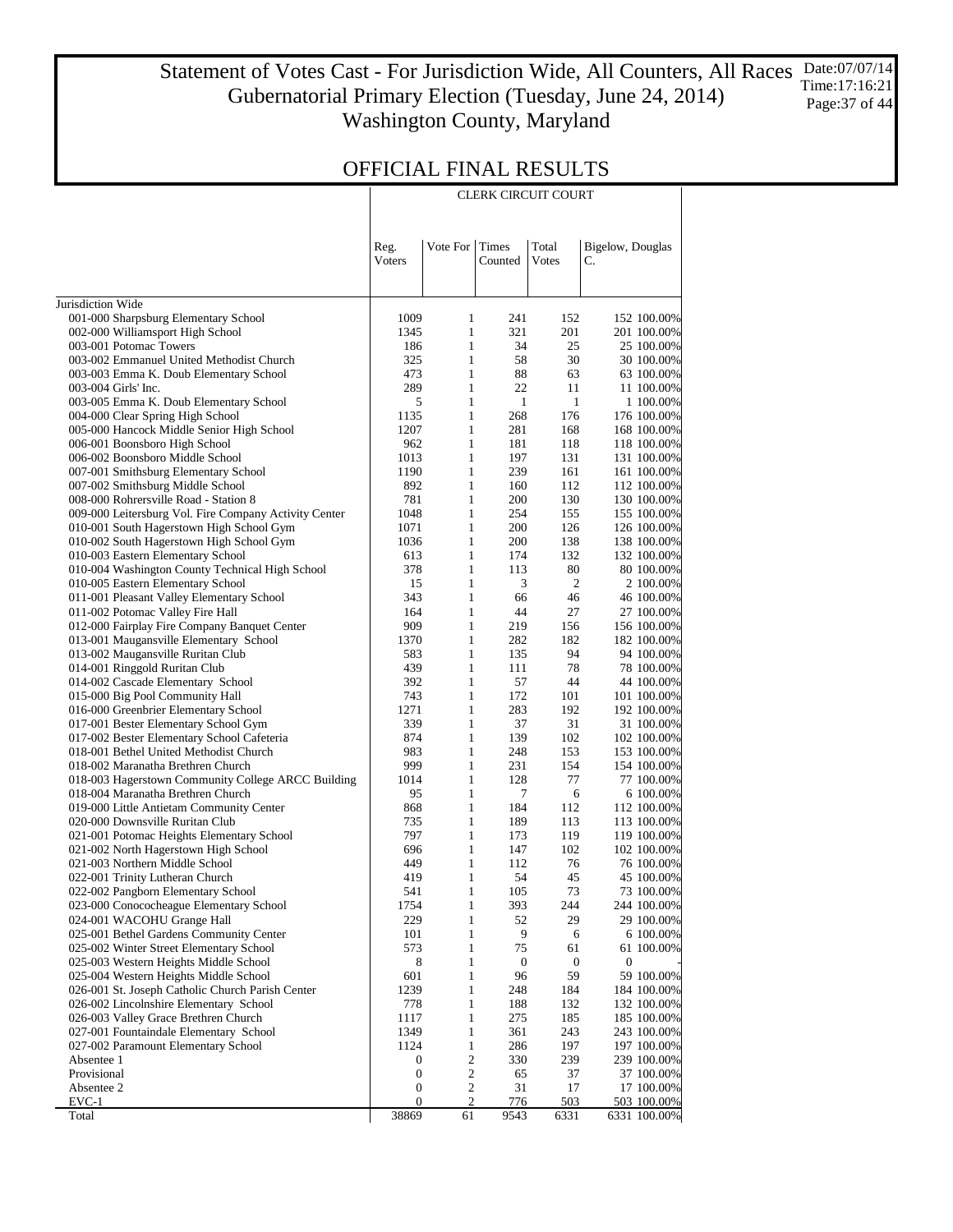# Statement of Votes Cast - For Jurisdiction Wide, All Counters, All Races
## Gubernatorial Primary Election (Tuesday, June 24, 2014)
## Washington County, Maryland

Date:07/07/14
Time:17:16:21

## OFFICIAL FINAL RESULTS

| | | | | | CLERK CIRCUIT COURT | |
|---|---|---|---|---|---|---|
| | Reg. Voters | Vote For | Times Counted | Total Votes | Bigelow, Douglas C. | |
| Jurisdiction Wide | | | | | | |
| 001-000 Sharpsburg Elementary School | 1009 | 1 | 241 | 152 | 152 | 100.00% |
| 002-000 Williamsport High School | 1345 | 1 | 321 | 201 | 201 | 100.00% |
| 003-001 Potomac Towers | 186 | 1 | 34 | 25 | 25 | 100.00% |
| 003-002 Emmanuel United Methodist Church | 325 | 1 | 58 | 30 | 30 | 100.00% |
| 003-003 Emma K. Doub Elementary School | 473 | 1 | 88 | 63 | 63 | 100.00% |
| 003-004 Girls' Inc. | 289 | 1 | 22 | 11 | 11 | 100.00% |
| 003-005 Emma K. Doub Elementary School | 5 | 1 | 1 | 1 | 1 | 100.00% |
| 004-000 Clear Spring High School | 1135 | 1 | 268 | 176 | 176 | 100.00% |
| 005-000 Hancock Middle Senior High School | 1207 | 1 | 281 | 168 | 168 | 100.00% |
| 006-001 Boonsboro High School | 962 | 1 | 181 | 118 | 118 | 100.00% |
| 006-002 Boonsboro Middle School | 1013 | 1 | 197 | 131 | 131 | 100.00% |
| 007-001 Smithsburg Elementary School | 1190 | 1 | 239 | 161 | 161 | 100.00% |
| 007-002 Smithsburg Middle School | 892 | 1 | 160 | 112 | 112 | 100.00% |
| 008-000 Rohrersville Road - Station 8 | 781 | 1 | 200 | 130 | 130 | 100.00% |
| 009-000 Leitersburg Vol. Fire Company Activity Center | 1048 | 1 | 254 | 155 | 155 | 100.00% |
| 010-001 South Hagerstown High School Gym | 1071 | 1 | 200 | 126 | 126 | 100.00% |
| 010-002 South Hagerstown High School Gym | 1036 | 1 | 200 | 138 | 138 | 100.00% |
| 010-003 Eastern Elementary School | 613 | 1 | 174 | 132 | 132 | 100.00% |
| 010-004 Washington County Technical High School | 378 | 1 | 113 | 80 | 80 | 100.00% |
| 010-005 Eastern Elementary School | 15 | 1 | 3 | 2 | 2 | 100.00% |
| 011-001 Pleasant Valley Elementary School | 343 | 1 | 66 | 46 | 46 | 100.00% |
| 011-002 Potomac Valley Fire Hall | 164 | 1 | 44 | 27 | 27 | 100.00% |
| 012-000 Fairplay Fire Company Banquet Center | 909 | 1 | 219 | 156 | 156 | 100.00% |
| 013-001 Maugansville Elementary School | 1370 | 1 | 282 | 182 | 182 | 100.00% |
| 013-002 Maugansville Ruritan Club | 583 | 1 | 135 | 94 | 94 | 100.00% |
| 014-001 Ringgold Ruritan Club | 439 | 1 | 111 | 78 | 78 | 100.00% |
| 014-002 Cascade Elementary School | 392 | 1 | 57 | 44 | 44 | 100.00% |
| 015-000 Big Pool Community Hall | 743 | 1 | 172 | 101 | 101 | 100.00% |
| 016-000 Greenbrier Elementary School | 1271 | 1 | 283 | 192 | 192 | 100.00% |
| 017-001 Bester Elementary School Gym | 339 | 1 | 37 | 31 | 31 | 100.00% |
| 017-002 Bester Elementary School Cafeteria | 874 | 1 | 139 | 102 | 102 | 100.00% |
| 018-001 Bethel United Methodist Church | 983 | 1 | 248 | 153 | 153 | 100.00% |
| 018-002 Maranatha Brethren Church | 999 | 1 | 231 | 154 | 154 | 100.00% |
| 018-003 Hagerstown Community College ARCC Building | 1014 | 1 | 128 | 77 | 77 | 100.00% |
| 018-004 Maranatha Brethren Church | 95 | 1 | 7 | 6 | 6 | 100.00% |
| 019-000 Little Antietam Community Center | 868 | 1 | 184 | 112 | 112 | 100.00% |
| 020-000 Downsville Ruritan Club | 735 | 1 | 189 | 113 | 113 | 100.00% |
| 021-001 Potomac Heights Elementary School | 797 | 1 | 173 | 119 | 119 | 100.00% |
| 021-002 North Hagerstown High School | 696 | 1 | 147 | 102 | 102 | 100.00% |
| 021-003 Northern Middle School | 449 | 1 | 112 | 76 | 76 | 100.00% |
| 022-001 Trinity Lutheran Church | 419 | 1 | 54 | 45 | 45 | 100.00% |
| 022-002 Pangborn Elementary School | 541 | 1 | 105 | 73 | 73 | 100.00% |
| 023-000 Conococheague Elementary School | 1754 | 1 | 393 | 244 | 244 | 100.00% |
| 024-001 WACOHU Grange Hall | 229 | 1 | 52 | 29 | 29 | 100.00% |
| 025-001 Bethel Gardens Community Center | 101 | 1 | 9 | 6 | 6 | 100.00% |
| 025-002 Winter Street Elementary School | 573 | 1 | 75 | 61 | 61 | 100.00% |
| 025-003 Western Heights Middle School | 8 | 1 | 0 | 0 | 0 | - |
| 025-004 Western Heights Middle School | 601 | 1 | 96 | 59 | 59 | 100.00% |
| 026-001 St. Joseph Catholic Church Parish Center | 1239 | 1 | 248 | 184 | 184 | 100.00% |
| 026-002 Lincolnshire Elementary School | 778 | 1 | 188 | 132 | 132 | 100.00% |
| 026-003 Valley Grace Brethren Church | 1117 | 1 | 275 | 185 | 185 | 100.00% |
| 027-001 Fountaindale Elementary School | 1349 | 1 | 361 | 243 | 243 | 100.00% |
| 027-002 Paramount Elementary School | 1124 | 1 | 286 | 197 | 197 | 100.00% |
| Absentee 1 | 0 | 2 | 330 | 239 | 239 | 100.00% |
| Provisional | 0 | 2 | 65 | 37 | 37 | 100.00% |
| Absentee 2 | 0 | 2 | 31 | 17 | 17 | 100.00% |
| EVC-1 | 0 | 2 | 776 | 503 | 503 | 100.00% |
| Total | 38869 | 61 | 9543 | 6331 | 6331 | 100.00% |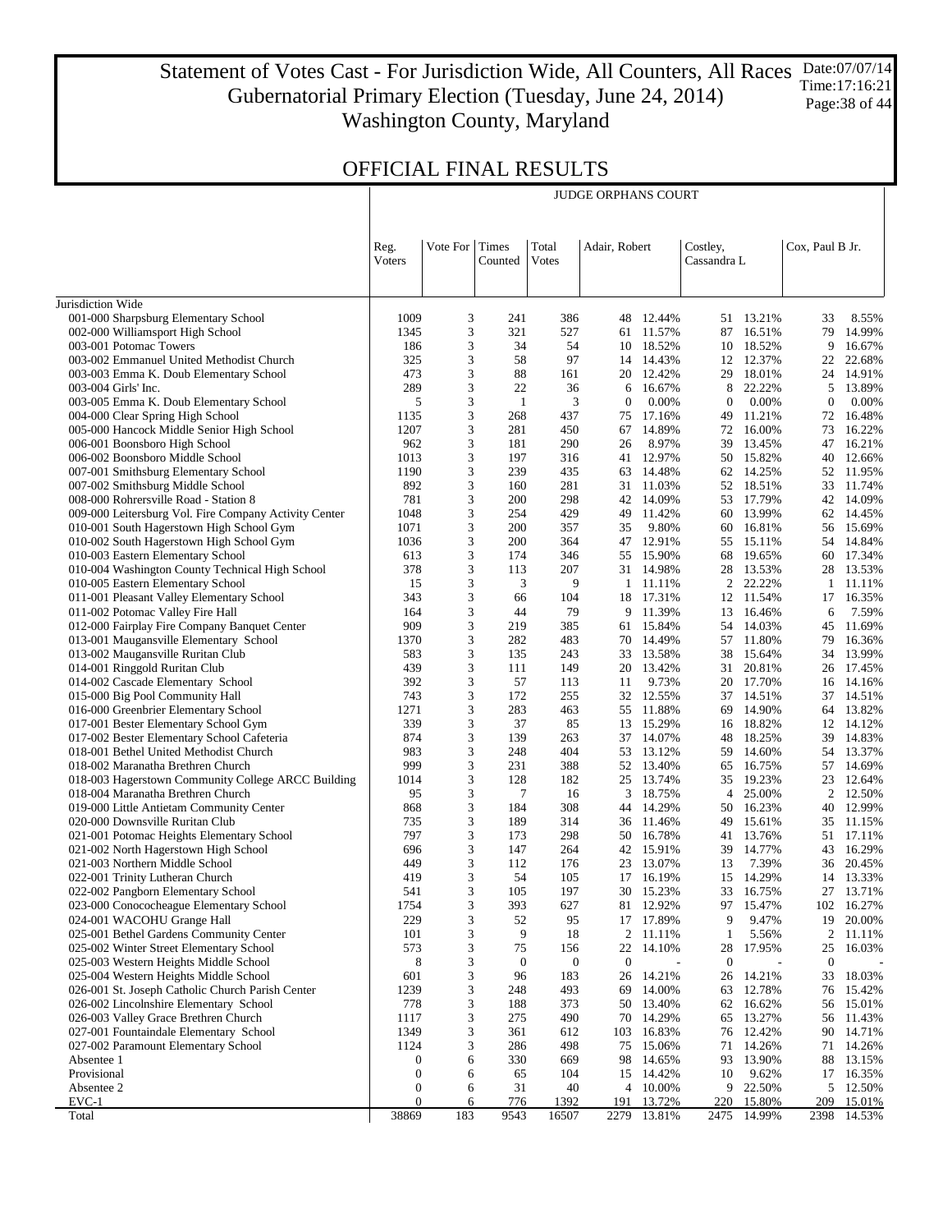# Statement of Votes Cast - For Jurisdiction Wide, All Counters, All Races
## Gubernatorial Primary Election (Tuesday, June 24, 2014)
## Washington County, Maryland

Date:07/07/14
Time:17:16:21

## OFFICIAL FINAL RESULTS

| | Reg. Voters | Vote For | Times Counted | Total Votes | JUDGE ORPHANS COURT | | | | | |
|---|---|---|---|---|---|---|---|---|---|---|
| | | | | | Adair, Robert | | Costley, Cassandra L | | Cox, Paul B Jr. | |
| **Jurisdiction Wide** | | | | | | | | | | |
| 001-000 Sharpsburg Elementary School | 1009 | 3 | 241 | 386 | 48 | 12.44% | 51 | 13.21% | 33 | 8.55% |
| 002-000 Williamsport High School | 1345 | 3 | 321 | 527 | 61 | 11.57% | 87 | 16.51% | 79 | 14.99% |
| 003-001 Potomac Towers | 186 | 3 | 34 | 54 | 10 | 18.52% | 10 | 18.52% | 9 | 16.67% |
| 003-002 Emmanuel United Methodist Church | 325 | 3 | 58 | 97 | 14 | 14.43% | 12 | 12.37% | 22 | 22.68% |
| 003-003 Emma K. Doub Elementary School | 473 | 3 | 88 | 161 | 20 | 12.42% | 29 | 18.01% | 24 | 14.91% |
| 003-004 Girls' Inc. | 289 | 3 | 22 | 36 | 6 | 16.67% | 8 | 22.22% | 5 | 13.89% |
| 003-005 Emma K. Doub Elementary School | 5 | 3 | 1 | 3 | 0 | 0.00% | 0 | 0.00% | 0 | 0.00% |
| 004-000 Clear Spring High School | 1135 | 3 | 268 | 437 | 75 | 17.16% | 49 | 11.21% | 72 | 16.48% |
| 005-000 Hancock Middle Senior High School | 1207 | 3 | 281 | 450 | 67 | 14.89% | 72 | 16.00% | 73 | 16.22% |
| 006-001 Boonsboro High School | 962 | 3 | 181 | 290 | 26 | 8.97% | 39 | 13.45% | 47 | 16.21% |
| 006-002 Boonsboro Middle School | 1013 | 3 | 197 | 316 | 41 | 12.97% | 50 | 15.82% | 40 | 12.66% |
| 007-001 Smithsburg Elementary School | 1190 | 3 | 239 | 435 | 63 | 14.48% | 62 | 14.25% | 52 | 11.95% |
| 007-002 Smithsburg Middle School | 892 | 3 | 160 | 281 | 31 | 11.03% | 52 | 18.51% | 33 | 11.74% |
| 008-000 Rohrersville Road - Station 8 | 781 | 3 | 200 | 298 | 42 | 14.09% | 53 | 17.79% | 42 | 14.09% |
| 009-000 Leitersburg Vol. Fire Company Activity Center | 1048 | 3 | 254 | 429 | 49 | 11.42% | 60 | 13.99% | 62 | 14.45% |
| 010-001 South Hagerstown High School Gym | 1071 | 3 | 200 | 357 | 35 | 9.80% | 60 | 16.81% | 56 | 15.69% |
| 010-002 South Hagerstown High School Gym | 1036 | 3 | 200 | 364 | 47 | 12.91% | 55 | 15.11% | 54 | 14.84% |
| 010-003 Eastern Elementary School | 613 | 3 | 174 | 346 | 55 | 15.90% | 68 | 19.65% | 60 | 17.34% |
| 010-004 Washington County Technical High School | 378 | 3 | 113 | 207 | 31 | 14.98% | 28 | 13.53% | 28 | 13.53% |
| 010-005 Eastern Elementary School | 15 | 3 | 3 | 9 | 1 | 11.11% | 2 | 22.22% | 1 | 11.11% |
| 011-001 Pleasant Valley Elementary School | 343 | 3 | 66 | 104 | 18 | 17.31% | 12 | 11.54% | 17 | 16.35% |
| 011-002 Potomac Valley Fire Hall | 164 | 3 | 44 | 79 | 9 | 11.39% | 13 | 16.46% | 6 | 7.59% |
| 012-000 Fairplay Fire Company Banquet Center | 909 | 3 | 219 | 385 | 61 | 15.84% | 54 | 14.03% | 45 | 11.69% |
| 013-001 Maugansville Elementary School | 1370 | 3 | 282 | 483 | 70 | 14.49% | 57 | 11.80% | 79 | 16.36% |
| 013-002 Maugansville Ruritan Club | 583 | 3 | 135 | 243 | 33 | 13.58% | 38 | 15.64% | 34 | 13.99% |
| 014-001 Ringgold Ruritan Club | 439 | 3 | 111 | 149 | 20 | 13.42% | 31 | 20.81% | 26 | 17.45% |
| 014-002 Cascade Elementary School | 392 | 3 | 57 | 113 | 11 | 9.73% | 20 | 17.70% | 16 | 14.16% |
| 015-000 Big Pool Community Hall | 743 | 3 | 172 | 255 | 32 | 12.55% | 37 | 14.51% | 37 | 14.51% |
| 016-000 Greenbrier Elementary School | 1271 | 3 | 283 | 463 | 55 | 11.88% | 69 | 14.90% | 64 | 13.82% |
| 017-001 Bester Elementary School Gym | 339 | 3 | 37 | 85 | 13 | 15.29% | 16 | 18.82% | 12 | 14.12% |
| 017-002 Bester Elementary School Cafeteria | 874 | 3 | 139 | 263 | 37 | 14.07% | 48 | 18.25% | 39 | 14.83% |
| 018-001 Bethel United Methodist Church | 983 | 3 | 248 | 404 | 53 | 13.12% | 59 | 14.60% | 54 | 13.37% |
| 018-002 Maranatha Brethren Church | 999 | 3 | 231 | 388 | 52 | 13.40% | 65 | 16.75% | 57 | 14.69% |
| 018-003 Hagerstown Community College ARCC Building | 1014 | 3 | 128 | 182 | 25 | 13.74% | 35 | 19.23% | 23 | 12.64% |
| 018-004 Maranatha Brethren Church | 95 | 3 | 7 | 16 | 3 | 18.75% | 4 | 25.00% | 2 | 12.50% |
| 019-000 Little Antietam Community Center | 868 | 3 | 184 | 308 | 44 | 14.29% | 50 | 16.23% | 40 | 12.99% |
| 020-000 Downsville Ruritan Club | 735 | 3 | 189 | 314 | 36 | 11.46% | 49 | 15.61% | 35 | 11.15% |
| 021-001 Potomac Heights Elementary School | 797 | 3 | 173 | 298 | 50 | 16.78% | 41 | 13.76% | 51 | 17.11% |
| 021-002 North Hagerstown High School | 696 | 3 | 147 | 264 | 42 | 15.91% | 39 | 14.77% | 43 | 16.29% |
| 021-003 Northern Middle School | 449 | 3 | 112 | 176 | 23 | 13.07% | 13 | 7.39% | 36 | 20.45% |
| 022-001 Trinity Lutheran Church | 419 | 3 | 54 | 105 | 17 | 16.19% | 15 | 14.29% | 14 | 13.33% |
| 022-002 Pangborn Elementary School | 541 | 3 | 105 | 197 | 30 | 15.23% | 33 | 16.75% | 27 | 13.71% |
| 023-000 Conococheague Elementary School | 1754 | 3 | 393 | 627 | 81 | 12.92% | 97 | 15.47% | 102 | 16.27% |
| 024-001 WACOHU Grange Hall | 229 | 3 | 52 | 95 | 17 | 17.89% | 9 | 9.47% | 19 | 20.00% |
| 025-001 Bethel Gardens Community Center | 101 | 3 | 9 | 18 | 2 | 11.11% | 1 | 5.56% | 2 | 11.11% |
| 025-002 Winter Street Elementary School | 573 | 3 | 75 | 156 | 22 | 14.10% | 28 | 17.95% | 25 | 16.03% |
| 025-003 Western Heights Middle School | 8 | 3 | 0 | 0 | 0 | - | 0 | - | 0 | - |
| 025-004 Western Heights Middle School | 601 | 3 | 96 | 183 | 26 | 14.21% | 26 | 14.21% | 33 | 18.03% |
| 026-001 St. Joseph Catholic Church Parish Center | 1239 | 3 | 248 | 493 | 69 | 14.00% | 63 | 12.78% | 76 | 15.42% |
| 026-002 Lincolnshire Elementary School | 778 | 3 | 188 | 373 | 50 | 13.40% | 62 | 16.62% | 56 | 15.01% |
| 026-003 Valley Grace Brethren Church | 1117 | 3 | 275 | 490 | 70 | 14.29% | 65 | 13.27% | 56 | 11.43% |
| 027-001 Fountaindale Elementary School | 1349 | 3 | 361 | 612 | 103 | 16.83% | 76 | 12.42% | 90 | 14.71% |
| 027-002 Paramount Elementary School | 1124 | 3 | 286 | 498 | 75 | 15.06% | 71 | 14.26% | 71 | 14.26% |
| Absentee 1 | 0 | 6 | 330 | 669 | 98 | 14.65% | 93 | 13.90% | 88 | 13.15% |
| Provisional | 0 | 6 | 65 | 104 | 15 | 14.42% | 10 | 9.62% | 17 | 16.35% |
| Absentee 2 | 0 | 6 | 31 | 40 | 4 | 10.00% | 9 | 22.50% | 5 | 12.50% |
| EVC-1 | 0 | 6 | 776 | 1392 | 191 | 13.72% | 220 | 15.80% | 209 | 15.01% |
| Total | 38869 | 183 | 9543 | 16507 | 2279 | 13.81% | 2475 | 14.99% | 2398 | 14.53% |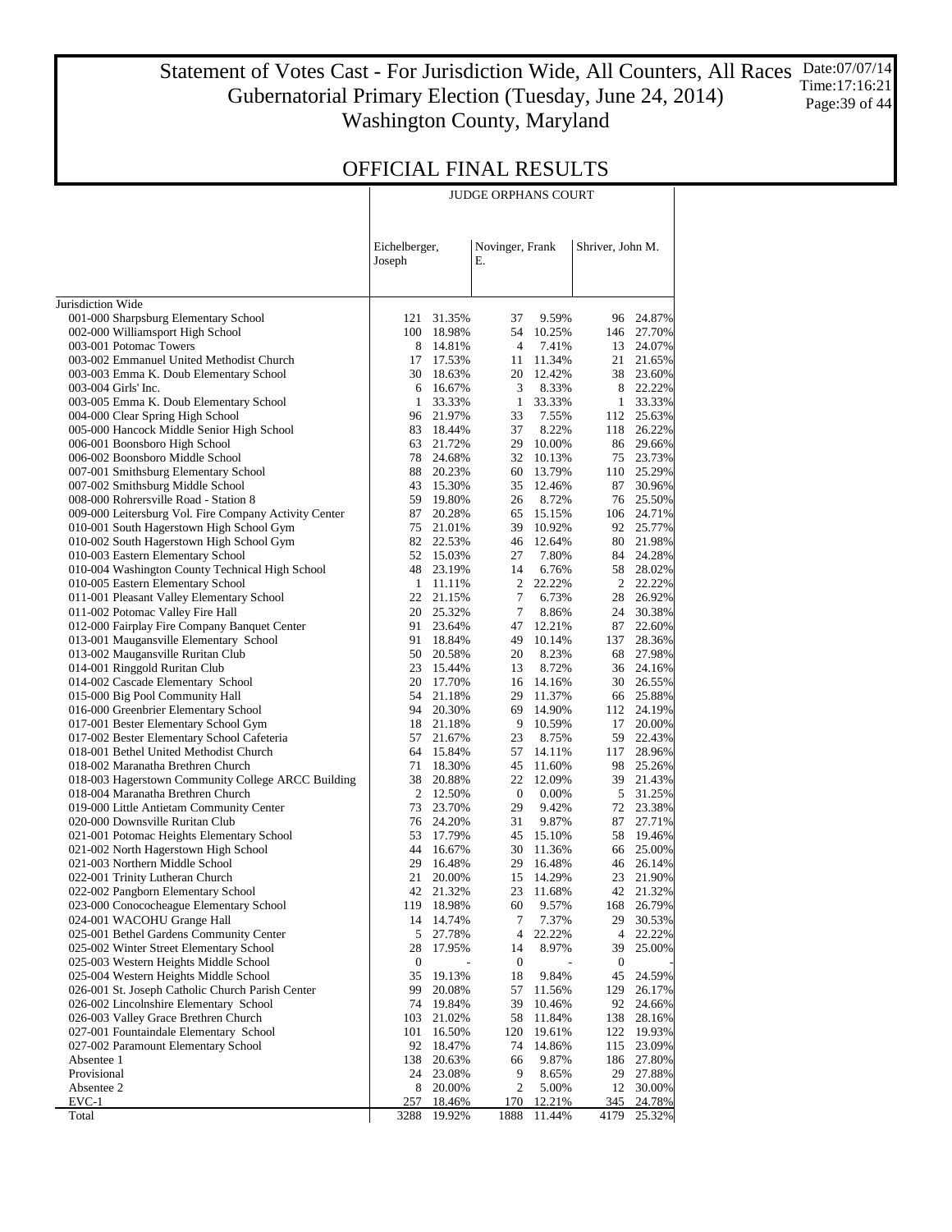# Statement of Votes Cast - For Jurisdiction Wide, All Counters, All Races
## Gubernatorial Primary Election (Tuesday, June 24, 2014)
## Washington County, Maryland

Date:07/07/14
Time:17:16:21

## OFFICIAL FINAL RESULTS

| | JUDGE ORPHANS COURT | | | | | |
|---|---|---|---|---|---|---|
| | Eichelberger, Joseph | | Novinger, Frank E. | | Shriver, John M. | |
| Jurisdiction Wide | | | | | | |
| 001-000 Sharpsburg Elementary School | 121 | 31.35% | 37 | 9.59% | 96 | 24.87% |
| 002-000 Williamsport High School | 100 | 18.98% | 54 | 10.25% | 146 | 27.70% |
| 003-001 Potomac Towers | 8 | 14.81% | 4 | 7.41% | 13 | 24.07% |
| 003-002 Emmanuel United Methodist Church | 17 | 17.53% | 11 | 11.34% | 21 | 21.65% |
| 003-003 Emma K. Doub Elementary School | 30 | 18.63% | 20 | 12.42% | 38 | 23.60% |
| 003-004 Girls' Inc. | 6 | 16.67% | 3 | 8.33% | 8 | 22.22% |
| 003-005 Emma K. Doub Elementary School | 1 | 33.33% | 1 | 33.33% | 1 | 33.33% |
| 004-000 Clear Spring High School | 96 | 21.97% | 33 | 7.55% | 112 | 25.63% |
| 005-000 Hancock Middle Senior High School | 83 | 18.44% | 37 | 8.22% | 118 | 26.22% |
| 006-001 Boonsboro High School | 63 | 21.72% | 29 | 10.00% | 86 | 29.66% |
| 006-002 Boonsboro Middle School | 78 | 24.68% | 32 | 10.13% | 75 | 23.73% |
| 007-001 Smithsburg Elementary School | 88 | 20.23% | 60 | 13.79% | 110 | 25.29% |
| 007-002 Smithsburg Middle School | 43 | 15.30% | 35 | 12.46% | 87 | 30.96% |
| 008-000 Rohrersville Road - Station 8 | 59 | 19.80% | 26 | 8.72% | 76 | 25.50% |
| 009-000 Leitersburg Vol. Fire Company Activity Center | 87 | 20.28% | 65 | 15.15% | 106 | 24.71% |
| 010-001 South Hagerstown High School Gym | 75 | 21.01% | 39 | 10.92% | 92 | 25.77% |
| 010-002 South Hagerstown High School Gym | 82 | 22.53% | 46 | 12.64% | 80 | 21.98% |
| 010-003 Eastern Elementary School | 52 | 15.03% | 27 | 7.80% | 84 | 24.28% |
| 010-004 Washington County Technical High School | 48 | 23.19% | 14 | 6.76% | 58 | 28.02% |
| 010-005 Eastern Elementary School | 1 | 11.11% | 2 | 22.22% | 2 | 22.22% |
| 011-001 Pleasant Valley Elementary School | 22 | 21.15% | 7 | 6.73% | 28 | 26.92% |
| 011-002 Potomac Valley Fire Hall | 20 | 25.32% | 7 | 8.86% | 24 | 30.38% |
| 012-000 Fairplay Fire Company Banquet Center | 91 | 23.64% | 47 | 12.21% | 87 | 22.60% |
| 013-001 Maugansville Elementary School | 91 | 18.84% | 49 | 10.14% | 137 | 28.36% |
| 013-002 Maugansville Ruritan Club | 50 | 20.58% | 20 | 8.23% | 68 | 27.98% |
| 014-001 Ringgold Ruritan Club | 23 | 15.44% | 13 | 8.72% | 36 | 24.16% |
| 014-002 Cascade Elementary School | 20 | 17.70% | 16 | 14.16% | 30 | 26.55% |
| 015-000 Big Pool Community Hall | 54 | 21.18% | 29 | 11.37% | 66 | 25.88% |
| 016-000 Greenbrier Elementary School | 94 | 20.30% | 69 | 14.90% | 112 | 24.19% |
| 017-001 Bester Elementary School Gym | 18 | 21.18% | 9 | 10.59% | 17 | 20.00% |
| 017-002 Bester Elementary School Cafeteria | 57 | 21.67% | 23 | 8.75% | 59 | 22.43% |
| 018-001 Bethel United Methodist Church | 64 | 15.84% | 57 | 14.11% | 117 | 28.96% |
| 018-002 Maranatha Brethren Church | 71 | 18.30% | 45 | 11.60% | 98 | 25.26% |
| 018-003 Hagerstown Community College ARCC Building | 38 | 20.88% | 22 | 12.09% | 39 | 21.43% |
| 018-004 Maranatha Brethren Church | 2 | 12.50% | 0 | 0.00% | 5 | 31.25% |
| 019-000 Little Antietam Community Center | 73 | 23.70% | 29 | 9.42% | 72 | 23.38% |
| 020-000 Downsville Ruritan Club | 76 | 24.20% | 31 | 9.87% | 87 | 27.71% |
| 021-001 Potomac Heights Elementary School | 53 | 17.79% | 45 | 15.10% | 58 | 19.46% |
| 021-002 North Hagerstown High School | 44 | 16.67% | 30 | 11.36% | 66 | 25.00% |
| 021-003 Northern Middle School | 29 | 16.48% | 29 | 16.48% | 46 | 26.14% |
| 022-001 Trinity Lutheran Church | 21 | 20.00% | 15 | 14.29% | 23 | 21.90% |
| 022-002 Pangborn Elementary School | 42 | 21.32% | 23 | 11.68% | 42 | 21.32% |
| 023-000 Conococheague Elementary School | 119 | 18.98% | 60 | 9.57% | 168 | 26.79% |
| 024-001 WACOHU Grange Hall | 14 | 14.74% | 7 | 7.37% | 29 | 30.53% |
| 025-001 Bethel Gardens Community Center | 5 | 27.78% | 4 | 22.22% | 4 | 22.22% |
| 025-002 Winter Street Elementary School | 28 | 17.95% | 14 | 8.97% | 39 | 25.00% |
| 025-003 Western Heights Middle School | 0 | - | 0 | - | 0 | - |
| 025-004 Western Heights Middle School | 35 | 19.13% | 18 | 9.84% | 45 | 24.59% |
| 026-001 St. Joseph Catholic Church Parish Center | 99 | 20.08% | 57 | 11.56% | 129 | 26.17% |
| 026-002 Lincolnshire Elementary School | 74 | 19.84% | 39 | 10.46% | 92 | 24.66% |
| 026-003 Valley Grace Brethren Church | 103 | 21.02% | 58 | 11.84% | 138 | 28.16% |
| 027-001 Fountaindale Elementary School | 101 | 16.50% | 120 | 19.61% | 122 | 19.93% |
| 027-002 Paramount Elementary School | 92 | 18.47% | 74 | 14.86% | 115 | 23.09% |
| Absentee 1 | 138 | 20.63% | 66 | 9.87% | 186 | 27.80% |
| Provisional | 24 | 23.08% | 9 | 8.65% | 29 | 27.88% |
| Absentee 2 | 8 | 20.00% | 2 | 5.00% | 12 | 30.00% |
| EVC-1 | 257 | 18.46% | 170 | 12.21% | 345 | 24.78% |
| Total | 3288 | 19.92% | 1888 | 11.44% | 4179 | 25.32% |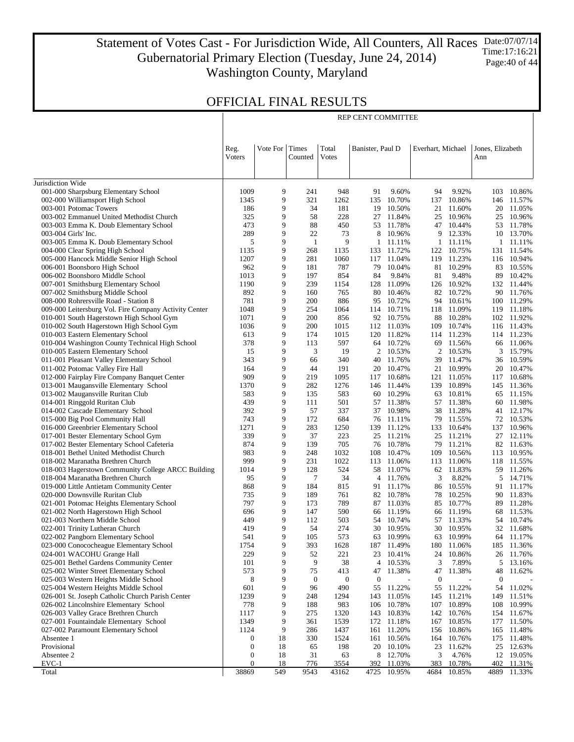# Statement of Votes Cast - For Jurisdiction Wide, All Counters, All Races
## Gubernatorial Primary Election (Tuesday, June 24, 2014)
## Washington County, Maryland

Date:07/07/14
Time:17:16:21

## OFFICIAL FINAL RESULTS

REP CENT COMMITTEE

| | Reg. Voters | Vote For | Times Counted | Total Votes | Banister, Paul D | | Everhart, Michael | | Jones, Elizabeth Ann | |
|---|---|---|---|---|---|---|---|---|---|---|
| **Jurisdiction Wide** | | | | | | | | | | |
| 001-000 Sharpsburg Elementary School | 1009 | 9 | 241 | 948 | 91 | 9.60% | 94 | 9.92% | 103 | 10.86% |
| 002-000 Williamsport High School | 1345 | 9 | 321 | 1262 | 135 | 10.70% | 137 | 10.86% | 146 | 11.57% |
| 003-001 Potomac Towers | 186 | 9 | 34 | 181 | 19 | 10.50% | 21 | 11.60% | 20 | 11.05% |
| 003-002 Emmanuel United Methodist Church | 325 | 9 | 58 | 228 | 27 | 11.84% | 25 | 10.96% | 25 | 10.96% |
| 003-003 Emma K. Doub Elementary School | 473 | 9 | 88 | 450 | 53 | 11.78% | 47 | 10.44% | 53 | 11.78% |
| 003-004 Girls' Inc. | 289 | 9 | 22 | 73 | 8 | 10.96% | 9 | 12.33% | 10 | 13.70% |
| 003-005 Emma K. Doub Elementary School | 5 | 9 | 1 | 9 | 1 | 11.11% | 1 | 11.11% | 1 | 11.11% |
| 004-000 Clear Spring High School | 1135 | 9 | 268 | 1135 | 133 | 11.72% | 122 | 10.75% | 131 | 11.54% |
| 005-000 Hancock Middle Senior High School | 1207 | 9 | 281 | 1060 | 117 | 11.04% | 119 | 11.23% | 116 | 10.94% |
| 006-001 Boonsboro High School | 962 | 9 | 181 | 787 | 79 | 10.04% | 81 | 10.29% | 83 | 10.55% |
| 006-002 Boonsboro Middle School | 1013 | 9 | 197 | 854 | 84 | 9.84% | 81 | 9.48% | 89 | 10.42% |
| 007-001 Smithsburg Elementary School | 1190 | 9 | 239 | 1154 | 128 | 11.09% | 126 | 10.92% | 132 | 11.44% |
| 007-002 Smithsburg Middle School | 892 | 9 | 160 | 765 | 80 | 10.46% | 82 | 10.72% | 90 | 11.76% |
| 008-000 Rohrersville Road - Station 8 | 781 | 9 | 200 | 886 | 95 | 10.72% | 94 | 10.61% | 100 | 11.29% |
| 009-000 Leitersburg Vol. Fire Company Activity Center | 1048 | 9 | 254 | 1064 | 114 | 10.71% | 118 | 11.09% | 119 | 11.18% |
| 010-001 South Hagerstown High School Gym | 1071 | 9 | 200 | 856 | 92 | 10.75% | 88 | 10.28% | 102 | 11.92% |
| 010-002 South Hagerstown High School Gym | 1036 | 9 | 200 | 1015 | 112 | 11.03% | 109 | 10.74% | 116 | 11.43% |
| 010-003 Eastern Elementary School | 613 | 9 | 174 | 1015 | 120 | 11.82% | 114 | 11.23% | 114 | 11.23% |
| 010-004 Washington County Technical High School | 378 | 9 | 113 | 597 | 64 | 10.72% | 69 | 11.56% | 66 | 11.06% |
| 010-005 Eastern Elementary School | 15 | 9 | 3 | 19 | 2 | 10.53% | 2 | 10.53% | 3 | 15.79% |
| 011-001 Pleasant Valley Elementary School | 343 | 9 | 66 | 340 | 40 | 11.76% | 39 | 11.47% | 36 | 10.59% |
| 011-002 Potomac Valley Fire Hall | 164 | 9 | 44 | 191 | 20 | 10.47% | 21 | 10.99% | 20 | 10.47% |
| 012-000 Fairplay Fire Company Banquet Center | 909 | 9 | 219 | 1095 | 117 | 10.68% | 121 | 11.05% | 117 | 10.68% |
| 013-001 Maugansville Elementary School | 1370 | 9 | 282 | 1276 | 146 | 11.44% | 139 | 10.89% | 145 | 11.36% |
| 013-002 Maugansville Ruritan Club | 583 | 9 | 135 | 583 | 60 | 10.29% | 63 | 10.81% | 65 | 11.15% |
| 014-001 Ringgold Ruritan Club | 439 | 9 | 111 | 501 | 57 | 11.38% | 57 | 11.38% | 60 | 11.98% |
| 014-002 Cascade Elementary School | 392 | 9 | 57 | 337 | 37 | 10.98% | 38 | 11.28% | 41 | 12.17% |
| 015-000 Big Pool Community Hall | 743 | 9 | 172 | 684 | 76 | 11.11% | 79 | 11.55% | 72 | 10.53% |
| 016-000 Greenbrier Elementary School | 1271 | 9 | 283 | 1250 | 139 | 11.12% | 133 | 10.64% | 137 | 10.96% |
| 017-001 Bester Elementary School Gym | 339 | 9 | 37 | 223 | 25 | 11.21% | 25 | 11.21% | 27 | 12.11% |
| 017-002 Bester Elementary School Cafeteria | 874 | 9 | 139 | 705 | 76 | 10.78% | 79 | 11.21% | 82 | 11.63% |
| 018-001 Bethel United Methodist Church | 983 | 9 | 248 | 1032 | 108 | 10.47% | 109 | 10.56% | 113 | 10.95% |
| 018-002 Maranatha Brethren Church | 999 | 9 | 231 | 1022 | 113 | 11.06% | 113 | 11.06% | 118 | 11.55% |
| 018-003 Hagerstown Community College ARCC Building | 1014 | 9 | 128 | 524 | 58 | 11.07% | 62 | 11.83% | 59 | 11.26% |
| 018-004 Maranatha Brethren Church | 95 | 9 | 7 | 34 | 4 | 11.76% | 3 | 8.82% | 5 | 14.71% |
| 019-000 Little Antietam Community Center | 868 | 9 | 184 | 815 | 91 | 11.17% | 86 | 10.55% | 91 | 11.17% |
| 020-000 Downsville Ruritan Club | 735 | 9 | 189 | 761 | 82 | 10.78% | 78 | 10.25% | 90 | 11.83% |
| 021-001 Potomac Heights Elementary School | 797 | 9 | 173 | 789 | 87 | 11.03% | 85 | 10.77% | 89 | 11.28% |
| 021-002 North Hagerstown High School | 696 | 9 | 147 | 590 | 66 | 11.19% | 66 | 11.19% | 68 | 11.53% |
| 021-003 Northern Middle School | 449 | 9 | 112 | 503 | 54 | 10.74% | 57 | 11.33% | 54 | 10.74% |
| 022-001 Trinity Lutheran Church | 419 | 9 | 54 | 274 | 30 | 10.95% | 30 | 10.95% | 32 | 11.68% |
| 022-002 Pangborn Elementary School | 541 | 9 | 105 | 573 | 63 | 10.99% | 63 | 10.99% | 64 | 11.17% |
| 023-000 Conococheague Elementary School | 1754 | 9 | 393 | 1628 | 187 | 11.49% | 180 | 11.06% | 185 | 11.36% |
| 024-001 WACOHU Grange Hall | 229 | 9 | 52 | 221 | 23 | 10.41% | 24 | 10.86% | 26 | 11.76% |
| 025-001 Bethel Gardens Community Center | 101 | 9 | 9 | 38 | 4 | 10.53% | 3 | 7.89% | 5 | 13.16% |
| 025-002 Winter Street Elementary School | 573 | 9 | 75 | 413 | 47 | 11.38% | 47 | 11.38% | 48 | 11.62% |
| 025-003 Western Heights Middle School | 8 | 9 | 0 | 0 | 0 | - | 0 | - | 0 | - |
| 025-004 Western Heights Middle School | 601 | 9 | 96 | 490 | 55 | 11.22% | 55 | 11.22% | 54 | 11.02% |
| 026-001 St. Joseph Catholic Church Parish Center | 1239 | 9 | 248 | 1294 | 143 | 11.05% | 145 | 11.21% | 149 | 11.51% |
| 026-002 Lincolnshire Elementary School | 778 | 9 | 188 | 983 | 106 | 10.78% | 107 | 10.89% | 108 | 10.99% |
| 026-003 Valley Grace Brethren Church | 1117 | 9 | 275 | 1320 | 143 | 10.83% | 142 | 10.76% | 154 | 11.67% |
| 027-001 Fountaindale Elementary School | 1349 | 9 | 361 | 1539 | 172 | 11.18% | 167 | 10.85% | 177 | 11.50% |
| 027-002 Paramount Elementary School | 1124 | 9 | 286 | 1437 | 161 | 11.20% | 156 | 10.86% | 165 | 11.48% |
| Absentee 1 | 0 | 18 | 330 | 1524 | 161 | 10.56% | 164 | 10.76% | 175 | 11.48% |
| Provisional | 0 | 18 | 65 | 198 | 20 | 10.10% | 23 | 11.62% | 25 | 12.63% |
| Absentee 2 | 0 | 18 | 31 | 63 | 8 | 12.70% | 3 | 4.76% | 12 | 19.05% |
| EVC-1 | 0 | 18 | 776 | 3554 | 392 | 11.03% | 383 | 10.78% | 402 | 11.31% |
| Total | 38869 | 549 | 9543 | 43162 | 4725 | 10.95% | 4684 | 10.85% | 4889 | 11.33% |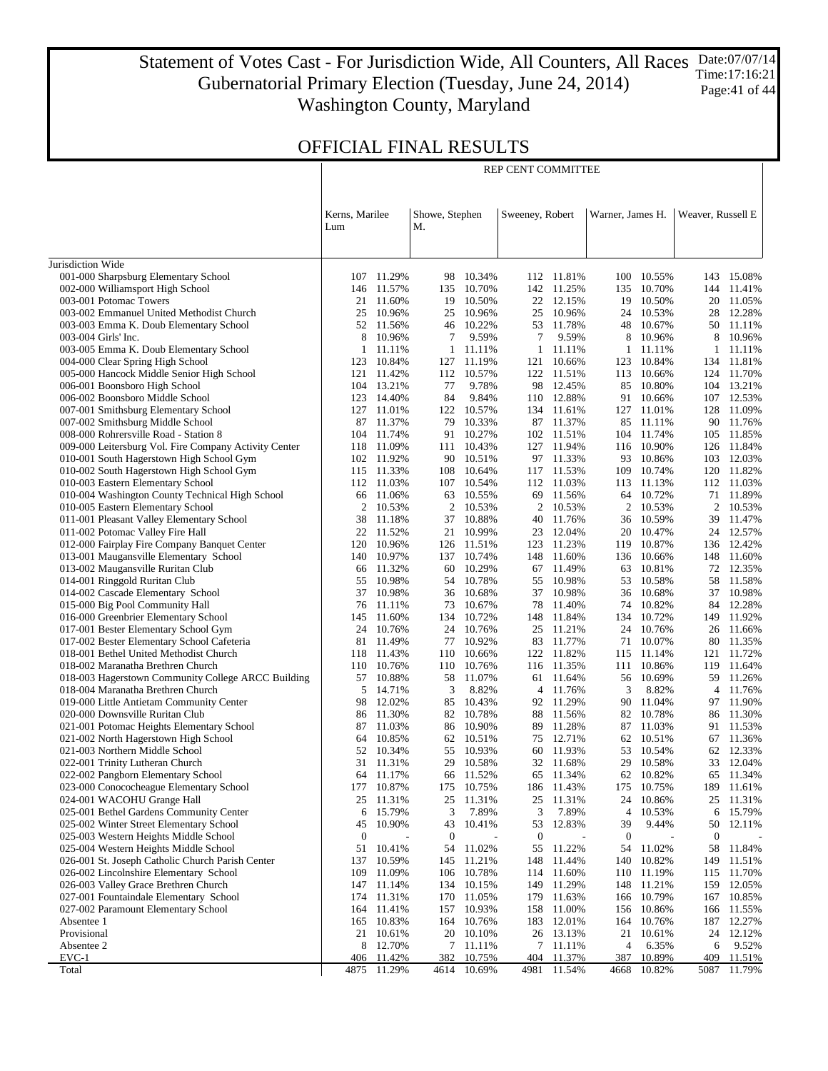# Statement of Votes Cast - For Jurisdiction Wide, All Counters, All Races
## Gubernatorial Primary Election (Tuesday, June 24, 2014)
## Washington County, Maryland

Date:07/07/14
Time:17:16:21

## OFFICIAL FINAL RESULTS

| | REP CENT COMMITTEE | | | | | | | | | |
|---|---|---|---|---|---|---|---|---|---|---|
| | Kerns, Marilee Lum | | Showe, Stephen M. | | Sweeney, Robert | | Warner, James H. | | Weaver, Russell E | |
| Jurisdiction Wide | | | | | | | | | | |
| 001-000 Sharpsburg Elementary School | 107 | 11.29% | 98 | 10.34% | 112 | 11.81% | 100 | 10.55% | 143 | 15.08% |
| 002-000 Williamsport High School | 146 | 11.57% | 135 | 10.70% | 142 | 11.25% | 135 | 10.70% | 144 | 11.41% |
| 003-001 Potomac Towers | 21 | 11.60% | 19 | 10.50% | 22 | 12.15% | 19 | 10.50% | 20 | 11.05% |
| 003-002 Emmanuel United Methodist Church | 25 | 10.96% | 25 | 10.96% | 25 | 10.96% | 24 | 10.53% | 28 | 12.28% |
| 003-003 Emma K. Doub Elementary School | 52 | 11.56% | 46 | 10.22% | 53 | 11.78% | 48 | 10.67% | 50 | 11.11% |
| 003-004 Girls' Inc. | 8 | 10.96% | 7 | 9.59% | 7 | 9.59% | 8 | 10.96% | 8 | 10.96% |
| 003-005 Emma K. Doub Elementary School | 1 | 11.11% | 1 | 11.11% | 1 | 11.11% | 1 | 11.11% | 1 | 11.11% |
| 004-000 Clear Spring High School | 123 | 10.84% | 127 | 11.19% | 121 | 10.66% | 123 | 10.84% | 134 | 11.81% |
| 005-000 Hancock Middle Senior High School | 121 | 11.42% | 112 | 10.57% | 122 | 11.51% | 113 | 10.66% | 124 | 11.70% |
| 006-001 Boonsboro High School | 104 | 13.21% | 77 | 9.78% | 98 | 12.45% | 85 | 10.80% | 104 | 13.21% |
| 006-002 Boonsboro Middle School | 123 | 14.40% | 84 | 9.84% | 110 | 12.88% | 91 | 10.66% | 107 | 12.53% |
| 007-001 Smithsburg Elementary School | 127 | 11.01% | 122 | 10.57% | 134 | 11.61% | 127 | 11.01% | 128 | 11.09% |
| 007-002 Smithsburg Middle School | 87 | 11.37% | 79 | 10.33% | 87 | 11.37% | 85 | 11.11% | 90 | 11.76% |
| 008-000 Rohrersville Road - Station 8 | 104 | 11.74% | 91 | 10.27% | 102 | 11.51% | 104 | 11.74% | 105 | 11.85% |
| 009-000 Leitersburg Vol. Fire Company Activity Center | 118 | 11.09% | 111 | 10.43% | 127 | 11.94% | 116 | 10.90% | 126 | 11.84% |
| 010-001 South Hagerstown High School Gym | 102 | 11.92% | 90 | 10.51% | 97 | 11.33% | 93 | 10.86% | 103 | 12.03% |
| 010-002 South Hagerstown High School Gym | 115 | 11.33% | 108 | 10.64% | 117 | 11.53% | 109 | 10.74% | 120 | 11.82% |
| 010-003 Eastern Elementary School | 112 | 11.03% | 107 | 10.54% | 112 | 11.03% | 113 | 11.13% | 112 | 11.03% |
| 010-004 Washington County Technical High School | 66 | 11.06% | 63 | 10.55% | 69 | 11.56% | 64 | 10.72% | 71 | 11.89% |
| 010-005 Eastern Elementary School | 2 | 10.53% | 2 | 10.53% | 2 | 10.53% | 2 | 10.53% | 2 | 10.53% |
| 011-001 Pleasant Valley Elementary School | 38 | 11.18% | 37 | 10.88% | 40 | 11.76% | 36 | 10.59% | 39 | 11.47% |
| 011-002 Potomac Valley Fire Hall | 22 | 11.52% | 21 | 10.99% | 23 | 12.04% | 20 | 10.47% | 24 | 12.57% |
| 012-000 Fairplay Fire Company Banquet Center | 120 | 10.96% | 126 | 11.51% | 123 | 11.23% | 119 | 10.87% | 136 | 12.42% |
| 013-001 Maugansville Elementary School | 140 | 10.97% | 137 | 10.74% | 148 | 11.60% | 136 | 10.66% | 148 | 11.60% |
| 013-002 Maugansville Ruritan Club | 66 | 11.32% | 60 | 10.29% | 67 | 11.49% | 63 | 10.81% | 72 | 12.35% |
| 014-001 Ringgold Ruritan Club | 55 | 10.98% | 54 | 10.78% | 55 | 10.98% | 53 | 10.58% | 58 | 11.58% |
| 014-002 Cascade Elementary School | 37 | 10.98% | 36 | 10.68% | 37 | 10.98% | 36 | 10.68% | 37 | 10.98% |
| 015-000 Big Pool Community Hall | 76 | 11.11% | 73 | 10.67% | 78 | 11.40% | 74 | 10.82% | 84 | 12.28% |
| 016-000 Greenbrier Elementary School | 145 | 11.60% | 134 | 10.72% | 148 | 11.84% | 134 | 10.72% | 149 | 11.92% |
| 017-001 Bester Elementary School Gym | 24 | 10.76% | 24 | 10.76% | 25 | 11.21% | 24 | 10.76% | 26 | 11.66% |
| 017-002 Bester Elementary School Cafeteria | 81 | 11.49% | 77 | 10.92% | 83 | 11.77% | 71 | 10.07% | 80 | 11.35% |
| 018-001 Bethel United Methodist Church | 118 | 11.43% | 110 | 10.66% | 122 | 11.82% | 115 | 11.14% | 121 | 11.72% |
| 018-002 Maranatha Brethren Church | 110 | 10.76% | 110 | 10.76% | 116 | 11.35% | 111 | 10.86% | 119 | 11.64% |
| 018-003 Hagerstown Community College ARCC Building | 57 | 10.88% | 58 | 11.07% | 61 | 11.64% | 56 | 10.69% | 59 | 11.26% |
| 018-004 Maranatha Brethren Church | 5 | 14.71% | 3 | 8.82% | 4 | 11.76% | 3 | 8.82% | 4 | 11.76% |
| 019-000 Little Antietam Community Center | 98 | 12.02% | 85 | 10.43% | 92 | 11.29% | 90 | 11.04% | 97 | 11.90% |
| 020-000 Downsville Ruritan Club | 86 | 11.30% | 82 | 10.78% | 88 | 11.56% | 82 | 10.78% | 86 | 11.30% |
| 021-001 Potomac Heights Elementary School | 87 | 11.03% | 86 | 10.90% | 89 | 11.28% | 87 | 11.03% | 91 | 11.53% |
| 021-002 North Hagerstown High School | 64 | 10.85% | 62 | 10.51% | 75 | 12.71% | 62 | 10.51% | 67 | 11.36% |
| 021-003 Northern Middle School | 52 | 10.34% | 55 | 10.93% | 60 | 11.93% | 53 | 10.54% | 62 | 12.33% |
| 022-001 Trinity Lutheran Church | 31 | 11.31% | 29 | 10.58% | 32 | 11.68% | 29 | 10.58% | 33 | 12.04% |
| 022-002 Pangborn Elementary School | 64 | 11.17% | 66 | 11.52% | 65 | 11.34% | 62 | 10.82% | 65 | 11.34% |
| 023-000 Conococheague Elementary School | 177 | 10.87% | 175 | 10.75% | 186 | 11.43% | 175 | 10.75% | 189 | 11.61% |
| 024-001 WACOHU Grange Hall | 25 | 11.31% | 25 | 11.31% | 25 | 11.31% | 24 | 10.86% | 25 | 11.31% |
| 025-001 Bethel Gardens Community Center | 6 | 15.79% | 3 | 7.89% | 3 | 7.89% | 4 | 10.53% | 6 | 15.79% |
| 025-002 Winter Street Elementary School | 45 | 10.90% | 43 | 10.41% | 53 | 12.83% | 39 | 9.44% | 50 | 12.11% |
| 025-003 Western Heights Middle School | 0 | - | 0 | - | 0 | - | 0 | - | 0 | - |
| 025-004 Western Heights Middle School | 51 | 10.41% | 54 | 11.02% | 55 | 11.22% | 54 | 11.02% | 58 | 11.84% |
| 026-001 St. Joseph Catholic Church Parish Center | 137 | 10.59% | 145 | 11.21% | 148 | 11.44% | 140 | 10.82% | 149 | 11.51% |
| 026-002 Lincolnshire Elementary School | 109 | 11.09% | 106 | 10.78% | 114 | 11.60% | 110 | 11.19% | 115 | 11.70% |
| 026-003 Valley Grace Brethren Church | 147 | 11.14% | 134 | 10.15% | 149 | 11.29% | 148 | 11.21% | 159 | 12.05% |
| 027-001 Fountaindale Elementary School | 174 | 11.31% | 170 | 11.05% | 179 | 11.63% | 166 | 10.79% | 167 | 10.85% |
| 027-002 Paramount Elementary School | 164 | 11.41% | 157 | 10.93% | 158 | 11.00% | 156 | 10.86% | 166 | 11.55% |
| Absentee 1 | 165 | 10.83% | 164 | 10.76% | 183 | 12.01% | 164 | 10.76% | 187 | 12.27% |
| Provisional | 21 | 10.61% | 20 | 10.10% | 26 | 13.13% | 21 | 10.61% | 24 | 12.12% |
| Absentee 2 | 8 | 12.70% | 7 | 11.11% | 7 | 11.11% | 4 | 6.35% | 6 | 9.52% |
| EVC-1 | 406 | 11.42% | 382 | 10.75% | 404 | 11.37% | 387 | 10.89% | 409 | 11.51% |
| Total | 4875 | 11.29% | 4614 | 10.69% | 4981 | 11.54% | 4668 | 10.82% | 5087 | 11.79% |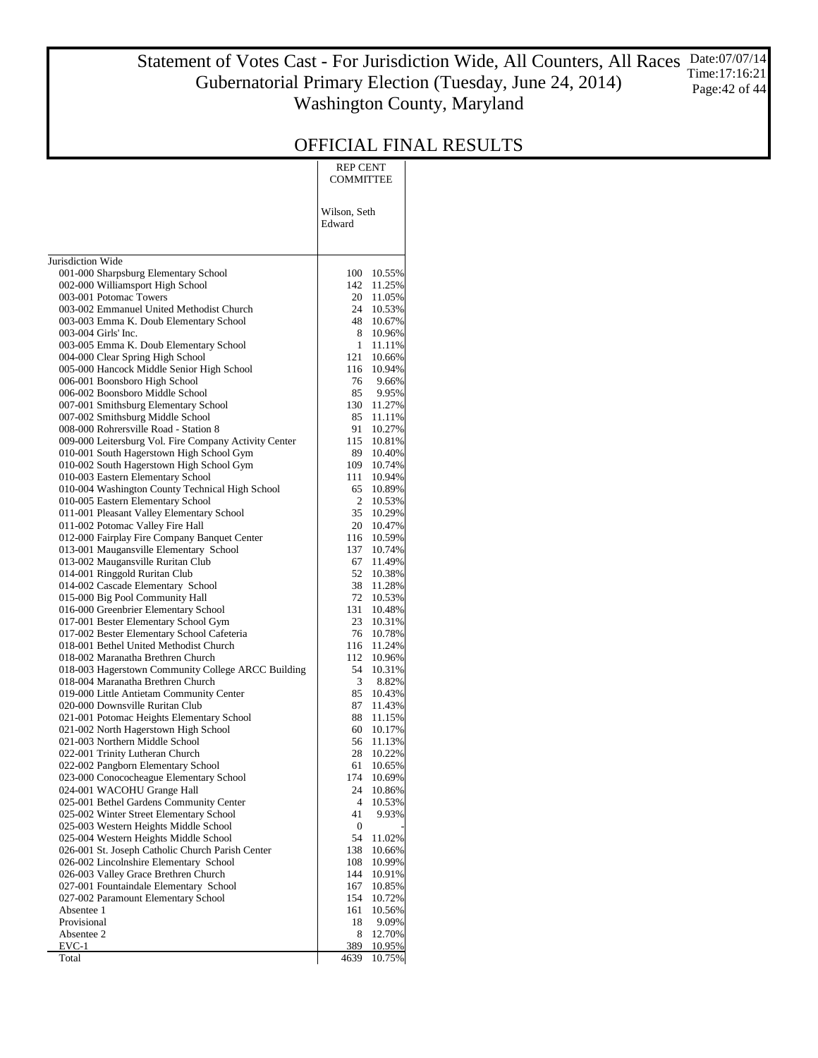# Statement of Votes Cast - For Jurisdiction Wide, All Counters, All Races
## Gubernatorial Primary Election (Tuesday, June 24, 2014)
## Washington County, Maryland

Date:07/07/14
Time:17:16:21

## OFFICIAL FINAL RESULTS

| | REP CENT COMMITTEE | |
|---|---|---|
| | Wilson, Seth Edward | |
| Jurisdiction Wide | | |
| 001-000 Sharpsburg Elementary School | 100 | 10.55% |
| 002-000 Williamsport High School | 142 | 11.25% |
| 003-001 Potomac Towers | 20 | 11.05% |
| 003-002 Emmanuel United Methodist Church | 24 | 10.53% |
| 003-003 Emma K. Doub Elementary School | 48 | 10.67% |
| 003-004 Girls' Inc. | 8 | 10.96% |
| 003-005 Emma K. Doub Elementary School | 1 | 11.11% |
| 004-000 Clear Spring High School | 121 | 10.66% |
| 005-000 Hancock Middle Senior High School | 116 | 10.94% |
| 006-001 Boonsboro High School | 76 | 9.66% |
| 006-002 Boonsboro Middle School | 85 | 9.95% |
| 007-001 Smithsburg Elementary School | 130 | 11.27% |
| 007-002 Smithsburg Middle School | 85 | 11.11% |
| 008-000 Rohrersville Road - Station 8 | 91 | 10.27% |
| 009-000 Leitersburg Vol. Fire Company Activity Center | 115 | 10.81% |
| 010-001 South Hagerstown High School Gym | 89 | 10.40% |
| 010-002 South Hagerstown High School Gym | 109 | 10.74% |
| 010-003 Eastern Elementary School | 111 | 10.94% |
| 010-004 Washington County Technical High School | 65 | 10.89% |
| 010-005 Eastern Elementary School | 2 | 10.53% |
| 011-001 Pleasant Valley Elementary School | 35 | 10.29% |
| 011-002 Potomac Valley Fire Hall | 20 | 10.47% |
| 012-000 Fairplay Fire Company Banquet Center | 116 | 10.59% |
| 013-001 Maugansville Elementary School | 137 | 10.74% |
| 013-002 Maugansville Ruritan Club | 67 | 11.49% |
| 014-001 Ringgold Ruritan Club | 52 | 10.38% |
| 014-002 Cascade Elementary School | 38 | 11.28% |
| 015-000 Big Pool Community Hall | 72 | 10.53% |
| 016-000 Greenbrier Elementary School | 131 | 10.48% |
| 017-001 Bester Elementary School Gym | 23 | 10.31% |
| 017-002 Bester Elementary School Cafeteria | 76 | 10.78% |
| 018-001 Bethel United Methodist Church | 116 | 11.24% |
| 018-002 Maranatha Brethren Church | 112 | 10.96% |
| 018-003 Hagerstown Community College ARCC Building | 54 | 10.31% |
| 018-004 Maranatha Brethren Church | 3 | 8.82% |
| 019-000 Little Antietam Community Center | 85 | 10.43% |
| 020-000 Downsville Ruritan Club | 87 | 11.43% |
| 021-001 Potomac Heights Elementary School | 88 | 11.15% |
| 021-002 North Hagerstown High School | 60 | 10.17% |
| 021-003 Northern Middle School | 56 | 11.13% |
| 022-001 Trinity Lutheran Church | 28 | 10.22% |
| 022-002 Pangborn Elementary School | 61 | 10.65% |
| 023-000 Conococheague Elementary School | 174 | 10.69% |
| 024-001 WACOHU Grange Hall | 24 | 10.86% |
| 025-001 Bethel Gardens Community Center | 4 | 10.53% |
| 025-002 Winter Street Elementary School | 41 | 9.93% |
| 025-003 Western Heights Middle School | 0 | - |
| 025-004 Western Heights Middle School | 54 | 11.02% |
| 026-001 St. Joseph Catholic Church Parish Center | 138 | 10.66% |
| 026-002 Lincolnshire Elementary School | 108 | 10.99% |
| 026-003 Valley Grace Brethren Church | 144 | 10.91% |
| 027-001 Fountaindale Elementary School | 167 | 10.85% |
| 027-002 Paramount Elementary School | 154 | 10.72% |
| Absentee 1 | 161 | 10.56% |
| Provisional | 18 | 9.09% |
| Absentee 2 | 8 | 12.70% |
| EVC-1 | 389 | 10.95% |
| Total | 4639 | 10.75% |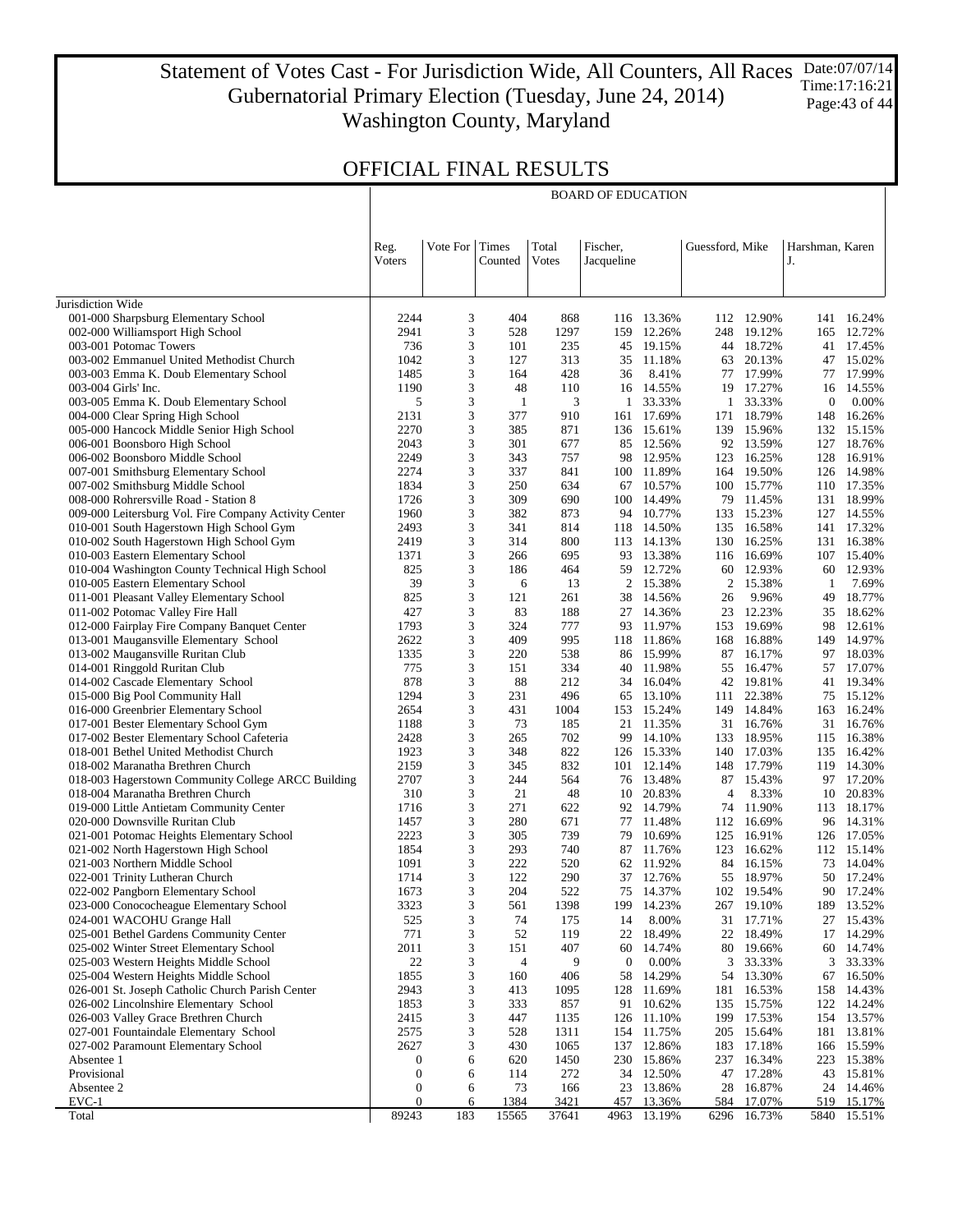# Statement of Votes Cast - For Jurisdiction Wide, All Counters, All Races
## Gubernatorial Primary Election (Tuesday, June 24, 2014)
## Washington County, Maryland

Date:07/07/14
Time:17:16:21

## OFFICIAL FINAL RESULTS

| | BOARD OF EDUCATION | | | | | | | | | | |
|---|---|---|---|---|---|---|---|---|---|---|---|
| | Reg. Voters | Vote For | Times Counted | Total Votes | Fischer, Jacqueline | | Guessford, Mike | | Harshman, Karen J. | | |
| Jurisdiction Wide | | | | | | | | | | | |
| 001-000 Sharpsburg Elementary School | 2244 | 3 | 404 | 868 | 116 | 13.36% | 112 | 12.90% | 141 | 16.24% |
| 002-000 Williamsport High School | 2941 | 3 | 528 | 1297 | 159 | 12.26% | 248 | 19.12% | 165 | 12.72% |
| 003-001 Potomac Towers | 736 | 3 | 101 | 235 | 45 | 19.15% | 44 | 18.72% | 41 | 17.45% |
| 003-002 Emmanuel United Methodist Church | 1042 | 3 | 127 | 313 | 35 | 11.18% | 63 | 20.13% | 47 | 15.02% |
| 003-003 Emma K. Doub Elementary School | 1485 | 3 | 164 | 428 | 36 | 8.41% | 77 | 17.99% | 77 | 17.99% |
| 003-004 Girls' Inc. | 1190 | 3 | 48 | 110 | 16 | 14.55% | 19 | 17.27% | 16 | 14.55% |
| 003-005 Emma K. Doub Elementary School | 5 | 3 | 1 | 3 | 1 | 33.33% | 1 | 33.33% | 0 | 0.00% |
| 004-000 Clear Spring High School | 2131 | 3 | 377 | 910 | 161 | 17.69% | 171 | 18.79% | 148 | 16.26% |
| 005-000 Hancock Middle Senior High School | 2270 | 3 | 385 | 871 | 136 | 15.61% | 139 | 15.96% | 132 | 15.15% |
| 006-001 Boonsboro High School | 2043 | 3 | 301 | 677 | 85 | 12.56% | 92 | 13.59% | 127 | 18.76% |
| 006-002 Boonsboro Middle School | 2249 | 3 | 343 | 757 | 98 | 12.95% | 123 | 16.25% | 128 | 16.91% |
| 007-001 Smithsburg Elementary School | 2274 | 3 | 337 | 841 | 100 | 11.89% | 164 | 19.50% | 126 | 14.98% |
| 007-002 Smithsburg Middle School | 1834 | 3 | 250 | 634 | 67 | 10.57% | 100 | 15.77% | 110 | 17.35% |
| 008-000 Rohrersville Road - Station 8 | 1726 | 3 | 309 | 690 | 100 | 14.49% | 79 | 11.45% | 131 | 18.99% |
| 009-000 Leitersburg Vol. Fire Company Activity Center | 1960 | 3 | 382 | 873 | 94 | 10.77% | 133 | 15.23% | 127 | 14.55% |
| 010-001 South Hagerstown High School Gym | 2493 | 3 | 341 | 814 | 118 | 14.50% | 135 | 16.58% | 141 | 17.32% |
| 010-002 South Hagerstown High School Gym | 2419 | 3 | 314 | 800 | 113 | 14.13% | 130 | 16.25% | 131 | 16.38% |
| 010-003 Eastern Elementary School | 1371 | 3 | 266 | 695 | 93 | 13.38% | 116 | 16.69% | 107 | 15.40% |
| 010-004 Washington County Technical High School | 825 | 3 | 186 | 464 | 59 | 12.72% | 60 | 12.93% | 60 | 12.93% |
| 010-005 Eastern Elementary School | 39 | 3 | 6 | 13 | 2 | 15.38% | 2 | 15.38% | 1 | 7.69% |
| 011-001 Pleasant Valley Elementary School | 825 | 3 | 121 | 261 | 38 | 14.56% | 26 | 9.96% | 49 | 18.77% |
| 011-002 Potomac Valley Fire Hall | 427 | 3 | 83 | 188 | 27 | 14.36% | 23 | 12.23% | 35 | 18.62% |
| 012-000 Fairplay Fire Company Banquet Center | 1793 | 3 | 324 | 777 | 93 | 11.97% | 153 | 19.69% | 98 | 12.61% |
| 013-001 Maugansville Elementary School | 2622 | 3 | 409 | 995 | 118 | 11.86% | 168 | 16.88% | 149 | 14.97% |
| 013-002 Maugansville Ruritan Club | 1335 | 3 | 220 | 538 | 86 | 15.99% | 87 | 16.17% | 97 | 18.03% |
| 014-001 Ringgold Ruritan Club | 775 | 3 | 151 | 334 | 40 | 11.98% | 55 | 16.47% | 57 | 17.07% |
| 014-002 Cascade Elementary School | 878 | 3 | 88 | 212 | 34 | 16.04% | 42 | 19.81% | 41 | 19.34% |
| 015-000 Big Pool Community Hall | 1294 | 3 | 231 | 496 | 65 | 13.10% | 111 | 22.38% | 75 | 15.12% |
| 016-000 Greenbrier Elementary School | 2654 | 3 | 431 | 1004 | 153 | 15.24% | 149 | 14.84% | 163 | 16.24% |
| 017-001 Bester Elementary School Gym | 1188 | 3 | 73 | 185 | 21 | 11.35% | 31 | 16.76% | 31 | 16.76% |
| 017-002 Bester Elementary School Cafeteria | 2428 | 3 | 265 | 702 | 99 | 14.10% | 133 | 18.95% | 115 | 16.38% |
| 018-001 Bethel United Methodist Church | 1923 | 3 | 348 | 822 | 126 | 15.33% | 140 | 17.03% | 135 | 16.42% |
| 018-002 Maranatha Brethren Church | 2159 | 3 | 345 | 832 | 101 | 12.14% | 148 | 17.79% | 119 | 14.30% |
| 018-003 Hagerstown Community College ARCC Building | 2707 | 3 | 244 | 564 | 76 | 13.48% | 87 | 15.43% | 97 | 17.20% |
| 018-004 Maranatha Brethren Church | 310 | 3 | 21 | 48 | 10 | 20.83% | 4 | 8.33% | 10 | 20.83% |
| 019-000 Little Antietam Community Center | 1716 | 3 | 271 | 622 | 92 | 14.79% | 74 | 11.90% | 113 | 18.17% |
| 020-000 Downsville Ruritan Club | 1457 | 3 | 280 | 671 | 77 | 11.48% | 112 | 16.69% | 96 | 14.31% |
| 021-001 Potomac Heights Elementary School | 2223 | 3 | 305 | 739 | 79 | 10.69% | 125 | 16.91% | 126 | 17.05% |
| 021-002 North Hagerstown High School | 1854 | 3 | 293 | 740 | 87 | 11.76% | 123 | 16.62% | 112 | 15.14% |
| 021-003 Northern Middle School | 1091 | 3 | 222 | 520 | 62 | 11.92% | 84 | 16.15% | 73 | 14.04% |
| 022-001 Trinity Lutheran Church | 1714 | 3 | 122 | 290 | 37 | 12.76% | 55 | 18.97% | 50 | 17.24% |
| 022-002 Pangborn Elementary School | 1673 | 3 | 204 | 522 | 75 | 14.37% | 102 | 19.54% | 90 | 17.24% |
| 023-000 Conococheague Elementary School | 3323 | 3 | 561 | 1398 | 199 | 14.23% | 267 | 19.10% | 189 | 13.52% |
| 024-001 WACOHU Grange Hall | 525 | 3 | 74 | 175 | 14 | 8.00% | 31 | 17.71% | 27 | 15.43% |
| 025-001 Bethel Gardens Community Center | 771 | 3 | 52 | 119 | 22 | 18.49% | 22 | 18.49% | 17 | 14.29% |
| 025-002 Winter Street Elementary School | 2011 | 3 | 151 | 407 | 60 | 14.74% | 80 | 19.66% | 60 | 14.74% |
| 025-003 Western Heights Middle School | 22 | 3 | 4 | 9 | 0 | 0.00% | 3 | 33.33% | 3 | 33.33% |
| 025-004 Western Heights Middle School | 1855 | 3 | 160 | 406 | 58 | 14.29% | 54 | 13.30% | 67 | 16.50% |
| 026-001 St. Joseph Catholic Church Parish Center | 2943 | 3 | 413 | 1095 | 128 | 11.69% | 181 | 16.53% | 158 | 14.43% |
| 026-002 Lincolnshire Elementary School | 1853 | 3 | 333 | 857 | 91 | 10.62% | 135 | 15.75% | 122 | 14.24% |
| 026-003 Valley Grace Brethren Church | 2415 | 3 | 447 | 1135 | 126 | 11.10% | 199 | 17.53% | 154 | 13.57% |
| 027-001 Fountaindale Elementary School | 2575 | 3 | 528 | 1311 | 154 | 11.75% | 205 | 15.64% | 181 | 13.81% |
| 027-002 Paramount Elementary School | 2627 | 3 | 430 | 1065 | 137 | 12.86% | 183 | 17.18% | 166 | 15.59% |
| Absentee 1 | 0 | 6 | 620 | 1450 | 230 | 15.86% | 237 | 16.34% | 223 | 15.38% |
| Provisional | 0 | 6 | 114 | 272 | 34 | 12.50% | 47 | 17.28% | 43 | 15.81% |
| Absentee 2 | 0 | 6 | 73 | 166 | 23 | 13.86% | 28 | 16.87% | 24 | 14.46% |
| EVC-1 | 0 | 6 | 1384 | 3421 | 457 | 13.36% | 584 | 17.07% | 519 | 15.17% |
| Total | 89243 | 183 | 15565 | 37641 | 4963 | 13.19% | 6296 | 16.73% | 5840 | 15.51% |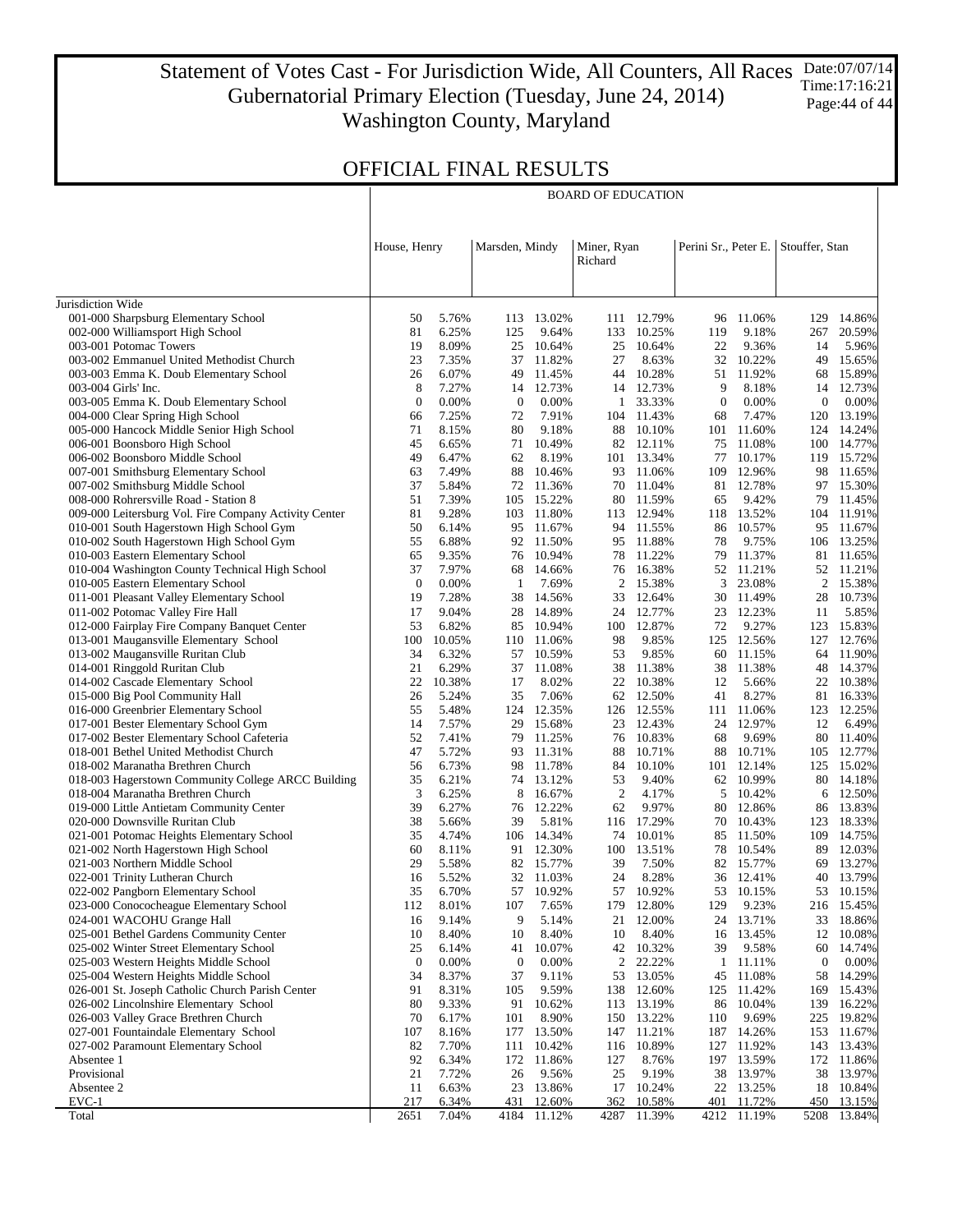# Statement of Votes Cast - For Jurisdiction Wide, All Counters, All Races
## Gubernatorial Primary Election (Tuesday, June 24, 2014)
## Washington County, Maryland

Date:07/07/14
Time:17:16:21

## OFFICIAL FINAL RESULTS

| | BOARD OF EDUCATION | | | | | | | | | |
|---|---|---|---|---|---|---|---|---|---|---|
| | House, Henry | | Marsden, Mindy | | Miner, Ryan Richard | | Perini Sr., Peter E. | | Stouffer, Stan | |
| **Jurisdiction Wide** | | | | | | | | | | |
| 001-000 Sharpsburg Elementary School | 50 | 5.76% | 113 | 13.02% | 111 | 12.79% | 96 | 11.06% | 129 | 14.86% |
| 002-000 Williamsport High School | 81 | 6.25% | 125 | 9.64% | 133 | 10.25% | 119 | 9.18% | 267 | 20.59% |
| 003-001 Potomac Towers | 19 | 8.09% | 25 | 10.64% | 25 | 10.64% | 22 | 9.36% | 14 | 5.96% |
| 003-002 Emmanuel United Methodist Church | 23 | 7.35% | 37 | 11.82% | 27 | 8.63% | 32 | 10.22% | 49 | 15.65% |
| 003-003 Emma K. Doub Elementary School | 26 | 6.07% | 49 | 11.45% | 44 | 10.28% | 51 | 11.92% | 68 | 15.89% |
| 003-004 Girls' Inc. | 8 | 7.27% | 14 | 12.73% | 14 | 12.73% | 9 | 8.18% | 14 | 12.73% |
| 003-005 Emma K. Doub Elementary School | 0 | 0.00% | 0 | 0.00% | 1 | 33.33% | 0 | 0.00% | 0 | 0.00% |
| 004-000 Clear Spring High School | 66 | 7.25% | 72 | 7.91% | 104 | 11.43% | 68 | 7.47% | 120 | 13.19% |
| 005-000 Hancock Middle Senior High School | 71 | 8.15% | 80 | 9.18% | 88 | 10.10% | 101 | 11.60% | 124 | 14.24% |
| 006-001 Boonsboro High School | 45 | 6.65% | 71 | 10.49% | 82 | 12.11% | 75 | 11.08% | 100 | 14.77% |
| 006-002 Boonsboro Middle School | 49 | 6.47% | 62 | 8.19% | 101 | 13.34% | 77 | 10.17% | 119 | 15.72% |
| 007-001 Smithsburg Elementary School | 63 | 7.49% | 88 | 10.46% | 93 | 11.06% | 109 | 12.96% | 98 | 11.65% |
| 007-002 Smithsburg Middle School | 37 | 5.84% | 72 | 11.36% | 70 | 11.04% | 81 | 12.78% | 97 | 15.30% |
| 008-000 Rohrersville Road - Station 8 | 51 | 7.39% | 105 | 15.22% | 80 | 11.59% | 65 | 9.42% | 79 | 11.45% |
| 009-000 Leitersburg Vol. Fire Company Activity Center | 81 | 9.28% | 103 | 11.80% | 113 | 12.94% | 118 | 13.52% | 104 | 11.91% |
| 010-001 South Hagerstown High School Gym | 50 | 6.14% | 95 | 11.67% | 94 | 11.55% | 86 | 10.57% | 95 | 11.67% |
| 010-002 South Hagerstown High School Gym | 55 | 6.88% | 92 | 11.50% | 95 | 11.88% | 78 | 9.75% | 106 | 13.25% |
| 010-003 Eastern Elementary School | 65 | 9.35% | 76 | 10.94% | 78 | 11.22% | 79 | 11.37% | 81 | 11.65% |
| 010-004 Washington County Technical High School | 37 | 7.97% | 68 | 14.66% | 76 | 16.38% | 52 | 11.21% | 52 | 11.21% |
| 010-005 Eastern Elementary School | 0 | 0.00% | 1 | 7.69% | 2 | 15.38% | 3 | 23.08% | 2 | 15.38% |
| 011-001 Pleasant Valley Elementary School | 19 | 7.28% | 38 | 14.56% | 33 | 12.64% | 30 | 11.49% | 28 | 10.73% |
| 011-002 Potomac Valley Fire Hall | 17 | 9.04% | 28 | 14.89% | 24 | 12.77% | 23 | 12.23% | 11 | 5.85% |
| 012-000 Fairplay Fire Company Banquet Center | 53 | 6.82% | 85 | 10.94% | 100 | 12.87% | 72 | 9.27% | 123 | 15.83% |
| 013-001 Maugansville Elementary School | 100 | 10.05% | 110 | 11.06% | 98 | 9.85% | 125 | 12.56% | 127 | 12.76% |
| 013-002 Maugansville Ruritan Club | 34 | 6.32% | 57 | 10.59% | 53 | 9.85% | 60 | 11.15% | 64 | 11.90% |
| 014-001 Ringgold Ruritan Club | 21 | 6.29% | 37 | 11.08% | 38 | 11.38% | 38 | 11.38% | 48 | 14.37% |
| 014-002 Cascade Elementary School | 22 | 10.38% | 17 | 8.02% | 22 | 10.38% | 12 | 5.66% | 22 | 10.38% |
| 015-000 Big Pool Community Hall | 26 | 5.24% | 35 | 7.06% | 62 | 12.50% | 41 | 8.27% | 81 | 16.33% |
| 016-000 Greenbrier Elementary School | 55 | 5.48% | 124 | 12.35% | 126 | 12.55% | 111 | 11.06% | 123 | 12.25% |
| 017-001 Bester Elementary School Gym | 14 | 7.57% | 29 | 15.68% | 23 | 12.43% | 24 | 12.97% | 12 | 6.49% |
| 017-002 Bester Elementary School Cafeteria | 52 | 7.41% | 79 | 11.25% | 76 | 10.83% | 68 | 9.69% | 80 | 11.40% |
| 018-001 Bethel United Methodist Church | 47 | 5.72% | 93 | 11.31% | 88 | 10.71% | 88 | 10.71% | 105 | 12.77% |
| 018-002 Maranatha Brethren Church | 56 | 6.73% | 98 | 11.78% | 84 | 10.10% | 101 | 12.14% | 125 | 15.02% |
| 018-003 Hagerstown Community College ARCC Building | 35 | 6.21% | 74 | 13.12% | 53 | 9.40% | 62 | 10.99% | 80 | 14.18% |
| 018-004 Maranatha Brethren Church | 3 | 6.25% | 8 | 16.67% | 2 | 4.17% | 5 | 10.42% | 6 | 12.50% |
| 019-000 Little Antietam Community Center | 39 | 6.27% | 76 | 12.22% | 62 | 9.97% | 80 | 12.86% | 86 | 13.83% |
| 020-000 Downsville Ruritan Club | 38 | 5.66% | 39 | 5.81% | 116 | 17.29% | 70 | 10.43% | 123 | 18.33% |
| 021-001 Potomac Heights Elementary School | 35 | 4.74% | 106 | 14.34% | 74 | 10.01% | 85 | 11.50% | 109 | 14.75% |
| 021-002 North Hagerstown High School | 60 | 8.11% | 91 | 12.30% | 100 | 13.51% | 78 | 10.54% | 89 | 12.03% |
| 021-003 Northern Middle School | 29 | 5.58% | 82 | 15.77% | 39 | 7.50% | 82 | 15.77% | 69 | 13.27% |
| 022-001 Trinity Lutheran Church | 16 | 5.52% | 32 | 11.03% | 24 | 8.28% | 36 | 12.41% | 40 | 13.79% |
| 022-002 Pangborn Elementary School | 35 | 6.70% | 57 | 10.92% | 57 | 10.92% | 53 | 10.15% | 53 | 10.15% |
| 023-000 Conococheague Elementary School | 112 | 8.01% | 107 | 7.65% | 179 | 12.80% | 129 | 9.23% | 216 | 15.45% |
| 024-001 WACOHU Grange Hall | 16 | 9.14% | 9 | 5.14% | 21 | 12.00% | 24 | 13.71% | 33 | 18.86% |
| 025-001 Bethel Gardens Community Center | 10 | 8.40% | 10 | 8.40% | 10 | 8.40% | 16 | 13.45% | 12 | 10.08% |
| 025-002 Winter Street Elementary School | 25 | 6.14% | 41 | 10.07% | 42 | 10.32% | 39 | 9.58% | 60 | 14.74% |
| 025-003 Western Heights Middle School | 0 | 0.00% | 0 | 0.00% | 2 | 22.22% | 1 | 11.11% | 0 | 0.00% |
| 025-004 Western Heights Middle School | 34 | 8.37% | 37 | 9.11% | 53 | 13.05% | 45 | 11.08% | 58 | 14.29% |
| 026-001 St. Joseph Catholic Church Parish Center | 91 | 8.31% | 105 | 9.59% | 138 | 12.60% | 125 | 11.42% | 169 | 15.43% |
| 026-002 Lincolnshire Elementary School | 80 | 9.33% | 91 | 10.62% | 113 | 13.19% | 86 | 10.04% | 139 | 16.22% |
| 026-003 Valley Grace Brethren Church | 70 | 6.17% | 101 | 8.90% | 150 | 13.22% | 110 | 9.69% | 225 | 19.82% |
| 027-001 Fountaindale Elementary School | 107 | 8.16% | 177 | 13.50% | 147 | 11.21% | 187 | 14.26% | 153 | 11.67% |
| 027-002 Paramount Elementary School | 82 | 7.70% | 111 | 10.42% | 116 | 10.89% | 127 | 11.92% | 143 | 13.43% |
| Absentee 1 | 92 | 6.34% | 172 | 11.86% | 127 | 8.76% | 197 | 13.59% | 172 | 11.86% |
| Provisional | 21 | 7.72% | 26 | 9.56% | 25 | 9.19% | 38 | 13.97% | 38 | 13.97% |
| Absentee 2 | 11 | 6.63% | 23 | 13.86% | 17 | 10.24% | 22 | 13.25% | 18 | 10.84% |
| EVC-1 | 217 | 6.34% | 431 | 12.60% | 362 | 10.58% | 401 | 11.72% | 450 | 13.15% |
| Total | 2651 | 7.04% | 4184 | 11.12% | 4287 | 11.39% | 4212 | 11.19% | 5208 | 13.84% |